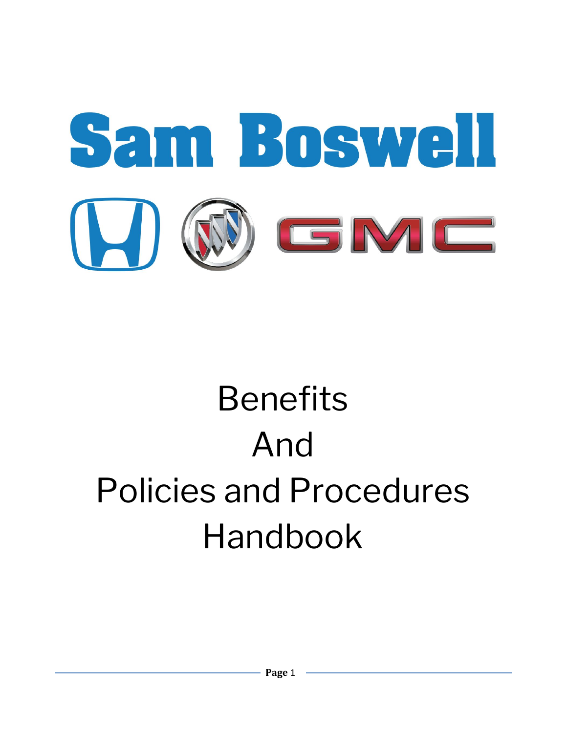# Sam Boswell

GMC

# Benefits
# And
# Policies and Procedures
# Handbook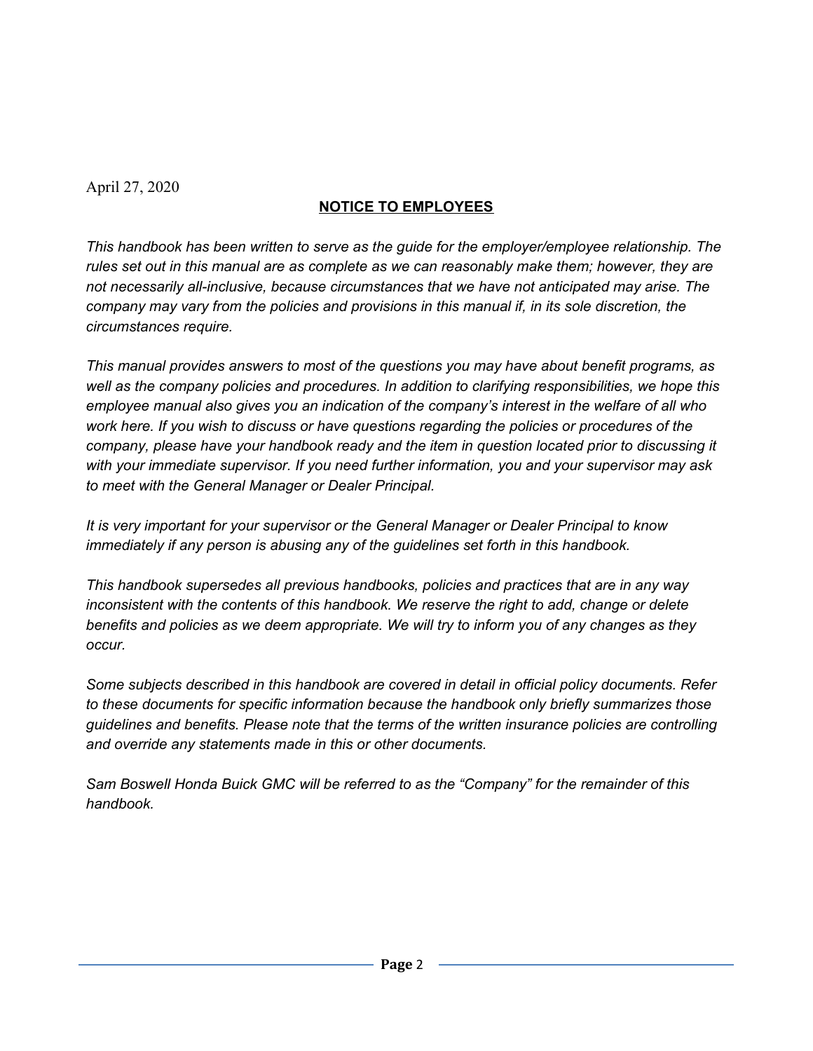April 27, 2020

## NOTICE TO EMPLOYEES

*This handbook has been written to serve as the guide for the employer/employee relationship. The rules set out in this manual are as complete as we can reasonably make them; however, they are not necessarily all-inclusive, because circumstances that we have not anticipated may arise. The company may vary from the policies and provisions in this manual if, in its sole discretion, the circumstances require.*

*This manual provides answers to most of the questions you may have about benefit programs, as well as the company policies and procedures. In addition to clarifying responsibilities, we hope this employee manual also gives you an indication of the company's interest in the welfare of all who work here. If you wish to discuss or have questions regarding the policies or procedures of the company, please have your handbook ready and the item in question located prior to discussing it with your immediate supervisor. If you need further information, you and your supervisor may ask to meet with the General Manager or Dealer Principal.*

*It is very important for your supervisor or the General Manager or Dealer Principal to know immediately if any person is abusing any of the guidelines set forth in this handbook.*

*This handbook supersedes all previous handbooks, policies and practices that are in any way inconsistent with the contents of this handbook. We reserve the right to add, change or delete benefits and policies as we deem appropriate. We will try to inform you of any changes as they occur.*

*Some subjects described in this handbook are covered in detail in official policy documents. Refer to these documents for specific information because the handbook only briefly summarizes those guidelines and benefits. Please note that the terms of the written insurance policies are controlling and override any statements made in this or other documents.*

*Sam Boswell Honda Buick GMC will be referred to as the "Company" for the remainder of this handbook.*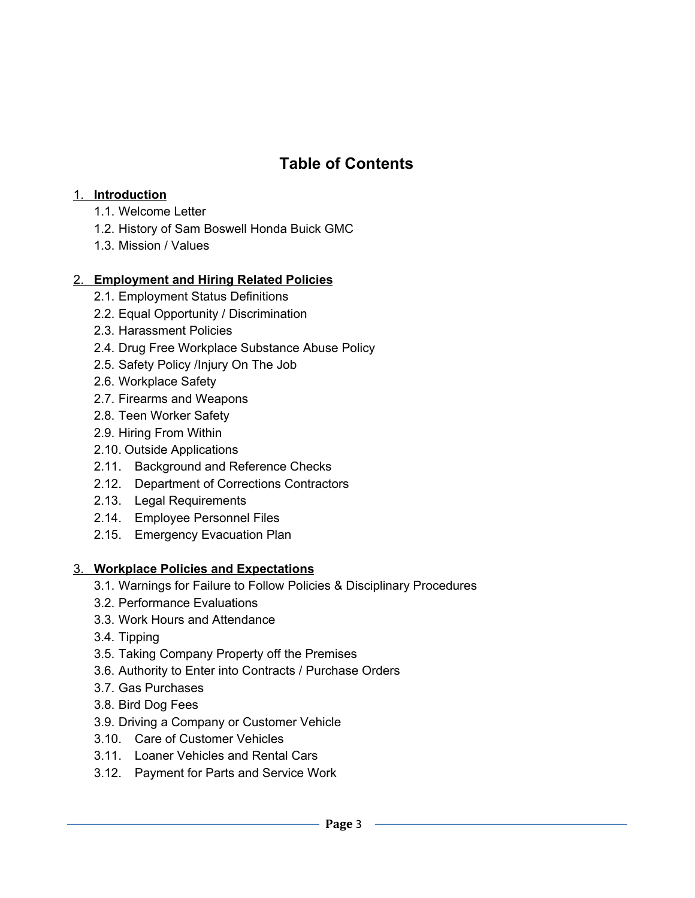# Table of Contents

1. **Introduction**
   - 1.1. Welcome Letter
   - 1.2. History of Sam Boswell Honda Buick GMC
   - 1.3. Mission / Values

2. **Employment and Hiring Related Policies**
   - 2.1. Employment Status Definitions
   - 2.2. Equal Opportunity / Discrimination
   - 2.3. Harassment Policies
   - 2.4. Drug Free Workplace Substance Abuse Policy
   - 2.5. Safety Policy /Injury On The Job
   - 2.6. Workplace Safety
   - 2.7. Firearms and Weapons
   - 2.8. Teen Worker Safety
   - 2.9. Hiring From Within
   - 2.10. Outside Applications
   - 2.11. Background and Reference Checks
   - 2.12. Department of Corrections Contractors
   - 2.13. Legal Requirements
   - 2.14. Employee Personnel Files
   - 2.15. Emergency Evacuation Plan

3. **Workplace Policies and Expectations**
   - 3.1. Warnings for Failure to Follow Policies & Disciplinary Procedures
   - 3.2. Performance Evaluations
   - 3.3. Work Hours and Attendance
   - 3.4. Tipping
   - 3.5. Taking Company Property off the Premises
   - 3.6. Authority to Enter into Contracts / Purchase Orders
   - 3.7. Gas Purchases
   - 3.8. Bird Dog Fees
   - 3.9. Driving a Company or Customer Vehicle
   - 3.10. Care of Customer Vehicles
   - 3.11. Loaner Vehicles and Rental Cars
   - 3.12. Payment for Parts and Service Work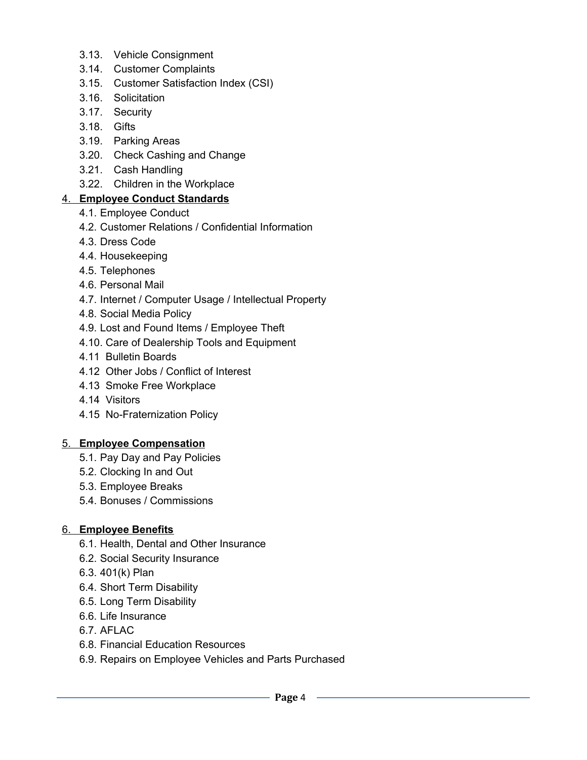- 3.13. Vehicle Consignment
- 3.14. Customer Complaints
- 3.15. Customer Satisfaction Index (CSI)
- 3.16. Solicitation
- 3.17. Security
- 3.18. Gifts
- 3.19. Parking Areas
- 3.20. Check Cashing and Change
- 3.21. Cash Handling
- 3.22. Children in the Workplace

4. **Employee Conduct Standards**
   - 4.1. Employee Conduct
   - 4.2. Customer Relations / Confidential Information
   - 4.3. Dress Code
   - 4.4. Housekeeping
   - 4.5. Telephones
   - 4.6. Personal Mail
   - 4.7. Internet / Computer Usage / Intellectual Property
   - 4.8. Social Media Policy
   - 4.9. Lost and Found Items / Employee Theft
   - 4.10. Care of Dealership Tools and Equipment
   - 4.11 Bulletin Boards
   - 4.12 Other Jobs / Conflict of Interest
   - 4.13 Smoke Free Workplace
   - 4.14 Visitors
   - 4.15 No-Fraternization Policy

5. **Employee Compensation**
   - 5.1. Pay Day and Pay Policies
   - 5.2. Clocking In and Out
   - 5.3. Employee Breaks
   - 5.4. Bonuses / Commissions

6. **Employee Benefits**
   - 6.1. Health, Dental and Other Insurance
   - 6.2. Social Security Insurance
   - 6.3. 401(k) Plan
   - 6.4. Short Term Disability
   - 6.5. Long Term Disability
   - 6.6. Life Insurance
   - 6.7. AFLAC
   - 6.8. Financial Education Resources
   - 6.9. Repairs on Employee Vehicles and Parts Purchased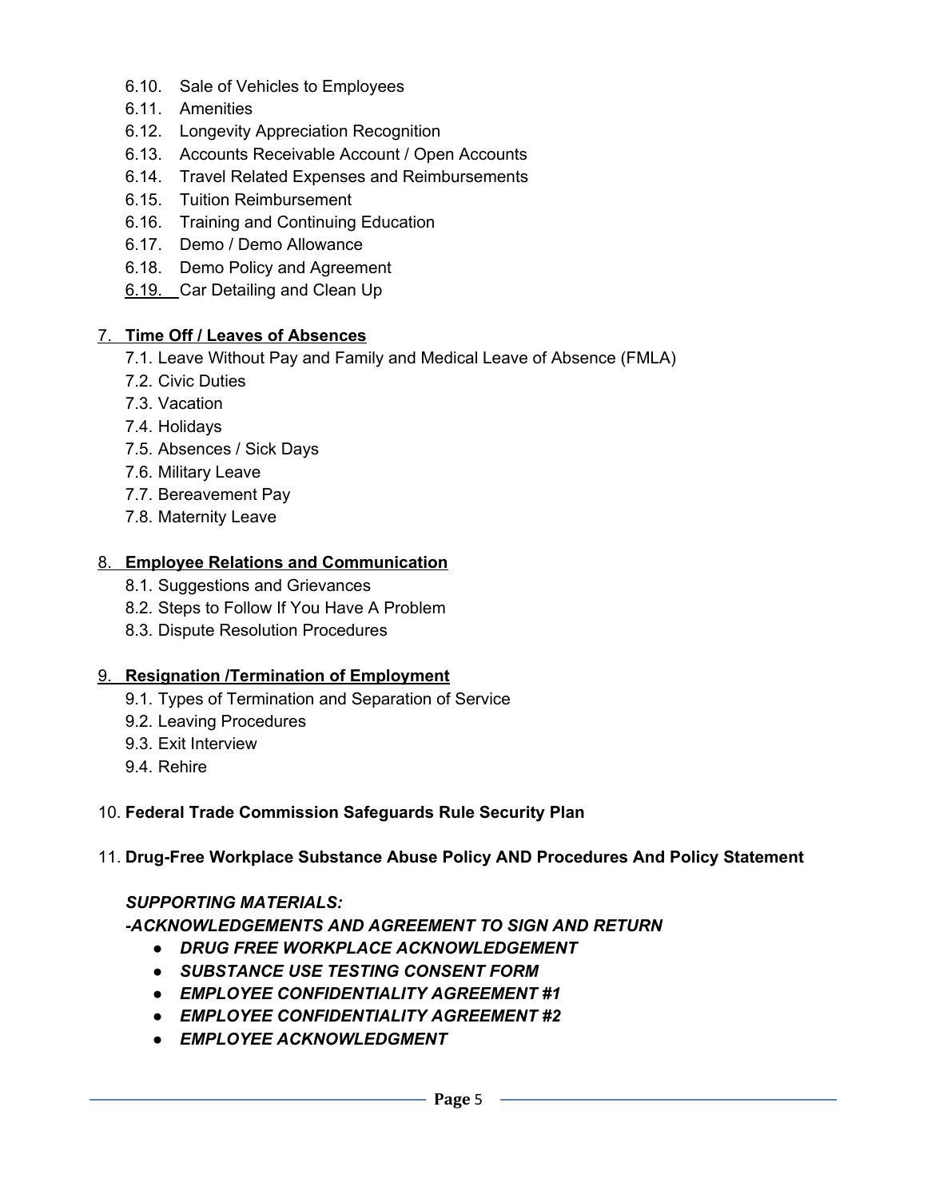- 6.10. Sale of Vehicles to Employees
- 6.11. Amenities
- 6.12. Longevity Appreciation Recognition
- 6.13. Accounts Receivable Account / Open Accounts
- 6.14. Travel Related Expenses and Reimbursements
- 6.15. Tuition Reimbursement
- 6.16. Training and Continuing Education
- 6.17. Demo / Demo Allowance
- 6.18. Demo Policy and Agreement
- 6.19. Car Detailing and Clean Up

7. **Time Off / Leaves of Absences**
   - 7.1. Leave Without Pay and Family and Medical Leave of Absence (FMLA)
   - 7.2. Civic Duties
   - 7.3. Vacation
   - 7.4. Holidays
   - 7.5. Absences / Sick Days
   - 7.6. Military Leave
   - 7.7. Bereavement Pay
   - 7.8. Maternity Leave

8. **Employee Relations and Communication**
   - 8.1. Suggestions and Grievances
   - 8.2. Steps to Follow If You Have A Problem
   - 8.3. Dispute Resolution Procedures

9. **Resignation /Termination of Employment**
   - 9.1. Types of Termination and Separation of Service
   - 9.2. Leaving Procedures
   - 9.3. Exit Interview
   - 9.4. Rehire

10. **Federal Trade Commission Safeguards Rule Security Plan**

11. **Drug-Free Workplace Substance Abuse Policy AND Procedures And Policy Statement**

***SUPPORTING MATERIALS:***

***-ACKNOWLEDGEMENTS AND AGREEMENT TO SIGN AND RETURN***

- ***DRUG FREE WORKPLACE ACKNOWLEDGEMENT***
- ***SUBSTANCE USE TESTING CONSENT FORM***
- ***EMPLOYEE CONFIDENTIALITY AGREEMENT #1***
- ***EMPLOYEE CONFIDENTIALITY AGREEMENT #2***
- ***EMPLOYEE ACKNOWLEDGMENT***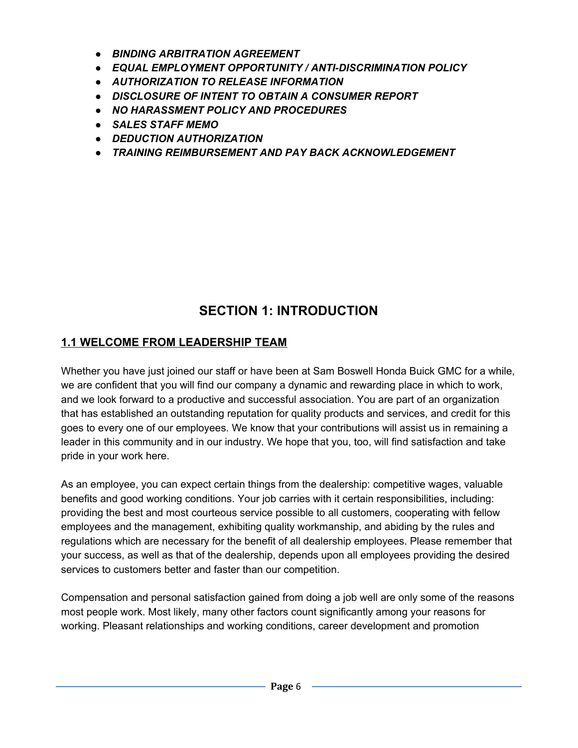- ***BINDING ARBITRATION AGREEMENT***
- ***EQUAL EMPLOYMENT OPPORTUNITY / ANTI-DISCRIMINATION POLICY***
- ***AUTHORIZATION TO RELEASE INFORMATION***
- ***DISCLOSURE OF INTENT TO OBTAIN A CONSUMER REPORT***
- ***NO HARASSMENT POLICY AND PROCEDURES***
- ***SALES STAFF MEMO***
- ***DEDUCTION AUTHORIZATION***
- ***TRAINING REIMBURSEMENT AND PAY BACK ACKNOWLEDGEMENT***

# SECTION 1: INTRODUCTION

## 1.1 WELCOME FROM LEADERSHIP TEAM

Whether you have just joined our staff or have been at Sam Boswell Honda Buick GMC for a while, we are confident that you will find our company a dynamic and rewarding place in which to work, and we look forward to a productive and successful association. You are part of an organization that has established an outstanding reputation for quality products and services, and credit for this goes to every one of our employees. We know that your contributions will assist us in remaining a leader in this community and in our industry. We hope that you, too, will find satisfaction and take pride in your work here.

As an employee, you can expect certain things from the dealership: competitive wages, valuable benefits and good working conditions. Your job carries with it certain responsibilities, including: providing the best and most courteous service possible to all customers, cooperating with fellow employees and the management, exhibiting quality workmanship, and abiding by the rules and regulations which are necessary for the benefit of all dealership employees. Please remember that your success, as well as that of the dealership, depends upon all employees providing the desired services to customers better and faster than our competition.

Compensation and personal satisfaction gained from doing a job well are only some of the reasons most people work. Most likely, many other factors count significantly among your reasons for working. Pleasant relationships and working conditions, career development and promotion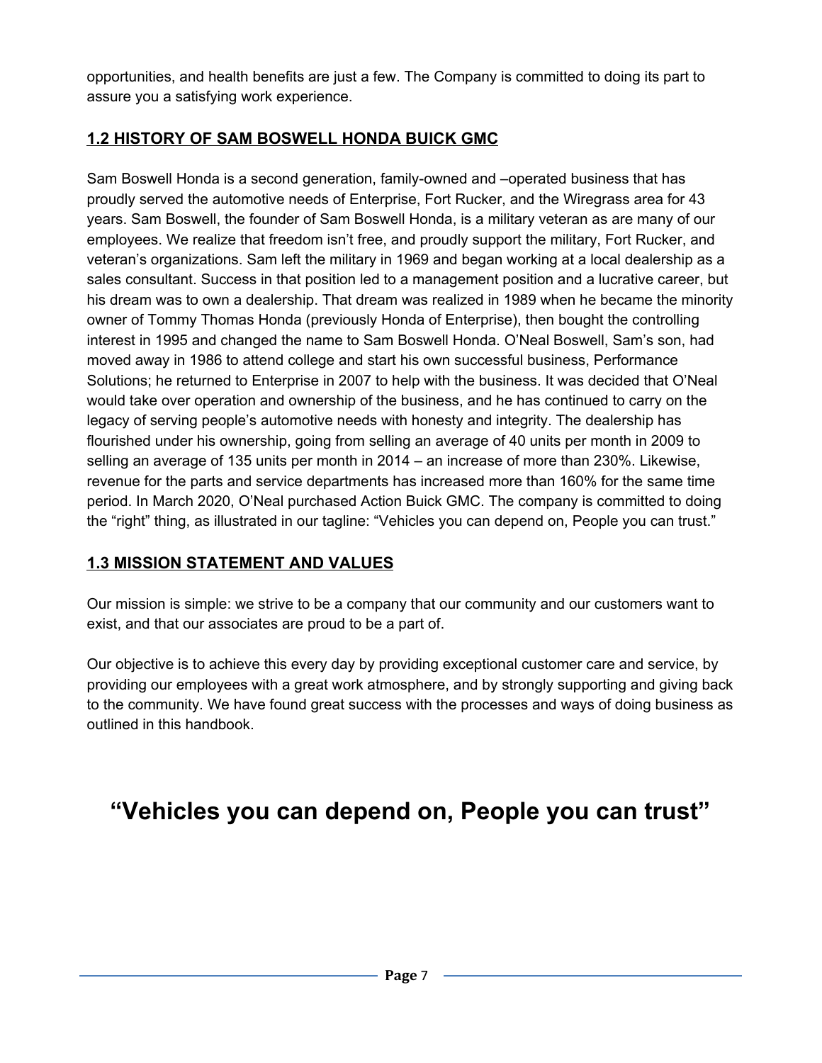opportunities, and health benefits are just a few. The Company is committed to doing its part to assure you a satisfying work experience.

## 1.2 HISTORY OF SAM BOSWELL HONDA BUICK GMC

Sam Boswell Honda is a second generation, family-owned and –operated business that has proudly served the automotive needs of Enterprise, Fort Rucker, and the Wiregrass area for 43 years. Sam Boswell, the founder of Sam Boswell Honda, is a military veteran as are many of our employees. We realize that freedom isn't free, and proudly support the military, Fort Rucker, and veteran's organizations. Sam left the military in 1969 and began working at a local dealership as a sales consultant. Success in that position led to a management position and a lucrative career, but his dream was to own a dealership. That dream was realized in 1989 when he became the minority owner of Tommy Thomas Honda (previously Honda of Enterprise), then bought the controlling interest in 1995 and changed the name to Sam Boswell Honda. O'Neal Boswell, Sam's son, had moved away in 1986 to attend college and start his own successful business, Performance Solutions; he returned to Enterprise in 2007 to help with the business. It was decided that O'Neal would take over operation and ownership of the business, and he has continued to carry on the legacy of serving people's automotive needs with honesty and integrity. The dealership has flourished under his ownership, going from selling an average of 40 units per month in 2009 to selling an average of 135 units per month in 2014 – an increase of more than 230%. Likewise, revenue for the parts and service departments has increased more than 160% for the same time period. In March 2020, O'Neal purchased Action Buick GMC. The company is committed to doing the "right" thing, as illustrated in our tagline: "Vehicles you can depend on, People you can trust."

## 1.3 MISSION STATEMENT AND VALUES

Our mission is simple: we strive to be a company that our community and our customers want to exist, and that our associates are proud to be a part of.

Our objective is to achieve this every day by providing exceptional customer care and service, by providing our employees with a great work atmosphere, and by strongly supporting and giving back to the community. We have found great success with the processes and ways of doing business as outlined in this handbook.

# "Vehicles you can depend on, People you can trust"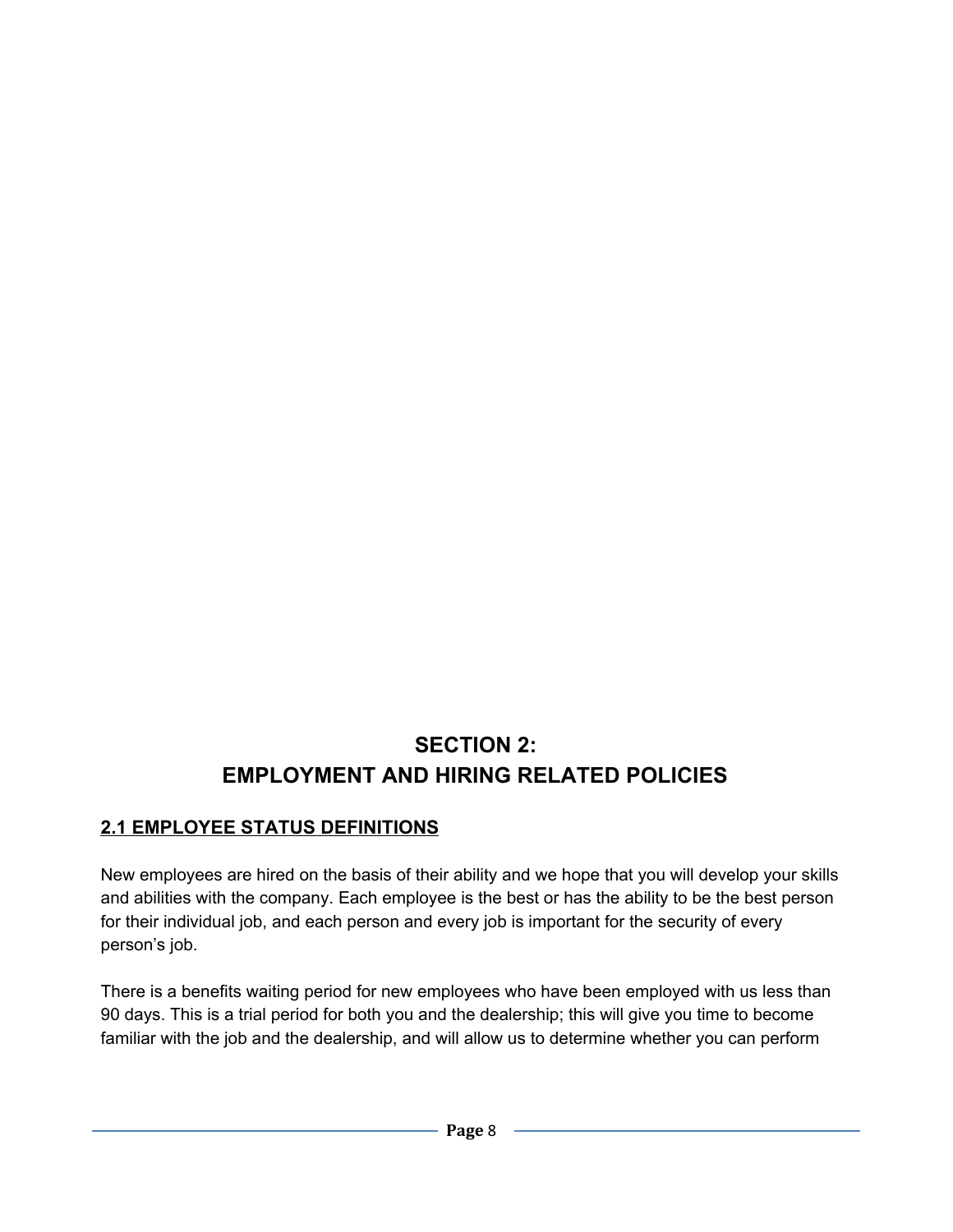# SECTION 2: EMPLOYMENT AND HIRING RELATED POLICIES

## 2.1 EMPLOYEE STATUS DEFINITIONS

New employees are hired on the basis of their ability and we hope that you will develop your skills and abilities with the company. Each employee is the best or has the ability to be the best person for their individual job, and each person and every job is important for the security of every person's job.

There is a benefits waiting period for new employees who have been employed with us less than 90 days. This is a trial period for both you and the dealership; this will give you time to become familiar with the job and the dealership, and will allow us to determine whether you can perform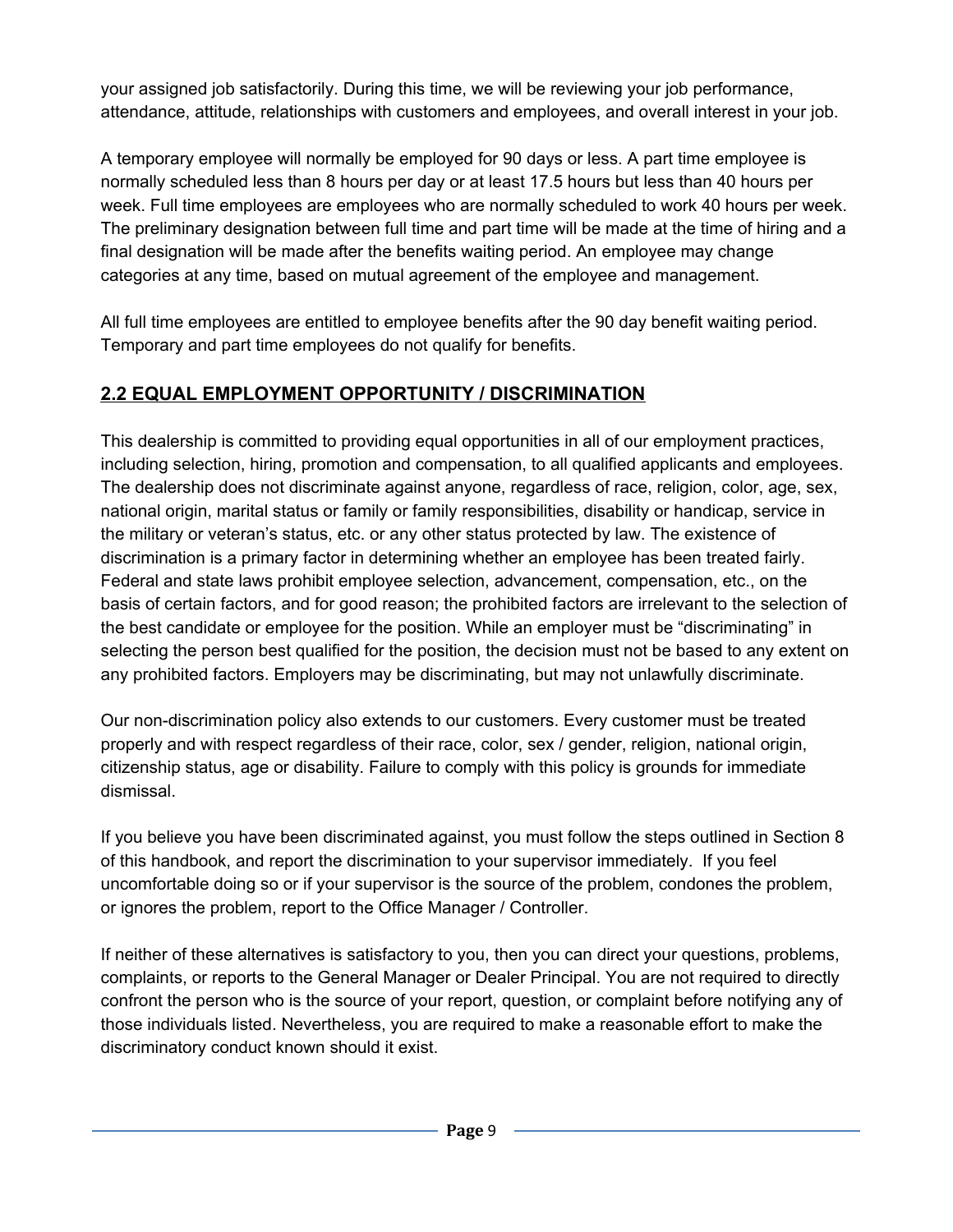your assigned job satisfactorily. During this time, we will be reviewing your job performance, attendance, attitude, relationships with customers and employees, and overall interest in your job.

A temporary employee will normally be employed for 90 days or less. A part time employee is normally scheduled less than 8 hours per day or at least 17.5 hours but less than 40 hours per week. Full time employees are employees who are normally scheduled to work 40 hours per week. The preliminary designation between full time and part time will be made at the time of hiring and a final designation will be made after the benefits waiting period. An employee may change categories at any time, based on mutual agreement of the employee and management.

All full time employees are entitled to employee benefits after the 90 day benefit waiting period. Temporary and part time employees do not qualify for benefits.

## 2.2 EQUAL EMPLOYMENT OPPORTUNITY / DISCRIMINATION

This dealership is committed to providing equal opportunities in all of our employment practices, including selection, hiring, promotion and compensation, to all qualified applicants and employees. The dealership does not discriminate against anyone, regardless of race, religion, color, age, sex, national origin, marital status or family or family responsibilities, disability or handicap, service in the military or veteran's status, etc. or any other status protected by law. The existence of discrimination is a primary factor in determining whether an employee has been treated fairly. Federal and state laws prohibit employee selection, advancement, compensation, etc., on the basis of certain factors, and for good reason; the prohibited factors are irrelevant to the selection of the best candidate or employee for the position. While an employer must be "discriminating" in selecting the person best qualified for the position, the decision must not be based to any extent on any prohibited factors. Employers may be discriminating, but may not unlawfully discriminate.

Our non-discrimination policy also extends to our customers. Every customer must be treated properly and with respect regardless of their race, color, sex / gender, religion, national origin, citizenship status, age or disability. Failure to comply with this policy is grounds for immediate dismissal.

If you believe you have been discriminated against, you must follow the steps outlined in Section 8 of this handbook, and report the discrimination to your supervisor immediately. If you feel uncomfortable doing so or if your supervisor is the source of the problem, condones the problem, or ignores the problem, report to the Office Manager / Controller.

If neither of these alternatives is satisfactory to you, then you can direct your questions, problems, complaints, or reports to the General Manager or Dealer Principal. You are not required to directly confront the person who is the source of your report, question, or complaint before notifying any of those individuals listed. Nevertheless, you are required to make a reasonable effort to make the discriminatory conduct known should it exist.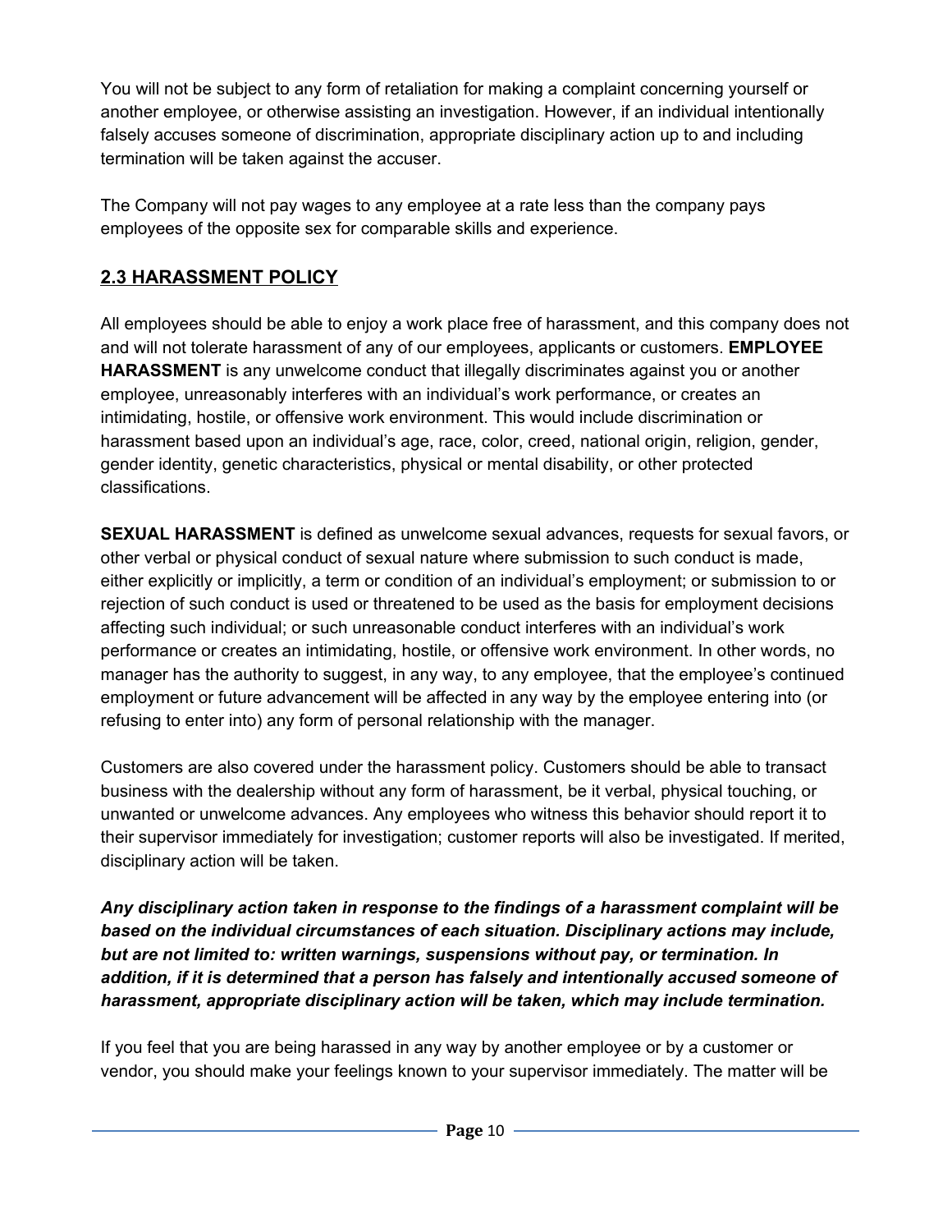You will not be subject to any form of retaliation for making a complaint concerning yourself or another employee, or otherwise assisting an investigation. However, if an individual intentionally falsely accuses someone of discrimination, appropriate disciplinary action up to and including termination will be taken against the accuser.

The Company will not pay wages to any employee at a rate less than the company pays employees of the opposite sex for comparable skills and experience.

## 2.3 HARASSMENT POLICY

All employees should be able to enjoy a work place free of harassment, and this company does not and will not tolerate harassment of any of our employees, applicants or customers. **EMPLOYEE HARASSMENT** is any unwelcome conduct that illegally discriminates against you or another employee, unreasonably interferes with an individual's work performance, or creates an intimidating, hostile, or offensive work environment. This would include discrimination or harassment based upon an individual's age, race, color, creed, national origin, religion, gender, gender identity, genetic characteristics, physical or mental disability, or other protected classifications.

**SEXUAL HARASSMENT** is defined as unwelcome sexual advances, requests for sexual favors, or other verbal or physical conduct of sexual nature where submission to such conduct is made, either explicitly or implicitly, a term or condition of an individual's employment; or submission to or rejection of such conduct is used or threatened to be used as the basis for employment decisions affecting such individual; or such unreasonable conduct interferes with an individual's work performance or creates an intimidating, hostile, or offensive work environment. In other words, no manager has the authority to suggest, in any way, to any employee, that the employee's continued employment or future advancement will be affected in any way by the employee entering into (or refusing to enter into) any form of personal relationship with the manager.

Customers are also covered under the harassment policy. Customers should be able to transact business with the dealership without any form of harassment, be it verbal, physical touching, or unwanted or unwelcome advances. Any employees who witness this behavior should report it to their supervisor immediately for investigation; customer reports will also be investigated. If merited, disciplinary action will be taken.

***Any disciplinary action taken in response to the findings of a harassment complaint will be based on the individual circumstances of each situation. Disciplinary actions may include, but are not limited to: written warnings, suspensions without pay, or termination. In addition, if it is determined that a person has falsely and intentionally accused someone of harassment, appropriate disciplinary action will be taken, which may include termination.***

If you feel that you are being harassed in any way by another employee or by a customer or vendor, you should make your feelings known to your supervisor immediately. The matter will be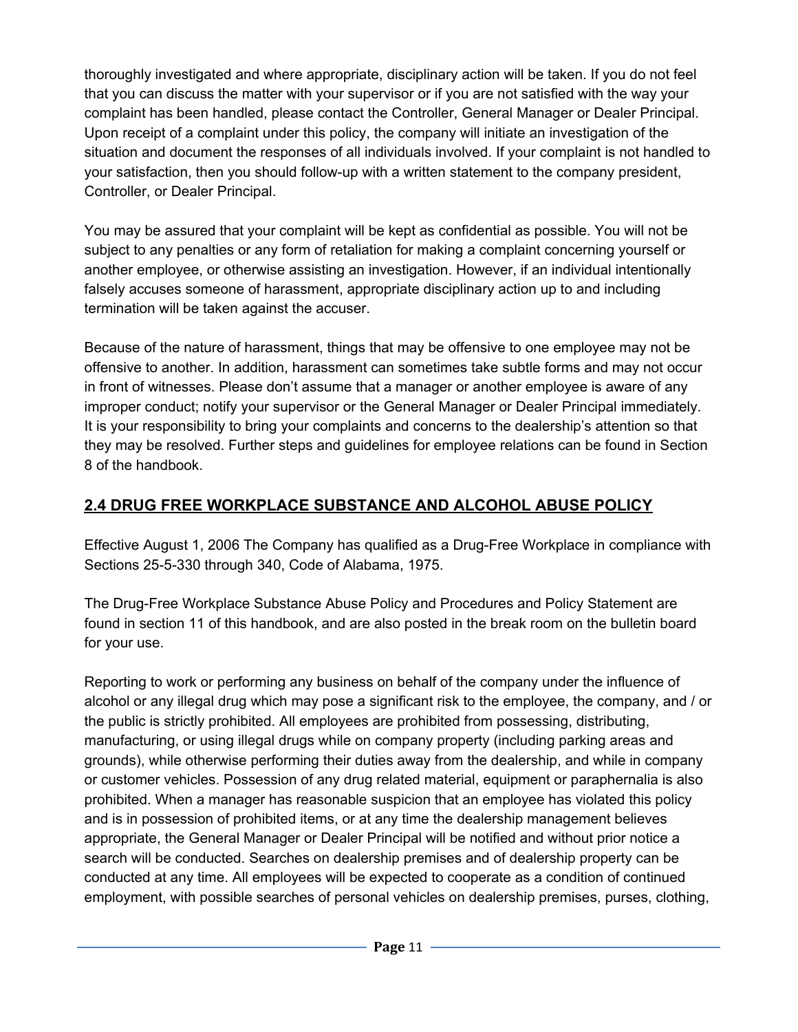thoroughly investigated and where appropriate, disciplinary action will be taken. If you do not feel that you can discuss the matter with your supervisor or if you are not satisfied with the way your complaint has been handled, please contact the Controller, General Manager or Dealer Principal. Upon receipt of a complaint under this policy, the company will initiate an investigation of the situation and document the responses of all individuals involved. If your complaint is not handled to your satisfaction, then you should follow-up with a written statement to the company president, Controller, or Dealer Principal.

You may be assured that your complaint will be kept as confidential as possible. You will not be subject to any penalties or any form of retaliation for making a complaint concerning yourself or another employee, or otherwise assisting an investigation. However, if an individual intentionally falsely accuses someone of harassment, appropriate disciplinary action up to and including termination will be taken against the accuser.

Because of the nature of harassment, things that may be offensive to one employee may not be offensive to another. In addition, harassment can sometimes take subtle forms and may not occur in front of witnesses. Please don't assume that a manager or another employee is aware of any improper conduct; notify your supervisor or the General Manager or Dealer Principal immediately. It is your responsibility to bring your complaints and concerns to the dealership's attention so that they may be resolved. Further steps and guidelines for employee relations can be found in Section 8 of the handbook.

## 2.4 DRUG FREE WORKPLACE SUBSTANCE AND ALCOHOL ABUSE POLICY

Effective August 1, 2006 The Company has qualified as a Drug-Free Workplace in compliance with Sections 25-5-330 through 340, Code of Alabama, 1975.

The Drug-Free Workplace Substance Abuse Policy and Procedures and Policy Statement are found in section 11 of this handbook, and are also posted in the break room on the bulletin board for your use.

Reporting to work or performing any business on behalf of the company under the influence of alcohol or any illegal drug which may pose a significant risk to the employee, the company, and / or the public is strictly prohibited. All employees are prohibited from possessing, distributing, manufacturing, or using illegal drugs while on company property (including parking areas and grounds), while otherwise performing their duties away from the dealership, and while in company or customer vehicles. Possession of any drug related material, equipment or paraphernalia is also prohibited. When a manager has reasonable suspicion that an employee has violated this policy and is in possession of prohibited items, or at any time the dealership management believes appropriate, the General Manager or Dealer Principal will be notified and without prior notice a search will be conducted. Searches on dealership premises and of dealership property can be conducted at any time. All employees will be expected to cooperate as a condition of continued employment, with possible searches of personal vehicles on dealership premises, purses, clothing,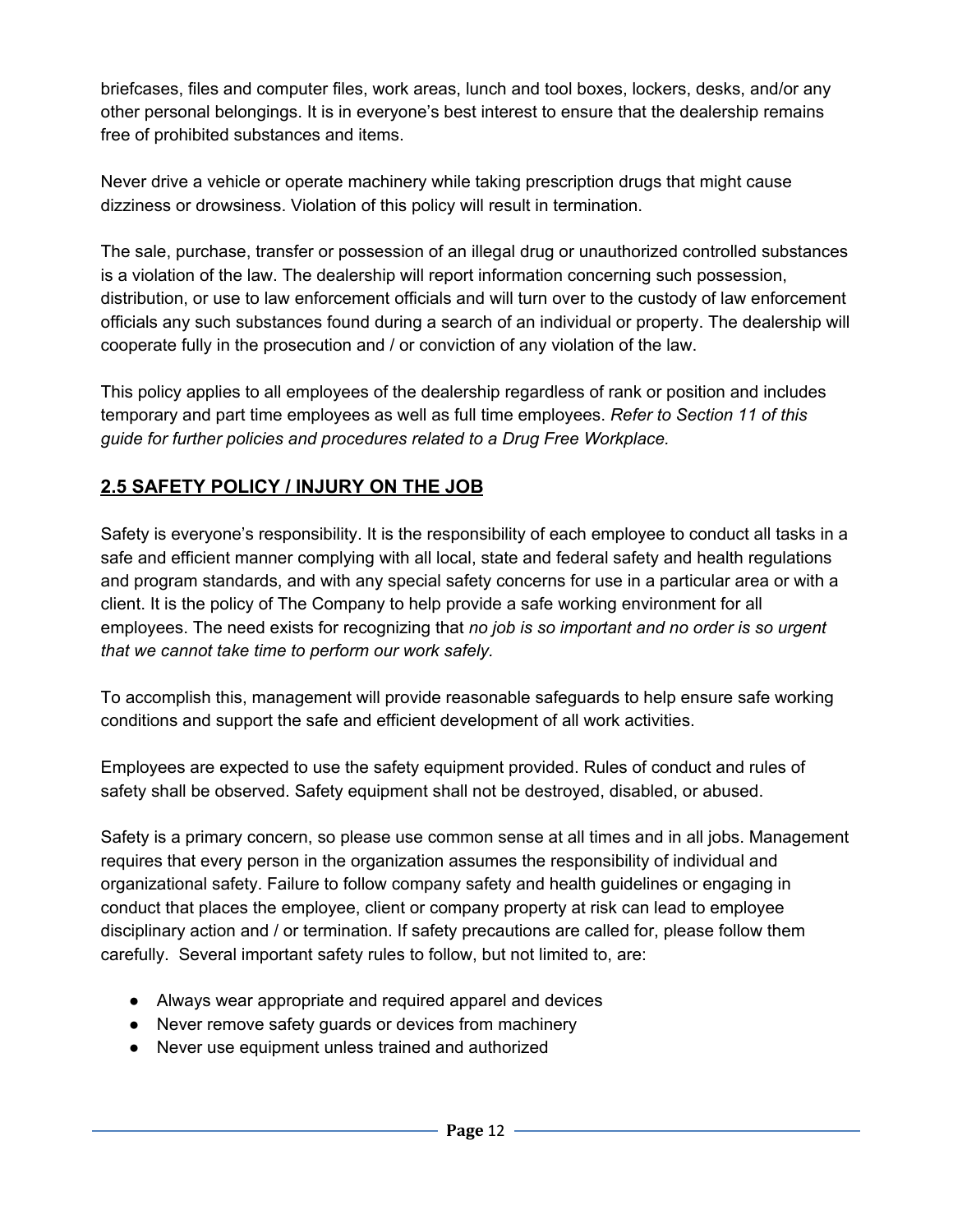briefcases, files and computer files, work areas, lunch and tool boxes, lockers, desks, and/or any other personal belongings. It is in everyone's best interest to ensure that the dealership remains free of prohibited substances and items.

Never drive a vehicle or operate machinery while taking prescription drugs that might cause dizziness or drowsiness. Violation of this policy will result in termination.

The sale, purchase, transfer or possession of an illegal drug or unauthorized controlled substances is a violation of the law. The dealership will report information concerning such possession, distribution, or use to law enforcement officials and will turn over to the custody of law enforcement officials any such substances found during a search of an individual or property. The dealership will cooperate fully in the prosecution and / or conviction of any violation of the law.

This policy applies to all employees of the dealership regardless of rank or position and includes temporary and part time employees as well as full time employees. *Refer to Section 11 of this guide for further policies and procedures related to a Drug Free Workplace.*

## 2.5 SAFETY POLICY / INJURY ON THE JOB

Safety is everyone's responsibility. It is the responsibility of each employee to conduct all tasks in a safe and efficient manner complying with all local, state and federal safety and health regulations and program standards, and with any special safety concerns for use in a particular area or with a client. It is the policy of The Company to help provide a safe working environment for all employees. The need exists for recognizing that *no job is so important and no order is so urgent that we cannot take time to perform our work safely.*

To accomplish this, management will provide reasonable safeguards to help ensure safe working conditions and support the safe and efficient development of all work activities.

Employees are expected to use the safety equipment provided. Rules of conduct and rules of safety shall be observed. Safety equipment shall not be destroyed, disabled, or abused.

Safety is a primary concern, so please use common sense at all times and in all jobs. Management requires that every person in the organization assumes the responsibility of individual and organizational safety. Failure to follow company safety and health guidelines or engaging in conduct that places the employee, client or company property at risk can lead to employee disciplinary action and / or termination. If safety precautions are called for, please follow them carefully. Several important safety rules to follow, but not limited to, are:

- Always wear appropriate and required apparel and devices
- Never remove safety guards or devices from machinery
- Never use equipment unless trained and authorized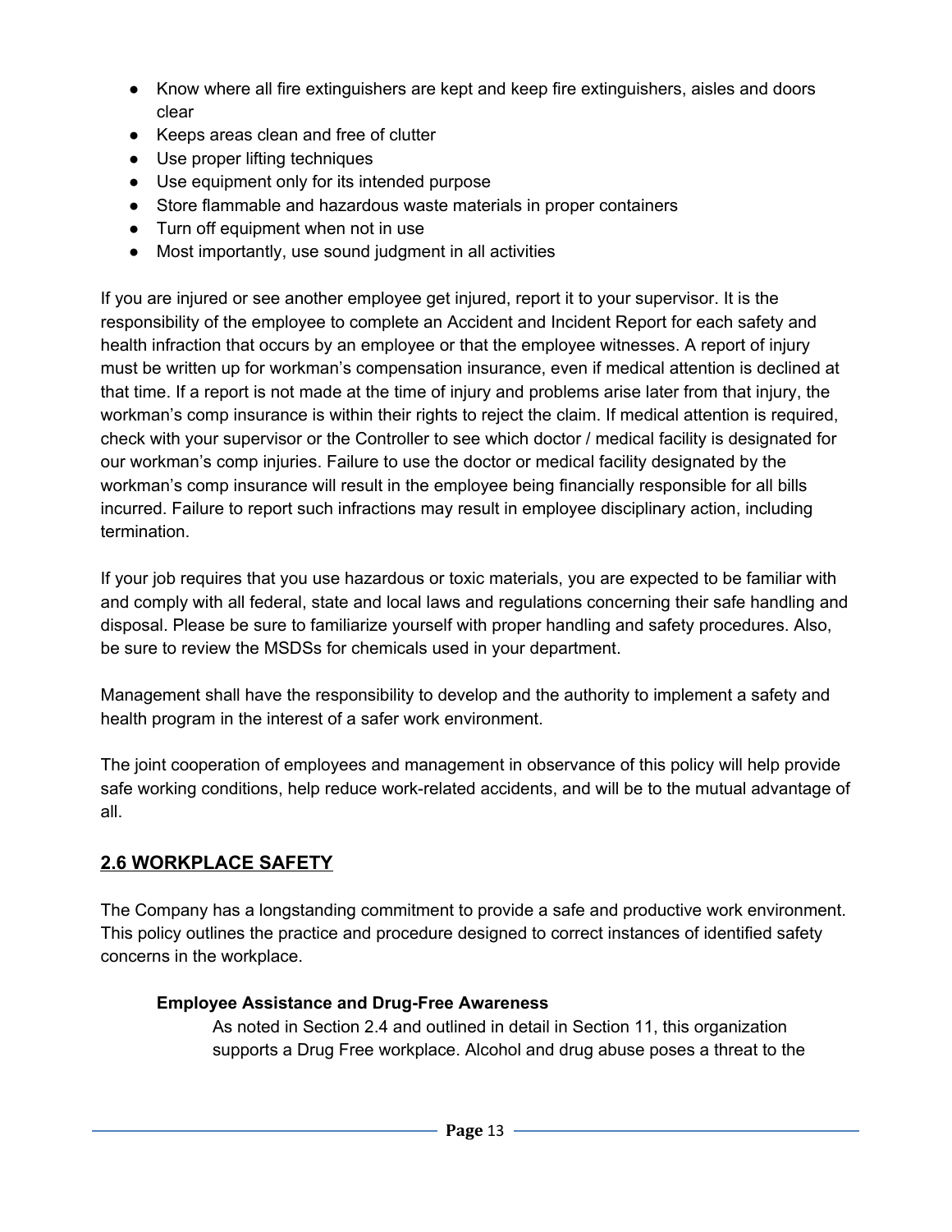- Know where all fire extinguishers are kept and keep fire extinguishers, aisles and doors clear
- Keeps areas clean and free of clutter
- Use proper lifting techniques
- Use equipment only for its intended purpose
- Store flammable and hazardous waste materials in proper containers
- Turn off equipment when not in use
- Most importantly, use sound judgment in all activities

If you are injured or see another employee get injured, report it to your supervisor. It is the responsibility of the employee to complete an Accident and Incident Report for each safety and health infraction that occurs by an employee or that the employee witnesses. A report of injury must be written up for workman's compensation insurance, even if medical attention is declined at that time. If a report is not made at the time of injury and problems arise later from that injury, the workman's comp insurance is within their rights to reject the claim. If medical attention is required, check with your supervisor or the Controller to see which doctor / medical facility is designated for our workman's comp injuries. Failure to use the doctor or medical facility designated by the workman's comp insurance will result in the employee being financially responsible for all bills incurred. Failure to report such infractions may result in employee disciplinary action, including termination.

If your job requires that you use hazardous or toxic materials, you are expected to be familiar with and comply with all federal, state and local laws and regulations concerning their safe handling and disposal. Please be sure to familiarize yourself with proper handling and safety procedures. Also, be sure to review the MSDSs for chemicals used in your department.

Management shall have the responsibility to develop and the authority to implement a safety and health program in the interest of a safer work environment.

The joint cooperation of employees and management in observance of this policy will help provide safe working conditions, help reduce work-related accidents, and will be to the mutual advantage of all.

## 2.6 WORKPLACE SAFETY

The Company has a longstanding commitment to provide a safe and productive work environment. This policy outlines the practice and procedure designed to correct instances of identified safety concerns in the workplace.

### Employee Assistance and Drug-Free Awareness

As noted in Section 2.4 and outlined in detail in Section 11, this organization supports a Drug Free workplace. Alcohol and drug abuse poses a threat to the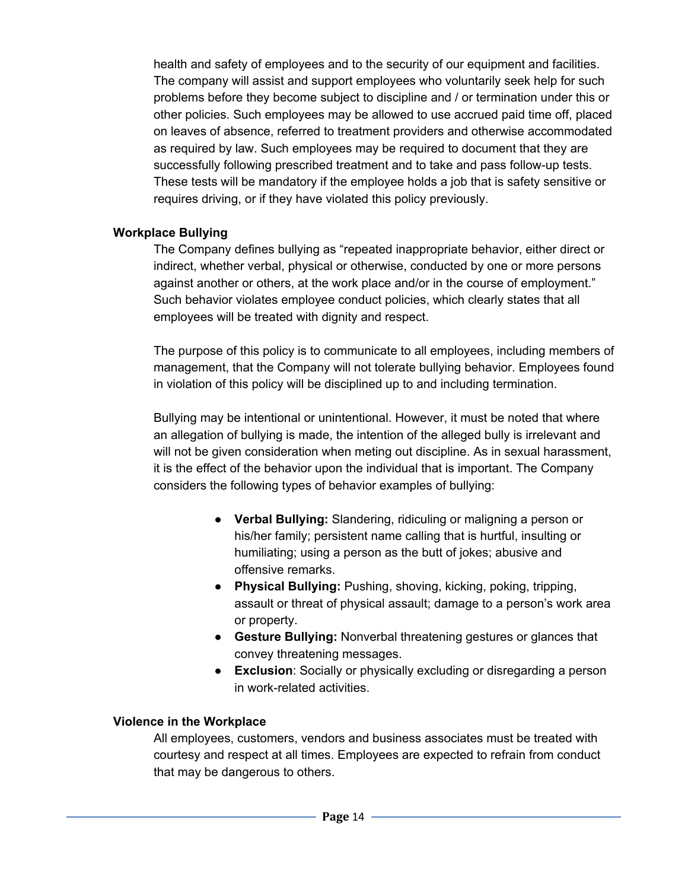health and safety of employees and to the security of our equipment and facilities. The company will assist and support employees who voluntarily seek help for such problems before they become subject to discipline and / or termination under this or other policies. Such employees may be allowed to use accrued paid time off, placed on leaves of absence, referred to treatment providers and otherwise accommodated as required by law. Such employees may be required to document that they are successfully following prescribed treatment and to take and pass follow-up tests. These tests will be mandatory if the employee holds a job that is safety sensitive or requires driving, or if they have violated this policy previously.

### Workplace Bullying

The Company defines bullying as "repeated inappropriate behavior, either direct or indirect, whether verbal, physical or otherwise, conducted by one or more persons against another or others, at the work place and/or in the course of employment." Such behavior violates employee conduct policies, which clearly states that all employees will be treated with dignity and respect.

The purpose of this policy is to communicate to all employees, including members of management, that the Company will not tolerate bullying behavior. Employees found in violation of this policy will be disciplined up to and including termination.

Bullying may be intentional or unintentional. However, it must be noted that where an allegation of bullying is made, the intention of the alleged bully is irrelevant and will not be given consideration when meting out discipline. As in sexual harassment, it is the effect of the behavior upon the individual that is important. The Company considers the following types of behavior examples of bullying:

- **Verbal Bullying:** Slandering, ridiculing or maligning a person or his/her family; persistent name calling that is hurtful, insulting or humiliating; using a person as the butt of jokes; abusive and offensive remarks.
- **Physical Bullying:** Pushing, shoving, kicking, poking, tripping, assault or threat of physical assault; damage to a person's work area or property.
- **Gesture Bullying:** Nonverbal threatening gestures or glances that convey threatening messages.
- **Exclusion**: Socially or physically excluding or disregarding a person in work-related activities.

### Violence in the Workplace

All employees, customers, vendors and business associates must be treated with courtesy and respect at all times. Employees are expected to refrain from conduct that may be dangerous to others.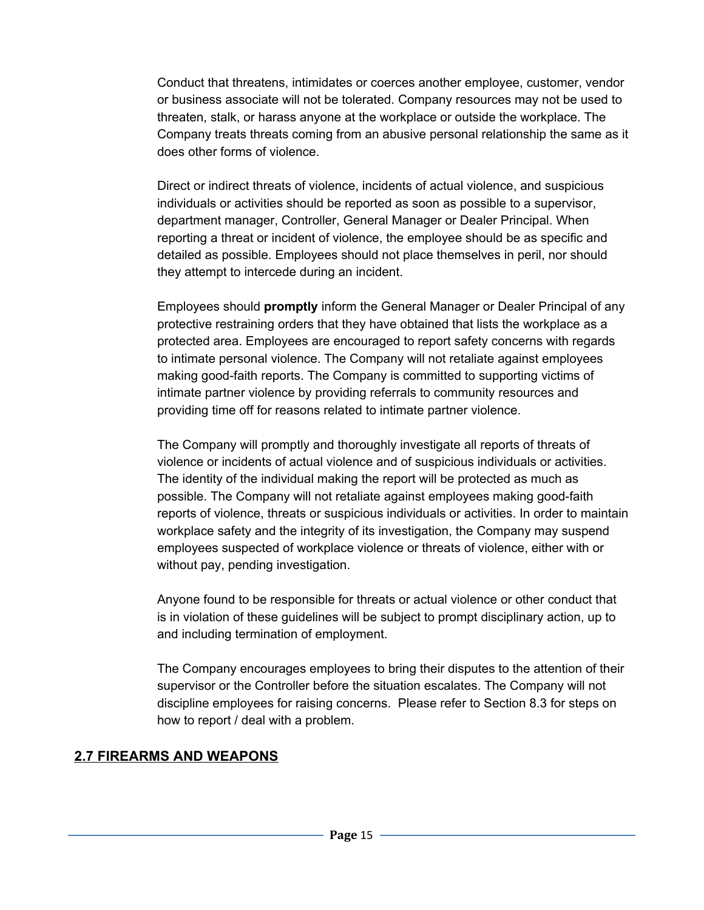Conduct that threatens, intimidates or coerces another employee, customer, vendor or business associate will not be tolerated. Company resources may not be used to threaten, stalk, or harass anyone at the workplace or outside the workplace. The Company treats threats coming from an abusive personal relationship the same as it does other forms of violence.

Direct or indirect threats of violence, incidents of actual violence, and suspicious individuals or activities should be reported as soon as possible to a supervisor, department manager, Controller, General Manager or Dealer Principal. When reporting a threat or incident of violence, the employee should be as specific and detailed as possible. Employees should not place themselves in peril, nor should they attempt to intercede during an incident.

Employees should **promptly** inform the General Manager or Dealer Principal of any protective restraining orders that they have obtained that lists the workplace as a protected area. Employees are encouraged to report safety concerns with regards to intimate personal violence. The Company will not retaliate against employees making good-faith reports. The Company is committed to supporting victims of intimate partner violence by providing referrals to community resources and providing time off for reasons related to intimate partner violence.

The Company will promptly and thoroughly investigate all reports of threats of violence or incidents of actual violence and of suspicious individuals or activities. The identity of the individual making the report will be protected as much as possible. The Company will not retaliate against employees making good-faith reports of violence, threats or suspicious individuals or activities. In order to maintain workplace safety and the integrity of its investigation, the Company may suspend employees suspected of workplace violence or threats of violence, either with or without pay, pending investigation.

Anyone found to be responsible for threats or actual violence or other conduct that is in violation of these guidelines will be subject to prompt disciplinary action, up to and including termination of employment.

The Company encourages employees to bring their disputes to the attention of their supervisor or the Controller before the situation escalates. The Company will not discipline employees for raising concerns. Please refer to Section 8.3 for steps on how to report / deal with a problem.

## 2.7 FIREARMS AND WEAPONS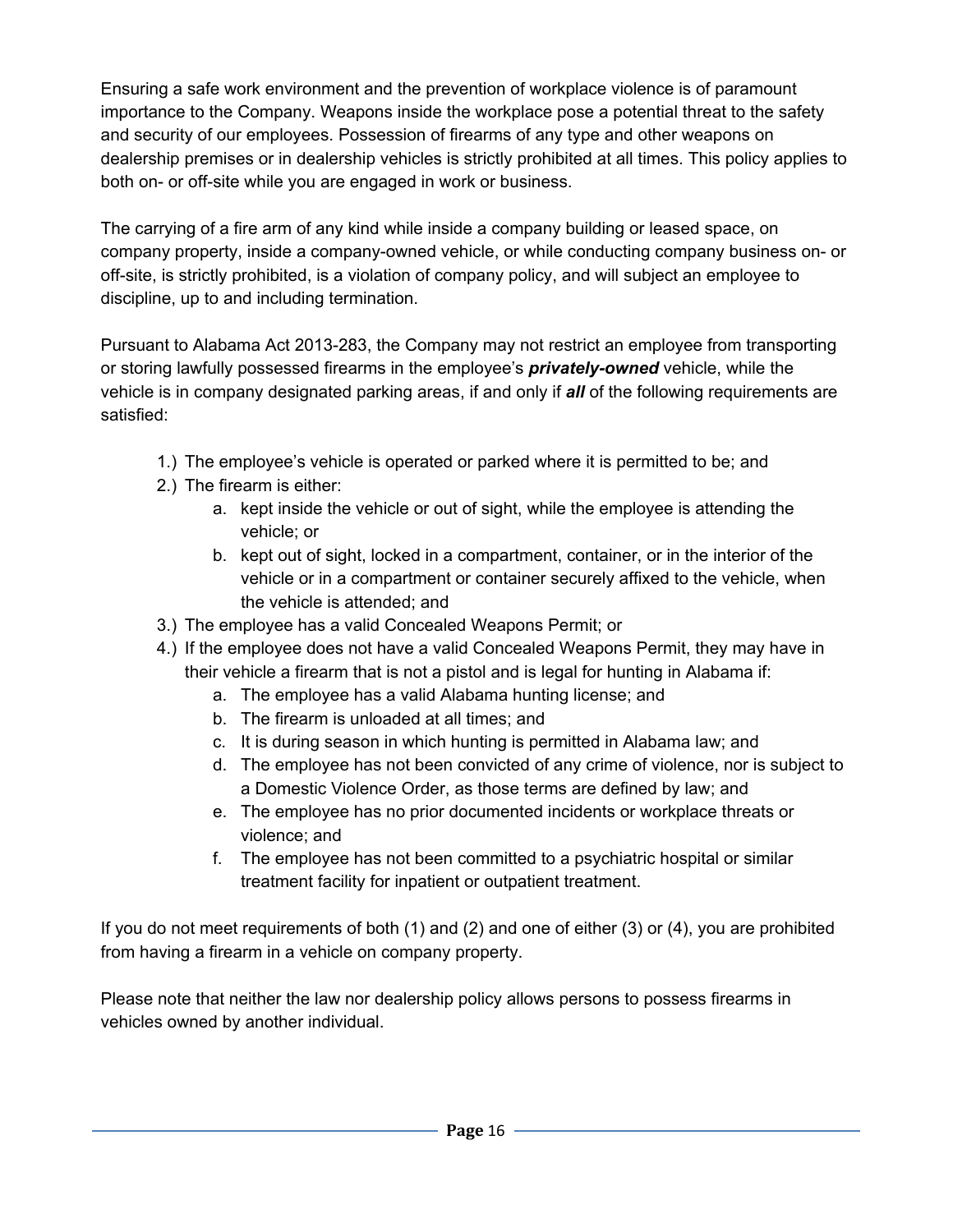Ensuring a safe work environment and the prevention of workplace violence is of paramount importance to the Company. Weapons inside the workplace pose a potential threat to the safety and security of our employees. Possession of firearms of any type and other weapons on dealership premises or in dealership vehicles is strictly prohibited at all times. This policy applies to both on- or off-site while you are engaged in work or business.

The carrying of a fire arm of any kind while inside a company building or leased space, on company property, inside a company-owned vehicle, or while conducting company business on- or off-site, is strictly prohibited, is a violation of company policy, and will subject an employee to discipline, up to and including termination.

Pursuant to Alabama Act 2013-283, the Company may not restrict an employee from transporting or storing lawfully possessed firearms in the employee's ***privately-owned*** vehicle, while the vehicle is in company designated parking areas, if and only if ***all*** of the following requirements are satisfied:

1.) The employee's vehicle is operated or parked where it is permitted to be; and
2.) The firearm is either:
    a. kept inside the vehicle or out of sight, while the employee is attending the vehicle; or
    b. kept out of sight, locked in a compartment, container, or in the interior of the vehicle or in a compartment or container securely affixed to the vehicle, when the vehicle is attended; and
3.) The employee has a valid Concealed Weapons Permit; or
4.) If the employee does not have a valid Concealed Weapons Permit, they may have in their vehicle a firearm that is not a pistol and is legal for hunting in Alabama if:
    a. The employee has a valid Alabama hunting license; and
    b. The firearm is unloaded at all times; and
    c. It is during season in which hunting is permitted in Alabama law; and
    d. The employee has not been convicted of any crime of violence, nor is subject to a Domestic Violence Order, as those terms are defined by law; and
    e. The employee has no prior documented incidents or workplace threats or violence; and
    f. The employee has not been committed to a psychiatric hospital or similar treatment facility for inpatient or outpatient treatment.

If you do not meet requirements of both (1) and (2) and one of either (3) or (4), you are prohibited from having a firearm in a vehicle on company property.

Please note that neither the law nor dealership policy allows persons to possess firearms in vehicles owned by another individual.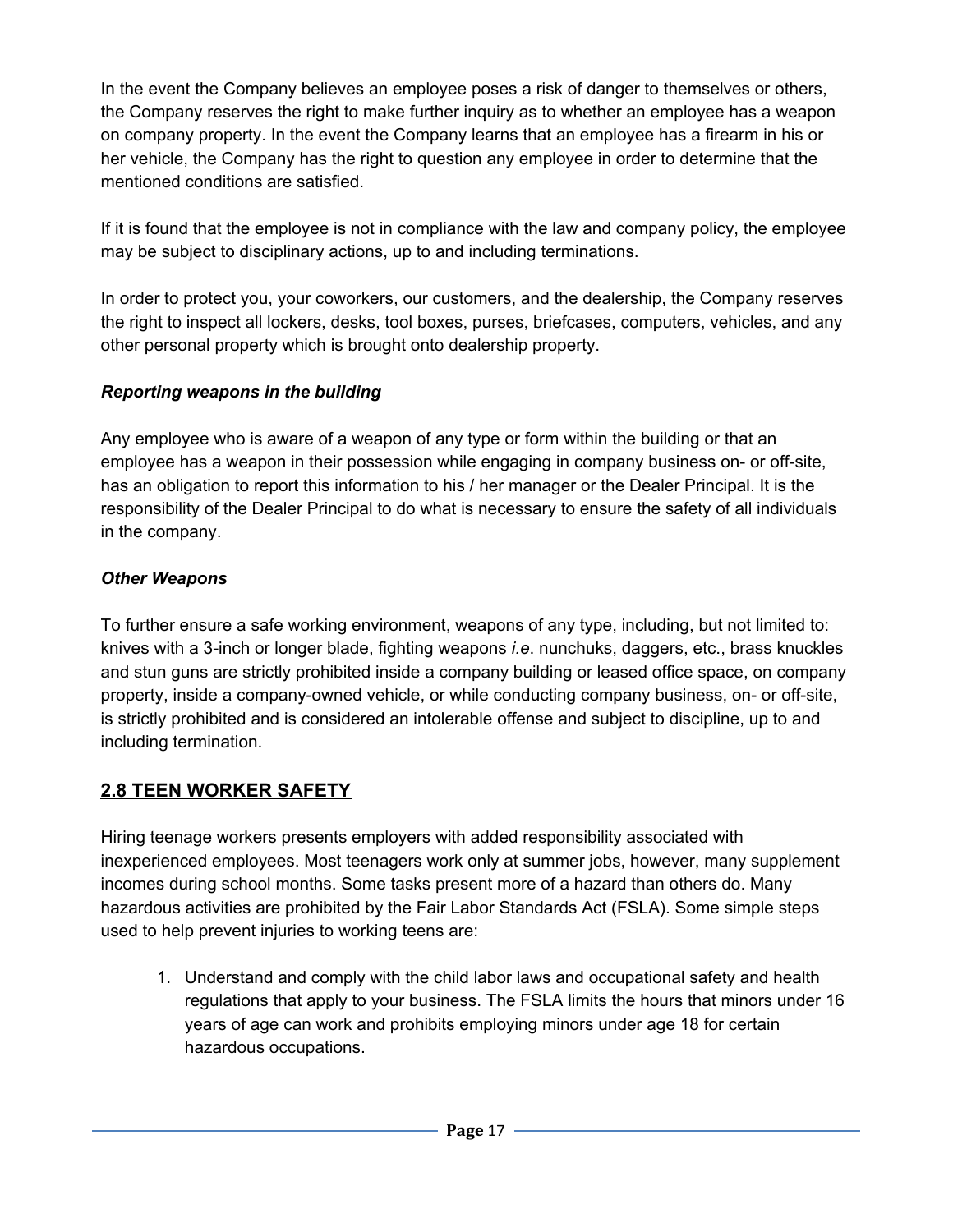In the event the Company believes an employee poses a risk of danger to themselves or others, the Company reserves the right to make further inquiry as to whether an employee has a weapon on company property. In the event the Company learns that an employee has a firearm in his or her vehicle, the Company has the right to question any employee in order to determine that the mentioned conditions are satisfied.

If it is found that the employee is not in compliance with the law and company policy, the employee may be subject to disciplinary actions, up to and including terminations.

In order to protect you, your coworkers, our customers, and the dealership, the Company reserves the right to inspect all lockers, desks, tool boxes, purses, briefcases, computers, vehicles, and any other personal property which is brought onto dealership property.

***Reporting weapons in the building***

Any employee who is aware of a weapon of any type or form within the building or that an employee has a weapon in their possession while engaging in company business on- or off-site, has an obligation to report this information to his / her manager or the Dealer Principal. It is the responsibility of the Dealer Principal to do what is necessary to ensure the safety of all individuals in the company.

***Other Weapons***

To further ensure a safe working environment, weapons of any type, including, but not limited to: knives with a 3-inch or longer blade, fighting weapons *i.e*. nunchuks, daggers, etc., brass knuckles and stun guns are strictly prohibited inside a company building or leased office space, on company property, inside a company-owned vehicle, or while conducting company business, on- or off-site, is strictly prohibited and is considered an intolerable offense and subject to discipline, up to and including termination.

## 2.8 TEEN WORKER SAFETY

Hiring teenage workers presents employers with added responsibility associated with inexperienced employees. Most teenagers work only at summer jobs, however, many supplement incomes during school months. Some tasks present more of a hazard than others do. Many hazardous activities are prohibited by the Fair Labor Standards Act (FSLA). Some simple steps used to help prevent injuries to working teens are:

1. Understand and comply with the child labor laws and occupational safety and health regulations that apply to your business. The FSLA limits the hours that minors under 16 years of age can work and prohibits employing minors under age 18 for certain hazardous occupations.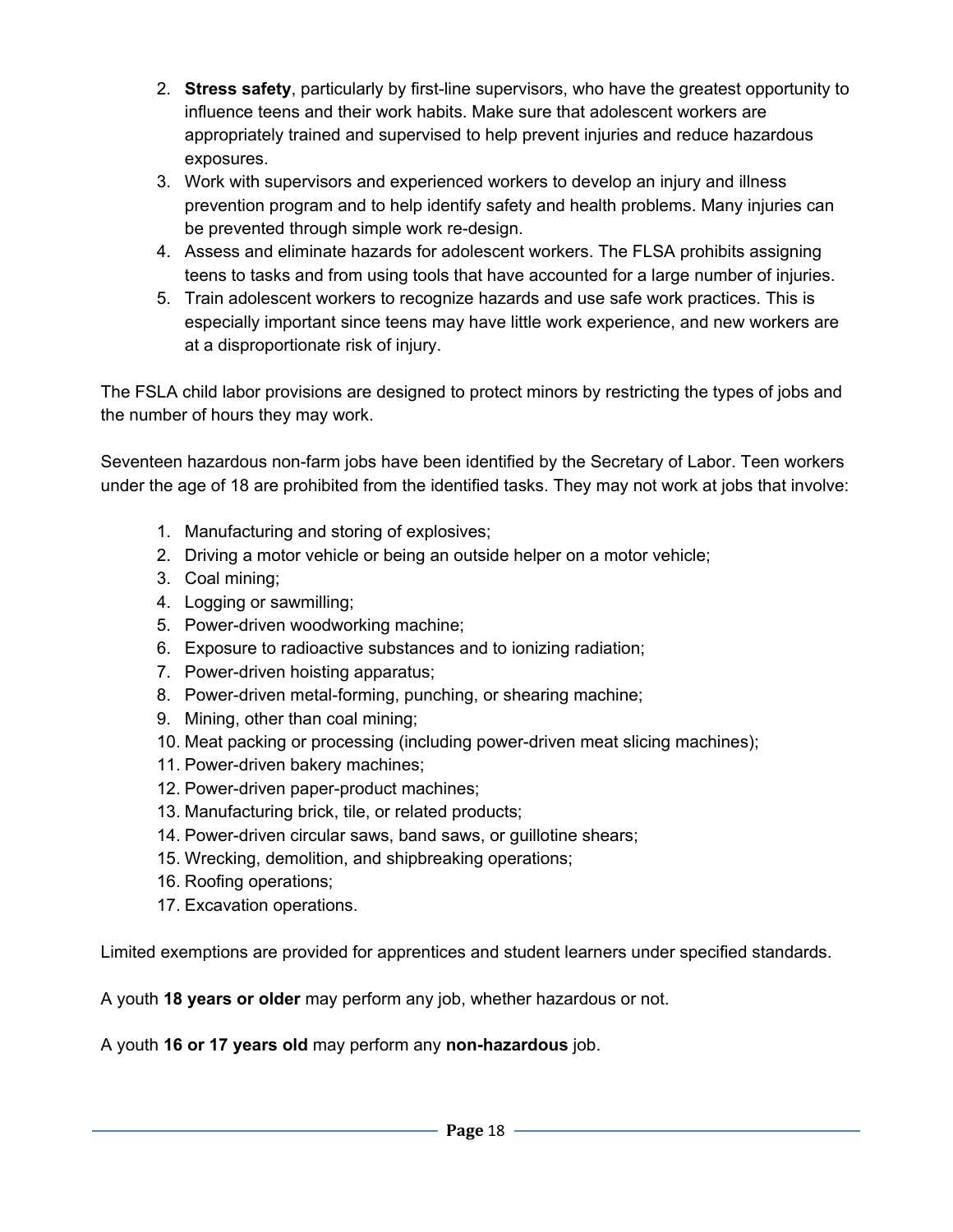2. **Stress safety**, particularly by first-line supervisors, who have the greatest opportunity to influence teens and their work habits. Make sure that adolescent workers are appropriately trained and supervised to help prevent injuries and reduce hazardous exposures.
3. Work with supervisors and experienced workers to develop an injury and illness prevention program and to help identify safety and health problems. Many injuries can be prevented through simple work re-design.
4. Assess and eliminate hazards for adolescent workers. The FLSA prohibits assigning teens to tasks and from using tools that have accounted for a large number of injuries.
5. Train adolescent workers to recognize hazards and use safe work practices. This is especially important since teens may have little work experience, and new workers are at a disproportionate risk of injury.

The FSLA child labor provisions are designed to protect minors by restricting the types of jobs and the number of hours they may work.

Seventeen hazardous non-farm jobs have been identified by the Secretary of Labor. Teen workers under the age of 18 are prohibited from the identified tasks. They may not work at jobs that involve:

1. Manufacturing and storing of explosives;
2. Driving a motor vehicle or being an outside helper on a motor vehicle;
3. Coal mining;
4. Logging or sawmilling;
5. Power-driven woodworking machine;
6. Exposure to radioactive substances and to ionizing radiation;
7. Power-driven hoisting apparatus;
8. Power-driven metal-forming, punching, or shearing machine;
9. Mining, other than coal mining;
10. Meat packing or processing (including power-driven meat slicing machines);
11. Power-driven bakery machines;
12. Power-driven paper-product machines;
13. Manufacturing brick, tile, or related products;
14. Power-driven circular saws, band saws, or guillotine shears;
15. Wrecking, demolition, and shipbreaking operations;
16. Roofing operations;
17. Excavation operations.

Limited exemptions are provided for apprentices and student learners under specified standards.

A youth **18 years or older** may perform any job, whether hazardous or not.

A youth **16 or 17 years old** may perform any **non-hazardous** job.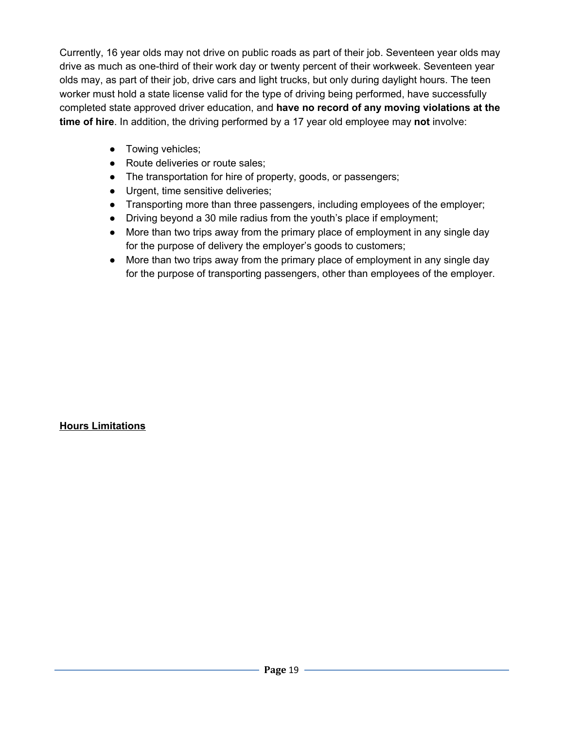Currently, 16 year olds may not drive on public roads as part of their job. Seventeen year olds may drive as much as one-third of their work day or twenty percent of their workweek. Seventeen year olds may, as part of their job, drive cars and light trucks, but only during daylight hours. The teen worker must hold a state license valid for the type of driving being performed, have successfully completed state approved driver education, and **have no record of any moving violations at the time of hire**. In addition, the driving performed by a 17 year old employee may **not** involve:

- Towing vehicles;
- Route deliveries or route sales;
- The transportation for hire of property, goods, or passengers;
- Urgent, time sensitive deliveries;
- Transporting more than three passengers, including employees of the employer;
- Driving beyond a 30 mile radius from the youth's place if employment;
- More than two trips away from the primary place of employment in any single day for the purpose of delivery the employer's goods to customers;
- More than two trips away from the primary place of employment in any single day for the purpose of transporting passengers, other than employees of the employer.

**<u>Hours Limitations</u>**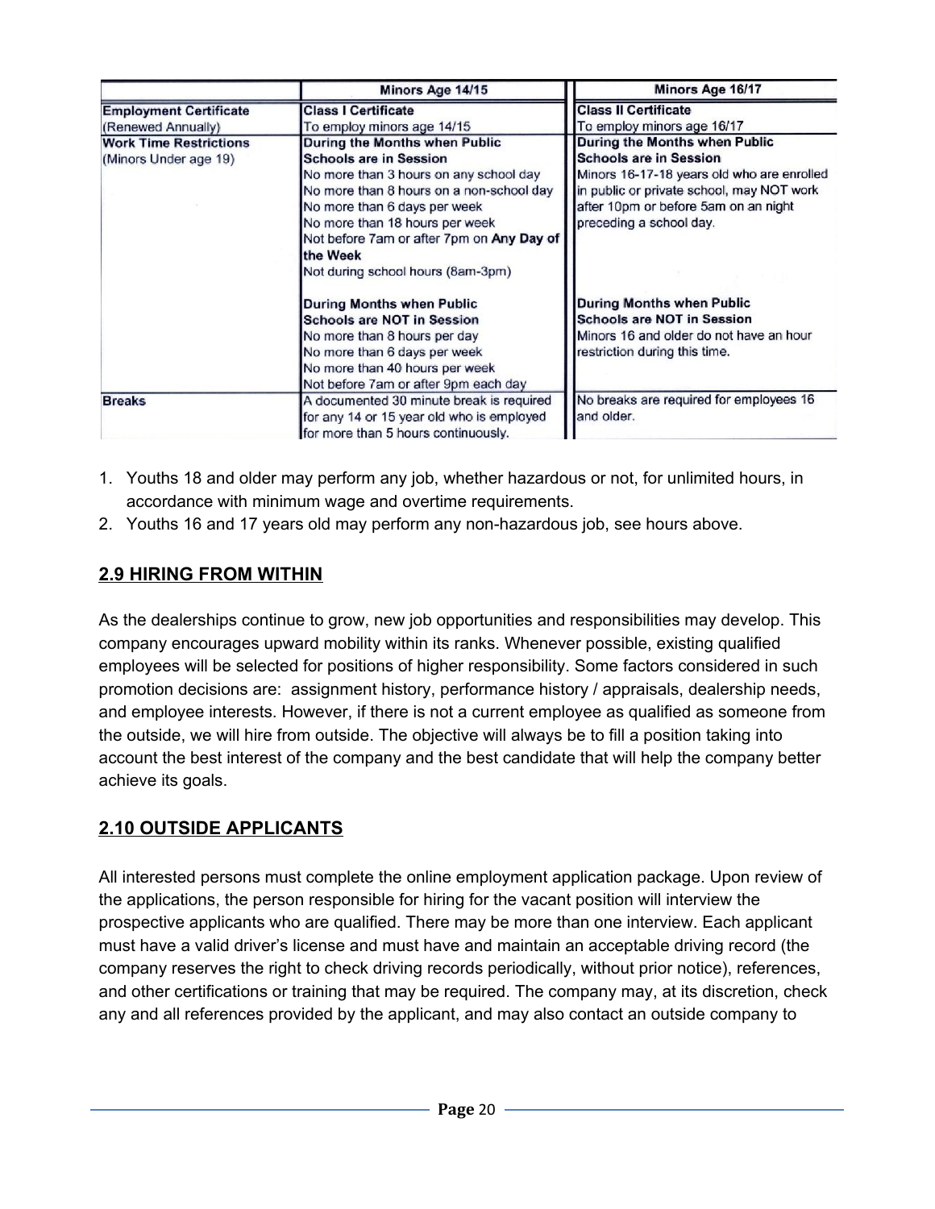| | Minors Age 14/15 | Minors Age 16/17 |
|---|---|---|
| **Employment Certificate** (Renewed Annually) | **Class I Certificate** To employ minors age 14/15 | **Class II Certificate** To employ minors age 16/17 |
| **Work Time Restrictions** (Minors Under age 19) | **During the Months when Public Schools are in Session** No more than 3 hours on any school day No more than 8 hours on a non-school day No more than 6 days per week No more than 18 hours per week Not before 7am or after 7pm on **Any Day of the Week** Not during school hours (8am-3pm) **During Months when Public Schools are NOT in Session** No more than 8 hours per day No more than 6 days per week No more than 40 hours per week Not before 7am or after 9pm each day | **During the Months when Public Schools are in Session** Minors 16-17-18 years old who are enrolled in public or private school, may NOT work after 10pm or before 5am on an night preceding a school day. **During Months when Public Schools are NOT in Session** Minors 16 and older do not have an hour restriction during this time. |
| **Breaks** | A documented 30 minute break is required for any 14 or 15 year old who is employed for more than 5 hours continuously. | No breaks are required for employees 16 and older. |

1. Youths 18 and older may perform any job, whether hazardous or not, for unlimited hours, in accordance with minimum wage and overtime requirements.
2. Youths 16 and 17 years old may perform any non-hazardous job, see hours above.

## 2.9 HIRING FROM WITHIN

As the dealerships continue to grow, new job opportunities and responsibilities may develop. This company encourages upward mobility within its ranks. Whenever possible, existing qualified employees will be selected for positions of higher responsibility. Some factors considered in such promotion decisions are: assignment history, performance history / appraisals, dealership needs, and employee interests. However, if there is not a current employee as qualified as someone from the outside, we will hire from outside. The objective will always be to fill a position taking into account the best interest of the company and the best candidate that will help the company better achieve its goals.

## 2.10 OUTSIDE APPLICANTS

All interested persons must complete the online employment application package. Upon review of the applications, the person responsible for hiring for the vacant position will interview the prospective applicants who are qualified. There may be more than one interview. Each applicant must have a valid driver's license and must have and maintain an acceptable driving record (the company reserves the right to check driving records periodically, without prior notice), references, and other certifications or training that may be required. The company may, at its discretion, check any and all references provided by the applicant, and may also contact an outside company to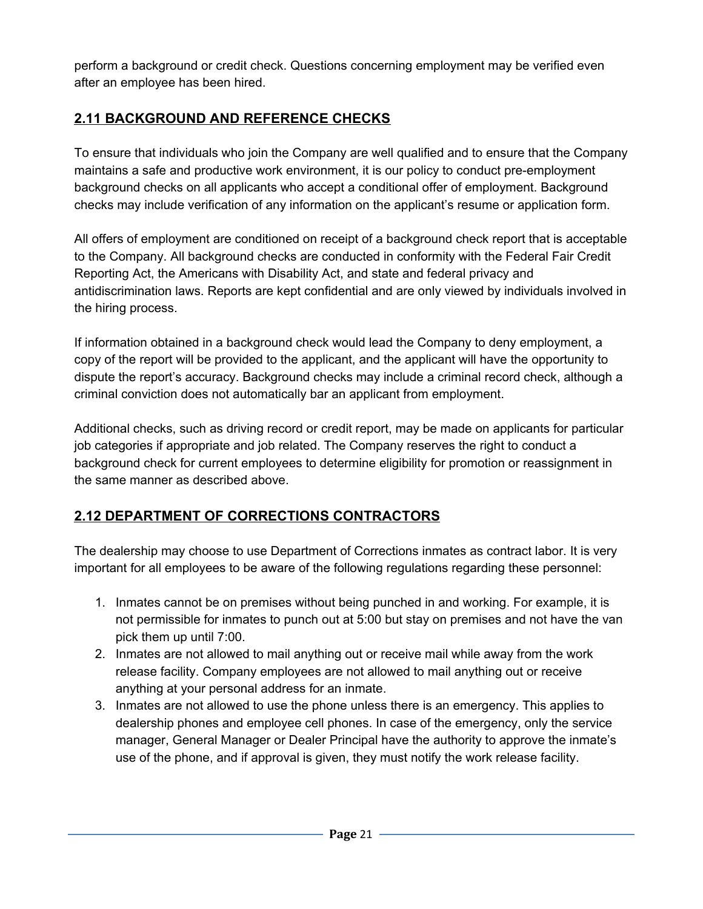perform a background or credit check. Questions concerning employment may be verified even after an employee has been hired.

## 2.11 BACKGROUND AND REFERENCE CHECKS

To ensure that individuals who join the Company are well qualified and to ensure that the Company maintains a safe and productive work environment, it is our policy to conduct pre-employment background checks on all applicants who accept a conditional offer of employment. Background checks may include verification of any information on the applicant's resume or application form.

All offers of employment are conditioned on receipt of a background check report that is acceptable to the Company. All background checks are conducted in conformity with the Federal Fair Credit Reporting Act, the Americans with Disability Act, and state and federal privacy and antidiscrimination laws. Reports are kept confidential and are only viewed by individuals involved in the hiring process.

If information obtained in a background check would lead the Company to deny employment, a copy of the report will be provided to the applicant, and the applicant will have the opportunity to dispute the report's accuracy. Background checks may include a criminal record check, although a criminal conviction does not automatically bar an applicant from employment.

Additional checks, such as driving record or credit report, may be made on applicants for particular job categories if appropriate and job related. The Company reserves the right to conduct a background check for current employees to determine eligibility for promotion or reassignment in the same manner as described above.

## 2.12 DEPARTMENT OF CORRECTIONS CONTRACTORS

The dealership may choose to use Department of Corrections inmates as contract labor. It is very important for all employees to be aware of the following regulations regarding these personnel:

1. Inmates cannot be on premises without being punched in and working. For example, it is not permissible for inmates to punch out at 5:00 but stay on premises and not have the van pick them up until 7:00.
2. Inmates are not allowed to mail anything out or receive mail while away from the work release facility. Company employees are not allowed to mail anything out or receive anything at your personal address for an inmate.
3. Inmates are not allowed to use the phone unless there is an emergency. This applies to dealership phones and employee cell phones. In case of the emergency, only the service manager, General Manager or Dealer Principal have the authority to approve the inmate's use of the phone, and if approval is given, they must notify the work release facility.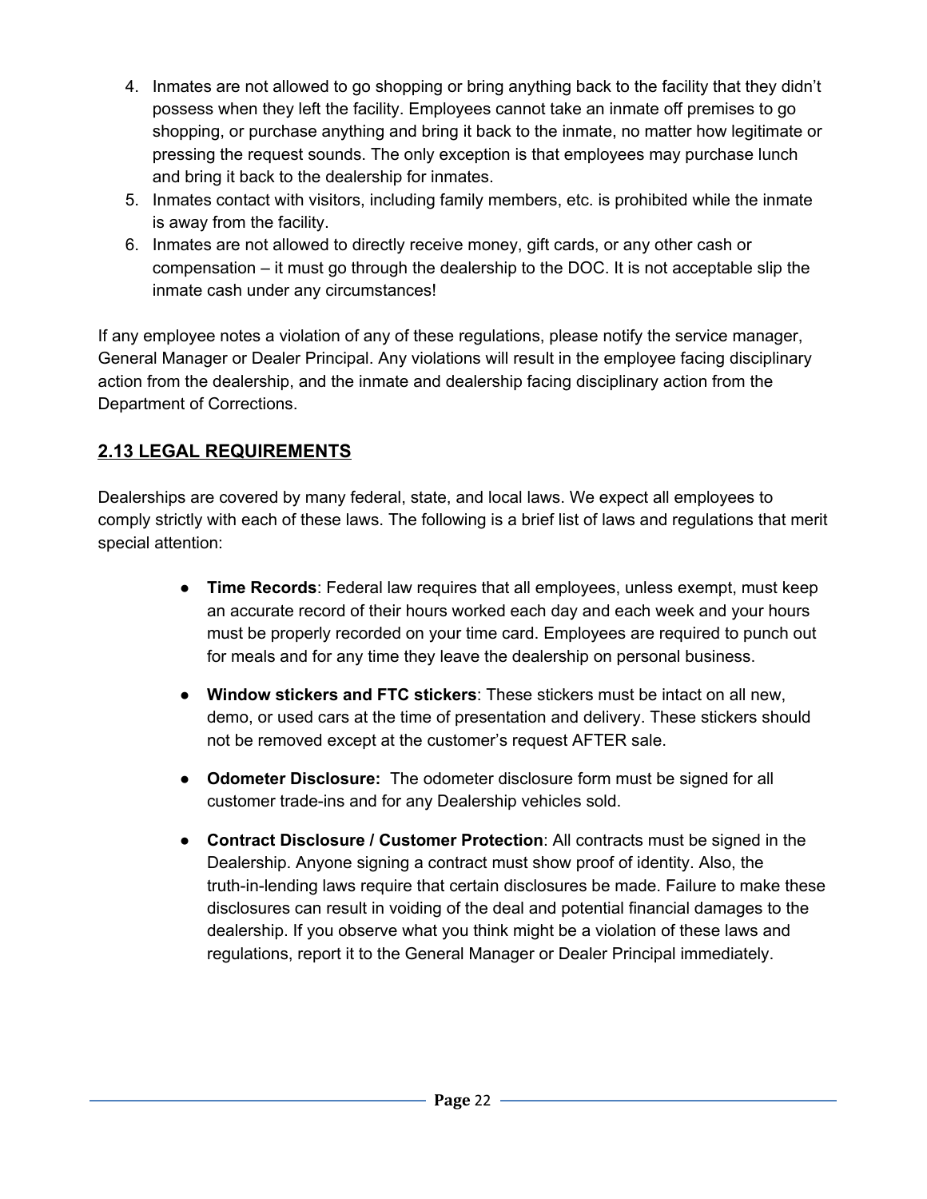4. Inmates are not allowed to go shopping or bring anything back to the facility that they didn't possess when they left the facility. Employees cannot take an inmate off premises to go shopping, or purchase anything and bring it back to the inmate, no matter how legitimate or pressing the request sounds. The only exception is that employees may purchase lunch and bring it back to the dealership for inmates.
5. Inmates contact with visitors, including family members, etc. is prohibited while the inmate is away from the facility.
6. Inmates are not allowed to directly receive money, gift cards, or any other cash or compensation – it must go through the dealership to the DOC. It is not acceptable slip the inmate cash under any circumstances!

If any employee notes a violation of any of these regulations, please notify the service manager, General Manager or Dealer Principal. Any violations will result in the employee facing disciplinary action from the dealership, and the inmate and dealership facing disciplinary action from the Department of Corrections.

## 2.13 LEGAL REQUIREMENTS

Dealerships are covered by many federal, state, and local laws. We expect all employees to comply strictly with each of these laws. The following is a brief list of laws and regulations that merit special attention:

- **Time Records**: Federal law requires that all employees, unless exempt, must keep an accurate record of their hours worked each day and each week and your hours must be properly recorded on your time card. Employees are required to punch out for meals and for any time they leave the dealership on personal business.

- **Window stickers and FTC stickers**: These stickers must be intact on all new, demo, or used cars at the time of presentation and delivery. These stickers should not be removed except at the customer's request AFTER sale.

- **Odometer Disclosure:** The odometer disclosure form must be signed for all customer trade-ins and for any Dealership vehicles sold.

- **Contract Disclosure / Customer Protection**: All contracts must be signed in the Dealership. Anyone signing a contract must show proof of identity. Also, the truth-in-lending laws require that certain disclosures be made. Failure to make these disclosures can result in voiding of the deal and potential financial damages to the dealership. If you observe what you think might be a violation of these laws and regulations, report it to the General Manager or Dealer Principal immediately.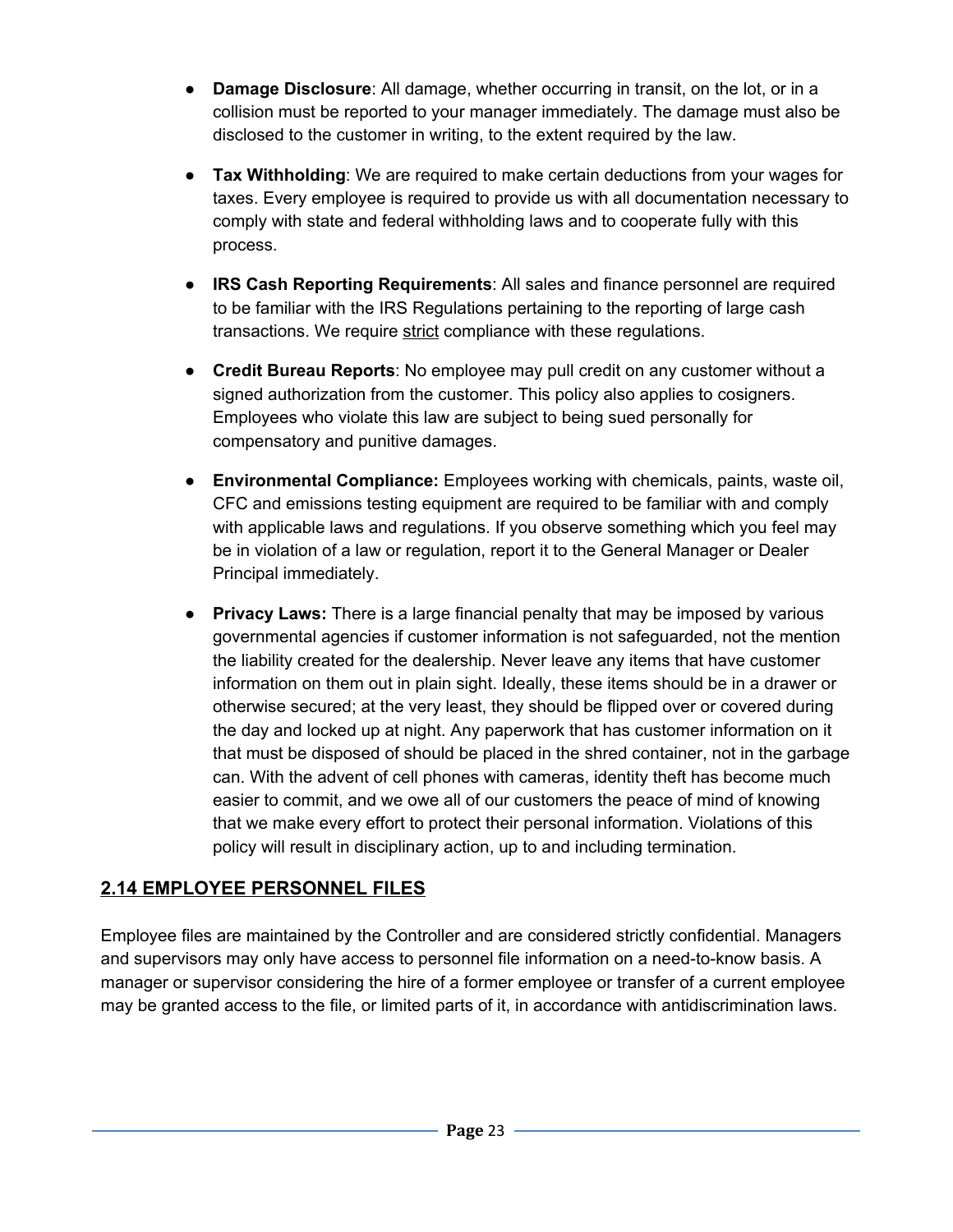- **Damage Disclosure**: All damage, whether occurring in transit, on the lot, or in a collision must be reported to your manager immediately. The damage must also be disclosed to the customer in writing, to the extent required by the law.

- **Tax Withholding**: We are required to make certain deductions from your wages for taxes. Every employee is required to provide us with all documentation necessary to comply with state and federal withholding laws and to cooperate fully with this process.

- **IRS Cash Reporting Requirements**: All sales and finance personnel are required to be familiar with the IRS Regulations pertaining to the reporting of large cash transactions. We require <u>strict</u> compliance with these regulations.

- **Credit Bureau Reports**: No employee may pull credit on any customer without a signed authorization from the customer. This policy also applies to cosigners. Employees who violate this law are subject to being sued personally for compensatory and punitive damages.

- **Environmental Compliance:** Employees working with chemicals, paints, waste oil, CFC and emissions testing equipment are required to be familiar with and comply with applicable laws and regulations. If you observe something which you feel may be in violation of a law or regulation, report it to the General Manager or Dealer Principal immediately.

- **Privacy Laws:** There is a large financial penalty that may be imposed by various governmental agencies if customer information is not safeguarded, not the mention the liability created for the dealership. Never leave any items that have customer information on them out in plain sight. Ideally, these items should be in a drawer or otherwise secured; at the very least, they should be flipped over or covered during the day and locked up at night. Any paperwork that has customer information on it that must be disposed of should be placed in the shred container, not in the garbage can. With the advent of cell phones with cameras, identity theft has become much easier to commit, and we owe all of our customers the peace of mind of knowing that we make every effort to protect their personal information. Violations of this policy will result in disciplinary action, up to and including termination.

## 2.14 EMPLOYEE PERSONNEL FILES

Employee files are maintained by the Controller and are considered strictly confidential. Managers and supervisors may only have access to personnel file information on a need-to-know basis. A manager or supervisor considering the hire of a former employee or transfer of a current employee may be granted access to the file, or limited parts of it, in accordance with antidiscrimination laws.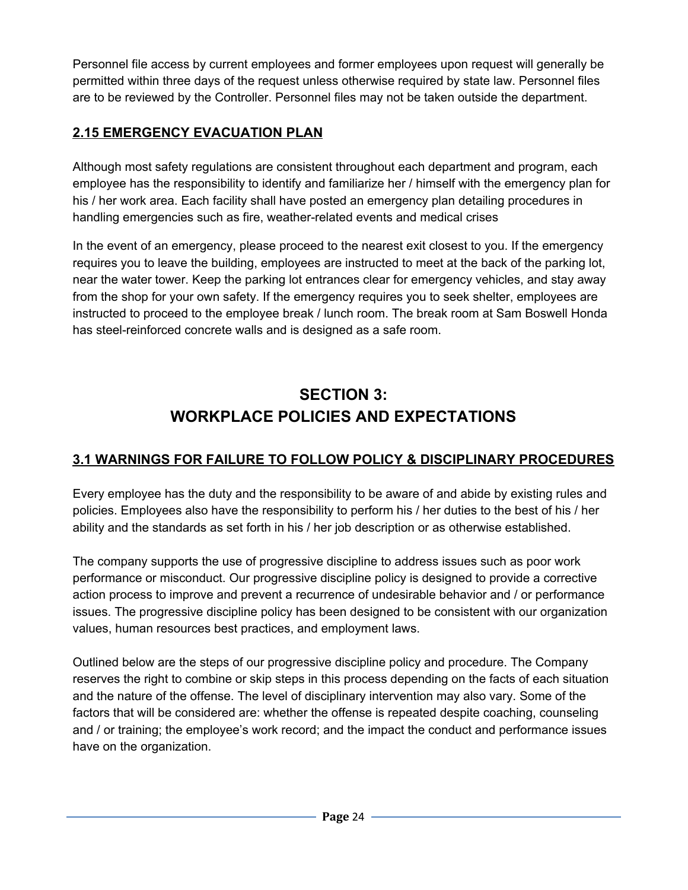Personnel file access by current employees and former employees upon request will generally be permitted within three days of the request unless otherwise required by state law. Personnel files are to be reviewed by the Controller. Personnel files may not be taken outside the department.

## 2.15 EMERGENCY EVACUATION PLAN

Although most safety regulations are consistent throughout each department and program, each employee has the responsibility to identify and familiarize her / himself with the emergency plan for his / her work area. Each facility shall have posted an emergency plan detailing procedures in handling emergencies such as fire, weather-related events and medical crises

In the event of an emergency, please proceed to the nearest exit closest to you. If the emergency requires you to leave the building, employees are instructed to meet at the back of the parking lot, near the water tower. Keep the parking lot entrances clear for emergency vehicles, and stay away from the shop for your own safety. If the emergency requires you to seek shelter, employees are instructed to proceed to the employee break / lunch room. The break room at Sam Boswell Honda has steel-reinforced concrete walls and is designed as a safe room.

# SECTION 3:
# WORKPLACE POLICIES AND EXPECTATIONS

## 3.1 WARNINGS FOR FAILURE TO FOLLOW POLICY & DISCIPLINARY PROCEDURES

Every employee has the duty and the responsibility to be aware of and abide by existing rules and policies. Employees also have the responsibility to perform his / her duties to the best of his / her ability and the standards as set forth in his / her job description or as otherwise established.

The company supports the use of progressive discipline to address issues such as poor work performance or misconduct. Our progressive discipline policy is designed to provide a corrective action process to improve and prevent a recurrence of undesirable behavior and / or performance issues. The progressive discipline policy has been designed to be consistent with our organization values, human resources best practices, and employment laws.

Outlined below are the steps of our progressive discipline policy and procedure. The Company reserves the right to combine or skip steps in this process depending on the facts of each situation and the nature of the offense. The level of disciplinary intervention may also vary. Some of the factors that will be considered are: whether the offense is repeated despite coaching, counseling and / or training; the employee's work record; and the impact the conduct and performance issues have on the organization.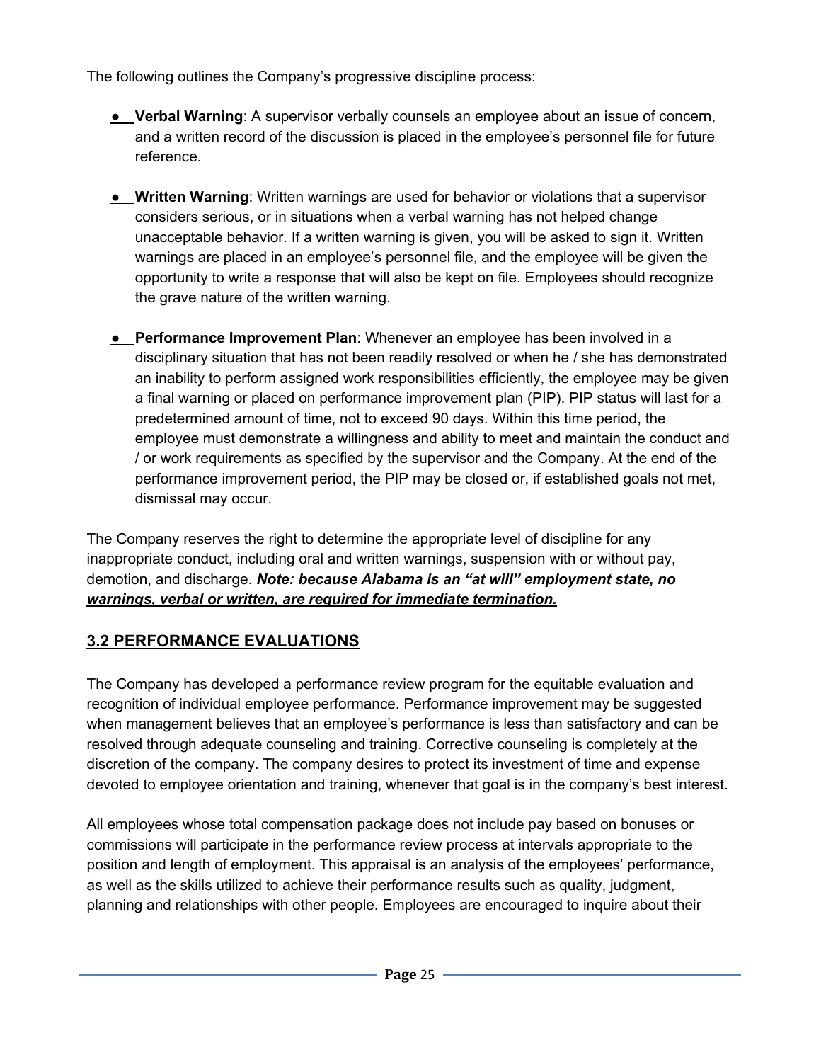The following outlines the Company's progressive discipline process:

- **Verbal Warning**: A supervisor verbally counsels an employee about an issue of concern, and a written record of the discussion is placed in the employee's personnel file for future reference.

- **Written Warning**: Written warnings are used for behavior or violations that a supervisor considers serious, or in situations when a verbal warning has not helped change unacceptable behavior. If a written warning is given, you will be asked to sign it. Written warnings are placed in an employee's personnel file, and the employee will be given the opportunity to write a response that will also be kept on file. Employees should recognize the grave nature of the written warning.

- **Performance Improvement Plan**: Whenever an employee has been involved in a disciplinary situation that has not been readily resolved or when he / she has demonstrated an inability to perform assigned work responsibilities efficiently, the employee may be given a final warning or placed on performance improvement plan (PIP). PIP status will last for a predetermined amount of time, not to exceed 90 days. Within this time period, the employee must demonstrate a willingness and ability to meet and maintain the conduct and / or work requirements as specified by the supervisor and the Company. At the end of the performance improvement period, the PIP may be closed or, if established goals not met, dismissal may occur.

The Company reserves the right to determine the appropriate level of discipline for any inappropriate conduct, including oral and written warnings, suspension with or without pay, demotion, and discharge. ***Note: because Alabama is an "at will" employment state, no warnings, verbal or written, are required for immediate termination.***

## 3.2 PERFORMANCE EVALUATIONS

The Company has developed a performance review program for the equitable evaluation and recognition of individual employee performance. Performance improvement may be suggested when management believes that an employee's performance is less than satisfactory and can be resolved through adequate counseling and training. Corrective counseling is completely at the discretion of the company. The company desires to protect its investment of time and expense devoted to employee orientation and training, whenever that goal is in the company's best interest.

All employees whose total compensation package does not include pay based on bonuses or commissions will participate in the performance review process at intervals appropriate to the position and length of employment. This appraisal is an analysis of the employees' performance, as well as the skills utilized to achieve their performance results such as quality, judgment, planning and relationships with other people. Employees are encouraged to inquire about their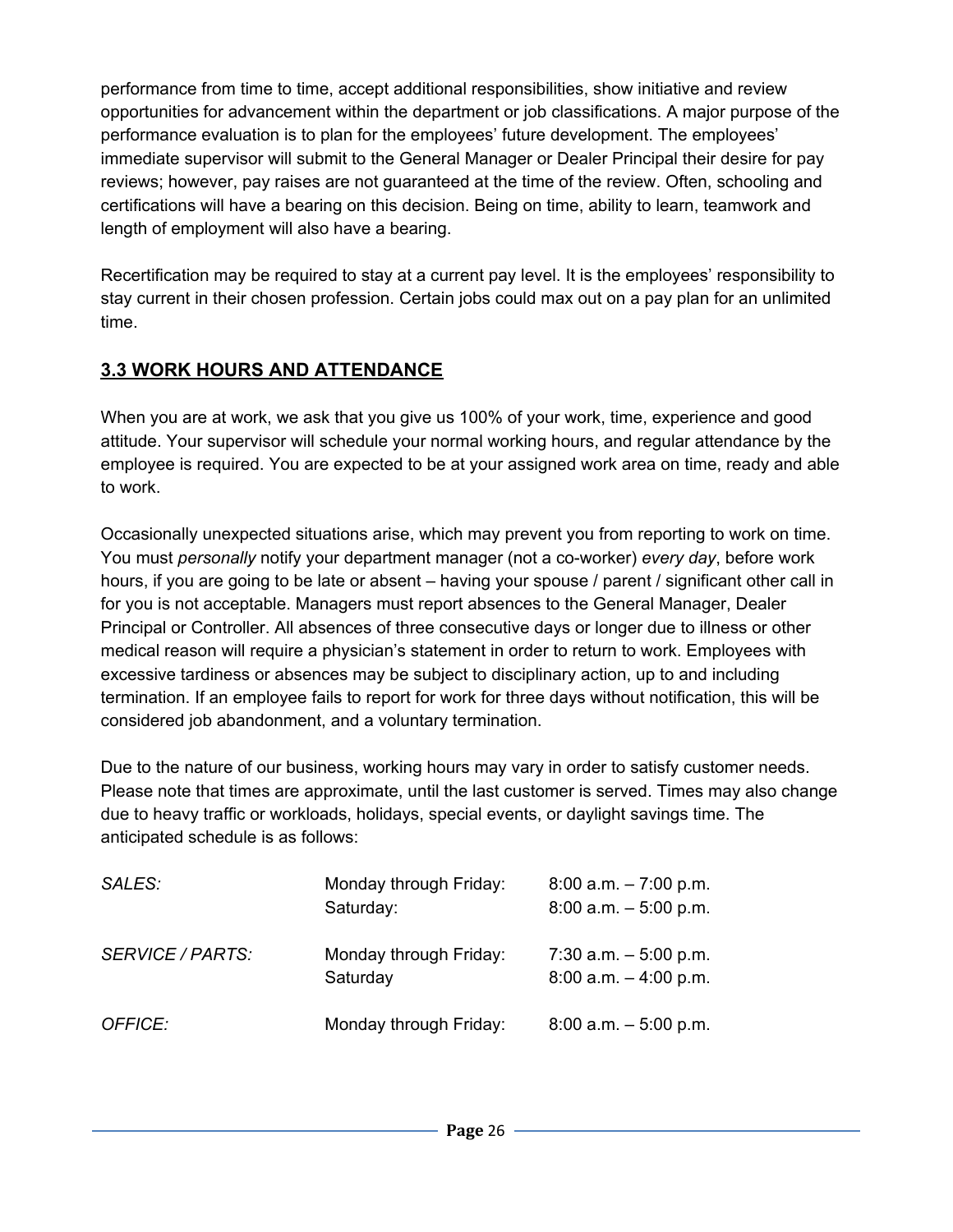performance from time to time, accept additional responsibilities, show initiative and review opportunities for advancement within the department or job classifications. A major purpose of the performance evaluation is to plan for the employees' future development. The employees' immediate supervisor will submit to the General Manager or Dealer Principal their desire for pay reviews; however, pay raises are not guaranteed at the time of the review. Often, schooling and certifications will have a bearing on this decision. Being on time, ability to learn, teamwork and length of employment will also have a bearing.

Recertification may be required to stay at a current pay level. It is the employees' responsibility to stay current in their chosen profession. Certain jobs could max out on a pay plan for an unlimited time.

## 3.3 WORK HOURS AND ATTENDANCE

When you are at work, we ask that you give us 100% of your work, time, experience and good attitude. Your supervisor will schedule your normal working hours, and regular attendance by the employee is required. You are expected to be at your assigned work area on time, ready and able to work.

Occasionally unexpected situations arise, which may prevent you from reporting to work on time. You must *personally* notify your department manager (not a co-worker) *every day*, before work hours, if you are going to be late or absent – having your spouse / parent / significant other call in for you is not acceptable. Managers must report absences to the General Manager, Dealer Principal or Controller. All absences of three consecutive days or longer due to illness or other medical reason will require a physician's statement in order to return to work. Employees with excessive tardiness or absences may be subject to disciplinary action, up to and including termination. If an employee fails to report for work for three days without notification, this will be considered job abandonment, and a voluntary termination.

Due to the nature of our business, working hours may vary in order to satisfy customer needs. Please note that times are approximate, until the last customer is served. Times may also change due to heavy traffic or workloads, holidays, special events, or daylight savings time. The anticipated schedule is as follows:

| | | |
|---|---|---|
| *SALES:* | Monday through Friday: | 8:00 a.m. – 7:00 p.m. |
| | Saturday: | 8:00 a.m. – 5:00 p.m. |
| *SERVICE / PARTS:* | Monday through Friday: | 7:30 a.m. – 5:00 p.m. |
| | Saturday | 8:00 a.m. – 4:00 p.m. |
| *OFFICE:* | Monday through Friday: | 8:00 a.m. – 5:00 p.m. |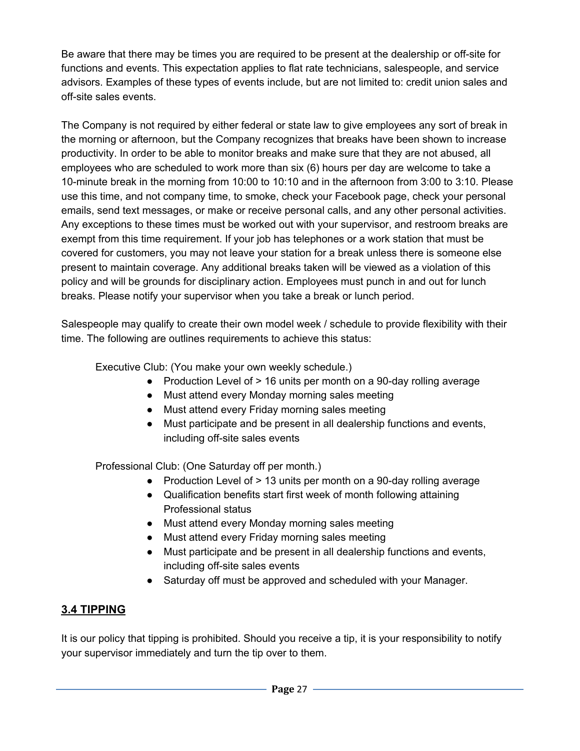Be aware that there may be times you are required to be present at the dealership or off-site for functions and events. This expectation applies to flat rate technicians, salespeople, and service advisors. Examples of these types of events include, but are not limited to: credit union sales and off-site sales events.

The Company is not required by either federal or state law to give employees any sort of break in the morning or afternoon, but the Company recognizes that breaks have been shown to increase productivity. In order to be able to monitor breaks and make sure that they are not abused, all employees who are scheduled to work more than six (6) hours per day are welcome to take a 10-minute break in the morning from 10:00 to 10:10 and in the afternoon from 3:00 to 3:10. Please use this time, and not company time, to smoke, check your Facebook page, check your personal emails, send text messages, or make or receive personal calls, and any other personal activities. Any exceptions to these times must be worked out with your supervisor, and restroom breaks are exempt from this time requirement. If your job has telephones or a work station that must be covered for customers, you may not leave your station for a break unless there is someone else present to maintain coverage. Any additional breaks taken will be viewed as a violation of this policy and will be grounds for disciplinary action. Employees must punch in and out for lunch breaks. Please notify your supervisor when you take a break or lunch period.

Salespeople may qualify to create their own model week / schedule to provide flexibility with their time. The following are outlines requirements to achieve this status:

Executive Club: (You make your own weekly schedule.)

- Production Level of > 16 units per month on a 90-day rolling average
- Must attend every Monday morning sales meeting
- Must attend every Friday morning sales meeting
- Must participate and be present in all dealership functions and events, including off-site sales events

Professional Club: (One Saturday off per month.)

- Production Level of > 13 units per month on a 90-day rolling average
- Qualification benefits start first week of month following attaining Professional status
- Must attend every Monday morning sales meeting
- Must attend every Friday morning sales meeting
- Must participate and be present in all dealership functions and events, including off-site sales events
- Saturday off must be approved and scheduled with your Manager.

## 3.4 TIPPING

It is our policy that tipping is prohibited. Should you receive a tip, it is your responsibility to notify your supervisor immediately and turn the tip over to them.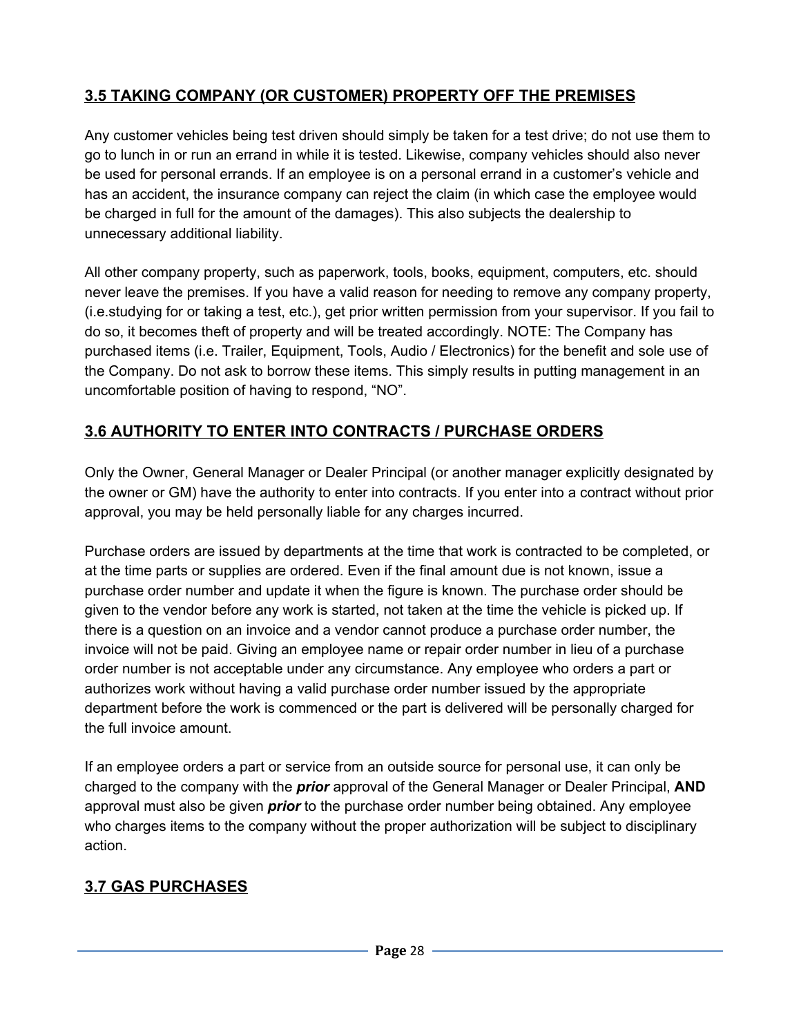## 3.5 TAKING COMPANY (OR CUSTOMER) PROPERTY OFF THE PREMISES

Any customer vehicles being test driven should simply be taken for a test drive; do not use them to go to lunch in or run an errand in while it is tested. Likewise, company vehicles should also never be used for personal errands. If an employee is on a personal errand in a customer's vehicle and has an accident, the insurance company can reject the claim (in which case the employee would be charged in full for the amount of the damages). This also subjects the dealership to unnecessary additional liability.

All other company property, such as paperwork, tools, books, equipment, computers, etc. should never leave the premises. If you have a valid reason for needing to remove any company property, (i.e.studying for or taking a test, etc.), get prior written permission from your supervisor. If you fail to do so, it becomes theft of property and will be treated accordingly. NOTE: The Company has purchased items (i.e. Trailer, Equipment, Tools, Audio / Electronics) for the benefit and sole use of the Company. Do not ask to borrow these items. This simply results in putting management in an uncomfortable position of having to respond, "NO".

## 3.6 AUTHORITY TO ENTER INTO CONTRACTS / PURCHASE ORDERS

Only the Owner, General Manager or Dealer Principal (or another manager explicitly designated by the owner or GM) have the authority to enter into contracts. If you enter into a contract without prior approval, you may be held personally liable for any charges incurred.

Purchase orders are issued by departments at the time that work is contracted to be completed, or at the time parts or supplies are ordered. Even if the final amount due is not known, issue a purchase order number and update it when the figure is known. The purchase order should be given to the vendor before any work is started, not taken at the time the vehicle is picked up. If there is a question on an invoice and a vendor cannot produce a purchase order number, the invoice will not be paid. Giving an employee name or repair order number in lieu of a purchase order number is not acceptable under any circumstance. Any employee who orders a part or authorizes work without having a valid purchase order number issued by the appropriate department before the work is commenced or the part is delivered will be personally charged for the full invoice amount.

If an employee orders a part or service from an outside source for personal use, it can only be charged to the company with the ***prior*** approval of the General Manager or Dealer Principal, **AND** approval must also be given ***prior*** to the purchase order number being obtained. Any employee who charges items to the company without the proper authorization will be subject to disciplinary action.

## 3.7 GAS PURCHASES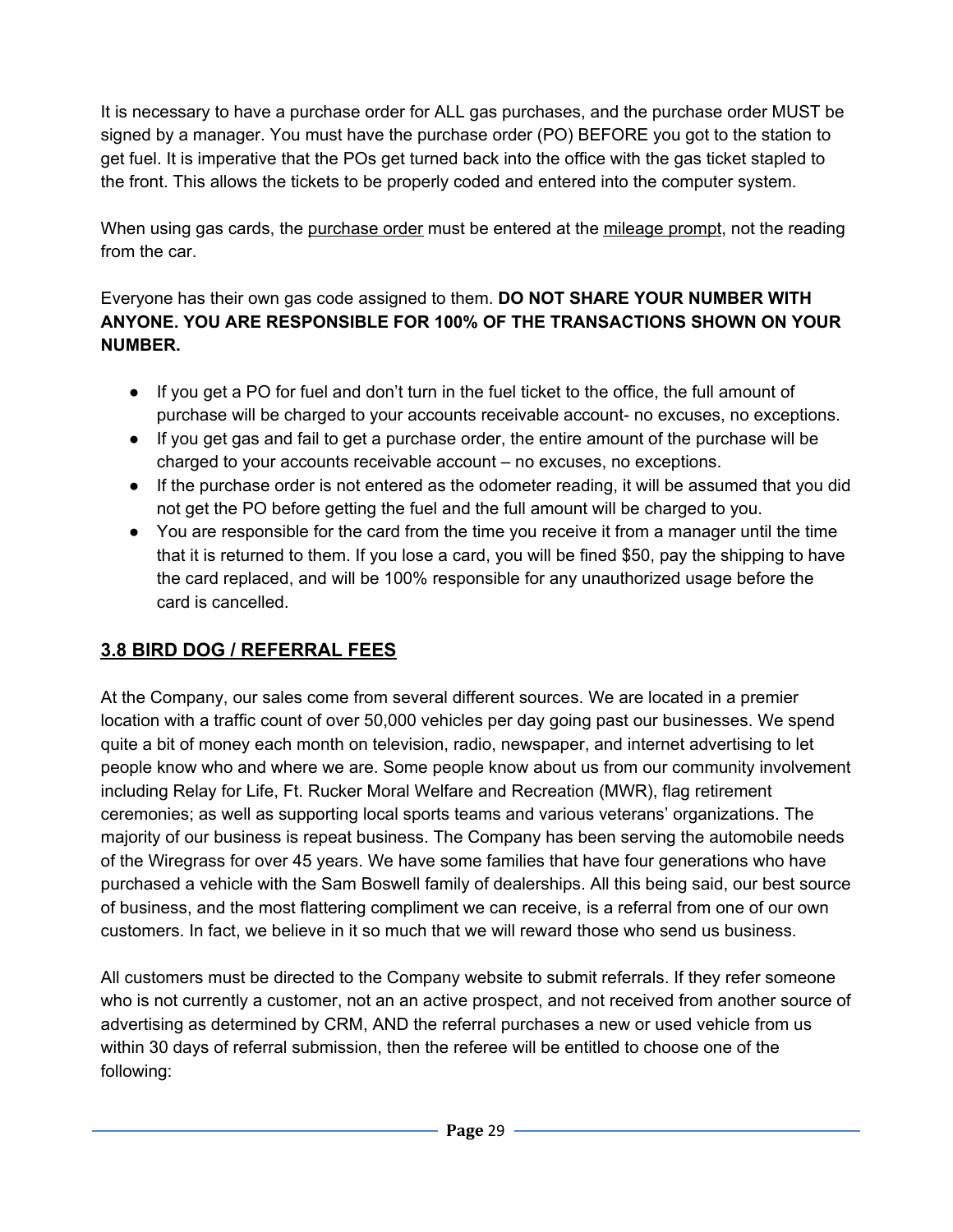It is necessary to have a purchase order for ALL gas purchases, and the purchase order MUST be signed by a manager. You must have the purchase order (PO) BEFORE you got to the station to get fuel. It is imperative that the POs get turned back into the office with the gas ticket stapled to the front. This allows the tickets to be properly coded and entered into the computer system.

When using gas cards, the <u>purchase order</u> must be entered at the <u>mileage prompt</u>, not the reading from the car.

Everyone has their own gas code assigned to them. **DO NOT SHARE YOUR NUMBER WITH ANYONE. YOU ARE RESPONSIBLE FOR 100% OF THE TRANSACTIONS SHOWN ON YOUR NUMBER.**

- If you get a PO for fuel and don't turn in the fuel ticket to the office, the full amount of purchase will be charged to your accounts receivable account- no excuses, no exceptions.
- If you get gas and fail to get a purchase order, the entire amount of the purchase will be charged to your accounts receivable account – no excuses, no exceptions.
- If the purchase order is not entered as the odometer reading, it will be assumed that you did not get the PO before getting the fuel and the full amount will be charged to you.
- You are responsible for the card from the time you receive it from a manager until the time that it is returned to them. If you lose a card, you will be fined $50, pay the shipping to have the card replaced, and will be 100% responsible for any unauthorized usage before the card is cancelled.

## 3.8 BIRD DOG / REFERRAL FEES

At the Company, our sales come from several different sources. We are located in a premier location with a traffic count of over 50,000 vehicles per day going past our businesses. We spend quite a bit of money each month on television, radio, newspaper, and internet advertising to let people know who and where we are. Some people know about us from our community involvement including Relay for Life, Ft. Rucker Moral Welfare and Recreation (MWR), flag retirement ceremonies; as well as supporting local sports teams and various veterans' organizations. The majority of our business is repeat business. The Company has been serving the automobile needs of the Wiregrass for over 45 years. We have some families that have four generations who have purchased a vehicle with the Sam Boswell family of dealerships. All this being said, our best source of business, and the most flattering compliment we can receive, is a referral from one of our own customers. In fact, we believe in it so much that we will reward those who send us business.

All customers must be directed to the Company website to submit referrals. If they refer someone who is not currently a customer, not an an active prospect, and not received from another source of advertising as determined by CRM, AND the referral purchases a new or used vehicle from us within 30 days of referral submission, then the referee will be entitled to choose one of the following: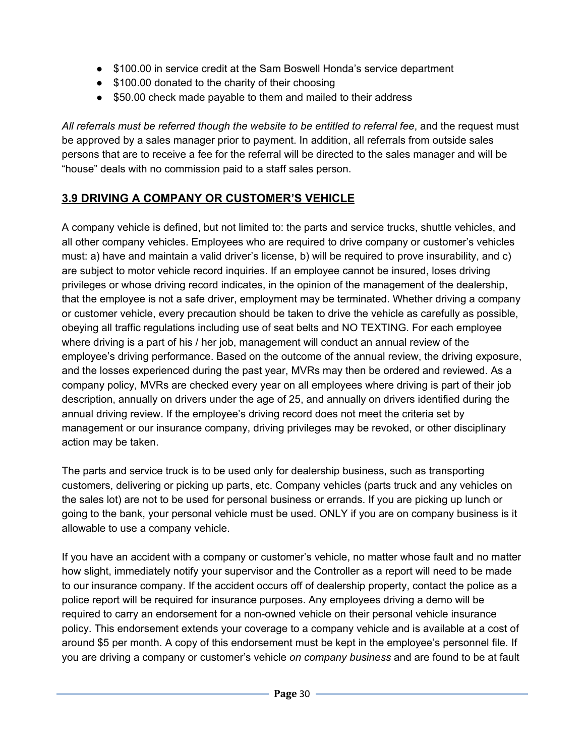- $100.00 in service credit at the Sam Boswell Honda's service department
- $100.00 donated to the charity of their choosing
- $50.00 check made payable to them and mailed to their address

*All referrals must be referred though the website to be entitled to referral fee*, and the request must be approved by a sales manager prior to payment. In addition, all referrals from outside sales persons that are to receive a fee for the referral will be directed to the sales manager and will be "house" deals with no commission paid to a staff sales person.

## 3.9 DRIVING A COMPANY OR CUSTOMER'S VEHICLE

A company vehicle is defined, but not limited to: the parts and service trucks, shuttle vehicles, and all other company vehicles. Employees who are required to drive company or customer's vehicles must: a) have and maintain a valid driver's license, b) will be required to prove insurability, and c) are subject to motor vehicle record inquiries. If an employee cannot be insured, loses driving privileges or whose driving record indicates, in the opinion of the management of the dealership, that the employee is not a safe driver, employment may be terminated. Whether driving a company or customer vehicle, every precaution should be taken to drive the vehicle as carefully as possible, obeying all traffic regulations including use of seat belts and NO TEXTING. For each employee where driving is a part of his / her job, management will conduct an annual review of the employee's driving performance. Based on the outcome of the annual review, the driving exposure, and the losses experienced during the past year, MVRs may then be ordered and reviewed. As a company policy, MVRs are checked every year on all employees where driving is part of their job description, annually on drivers under the age of 25, and annually on drivers identified during the annual driving review. If the employee's driving record does not meet the criteria set by management or our insurance company, driving privileges may be revoked, or other disciplinary action may be taken.

The parts and service truck is to be used only for dealership business, such as transporting customers, delivering or picking up parts, etc. Company vehicles (parts truck and any vehicles on the sales lot) are not to be used for personal business or errands. If you are picking up lunch or going to the bank, your personal vehicle must be used. ONLY if you are on company business is it allowable to use a company vehicle.

If you have an accident with a company or customer's vehicle, no matter whose fault and no matter how slight, immediately notify your supervisor and the Controller as a report will need to be made to our insurance company. If the accident occurs off of dealership property, contact the police as a police report will be required for insurance purposes. Any employees driving a demo will be required to carry an endorsement for a non-owned vehicle on their personal vehicle insurance policy. This endorsement extends your coverage to a company vehicle and is available at a cost of around $5 per month. A copy of this endorsement must be kept in the employee's personnel file. If you are driving a company or customer's vehicle *on company business* and are found to be at fault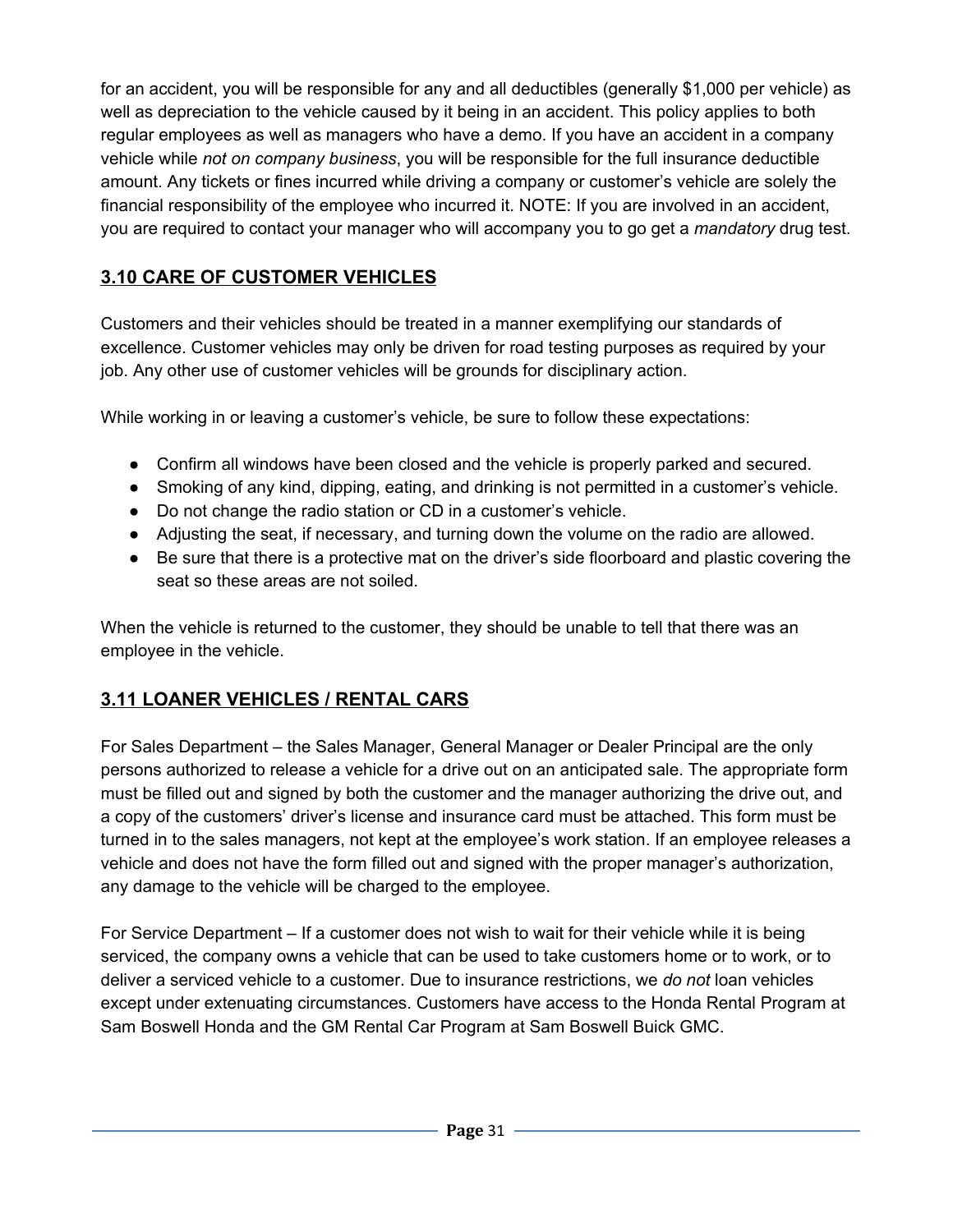for an accident, you will be responsible for any and all deductibles (generally $1,000 per vehicle) as well as depreciation to the vehicle caused by it being in an accident. This policy applies to both regular employees as well as managers who have a demo. If you have an accident in a company vehicle while *not on company business*, you will be responsible for the full insurance deductible amount. Any tickets or fines incurred while driving a company or customer's vehicle are solely the financial responsibility of the employee who incurred it. NOTE: If you are involved in an accident, you are required to contact your manager who will accompany you to go get a *mandatory* drug test.

## 3.10 CARE OF CUSTOMER VEHICLES

Customers and their vehicles should be treated in a manner exemplifying our standards of excellence. Customer vehicles may only be driven for road testing purposes as required by your job. Any other use of customer vehicles will be grounds for disciplinary action.

While working in or leaving a customer's vehicle, be sure to follow these expectations:

- Confirm all windows have been closed and the vehicle is properly parked and secured.
- Smoking of any kind, dipping, eating, and drinking is not permitted in a customer's vehicle.
- Do not change the radio station or CD in a customer's vehicle.
- Adjusting the seat, if necessary, and turning down the volume on the radio are allowed.
- Be sure that there is a protective mat on the driver's side floorboard and plastic covering the seat so these areas are not soiled.

When the vehicle is returned to the customer, they should be unable to tell that there was an employee in the vehicle.

## 3.11 LOANER VEHICLES / RENTAL CARS

For Sales Department – the Sales Manager, General Manager or Dealer Principal are the only persons authorized to release a vehicle for a drive out on an anticipated sale. The appropriate form must be filled out and signed by both the customer and the manager authorizing the drive out, and a copy of the customers' driver's license and insurance card must be attached. This form must be turned in to the sales managers, not kept at the employee's work station. If an employee releases a vehicle and does not have the form filled out and signed with the proper manager's authorization, any damage to the vehicle will be charged to the employee.

For Service Department – If a customer does not wish to wait for their vehicle while it is being serviced, the company owns a vehicle that can be used to take customers home or to work, or to deliver a serviced vehicle to a customer. Due to insurance restrictions, we *do not* loan vehicles except under extenuating circumstances. Customers have access to the Honda Rental Program at Sam Boswell Honda and the GM Rental Car Program at Sam Boswell Buick GMC.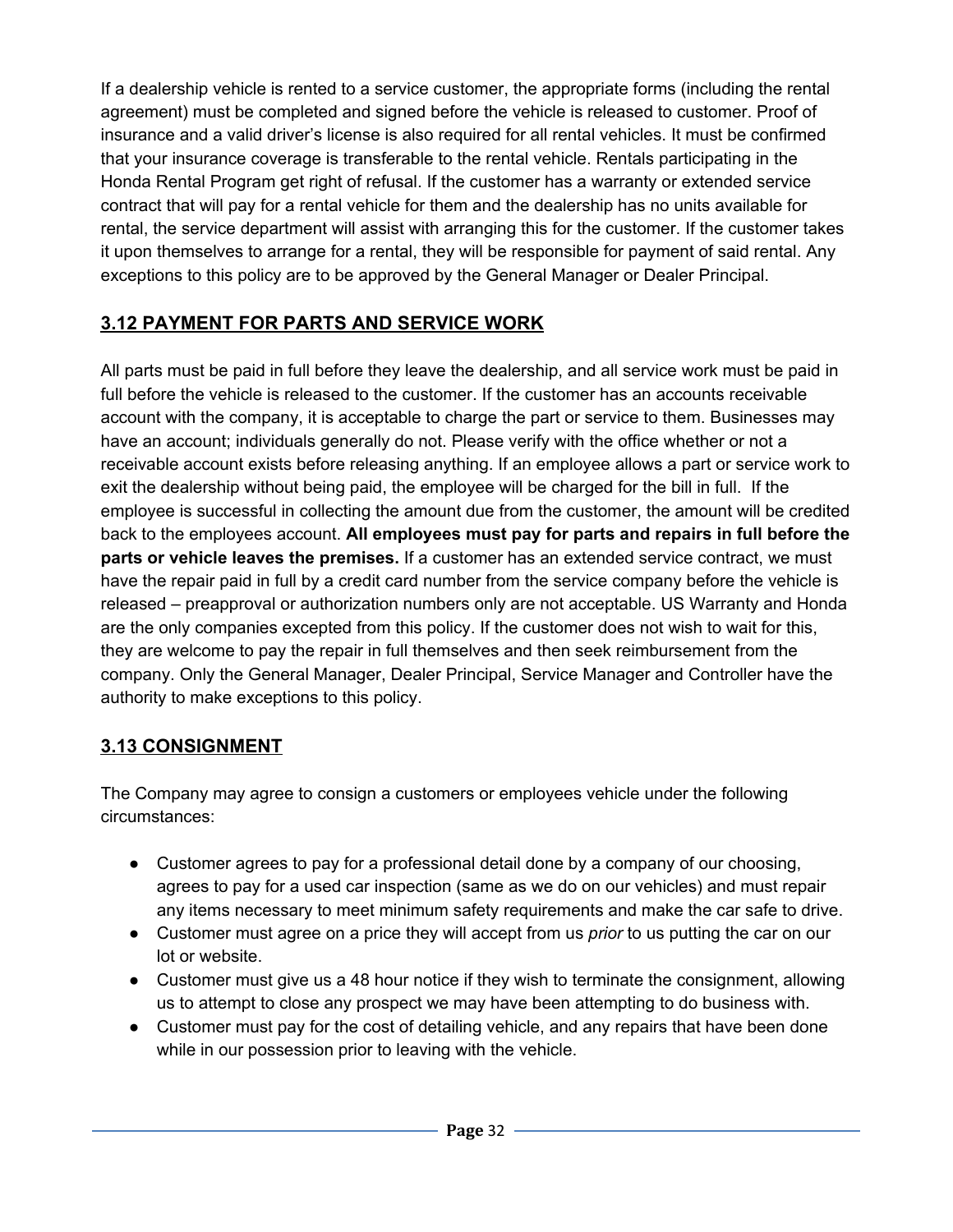If a dealership vehicle is rented to a service customer, the appropriate forms (including the rental agreement) must be completed and signed before the vehicle is released to customer. Proof of insurance and a valid driver's license is also required for all rental vehicles. It must be confirmed that your insurance coverage is transferable to the rental vehicle. Rentals participating in the Honda Rental Program get right of refusal. If the customer has a warranty or extended service contract that will pay for a rental vehicle for them and the dealership has no units available for rental, the service department will assist with arranging this for the customer. If the customer takes it upon themselves to arrange for a rental, they will be responsible for payment of said rental. Any exceptions to this policy are to be approved by the General Manager or Dealer Principal.

## 3.12 PAYMENT FOR PARTS AND SERVICE WORK

All parts must be paid in full before they leave the dealership, and all service work must be paid in full before the vehicle is released to the customer. If the customer has an accounts receivable account with the company, it is acceptable to charge the part or service to them. Businesses may have an account; individuals generally do not. Please verify with the office whether or not a receivable account exists before releasing anything. If an employee allows a part or service work to exit the dealership without being paid, the employee will be charged for the bill in full. If the employee is successful in collecting the amount due from the customer, the amount will be credited back to the employees account. **All employees must pay for parts and repairs in full before the parts or vehicle leaves the premises.** If a customer has an extended service contract, we must have the repair paid in full by a credit card number from the service company before the vehicle is released – preapproval or authorization numbers only are not acceptable. US Warranty and Honda are the only companies excepted from this policy. If the customer does not wish to wait for this, they are welcome to pay the repair in full themselves and then seek reimbursement from the company. Only the General Manager, Dealer Principal, Service Manager and Controller have the authority to make exceptions to this policy.

## 3.13 CONSIGNMENT

The Company may agree to consign a customers or employees vehicle under the following circumstances:

- Customer agrees to pay for a professional detail done by a company of our choosing, agrees to pay for a used car inspection (same as we do on our vehicles) and must repair any items necessary to meet minimum safety requirements and make the car safe to drive.
- Customer must agree on a price they will accept from us *prior* to us putting the car on our lot or website.
- Customer must give us a 48 hour notice if they wish to terminate the consignment, allowing us to attempt to close any prospect we may have been attempting to do business with.
- Customer must pay for the cost of detailing vehicle, and any repairs that have been done while in our possession prior to leaving with the vehicle.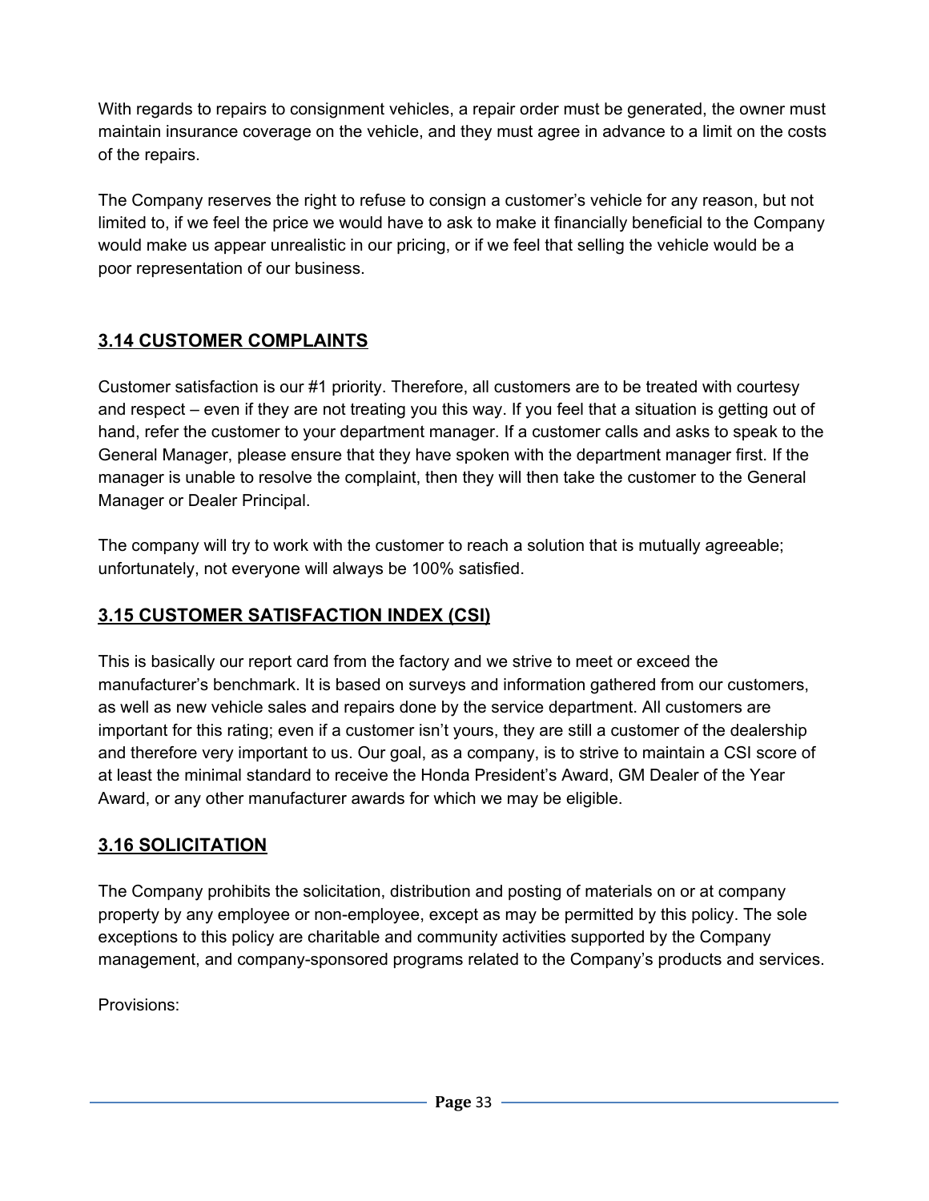With regards to repairs to consignment vehicles, a repair order must be generated, the owner must maintain insurance coverage on the vehicle, and they must agree in advance to a limit on the costs of the repairs.

The Company reserves the right to refuse to consign a customer's vehicle for any reason, but not limited to, if we feel the price we would have to ask to make it financially beneficial to the Company would make us appear unrealistic in our pricing, or if we feel that selling the vehicle would be a poor representation of our business.

## 3.14 CUSTOMER COMPLAINTS

Customer satisfaction is our #1 priority. Therefore, all customers are to be treated with courtesy and respect – even if they are not treating you this way. If you feel that a situation is getting out of hand, refer the customer to your department manager. If a customer calls and asks to speak to the General Manager, please ensure that they have spoken with the department manager first. If the manager is unable to resolve the complaint, then they will then take the customer to the General Manager or Dealer Principal.

The company will try to work with the customer to reach a solution that is mutually agreeable; unfortunately, not everyone will always be 100% satisfied.

## 3.15 CUSTOMER SATISFACTION INDEX (CSI)

This is basically our report card from the factory and we strive to meet or exceed the manufacturer's benchmark. It is based on surveys and information gathered from our customers, as well as new vehicle sales and repairs done by the service department. All customers are important for this rating; even if a customer isn't yours, they are still a customer of the dealership and therefore very important to us. Our goal, as a company, is to strive to maintain a CSI score of at least the minimal standard to receive the Honda President's Award, GM Dealer of the Year Award, or any other manufacturer awards for which we may be eligible.

## 3.16 SOLICITATION

The Company prohibits the solicitation, distribution and posting of materials on or at company property by any employee or non-employee, except as may be permitted by this policy. The sole exceptions to this policy are charitable and community activities supported by the Company management, and company-sponsored programs related to the Company's products and services.

Provisions: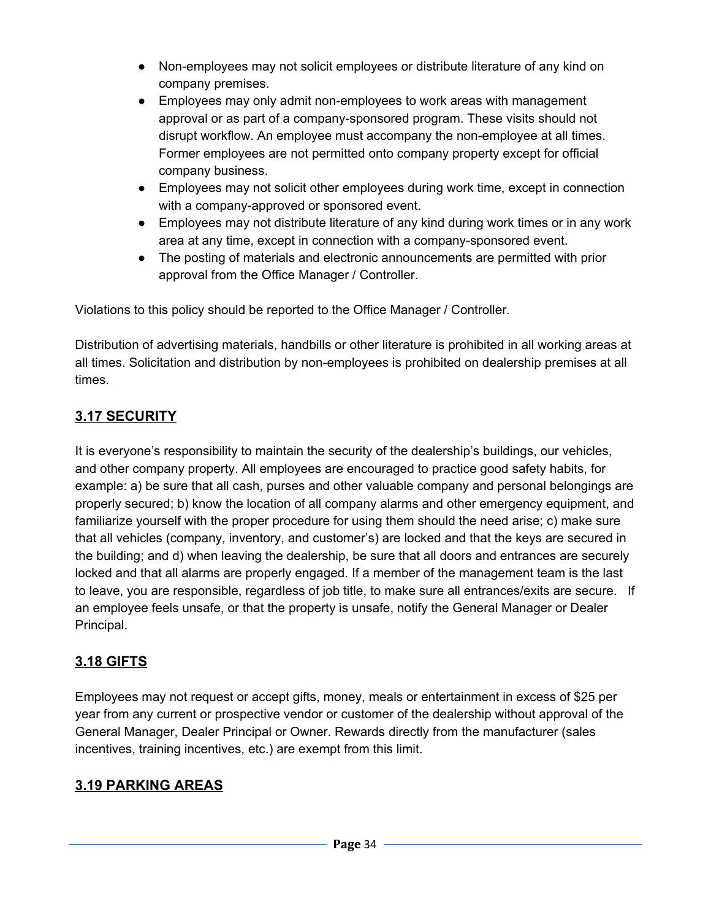- Non-employees may not solicit employees or distribute literature of any kind on company premises.
- Employees may only admit non-employees to work areas with management approval or as part of a company-sponsored program. These visits should not disrupt workflow. An employee must accompany the non-employee at all times. Former employees are not permitted onto company property except for official company business.
- Employees may not solicit other employees during work time, except in connection with a company-approved or sponsored event.
- Employees may not distribute literature of any kind during work times or in any work area at any time, except in connection with a company-sponsored event.
- The posting of materials and electronic announcements are permitted with prior approval from the Office Manager / Controller.

Violations to this policy should be reported to the Office Manager / Controller.

Distribution of advertising materials, handbills or other literature is prohibited in all working areas at all times. Solicitation and distribution by non-employees is prohibited on dealership premises at all times.

## 3.17 SECURITY

It is everyone's responsibility to maintain the security of the dealership's buildings, our vehicles, and other company property. All employees are encouraged to practice good safety habits, for example: a) be sure that all cash, purses and other valuable company and personal belongings are properly secured; b) know the location of all company alarms and other emergency equipment, and familiarize yourself with the proper procedure for using them should the need arise; c) make sure that all vehicles (company, inventory, and customer's) are locked and that the keys are secured in the building; and d) when leaving the dealership, be sure that all doors and entrances are securely locked and that all alarms are properly engaged. If a member of the management team is the last to leave, you are responsible, regardless of job title, to make sure all entrances/exits are secure. If an employee feels unsafe, or that the property is unsafe, notify the General Manager or Dealer Principal.

## 3.18 GIFTS

Employees may not request or accept gifts, money, meals or entertainment in excess of $25 per year from any current or prospective vendor or customer of the dealership without approval of the General Manager, Dealer Principal or Owner. Rewards directly from the manufacturer (sales incentives, training incentives, etc.) are exempt from this limit.

## 3.19 PARKING AREAS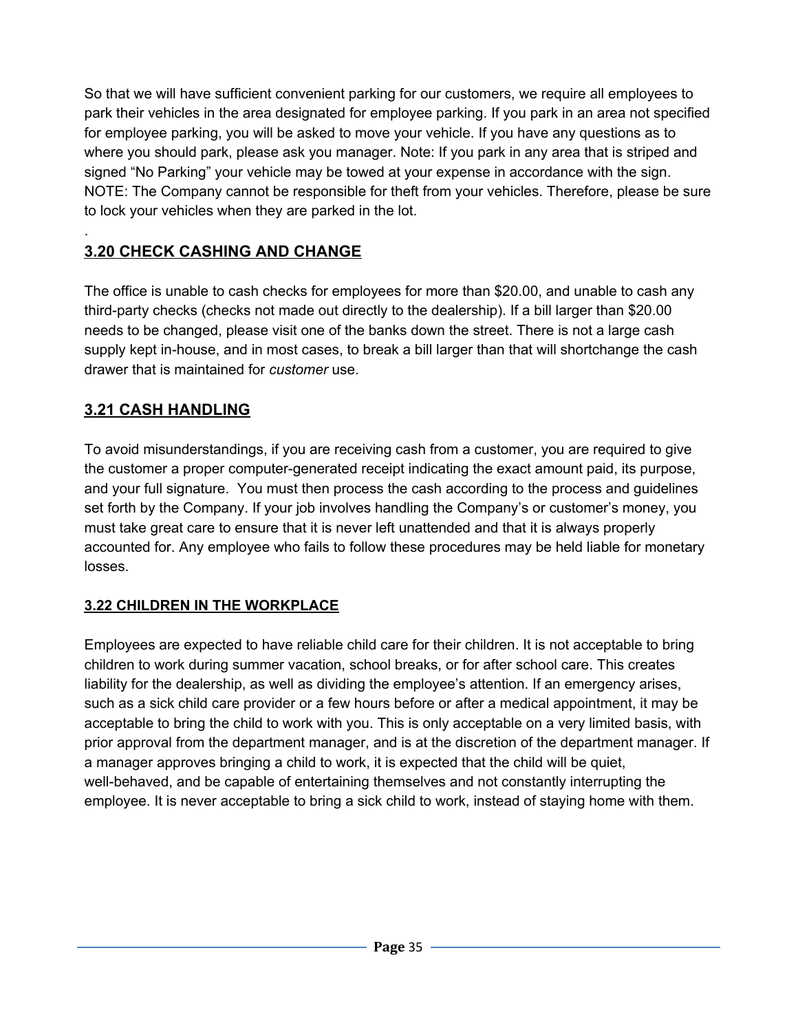So that we will have sufficient convenient parking for our customers, we require all employees to park their vehicles in the area designated for employee parking. If you park in an area not specified for employee parking, you will be asked to move your vehicle. If you have any questions as to where you should park, please ask you manager. Note: If you park in any area that is striped and signed "No Parking" your vehicle may be towed at your expense in accordance with the sign. NOTE: The Company cannot be responsible for theft from your vehicles. Therefore, please be sure to lock your vehicles when they are parked in the lot.

.

## 3.20 CHECK CASHING AND CHANGE

The office is unable to cash checks for employees for more than $20.00, and unable to cash any third-party checks (checks not made out directly to the dealership). If a bill larger than $20.00 needs to be changed, please visit one of the banks down the street. There is not a large cash supply kept in-house, and in most cases, to break a bill larger than that will shortchange the cash drawer that is maintained for *customer* use.

## 3.21 CASH HANDLING

To avoid misunderstandings, if you are receiving cash from a customer, you are required to give the customer a proper computer-generated receipt indicating the exact amount paid, its purpose, and your full signature. You must then process the cash according to the process and guidelines set forth by the Company. If your job involves handling the Company's or customer's money, you must take great care to ensure that it is never left unattended and that it is always properly accounted for. Any employee who fails to follow these procedures may be held liable for monetary losses.

### 3.22 CHILDREN IN THE WORKPLACE

Employees are expected to have reliable child care for their children. It is not acceptable to bring children to work during summer vacation, school breaks, or for after school care. This creates liability for the dealership, as well as dividing the employee's attention. If an emergency arises, such as a sick child care provider or a few hours before or after a medical appointment, it may be acceptable to bring the child to work with you. This is only acceptable on a very limited basis, with prior approval from the department manager, and is at the discretion of the department manager. If a manager approves bringing a child to work, it is expected that the child will be quiet, well-behaved, and be capable of entertaining themselves and not constantly interrupting the employee. It is never acceptable to bring a sick child to work, instead of staying home with them.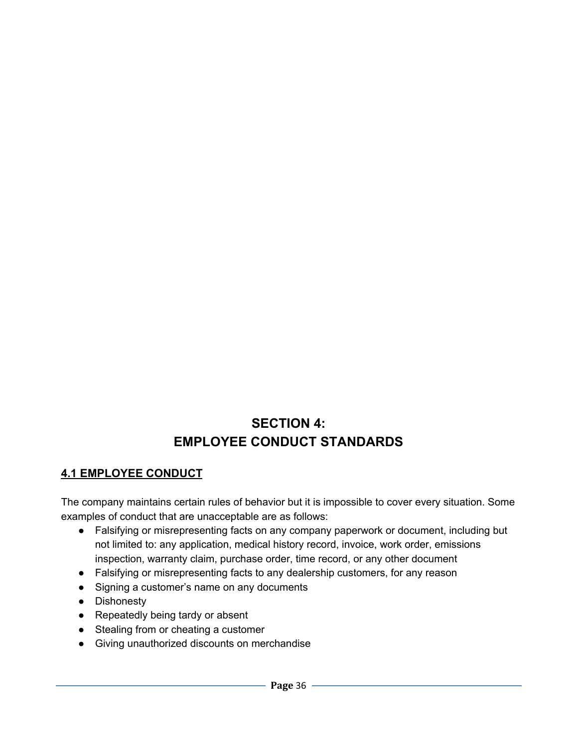# SECTION 4:
# EMPLOYEE CONDUCT STANDARDS

## 4.1 EMPLOYEE CONDUCT

The company maintains certain rules of behavior but it is impossible to cover every situation. Some examples of conduct that are unacceptable are as follows:

- Falsifying or misrepresenting facts on any company paperwork or document, including but not limited to: any application, medical history record, invoice, work order, emissions inspection, warranty claim, purchase order, time record, or any other document
- Falsifying or misrepresenting facts to any dealership customers, for any reason
- Signing a customer's name on any documents
- Dishonesty
- Repeatedly being tardy or absent
- Stealing from or cheating a customer
- Giving unauthorized discounts on merchandise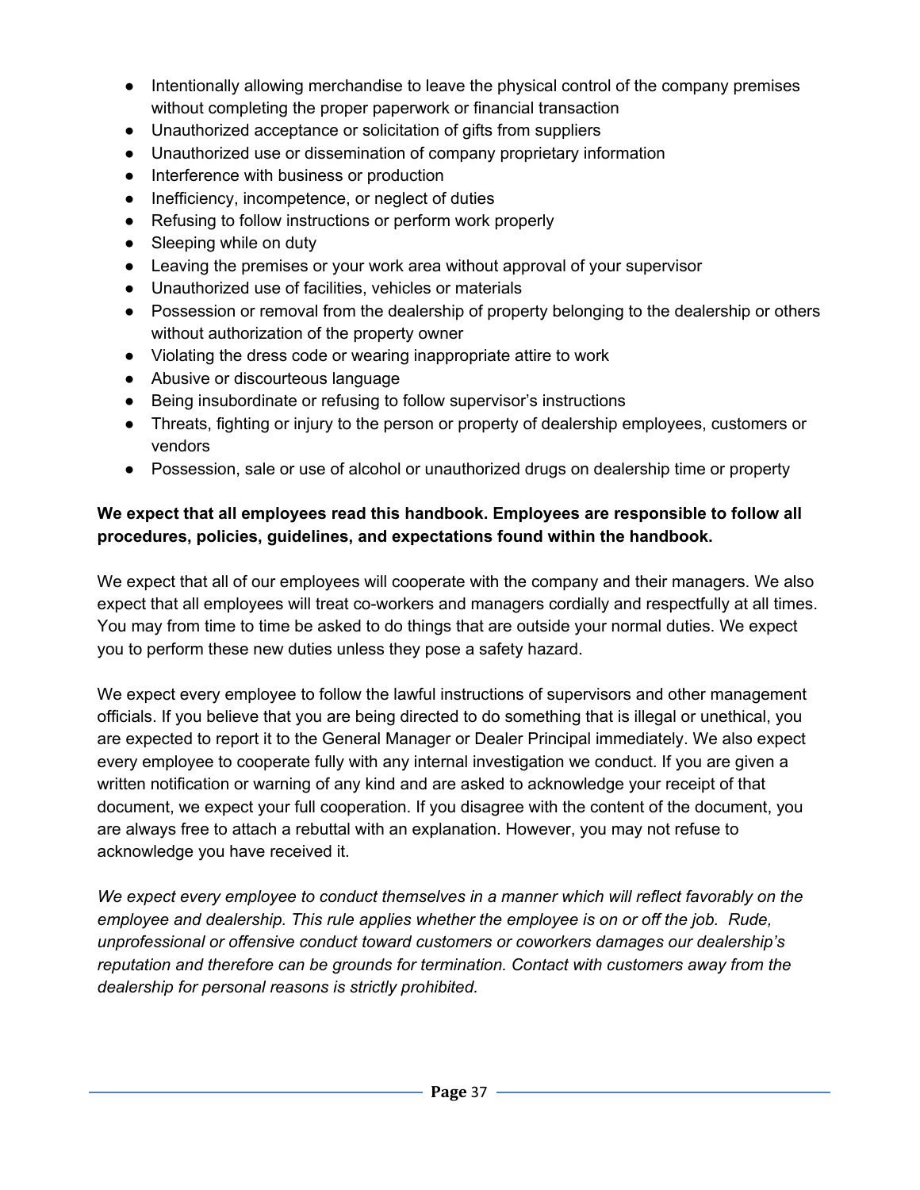- Intentionally allowing merchandise to leave the physical control of the company premises without completing the proper paperwork or financial transaction
- Unauthorized acceptance or solicitation of gifts from suppliers
- Unauthorized use or dissemination of company proprietary information
- Interference with business or production
- Inefficiency, incompetence, or neglect of duties
- Refusing to follow instructions or perform work properly
- Sleeping while on duty
- Leaving the premises or your work area without approval of your supervisor
- Unauthorized use of facilities, vehicles or materials
- Possession or removal from the dealership of property belonging to the dealership or others without authorization of the property owner
- Violating the dress code or wearing inappropriate attire to work
- Abusive or discourteous language
- Being insubordinate or refusing to follow supervisor's instructions
- Threats, fighting or injury to the person or property of dealership employees, customers or vendors
- Possession, sale or use of alcohol or unauthorized drugs on dealership time or property

**We expect that all employees read this handbook. Employees are responsible to follow all procedures, policies, guidelines, and expectations found within the handbook.**

We expect that all of our employees will cooperate with the company and their managers. We also expect that all employees will treat co-workers and managers cordially and respectfully at all times. You may from time to time be asked to do things that are outside your normal duties. We expect you to perform these new duties unless they pose a safety hazard.

We expect every employee to follow the lawful instructions of supervisors and other management officials. If you believe that you are being directed to do something that is illegal or unethical, you are expected to report it to the General Manager or Dealer Principal immediately. We also expect every employee to cooperate fully with any internal investigation we conduct. If you are given a written notification or warning of any kind and are asked to acknowledge your receipt of that document, we expect your full cooperation. If you disagree with the content of the document, you are always free to attach a rebuttal with an explanation. However, you may not refuse to acknowledge you have received it.

*We expect every employee to conduct themselves in a manner which will reflect favorably on the employee and dealership. This rule applies whether the employee is on or off the job. Rude, unprofessional or offensive conduct toward customers or coworkers damages our dealership's reputation and therefore can be grounds for termination. Contact with customers away from the dealership for personal reasons is strictly prohibited.*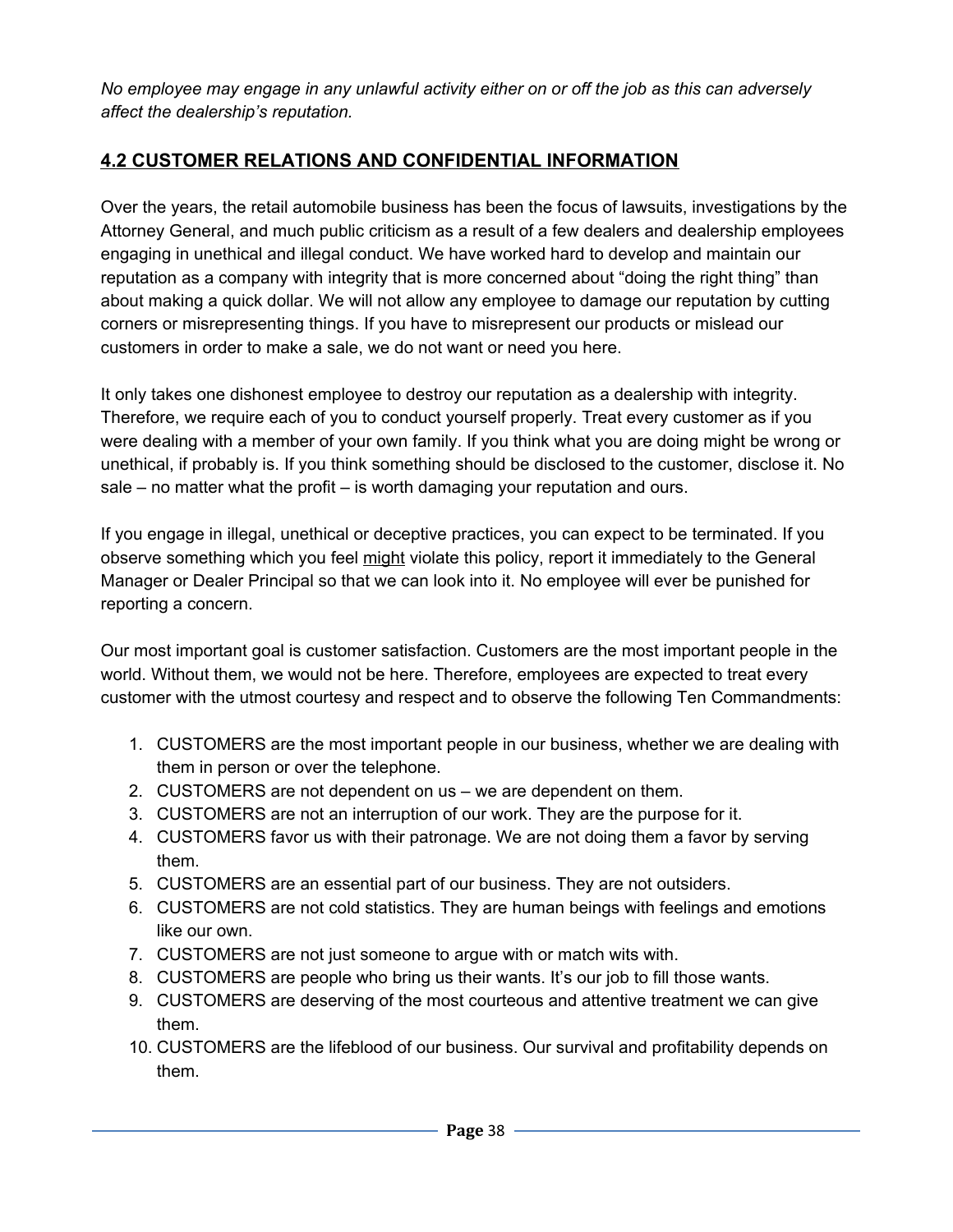*No employee may engage in any unlawful activity either on or off the job as this can adversely affect the dealership's reputation.*

## 4.2 CUSTOMER RELATIONS AND CONFIDENTIAL INFORMATION

Over the years, the retail automobile business has been the focus of lawsuits, investigations by the Attorney General, and much public criticism as a result of a few dealers and dealership employees engaging in unethical and illegal conduct. We have worked hard to develop and maintain our reputation as a company with integrity that is more concerned about "doing the right thing" than about making a quick dollar. We will not allow any employee to damage our reputation by cutting corners or misrepresenting things. If you have to misrepresent our products or mislead our customers in order to make a sale, we do not want or need you here.

It only takes one dishonest employee to destroy our reputation as a dealership with integrity. Therefore, we require each of you to conduct yourself properly. Treat every customer as if you were dealing with a member of your own family. If you think what you are doing might be wrong or unethical, if probably is. If you think something should be disclosed to the customer, disclose it. No sale – no matter what the profit – is worth damaging your reputation and ours.

If you engage in illegal, unethical or deceptive practices, you can expect to be terminated. If you observe something which you feel <u>might</u> violate this policy, report it immediately to the General Manager or Dealer Principal so that we can look into it. No employee will ever be punished for reporting a concern.

Our most important goal is customer satisfaction. Customers are the most important people in the world. Without them, we would not be here. Therefore, employees are expected to treat every customer with the utmost courtesy and respect and to observe the following Ten Commandments:

1. CUSTOMERS are the most important people in our business, whether we are dealing with them in person or over the telephone.
2. CUSTOMERS are not dependent on us – we are dependent on them.
3. CUSTOMERS are not an interruption of our work. They are the purpose for it.
4. CUSTOMERS favor us with their patronage. We are not doing them a favor by serving them.
5. CUSTOMERS are an essential part of our business. They are not outsiders.
6. CUSTOMERS are not cold statistics. They are human beings with feelings and emotions like our own.
7. CUSTOMERS are not just someone to argue with or match wits with.
8. CUSTOMERS are people who bring us their wants. It's our job to fill those wants.
9. CUSTOMERS are deserving of the most courteous and attentive treatment we can give them.
10. CUSTOMERS are the lifeblood of our business. Our survival and profitability depends on them.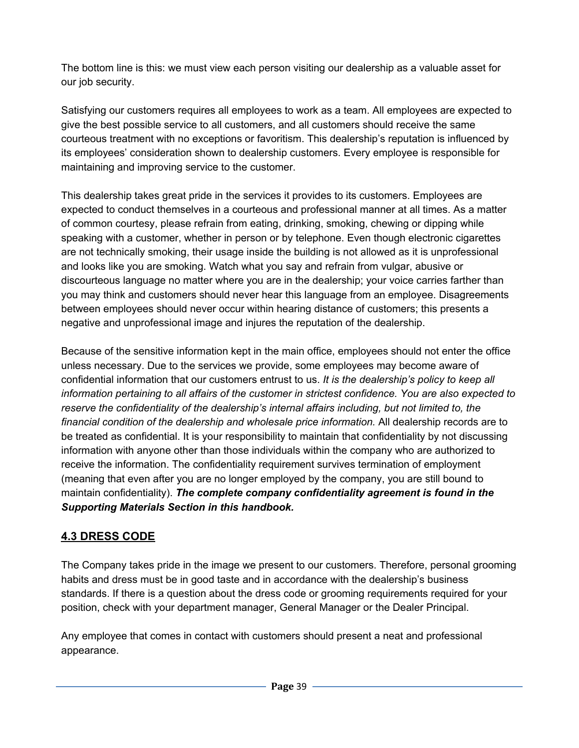The bottom line is this: we must view each person visiting our dealership as a valuable asset for our job security.

Satisfying our customers requires all employees to work as a team. All employees are expected to give the best possible service to all customers, and all customers should receive the same courteous treatment with no exceptions or favoritism. This dealership's reputation is influenced by its employees' consideration shown to dealership customers. Every employee is responsible for maintaining and improving service to the customer.

This dealership takes great pride in the services it provides to its customers. Employees are expected to conduct themselves in a courteous and professional manner at all times. As a matter of common courtesy, please refrain from eating, drinking, smoking, chewing or dipping while speaking with a customer, whether in person or by telephone. Even though electronic cigarettes are not technically smoking, their usage inside the building is not allowed as it is unprofessional and looks like you are smoking. Watch what you say and refrain from vulgar, abusive or discourteous language no matter where you are in the dealership; your voice carries farther than you may think and customers should never hear this language from an employee. Disagreements between employees should never occur within hearing distance of customers; this presents a negative and unprofessional image and injures the reputation of the dealership.

Because of the sensitive information kept in the main office, employees should not enter the office unless necessary. Due to the services we provide, some employees may become aware of confidential information that our customers entrust to us. *It is the dealership's policy to keep all information pertaining to all affairs of the customer in strictest confidence. You are also expected to reserve the confidentiality of the dealership's internal affairs including, but not limited to, the financial condition of the dealership and wholesale price information.* All dealership records are to be treated as confidential. It is your responsibility to maintain that confidentiality by not discussing information with anyone other than those individuals within the company who are authorized to receive the information. The confidentiality requirement survives termination of employment (meaning that even after you are no longer employed by the company, you are still bound to maintain confidentiality). ***The complete company confidentiality agreement is found in the Supporting Materials Section in this handbook.***

## 4.3 DRESS CODE

The Company takes pride in the image we present to our customers. Therefore, personal grooming habits and dress must be in good taste and in accordance with the dealership's business standards. If there is a question about the dress code or grooming requirements required for your position, check with your department manager, General Manager or the Dealer Principal.

Any employee that comes in contact with customers should present a neat and professional appearance.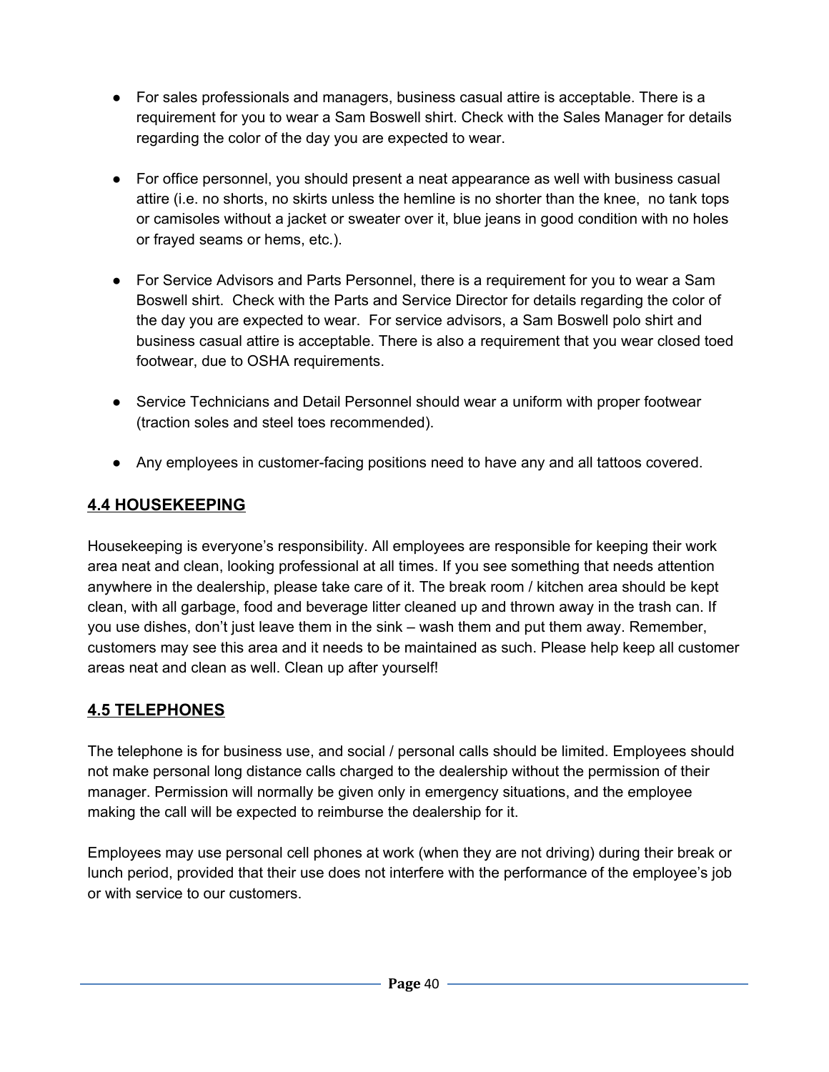- For sales professionals and managers, business casual attire is acceptable. There is a requirement for you to wear a Sam Boswell shirt. Check with the Sales Manager for details regarding the color of the day you are expected to wear.

- For office personnel, you should present a neat appearance as well with business casual attire (i.e. no shorts, no skirts unless the hemline is no shorter than the knee, no tank tops or camisoles without a jacket or sweater over it, blue jeans in good condition with no holes or frayed seams or hems, etc.).

- For Service Advisors and Parts Personnel, there is a requirement for you to wear a Sam Boswell shirt. Check with the Parts and Service Director for details regarding the color of the day you are expected to wear. For service advisors, a Sam Boswell polo shirt and business casual attire is acceptable. There is also a requirement that you wear closed toed footwear, due to OSHA requirements.

- Service Technicians and Detail Personnel should wear a uniform with proper footwear (traction soles and steel toes recommended).

- Any employees in customer-facing positions need to have any and all tattoos covered.

## 4.4 HOUSEKEEPING

Housekeeping is everyone's responsibility. All employees are responsible for keeping their work area neat and clean, looking professional at all times. If you see something that needs attention anywhere in the dealership, please take care of it. The break room / kitchen area should be kept clean, with all garbage, food and beverage litter cleaned up and thrown away in the trash can. If you use dishes, don't just leave them in the sink – wash them and put them away. Remember, customers may see this area and it needs to be maintained as such. Please help keep all customer areas neat and clean as well. Clean up after yourself!

## 4.5 TELEPHONES

The telephone is for business use, and social / personal calls should be limited. Employees should not make personal long distance calls charged to the dealership without the permission of their manager. Permission will normally be given only in emergency situations, and the employee making the call will be expected to reimburse the dealership for it.

Employees may use personal cell phones at work (when they are not driving) during their break or lunch period, provided that their use does not interfere with the performance of the employee's job or with service to our customers.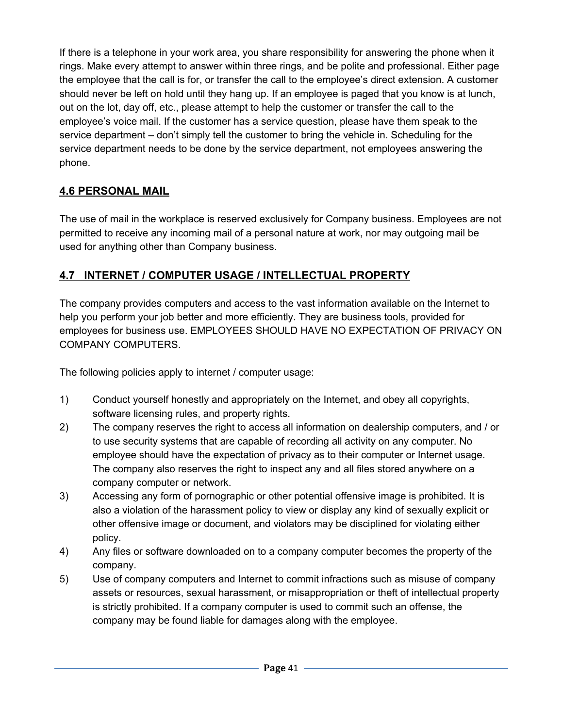If there is a telephone in your work area, you share responsibility for answering the phone when it rings. Make every attempt to answer within three rings, and be polite and professional. Either page the employee that the call is for, or transfer the call to the employee's direct extension. A customer should never be left on hold until they hang up. If an employee is paged that you know is at lunch, out on the lot, day off, etc., please attempt to help the customer or transfer the call to the employee's voice mail. If the customer has a service question, please have them speak to the service department – don't simply tell the customer to bring the vehicle in. Scheduling for the service department needs to be done by the service department, not employees answering the phone.

## 4.6 PERSONAL MAIL

The use of mail in the workplace is reserved exclusively for Company business. Employees are not permitted to receive any incoming mail of a personal nature at work, nor may outgoing mail be used for anything other than Company business.

## 4.7 INTERNET / COMPUTER USAGE / INTELLECTUAL PROPERTY

The company provides computers and access to the vast information available on the Internet to help you perform your job better and more efficiently. They are business tools, provided for employees for business use. EMPLOYEES SHOULD HAVE NO EXPECTATION OF PRIVACY ON COMPANY COMPUTERS.

The following policies apply to internet / computer usage:

1) Conduct yourself honestly and appropriately on the Internet, and obey all copyrights, software licensing rules, and property rights.
2) The company reserves the right to access all information on dealership computers, and / or to use security systems that are capable of recording all activity on any computer. No employee should have the expectation of privacy as to their computer or Internet usage. The company also reserves the right to inspect any and all files stored anywhere on a company computer or network.
3) Accessing any form of pornographic or other potential offensive image is prohibited. It is also a violation of the harassment policy to view or display any kind of sexually explicit or other offensive image or document, and violators may be disciplined for violating either policy.
4) Any files or software downloaded on to a company computer becomes the property of the company.
5) Use of company computers and Internet to commit infractions such as misuse of company assets or resources, sexual harassment, or misappropriation or theft of intellectual property is strictly prohibited. If a company computer is used to commit such an offense, the company may be found liable for damages along with the employee.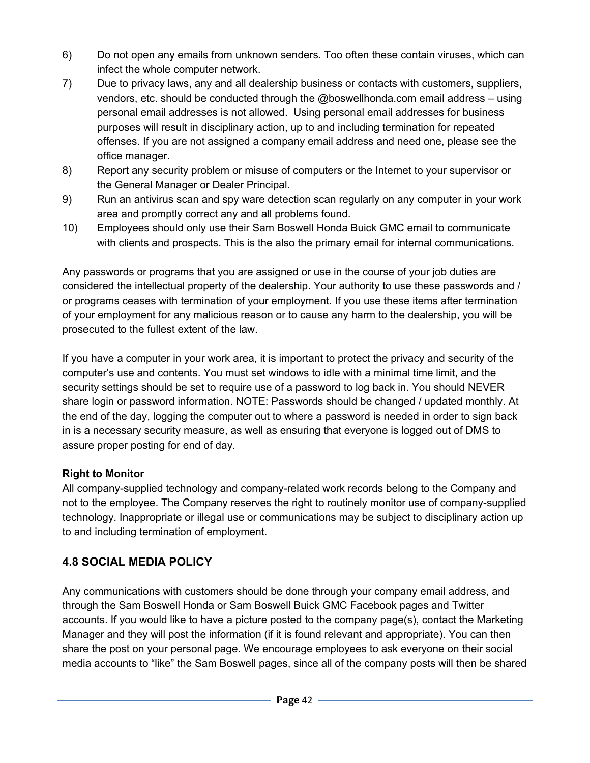6) Do not open any emails from unknown senders. Too often these contain viruses, which can infect the whole computer network.
7) Due to privacy laws, any and all dealership business or contacts with customers, suppliers, vendors, etc. should be conducted through the @boswellhonda.com email address – using personal email addresses is not allowed. Using personal email addresses for business purposes will result in disciplinary action, up to and including termination for repeated offenses. If you are not assigned a company email address and need one, please see the office manager.
8) Report any security problem or misuse of computers or the Internet to your supervisor or the General Manager or Dealer Principal.
9) Run an antivirus scan and spy ware detection scan regularly on any computer in your work area and promptly correct any and all problems found.
10) Employees should only use their Sam Boswell Honda Buick GMC email to communicate with clients and prospects. This is the also the primary email for internal communications.

Any passwords or programs that you are assigned or use in the course of your job duties are considered the intellectual property of the dealership. Your authority to use these passwords and / or programs ceases with termination of your employment. If you use these items after termination of your employment for any malicious reason or to cause any harm to the dealership, you will be prosecuted to the fullest extent of the law.

If you have a computer in your work area, it is important to protect the privacy and security of the computer's use and contents. You must set windows to idle with a minimal time limit, and the security settings should be set to require use of a password to log back in. You should NEVER share login or password information. NOTE: Passwords should be changed / updated monthly. At the end of the day, logging the computer out to where a password is needed in order to sign back in is a necessary security measure, as well as ensuring that everyone is logged out of DMS to assure proper posting for end of day.

**Right to Monitor**

All company-supplied technology and company-related work records belong to the Company and not to the employee. The Company reserves the right to routinely monitor use of company-supplied technology. Inappropriate or illegal use or communications may be subject to disciplinary action up to and including termination of employment.

## 4.8 SOCIAL MEDIA POLICY

Any communications with customers should be done through your company email address, and through the Sam Boswell Honda or Sam Boswell Buick GMC Facebook pages and Twitter accounts. If you would like to have a picture posted to the company page(s), contact the Marketing Manager and they will post the information (if it is found relevant and appropriate). You can then share the post on your personal page. We encourage employees to ask everyone on their social media accounts to "like" the Sam Boswell pages, since all of the company posts will then be shared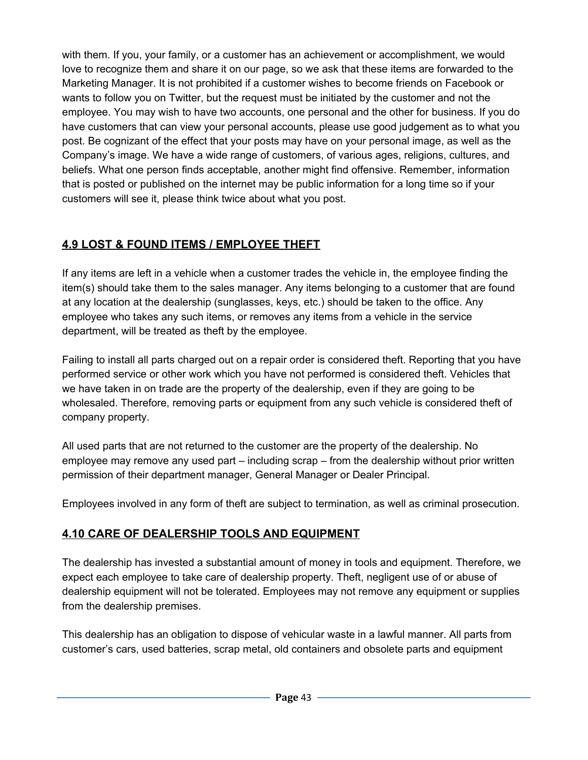with them. If you, your family, or a customer has an achievement or accomplishment, we would love to recognize them and share it on our page, so we ask that these items are forwarded to the Marketing Manager. It is not prohibited if a customer wishes to become friends on Facebook or wants to follow you on Twitter, but the request must be initiated by the customer and not the employee. You may wish to have two accounts, one personal and the other for business. If you do have customers that can view your personal accounts, please use good judgement as to what you post. Be cognizant of the effect that your posts may have on your personal image, as well as the Company's image. We have a wide range of customers, of various ages, religions, cultures, and beliefs. What one person finds acceptable, another might find offensive. Remember, information that is posted or published on the internet may be public information for a long time so if your customers will see it, please think twice about what you post.

## 4.9 LOST & FOUND ITEMS / EMPLOYEE THEFT

If any items are left in a vehicle when a customer trades the vehicle in, the employee finding the item(s) should take them to the sales manager. Any items belonging to a customer that are found at any location at the dealership (sunglasses, keys, etc.) should be taken to the office. Any employee who takes any such items, or removes any items from a vehicle in the service department, will be treated as theft by the employee.

Failing to install all parts charged out on a repair order is considered theft. Reporting that you have performed service or other work which you have not performed is considered theft. Vehicles that we have taken in on trade are the property of the dealership, even if they are going to be wholesaled. Therefore, removing parts or equipment from any such vehicle is considered theft of company property.

All used parts that are not returned to the customer are the property of the dealership. No employee may remove any used part – including scrap – from the dealership without prior written permission of their department manager, General Manager or Dealer Principal.

Employees involved in any form of theft are subject to termination, as well as criminal prosecution.

## 4.10 CARE OF DEALERSHIP TOOLS AND EQUIPMENT

The dealership has invested a substantial amount of money in tools and equipment. Therefore, we expect each employee to take care of dealership property. Theft, negligent use of or abuse of dealership equipment will not be tolerated. Employees may not remove any equipment or supplies from the dealership premises.

This dealership has an obligation to dispose of vehicular waste in a lawful manner. All parts from customer's cars, used batteries, scrap metal, old containers and obsolete parts and equipment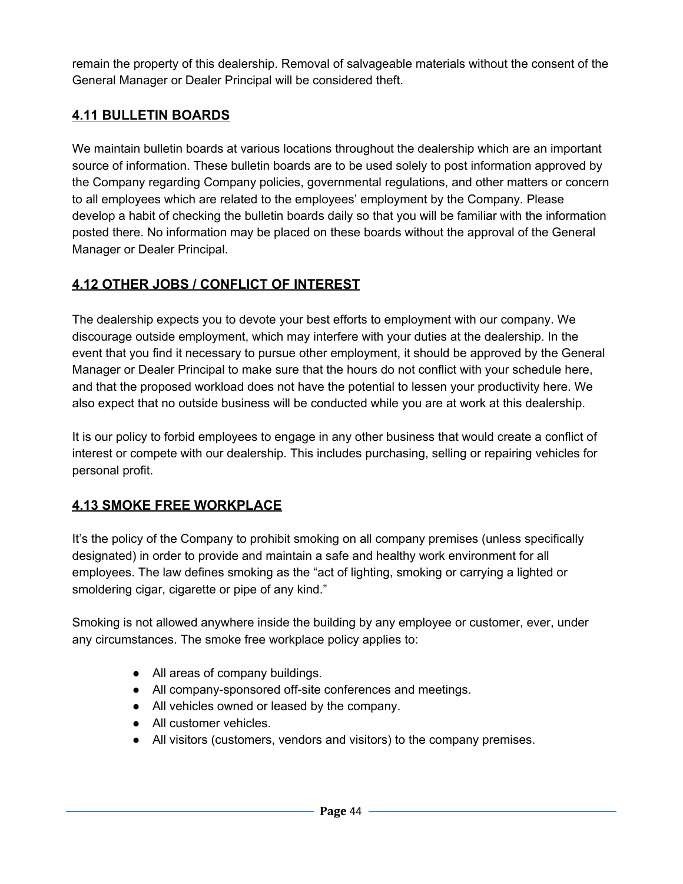remain the property of this dealership. Removal of salvageable materials without the consent of the General Manager or Dealer Principal will be considered theft.

## **4.11 BULLETIN BOARDS**

We maintain bulletin boards at various locations throughout the dealership which are an important source of information. These bulletin boards are to be used solely to post information approved by the Company regarding Company policies, governmental regulations, and other matters or concern to all employees which are related to the employees' employment by the Company. Please develop a habit of checking the bulletin boards daily so that you will be familiar with the information posted there. No information may be placed on these boards without the approval of the General Manager or Dealer Principal.

## **4.12 OTHER JOBS / CONFLICT OF INTEREST**

The dealership expects you to devote your best efforts to employment with our company. We discourage outside employment, which may interfere with your duties at the dealership. In the event that you find it necessary to pursue other employment, it should be approved by the General Manager or Dealer Principal to make sure that the hours do not conflict with your schedule here, and that the proposed workload does not have the potential to lessen your productivity here. We also expect that no outside business will be conducted while you are at work at this dealership.

It is our policy to forbid employees to engage in any other business that would create a conflict of interest or compete with our dealership. This includes purchasing, selling or repairing vehicles for personal profit.

## **4.13 SMOKE FREE WORKPLACE**

It's the policy of the Company to prohibit smoking on all company premises (unless specifically designated) in order to provide and maintain a safe and healthy work environment for all employees. The law defines smoking as the "act of lighting, smoking or carrying a lighted or smoldering cigar, cigarette or pipe of any kind."

Smoking is not allowed anywhere inside the building by any employee or customer, ever, under any circumstances. The smoke free workplace policy applies to:

- All areas of company buildings.
- All company-sponsored off-site conferences and meetings.
- All vehicles owned or leased by the company.
- All customer vehicles.
- All visitors (customers, vendors and visitors) to the company premises.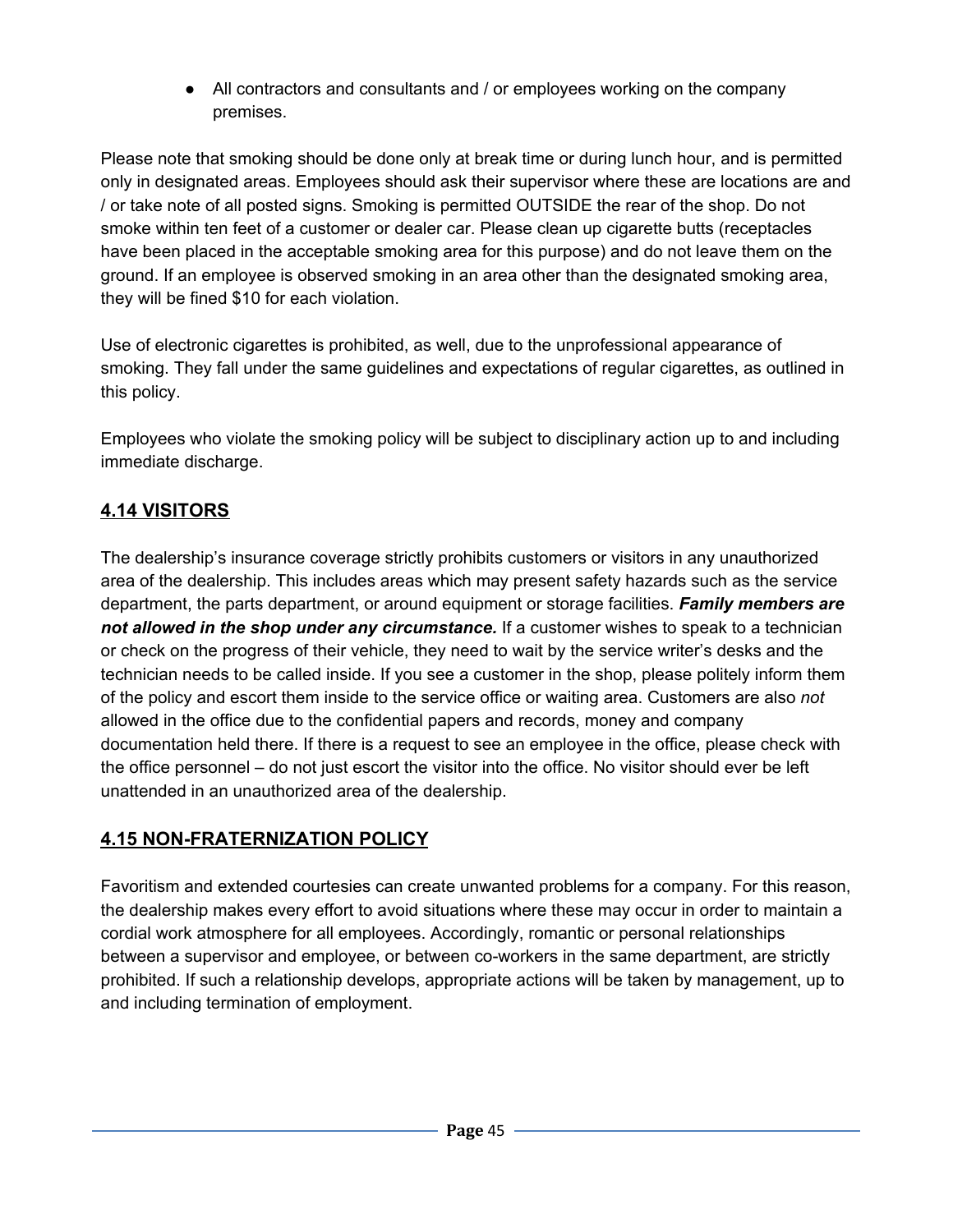- All contractors and consultants and / or employees working on the company premises.

Please note that smoking should be done only at break time or during lunch hour, and is permitted only in designated areas. Employees should ask their supervisor where these are locations are and / or take note of all posted signs. Smoking is permitted OUTSIDE the rear of the shop. Do not smoke within ten feet of a customer or dealer car. Please clean up cigarette butts (receptacles have been placed in the acceptable smoking area for this purpose) and do not leave them on the ground. If an employee is observed smoking in an area other than the designated smoking area, they will be fined $10 for each violation.

Use of electronic cigarettes is prohibited, as well, due to the unprofessional appearance of smoking. They fall under the same guidelines and expectations of regular cigarettes, as outlined in this policy.

Employees who violate the smoking policy will be subject to disciplinary action up to and including immediate discharge.

## 4.14 VISITORS

The dealership's insurance coverage strictly prohibits customers or visitors in any unauthorized area of the dealership. This includes areas which may present safety hazards such as the service department, the parts department, or around equipment or storage facilities. ***Family members are not allowed in the shop under any circumstance.*** If a customer wishes to speak to a technician or check on the progress of their vehicle, they need to wait by the service writer's desks and the technician needs to be called inside. If you see a customer in the shop, please politely inform them of the policy and escort them inside to the service office or waiting area. Customers are also *not* allowed in the office due to the confidential papers and records, money and company documentation held there. If there is a request to see an employee in the office, please check with the office personnel – do not just escort the visitor into the office. No visitor should ever be left unattended in an unauthorized area of the dealership.

## 4.15 NON-FRATERNIZATION POLICY

Favoritism and extended courtesies can create unwanted problems for a company. For this reason, the dealership makes every effort to avoid situations where these may occur in order to maintain a cordial work atmosphere for all employees. Accordingly, romantic or personal relationships between a supervisor and employee, or between co-workers in the same department, are strictly prohibited. If such a relationship develops, appropriate actions will be taken by management, up to and including termination of employment.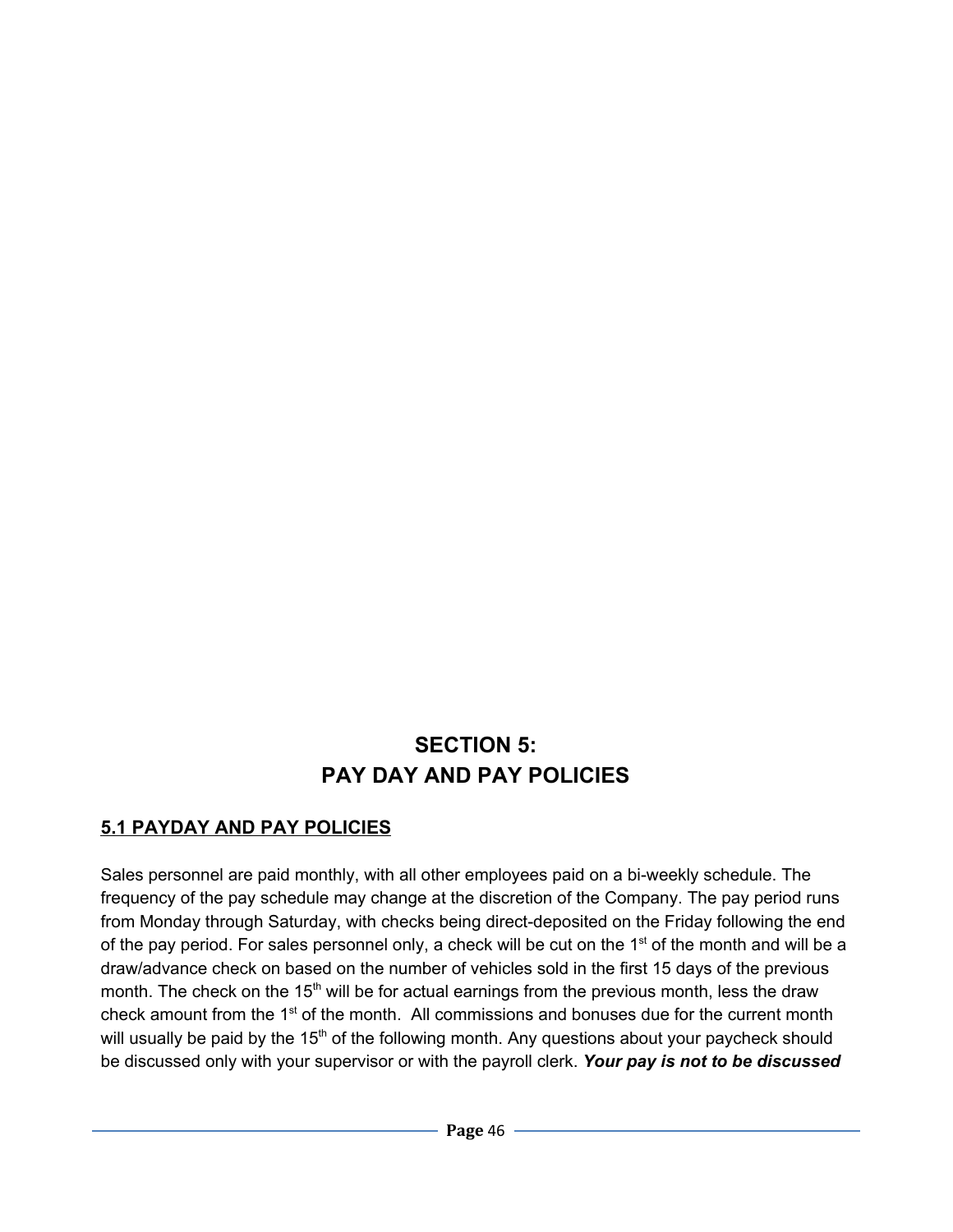# SECTION 5: PAY DAY AND PAY POLICIES

## 5.1 PAYDAY AND PAY POLICIES

Sales personnel are paid monthly, with all other employees paid on a bi-weekly schedule. The frequency of the pay schedule may change at the discretion of the Company. The pay period runs from Monday through Saturday, with checks being direct-deposited on the Friday following the end of the pay period. For sales personnel only, a check will be cut on the 1st of the month and will be a draw/advance check on based on the number of vehicles sold in the first 15 days of the previous month. The check on the 15th will be for actual earnings from the previous month, less the draw check amount from the 1st of the month. All commissions and bonuses due for the current month will usually be paid by the 15th of the following month. Any questions about your paycheck should be discussed only with your supervisor or with the payroll clerk. ***Your pay is not to be discussed***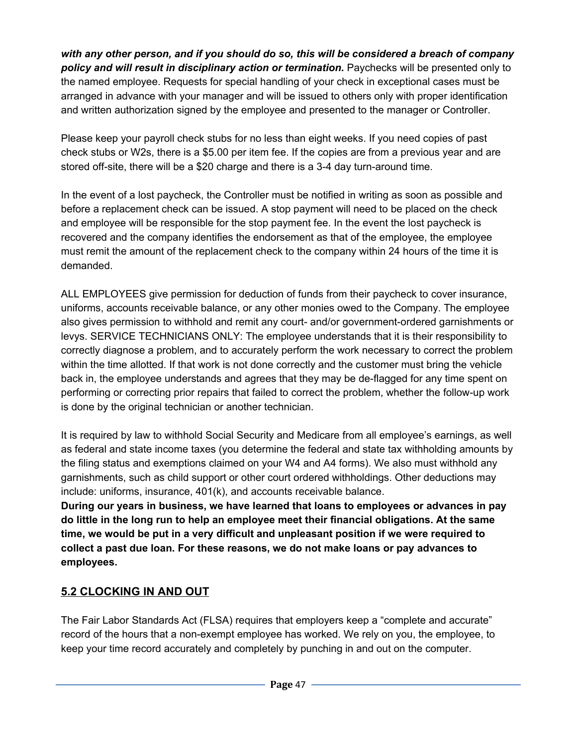***with any other person, and if you should do so, this will be considered a breach of company policy and will result in disciplinary action or termination.*** Paychecks will be presented only to the named employee. Requests for special handling of your check in exceptional cases must be arranged in advance with your manager and will be issued to others only with proper identification and written authorization signed by the employee and presented to the manager or Controller.

Please keep your payroll check stubs for no less than eight weeks. If you need copies of past check stubs or W2s, there is a $5.00 per item fee. If the copies are from a previous year and are stored off-site, there will be a $20 charge and there is a 3-4 day turn-around time.

In the event of a lost paycheck, the Controller must be notified in writing as soon as possible and before a replacement check can be issued. A stop payment will need to be placed on the check and employee will be responsible for the stop payment fee. In the event the lost paycheck is recovered and the company identifies the endorsement as that of the employee, the employee must remit the amount of the replacement check to the company within 24 hours of the time it is demanded.

ALL EMPLOYEES give permission for deduction of funds from their paycheck to cover insurance, uniforms, accounts receivable balance, or any other monies owed to the Company. The employee also gives permission to withhold and remit any court- and/or government-ordered garnishments or levys. SERVICE TECHNICIANS ONLY: The employee understands that it is their responsibility to correctly diagnose a problem, and to accurately perform the work necessary to correct the problem within the time allotted. If that work is not done correctly and the customer must bring the vehicle back in, the employee understands and agrees that they may be de-flagged for any time spent on performing or correcting prior repairs that failed to correct the problem, whether the follow-up work is done by the original technician or another technician.

It is required by law to withhold Social Security and Medicare from all employee's earnings, as well as federal and state income taxes (you determine the federal and state tax withholding amounts by the filing status and exemptions claimed on your W4 and A4 forms). We also must withhold any garnishments, such as child support or other court ordered withholdings. Other deductions may include: uniforms, insurance, 401(k), and accounts receivable balance.

**During our years in business, we have learned that loans to employees or advances in pay do little in the long run to help an employee meet their financial obligations. At the same time, we would be put in a very difficult and unpleasant position if we were required to collect a past due loan. For these reasons, we do not make loans or pay advances to employees.**

## 5.2 CLOCKING IN AND OUT

The Fair Labor Standards Act (FLSA) requires that employers keep a "complete and accurate" record of the hours that a non-exempt employee has worked. We rely on you, the employee, to keep your time record accurately and completely by punching in and out on the computer.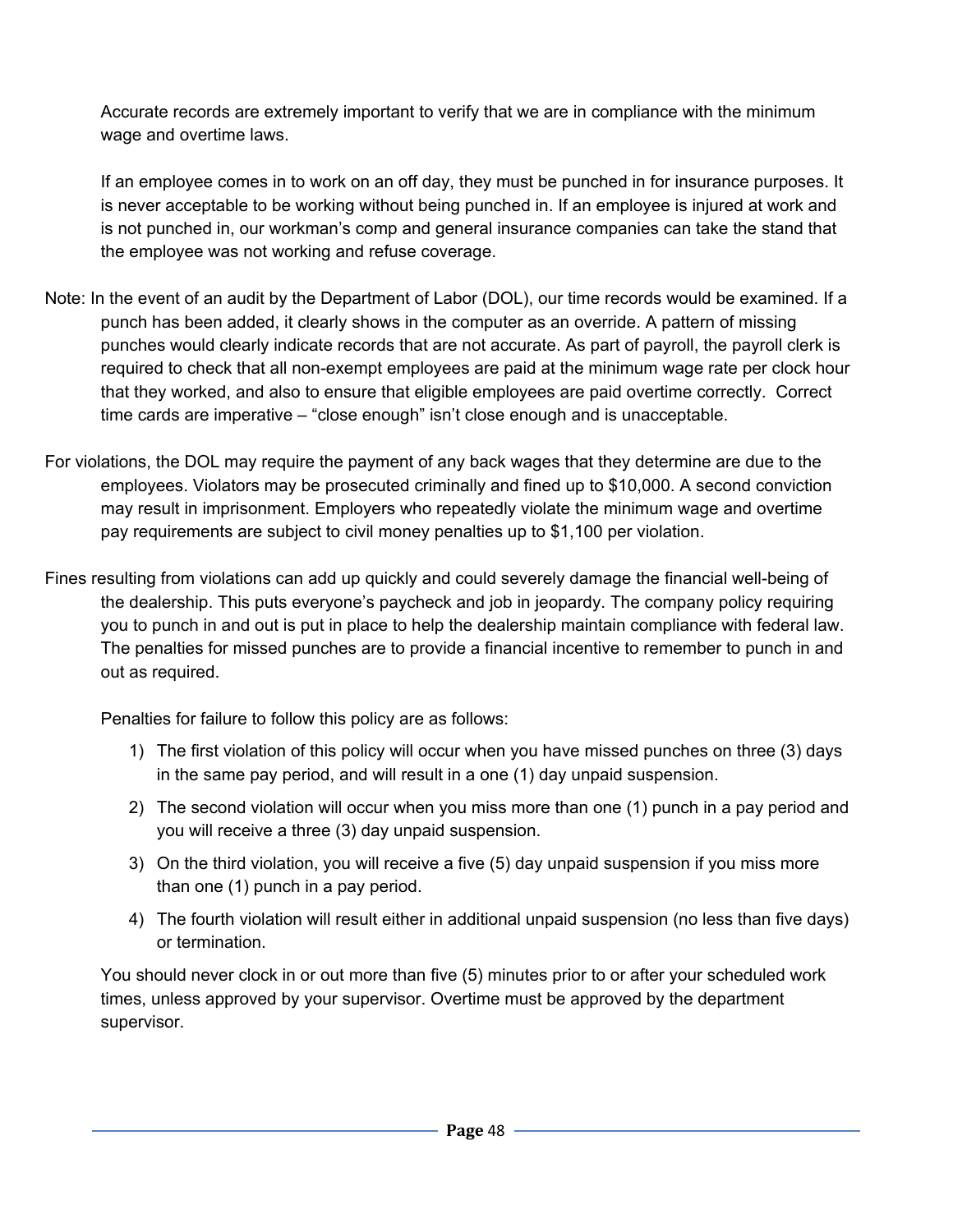Accurate records are extremely important to verify that we are in compliance with the minimum wage and overtime laws.

If an employee comes in to work on an off day, they must be punched in for insurance purposes. It is never acceptable to be working without being punched in. If an employee is injured at work and is not punched in, our workman's comp and general insurance companies can take the stand that the employee was not working and refuse coverage.

Note: In the event of an audit by the Department of Labor (DOL), our time records would be examined. If a punch has been added, it clearly shows in the computer as an override. A pattern of missing punches would clearly indicate records that are not accurate. As part of payroll, the payroll clerk is required to check that all non-exempt employees are paid at the minimum wage rate per clock hour that they worked, and also to ensure that eligible employees are paid overtime correctly. Correct time cards are imperative – "close enough" isn't close enough and is unacceptable.

For violations, the DOL may require the payment of any back wages that they determine are due to the employees. Violators may be prosecuted criminally and fined up to $10,000. A second conviction may result in imprisonment. Employers who repeatedly violate the minimum wage and overtime pay requirements are subject to civil money penalties up to $1,100 per violation.

Fines resulting from violations can add up quickly and could severely damage the financial well-being of the dealership. This puts everyone's paycheck and job in jeopardy. The company policy requiring you to punch in and out is put in place to help the dealership maintain compliance with federal law. The penalties for missed punches are to provide a financial incentive to remember to punch in and out as required.

Penalties for failure to follow this policy are as follows:

1) The first violation of this policy will occur when you have missed punches on three (3) days in the same pay period, and will result in a one (1) day unpaid suspension.
2) The second violation will occur when you miss more than one (1) punch in a pay period and you will receive a three (3) day unpaid suspension.
3) On the third violation, you will receive a five (5) day unpaid suspension if you miss more than one (1) punch in a pay period.
4) The fourth violation will result either in additional unpaid suspension (no less than five days) or termination.

You should never clock in or out more than five (5) minutes prior to or after your scheduled work times, unless approved by your supervisor. Overtime must be approved by the department supervisor.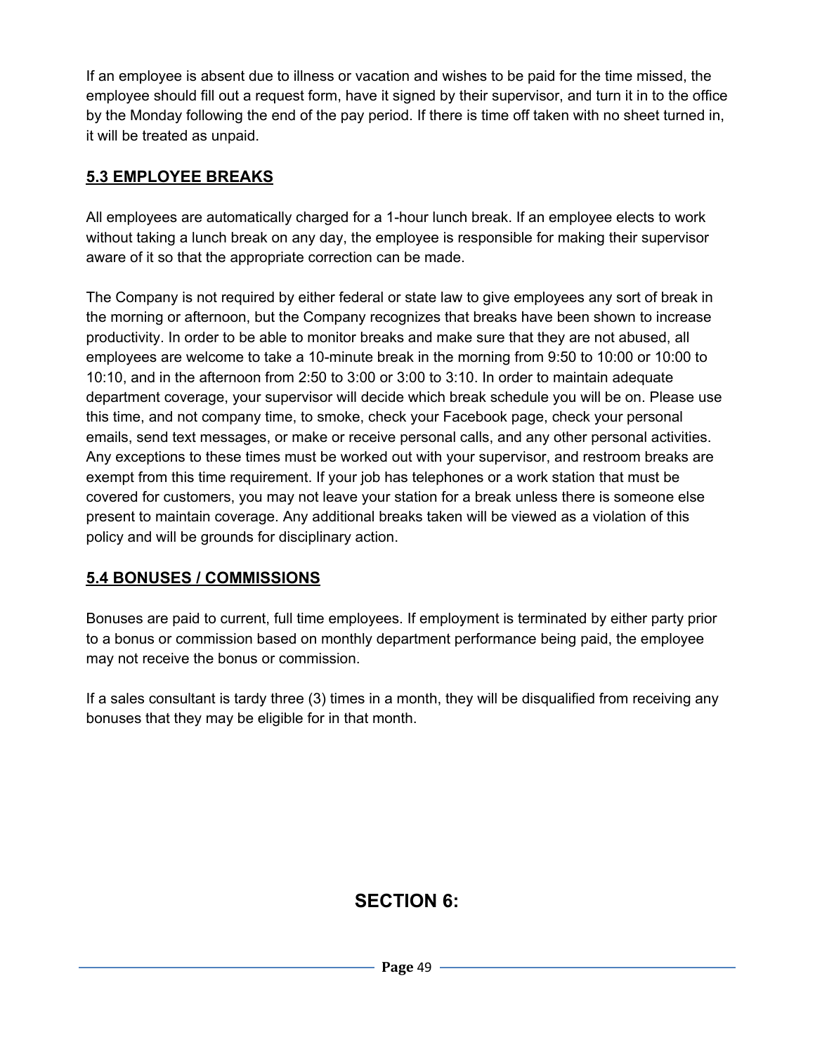If an employee is absent due to illness or vacation and wishes to be paid for the time missed, the employee should fill out a request form, have it signed by their supervisor, and turn it in to the office by the Monday following the end of the pay period. If there is time off taken with no sheet turned in, it will be treated as unpaid.

## 5.3 EMPLOYEE BREAKS

All employees are automatically charged for a 1-hour lunch break. If an employee elects to work without taking a lunch break on any day, the employee is responsible for making their supervisor aware of it so that the appropriate correction can be made.

The Company is not required by either federal or state law to give employees any sort of break in the morning or afternoon, but the Company recognizes that breaks have been shown to increase productivity. In order to be able to monitor breaks and make sure that they are not abused, all employees are welcome to take a 10-minute break in the morning from 9:50 to 10:00 or 10:00 to 10:10, and in the afternoon from 2:50 to 3:00 or 3:00 to 3:10. In order to maintain adequate department coverage, your supervisor will decide which break schedule you will be on. Please use this time, and not company time, to smoke, check your Facebook page, check your personal emails, send text messages, or make or receive personal calls, and any other personal activities. Any exceptions to these times must be worked out with your supervisor, and restroom breaks are exempt from this time requirement. If your job has telephones or a work station that must be covered for customers, you may not leave your station for a break unless there is someone else present to maintain coverage. Any additional breaks taken will be viewed as a violation of this policy and will be grounds for disciplinary action.

## 5.4 BONUSES / COMMISSIONS

Bonuses are paid to current, full time employees. If employment is terminated by either party prior to a bonus or commission based on monthly department performance being paid, the employee may not receive the bonus or commission.

If a sales consultant is tardy three (3) times in a month, they will be disqualified from receiving any bonuses that they may be eligible for in that month.

# SECTION 6: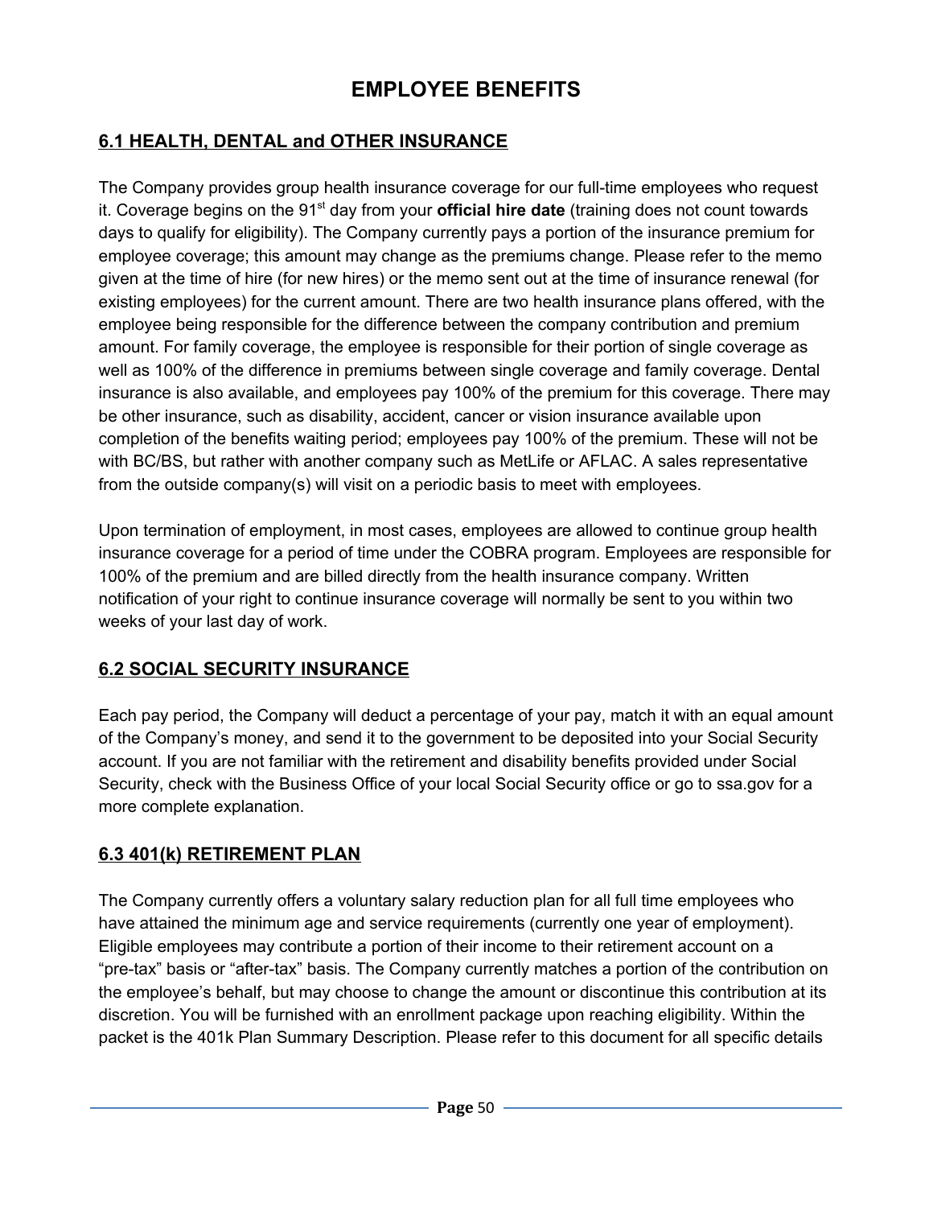# EMPLOYEE BENEFITS

## 6.1 HEALTH, DENTAL and OTHER INSURANCE

The Company provides group health insurance coverage for our full-time employees who request it. Coverage begins on the 91st day from your **official hire date** (training does not count towards days to qualify for eligibility). The Company currently pays a portion of the insurance premium for employee coverage; this amount may change as the premiums change. Please refer to the memo given at the time of hire (for new hires) or the memo sent out at the time of insurance renewal (for existing employees) for the current amount. There are two health insurance plans offered, with the employee being responsible for the difference between the company contribution and premium amount. For family coverage, the employee is responsible for their portion of single coverage as well as 100% of the difference in premiums between single coverage and family coverage. Dental insurance is also available, and employees pay 100% of the premium for this coverage. There may be other insurance, such as disability, accident, cancer or vision insurance available upon completion of the benefits waiting period; employees pay 100% of the premium. These will not be with BC/BS, but rather with another company such as MetLife or AFLAC. A sales representative from the outside company(s) will visit on a periodic basis to meet with employees.

Upon termination of employment, in most cases, employees are allowed to continue group health insurance coverage for a period of time under the COBRA program. Employees are responsible for 100% of the premium and are billed directly from the health insurance company. Written notification of your right to continue insurance coverage will normally be sent to you within two weeks of your last day of work.

## 6.2 SOCIAL SECURITY INSURANCE

Each pay period, the Company will deduct a percentage of your pay, match it with an equal amount of the Company's money, and send it to the government to be deposited into your Social Security account. If you are not familiar with the retirement and disability benefits provided under Social Security, check with the Business Office of your local Social Security office or go to ssa.gov for a more complete explanation.

## 6.3 401(k) RETIREMENT PLAN

The Company currently offers a voluntary salary reduction plan for all full time employees who have attained the minimum age and service requirements (currently one year of employment). Eligible employees may contribute a portion of their income to their retirement account on a "pre-tax" basis or "after-tax" basis. The Company currently matches a portion of the contribution on the employee's behalf, but may choose to change the amount or discontinue this contribution at its discretion. You will be furnished with an enrollment package upon reaching eligibility. Within the packet is the 401k Plan Summary Description. Please refer to this document for all specific details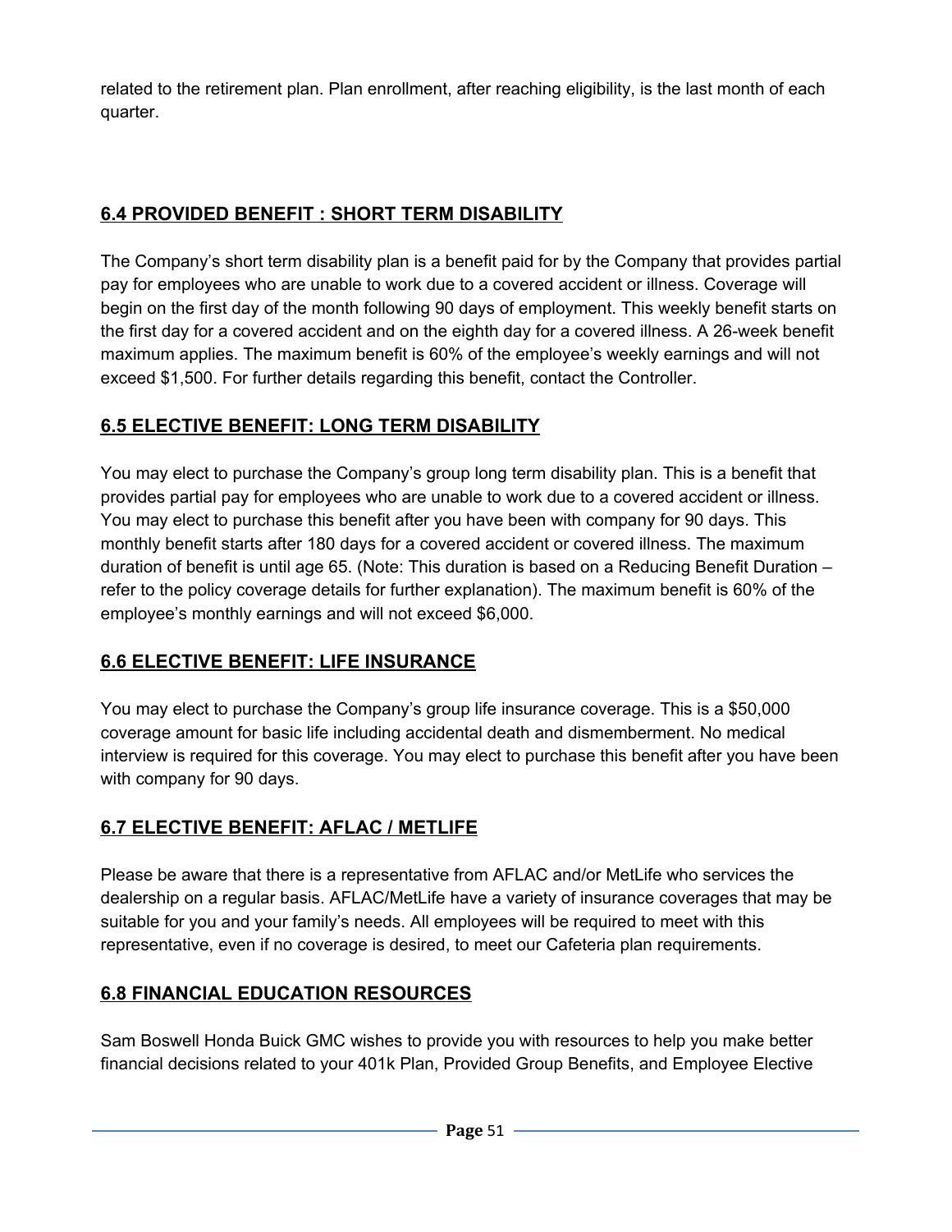related to the retirement plan. Plan enrollment, after reaching eligibility, is the last month of each quarter.

## 6.4 PROVIDED BENEFIT : SHORT TERM DISABILITY

The Company's short term disability plan is a benefit paid for by the Company that provides partial pay for employees who are unable to work due to a covered accident or illness. Coverage will begin on the first day of the month following 90 days of employment. This weekly benefit starts on the first day for a covered accident and on the eighth day for a covered illness. A 26-week benefit maximum applies. The maximum benefit is 60% of the employee's weekly earnings and will not exceed $1,500. For further details regarding this benefit, contact the Controller.

## 6.5 ELECTIVE BENEFIT: LONG TERM DISABILITY

You may elect to purchase the Company's group long term disability plan. This is a benefit that provides partial pay for employees who are unable to work due to a covered accident or illness. You may elect to purchase this benefit after you have been with company for 90 days. This monthly benefit starts after 180 days for a covered accident or covered illness. The maximum duration of benefit is until age 65. (Note: This duration is based on a Reducing Benefit Duration – refer to the policy coverage details for further explanation). The maximum benefit is 60% of the employee's monthly earnings and will not exceed $6,000.

## 6.6 ELECTIVE BENEFIT: LIFE INSURANCE

You may elect to purchase the Company's group life insurance coverage. This is a $50,000 coverage amount for basic life including accidental death and dismemberment. No medical interview is required for this coverage. You may elect to purchase this benefit after you have been with company for 90 days.

## 6.7 ELECTIVE BENEFIT: AFLAC / METLIFE

Please be aware that there is a representative from AFLAC and/or MetLife who services the dealership on a regular basis. AFLAC/MetLife have a variety of insurance coverages that may be suitable for you and your family's needs. All employees will be required to meet with this representative, even if no coverage is desired, to meet our Cafeteria plan requirements.

## 6.8 FINANCIAL EDUCATION RESOURCES

Sam Boswell Honda Buick GMC wishes to provide you with resources to help you make better financial decisions related to your 401k Plan, Provided Group Benefits, and Employee Elective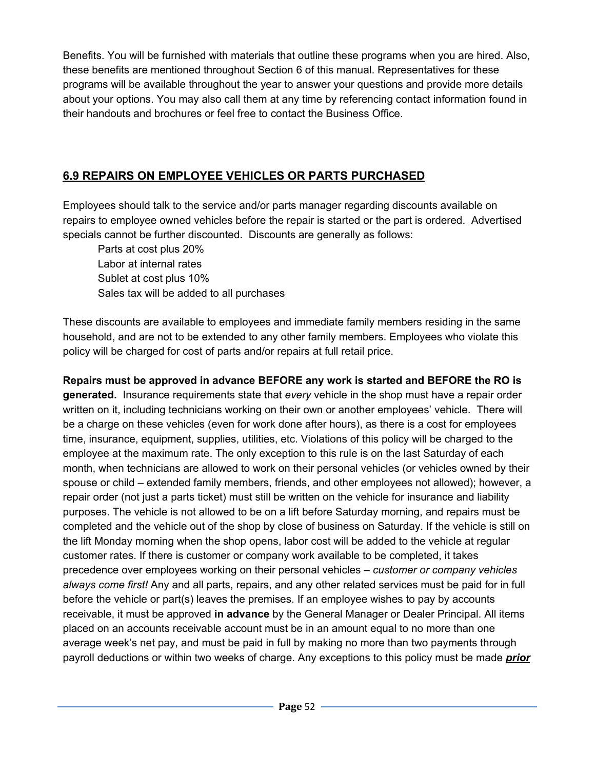Benefits. You will be furnished with materials that outline these programs when you are hired. Also, these benefits are mentioned throughout Section 6 of this manual. Representatives for these programs will be available throughout the year to answer your questions and provide more details about your options. You may also call them at any time by referencing contact information found in their handouts and brochures or feel free to contact the Business Office.

## 6.9 REPAIRS ON EMPLOYEE VEHICLES OR PARTS PURCHASED

Employees should talk to the service and/or parts manager regarding discounts available on repairs to employee owned vehicles before the repair is started or the part is ordered. Advertised specials cannot be further discounted. Discounts are generally as follows:

> Parts at cost plus 20%
> Labor at internal rates
> Sublet at cost plus 10%
> Sales tax will be added to all purchases

These discounts are available to employees and immediate family members residing in the same household, and are not to be extended to any other family members. Employees who violate this policy will be charged for cost of parts and/or repairs at full retail price.

**Repairs must be approved in advance BEFORE any work is started and BEFORE the RO is generated.** Insurance requirements state that *every* vehicle in the shop must have a repair order written on it, including technicians working on their own or another employees' vehicle. There will be a charge on these vehicles (even for work done after hours), as there is a cost for employees time, insurance, equipment, supplies, utilities, etc. Violations of this policy will be charged to the employee at the maximum rate. The only exception to this rule is on the last Saturday of each month, when technicians are allowed to work on their personal vehicles (or vehicles owned by their spouse or child – extended family members, friends, and other employees not allowed); however, a repair order (not just a parts ticket) must still be written on the vehicle for insurance and liability purposes. The vehicle is not allowed to be on a lift before Saturday morning, and repairs must be completed and the vehicle out of the shop by close of business on Saturday. If the vehicle is still on the lift Monday morning when the shop opens, labor cost will be added to the vehicle at regular customer rates. If there is customer or company work available to be completed, it takes precedence over employees working on their personal vehicles – *customer or company vehicles always come first!* Any and all parts, repairs, and any other related services must be paid for in full before the vehicle or part(s) leaves the premises. If an employee wishes to pay by accounts receivable, it must be approved **in advance** by the General Manager or Dealer Principal. All items placed on an accounts receivable account must be in an amount equal to no more than one average week's net pay, and must be paid in full by making no more than two payments through payroll deductions or within two weeks of charge. Any exceptions to this policy must be made ***prior***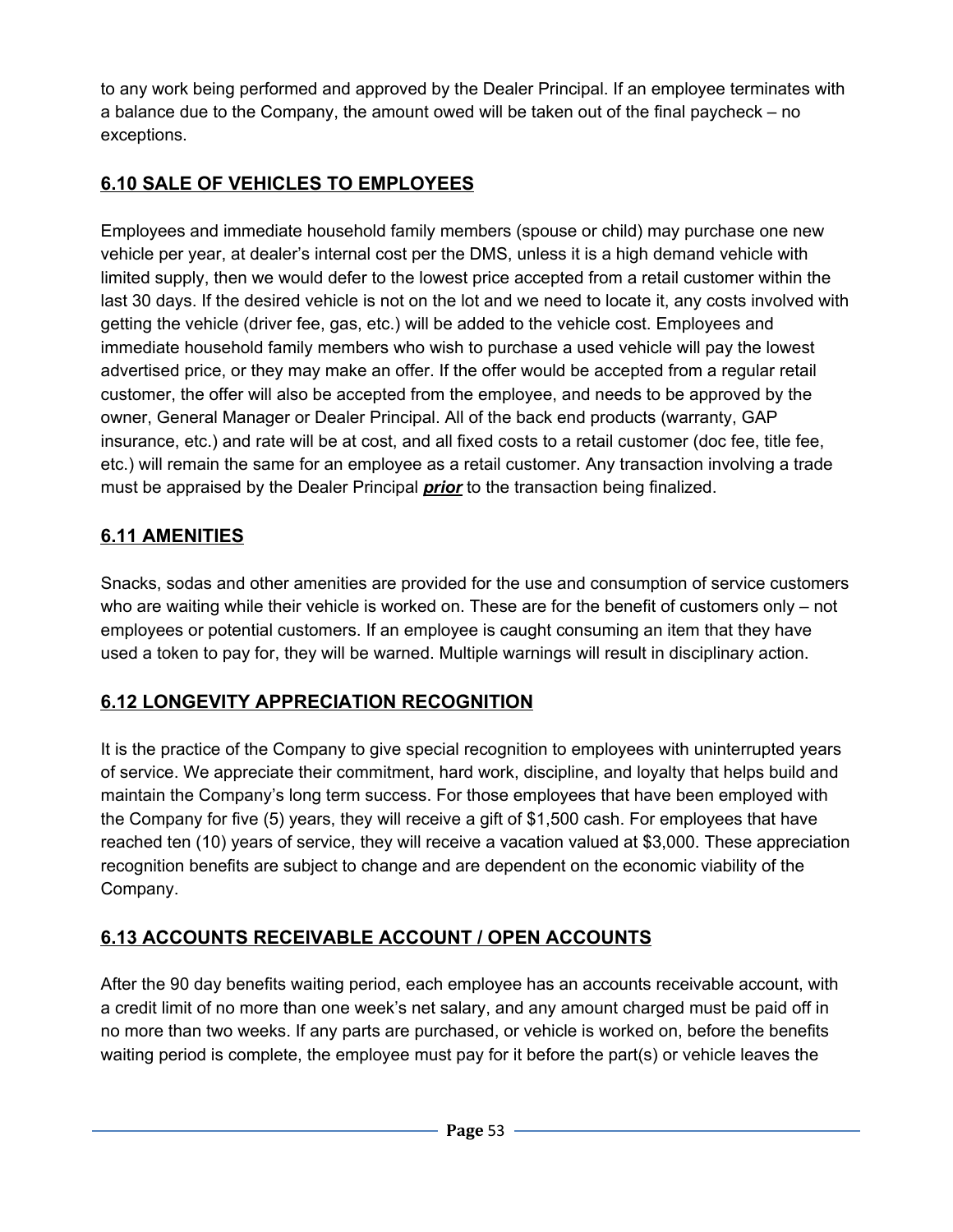to any work being performed and approved by the Dealer Principal. If an employee terminates with a balance due to the Company, the amount owed will be taken out of the final paycheck – no exceptions.

## 6.10 SALE OF VEHICLES TO EMPLOYEES

Employees and immediate household family members (spouse or child) may purchase one new vehicle per year, at dealer's internal cost per the DMS, unless it is a high demand vehicle with limited supply, then we would defer to the lowest price accepted from a retail customer within the last 30 days. If the desired vehicle is not on the lot and we need to locate it, any costs involved with getting the vehicle (driver fee, gas, etc.) will be added to the vehicle cost. Employees and immediate household family members who wish to purchase a used vehicle will pay the lowest advertised price, or they may make an offer. If the offer would be accepted from a regular retail customer, the offer will also be accepted from the employee, and needs to be approved by the owner, General Manager or Dealer Principal. All of the back end products (warranty, GAP insurance, etc.) and rate will be at cost, and all fixed costs to a retail customer (doc fee, title fee, etc.) will remain the same for an employee as a retail customer. Any transaction involving a trade must be appraised by the Dealer Principal ***prior*** to the transaction being finalized.

## 6.11 AMENITIES

Snacks, sodas and other amenities are provided for the use and consumption of service customers who are waiting while their vehicle is worked on. These are for the benefit of customers only – not employees or potential customers. If an employee is caught consuming an item that they have used a token to pay for, they will be warned. Multiple warnings will result in disciplinary action.

## 6.12 LONGEVITY APPRECIATION RECOGNITION

It is the practice of the Company to give special recognition to employees with uninterrupted years of service. We appreciate their commitment, hard work, discipline, and loyalty that helps build and maintain the Company's long term success. For those employees that have been employed with the Company for five (5) years, they will receive a gift of $1,500 cash. For employees that have reached ten (10) years of service, they will receive a vacation valued at $3,000. These appreciation recognition benefits are subject to change and are dependent on the economic viability of the Company.

## 6.13 ACCOUNTS RECEIVABLE ACCOUNT / OPEN ACCOUNTS

After the 90 day benefits waiting period, each employee has an accounts receivable account, with a credit limit of no more than one week's net salary, and any amount charged must be paid off in no more than two weeks. If any parts are purchased, or vehicle is worked on, before the benefits waiting period is complete, the employee must pay for it before the part(s) or vehicle leaves the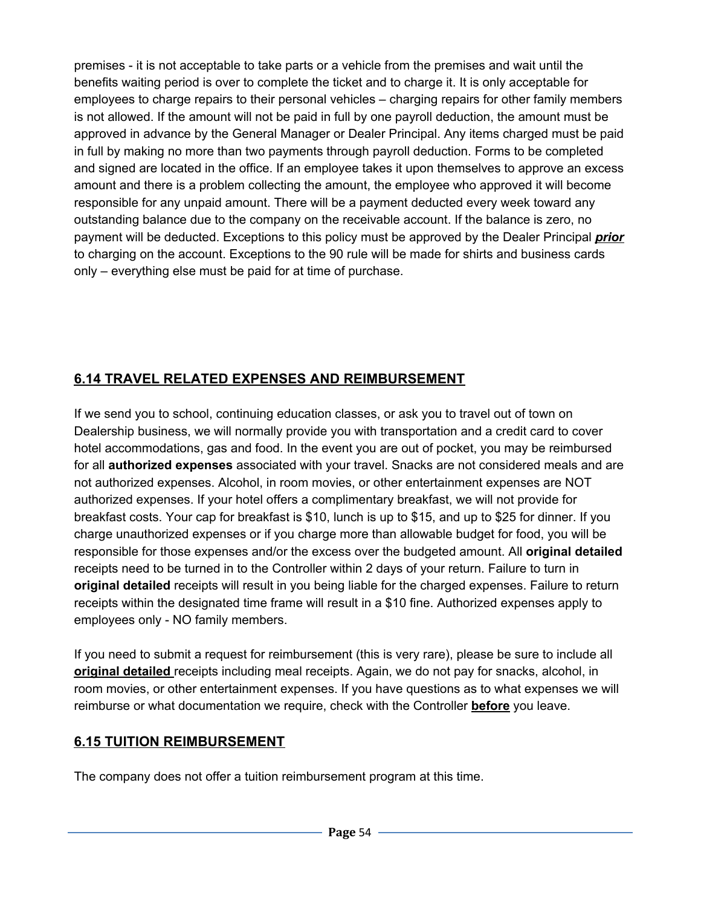premises - it is not acceptable to take parts or a vehicle from the premises and wait until the benefits waiting period is over to complete the ticket and to charge it. It is only acceptable for employees to charge repairs to their personal vehicles – charging repairs for other family members is not allowed. If the amount will not be paid in full by one payroll deduction, the amount must be approved in advance by the General Manager or Dealer Principal. Any items charged must be paid in full by making no more than two payments through payroll deduction. Forms to be completed and signed are located in the office. If an employee takes it upon themselves to approve an excess amount and there is a problem collecting the amount, the employee who approved it will become responsible for any unpaid amount. There will be a payment deducted every week toward any outstanding balance due to the company on the receivable account. If the balance is zero, no payment will be deducted. Exceptions to this policy must be approved by the Dealer Principal ***prior*** to charging on the account. Exceptions to the 90 rule will be made for shirts and business cards only – everything else must be paid for at time of purchase.

## 6.14 TRAVEL RELATED EXPENSES AND REIMBURSEMENT

If we send you to school, continuing education classes, or ask you to travel out of town on Dealership business, we will normally provide you with transportation and a credit card to cover hotel accommodations, gas and food. In the event you are out of pocket, you may be reimbursed for all **authorized expenses** associated with your travel. Snacks are not considered meals and are not authorized expenses. Alcohol, in room movies, or other entertainment expenses are NOT authorized expenses. If your hotel offers a complimentary breakfast, we will not provide for breakfast costs. Your cap for breakfast is $10, lunch is up to $15, and up to $25 for dinner. If you charge unauthorized expenses or if you charge more than allowable budget for food, you will be responsible for those expenses and/or the excess over the budgeted amount. All **original detailed** receipts need to be turned in to the Controller within 2 days of your return. Failure to turn in **original detailed** receipts will result in you being liable for the charged expenses. Failure to return receipts within the designated time frame will result in a $10 fine. Authorized expenses apply to employees only - NO family members.

If you need to submit a request for reimbursement (this is very rare), please be sure to include all **original detailed** receipts including meal receipts. Again, we do not pay for snacks, alcohol, in room movies, or other entertainment expenses. If you have questions as to what expenses we will reimburse or what documentation we require, check with the Controller **before** you leave.

## 6.15 TUITION REIMBURSEMENT

The company does not offer a tuition reimbursement program at this time.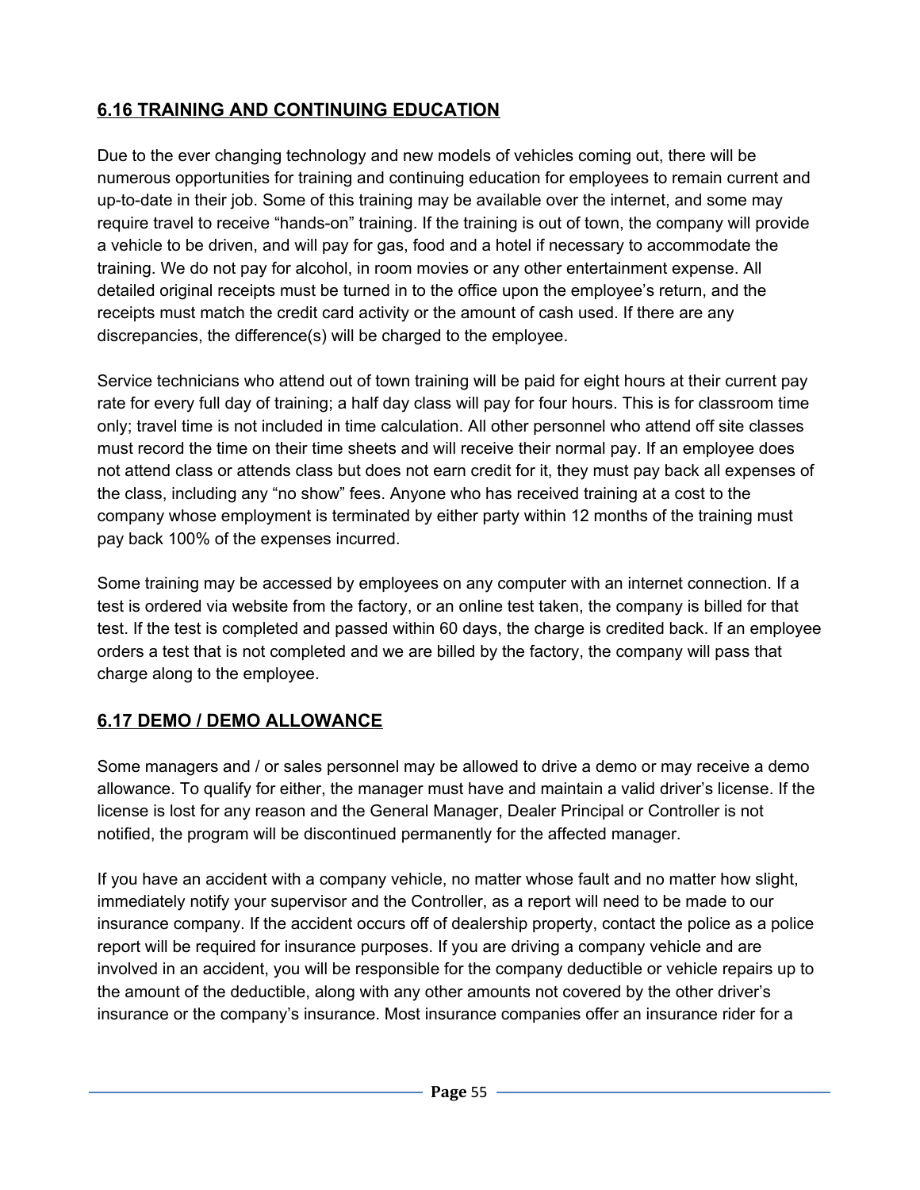## 6.16 TRAINING AND CONTINUING EDUCATION

Due to the ever changing technology and new models of vehicles coming out, there will be numerous opportunities for training and continuing education for employees to remain current and up-to-date in their job. Some of this training may be available over the internet, and some may require travel to receive "hands-on" training. If the training is out of town, the company will provide a vehicle to be driven, and will pay for gas, food and a hotel if necessary to accommodate the training. We do not pay for alcohol, in room movies or any other entertainment expense. All detailed original receipts must be turned in to the office upon the employee's return, and the receipts must match the credit card activity or the amount of cash used. If there are any discrepancies, the difference(s) will be charged to the employee.

Service technicians who attend out of town training will be paid for eight hours at their current pay rate for every full day of training; a half day class will pay for four hours. This is for classroom time only; travel time is not included in time calculation. All other personnel who attend off site classes must record the time on their time sheets and will receive their normal pay. If an employee does not attend class or attends class but does not earn credit for it, they must pay back all expenses of the class, including any "no show" fees. Anyone who has received training at a cost to the company whose employment is terminated by either party within 12 months of the training must pay back 100% of the expenses incurred.

Some training may be accessed by employees on any computer with an internet connection. If a test is ordered via website from the factory, or an online test taken, the company is billed for that test. If the test is completed and passed within 60 days, the charge is credited back. If an employee orders a test that is not completed and we are billed by the factory, the company will pass that charge along to the employee.

## 6.17 DEMO / DEMO ALLOWANCE

Some managers and / or sales personnel may be allowed to drive a demo or may receive a demo allowance. To qualify for either, the manager must have and maintain a valid driver's license. If the license is lost for any reason and the General Manager, Dealer Principal or Controller is not notified, the program will be discontinued permanently for the affected manager.

If you have an accident with a company vehicle, no matter whose fault and no matter how slight, immediately notify your supervisor and the Controller, as a report will need to be made to our insurance company. If the accident occurs off of dealership property, contact the police as a police report will be required for insurance purposes. If you are driving a company vehicle and are involved in an accident, you will be responsible for the company deductible or vehicle repairs up to the amount of the deductible, along with any other amounts not covered by the other driver's insurance or the company's insurance. Most insurance companies offer an insurance rider for a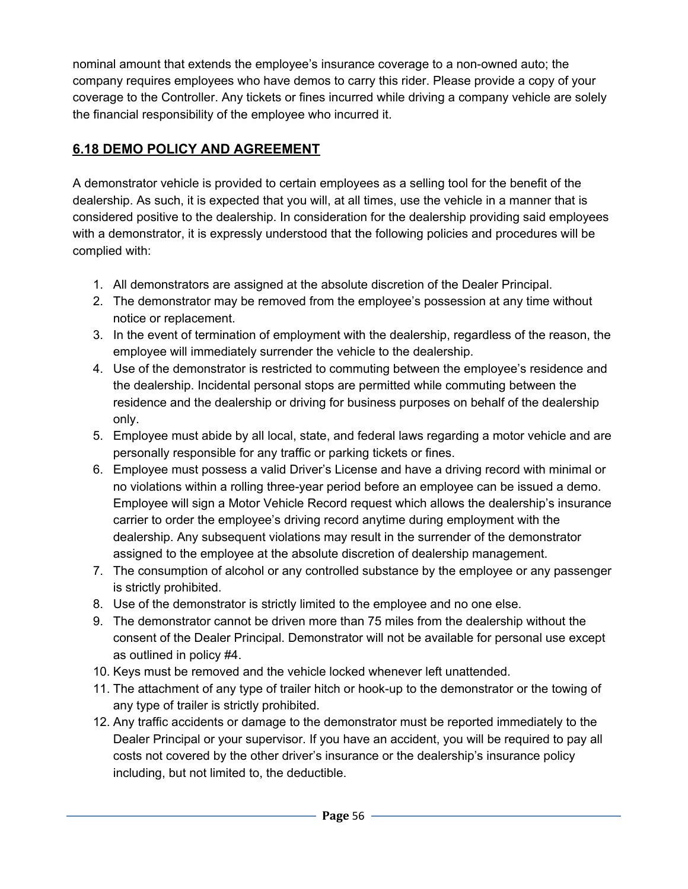nominal amount that extends the employee's insurance coverage to a non-owned auto; the company requires employees who have demos to carry this rider. Please provide a copy of your coverage to the Controller. Any tickets or fines incurred while driving a company vehicle are solely the financial responsibility of the employee who incurred it.

## 6.18 DEMO POLICY AND AGREEMENT

A demonstrator vehicle is provided to certain employees as a selling tool for the benefit of the dealership. As such, it is expected that you will, at all times, use the vehicle in a manner that is considered positive to the dealership. In consideration for the dealership providing said employees with a demonstrator, it is expressly understood that the following policies and procedures will be complied with:

1. All demonstrators are assigned at the absolute discretion of the Dealer Principal.
2. The demonstrator may be removed from the employee's possession at any time without notice or replacement.
3. In the event of termination of employment with the dealership, regardless of the reason, the employee will immediately surrender the vehicle to the dealership.
4. Use of the demonstrator is restricted to commuting between the employee's residence and the dealership. Incidental personal stops are permitted while commuting between the residence and the dealership or driving for business purposes on behalf of the dealership only.
5. Employee must abide by all local, state, and federal laws regarding a motor vehicle and are personally responsible for any traffic or parking tickets or fines.
6. Employee must possess a valid Driver's License and have a driving record with minimal or no violations within a rolling three-year period before an employee can be issued a demo. Employee will sign a Motor Vehicle Record request which allows the dealership's insurance carrier to order the employee's driving record anytime during employment with the dealership. Any subsequent violations may result in the surrender of the demonstrator assigned to the employee at the absolute discretion of dealership management.
7. The consumption of alcohol or any controlled substance by the employee or any passenger is strictly prohibited.
8. Use of the demonstrator is strictly limited to the employee and no one else.
9. The demonstrator cannot be driven more than 75 miles from the dealership without the consent of the Dealer Principal. Demonstrator will not be available for personal use except as outlined in policy #4.
10. Keys must be removed and the vehicle locked whenever left unattended.
11. The attachment of any type of trailer hitch or hook-up to the demonstrator or the towing of any type of trailer is strictly prohibited.
12. Any traffic accidents or damage to the demonstrator must be reported immediately to the Dealer Principal or your supervisor. If you have an accident, you will be required to pay all costs not covered by the other driver's insurance or the dealership's insurance policy including, but not limited to, the deductible.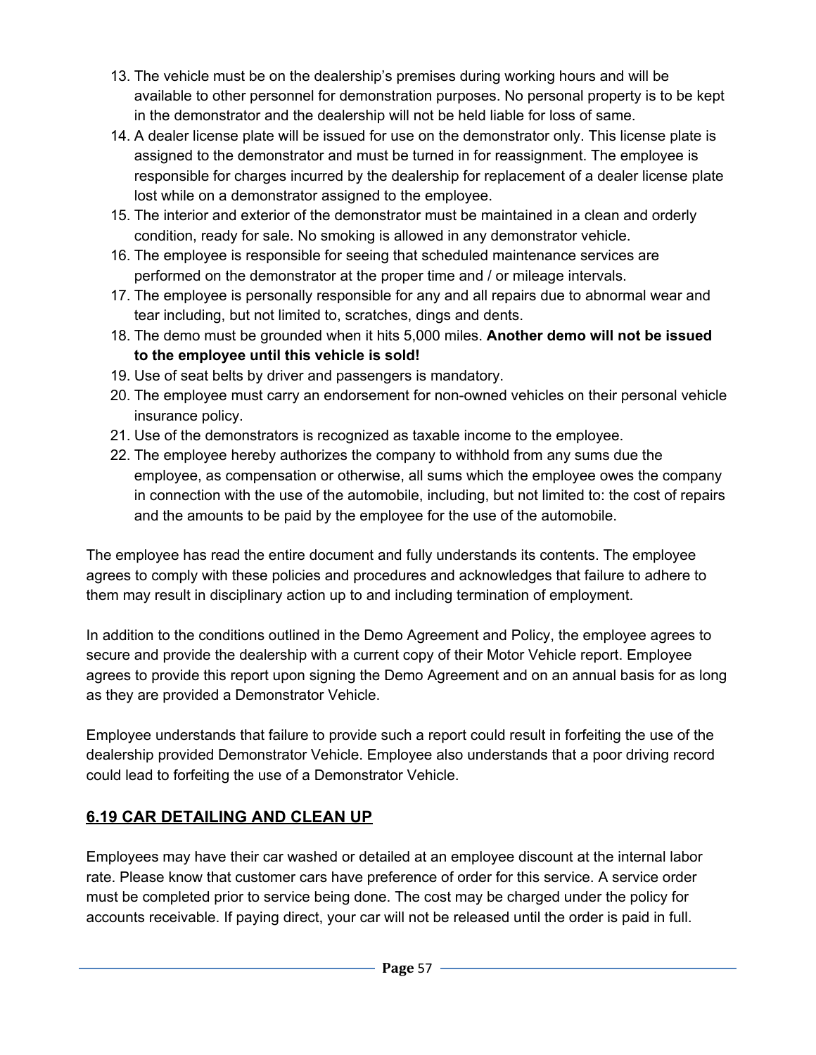13. The vehicle must be on the dealership's premises during working hours and will be available to other personnel for demonstration purposes. No personal property is to be kept in the demonstrator and the dealership will not be held liable for loss of same.
14. A dealer license plate will be issued for use on the demonstrator only. This license plate is assigned to the demonstrator and must be turned in for reassignment. The employee is responsible for charges incurred by the dealership for replacement of a dealer license plate lost while on a demonstrator assigned to the employee.
15. The interior and exterior of the demonstrator must be maintained in a clean and orderly condition, ready for sale. No smoking is allowed in any demonstrator vehicle.
16. The employee is responsible for seeing that scheduled maintenance services are performed on the demonstrator at the proper time and / or mileage intervals.
17. The employee is personally responsible for any and all repairs due to abnormal wear and tear including, but not limited to, scratches, dings and dents.
18. The demo must be grounded when it hits 5,000 miles. **Another demo will not be issued to the employee until this vehicle is sold!**
19. Use of seat belts by driver and passengers is mandatory.
20. The employee must carry an endorsement for non-owned vehicles on their personal vehicle insurance policy.
21. Use of the demonstrators is recognized as taxable income to the employee.
22. The employee hereby authorizes the company to withhold from any sums due the employee, as compensation or otherwise, all sums which the employee owes the company in connection with the use of the automobile, including, but not limited to: the cost of repairs and the amounts to be paid by the employee for the use of the automobile.

The employee has read the entire document and fully understands its contents. The employee agrees to comply with these policies and procedures and acknowledges that failure to adhere to them may result in disciplinary action up to and including termination of employment.

In addition to the conditions outlined in the Demo Agreement and Policy, the employee agrees to secure and provide the dealership with a current copy of their Motor Vehicle report. Employee agrees to provide this report upon signing the Demo Agreement and on an annual basis for as long as they are provided a Demonstrator Vehicle.

Employee understands that failure to provide such a report could result in forfeiting the use of the dealership provided Demonstrator Vehicle. Employee also understands that a poor driving record could lead to forfeiting the use of a Demonstrator Vehicle.

## 6.19 CAR DETAILING AND CLEAN UP

Employees may have their car washed or detailed at an employee discount at the internal labor rate. Please know that customer cars have preference of order for this service. A service order must be completed prior to service being done. The cost may be charged under the policy for accounts receivable. If paying direct, your car will not be released until the order is paid in full.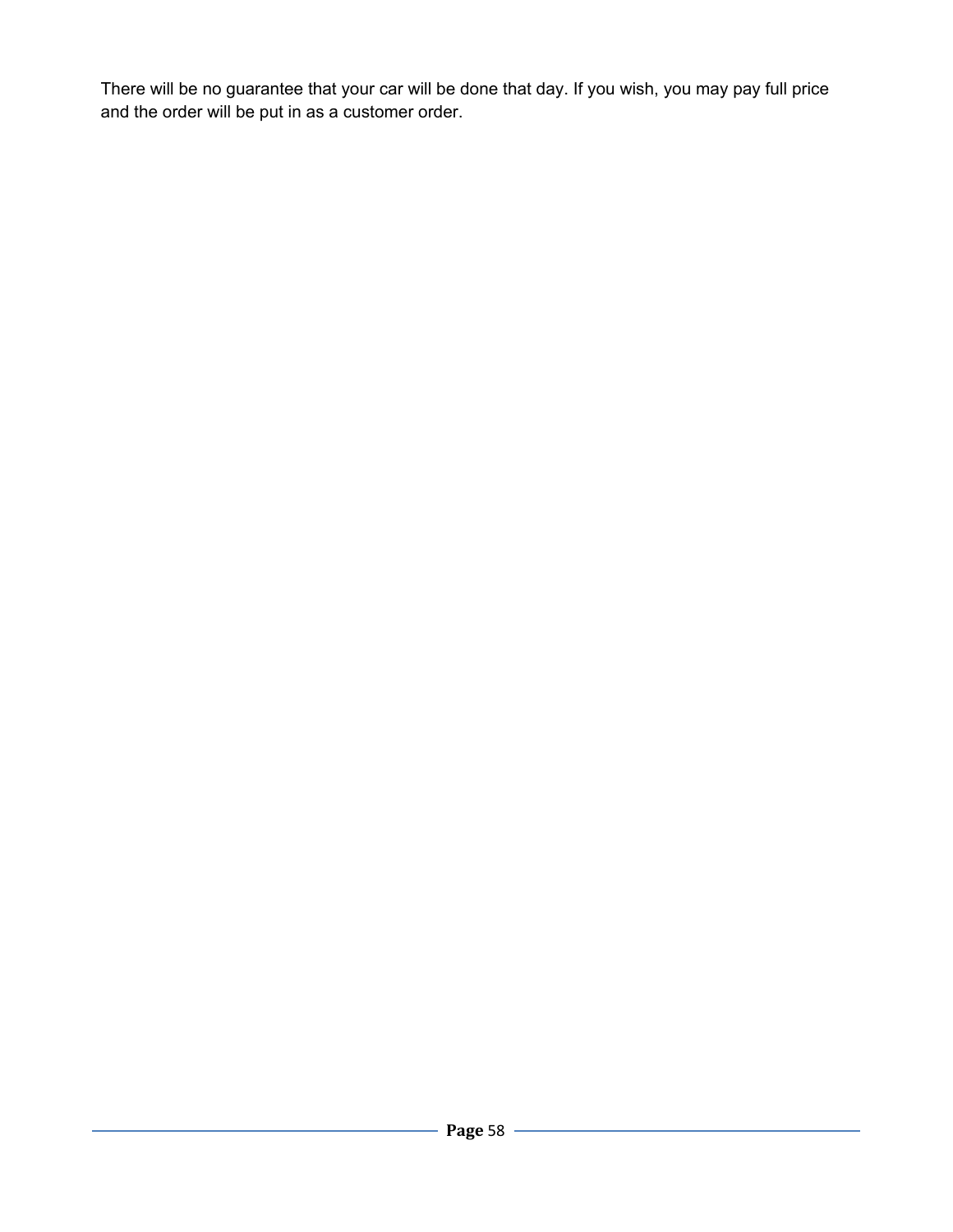There will be no guarantee that your car will be done that day. If you wish, you may pay full price and the order will be put in as a customer order.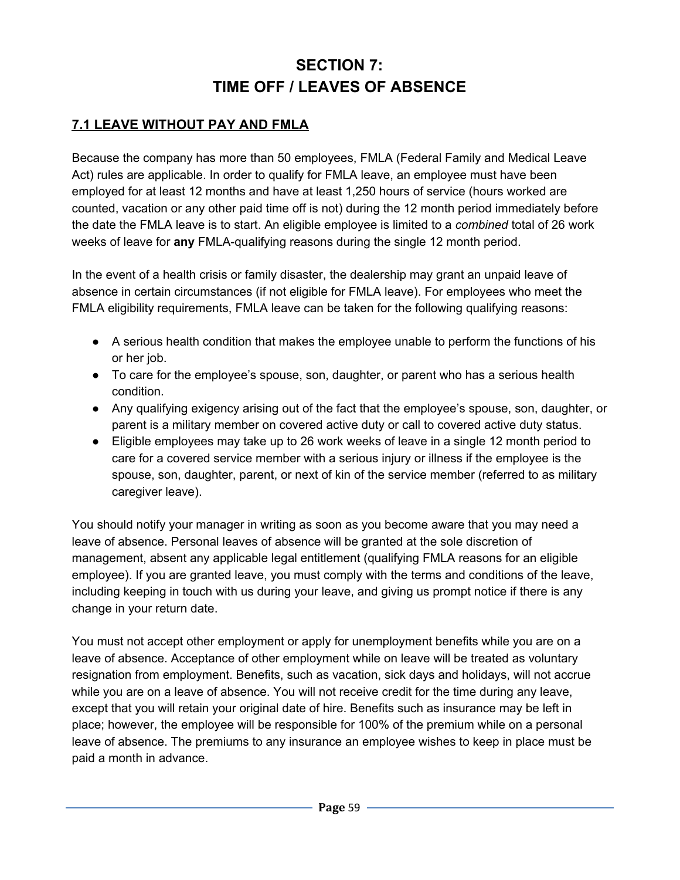# SECTION 7: TIME OFF / LEAVES OF ABSENCE

## 7.1 LEAVE WITHOUT PAY AND FMLA

Because the company has more than 50 employees, FMLA (Federal Family and Medical Leave Act) rules are applicable. In order to qualify for FMLA leave, an employee must have been employed for at least 12 months and have at least 1,250 hours of service (hours worked are counted, vacation or any other paid time off is not) during the 12 month period immediately before the date the FMLA leave is to start. An eligible employee is limited to a *combined* total of 26 work weeks of leave for **any** FMLA-qualifying reasons during the single 12 month period.

In the event of a health crisis or family disaster, the dealership may grant an unpaid leave of absence in certain circumstances (if not eligible for FMLA leave). For employees who meet the FMLA eligibility requirements, FMLA leave can be taken for the following qualifying reasons:

- A serious health condition that makes the employee unable to perform the functions of his or her job.
- To care for the employee's spouse, son, daughter, or parent who has a serious health condition.
- Any qualifying exigency arising out of the fact that the employee's spouse, son, daughter, or parent is a military member on covered active duty or call to covered active duty status.
- Eligible employees may take up to 26 work weeks of leave in a single 12 month period to care for a covered service member with a serious injury or illness if the employee is the spouse, son, daughter, parent, or next of kin of the service member (referred to as military caregiver leave).

You should notify your manager in writing as soon as you become aware that you may need a leave of absence. Personal leaves of absence will be granted at the sole discretion of management, absent any applicable legal entitlement (qualifying FMLA reasons for an eligible employee). If you are granted leave, you must comply with the terms and conditions of the leave, including keeping in touch with us during your leave, and giving us prompt notice if there is any change in your return date.

You must not accept other employment or apply for unemployment benefits while you are on a leave of absence. Acceptance of other employment while on leave will be treated as voluntary resignation from employment. Benefits, such as vacation, sick days and holidays, will not accrue while you are on a leave of absence. You will not receive credit for the time during any leave, except that you will retain your original date of hire. Benefits such as insurance may be left in place; however, the employee will be responsible for 100% of the premium while on a personal leave of absence. The premiums to any insurance an employee wishes to keep in place must be paid a month in advance.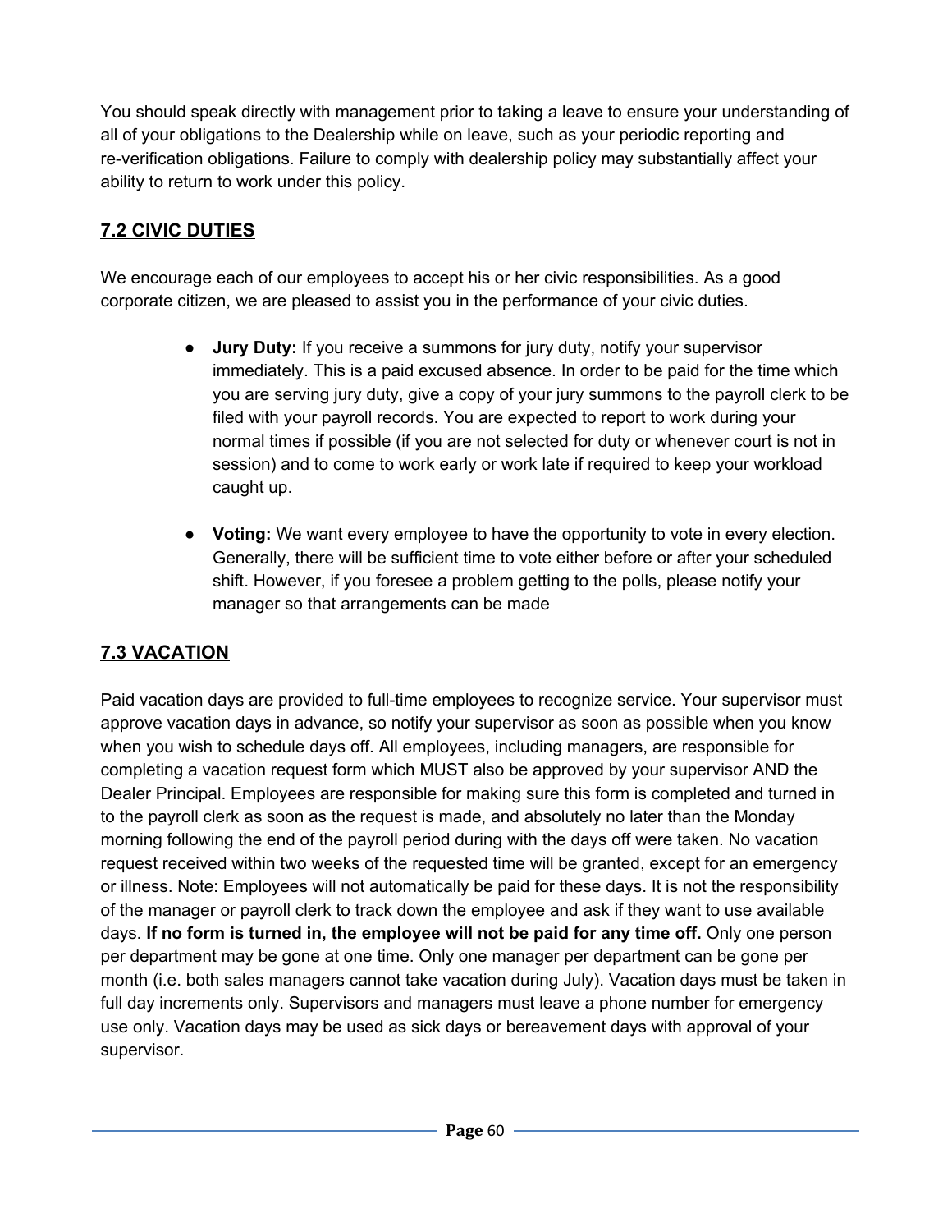You should speak directly with management prior to taking a leave to ensure your understanding of all of your obligations to the Dealership while on leave, such as your periodic reporting and re-verification obligations. Failure to comply with dealership policy may substantially affect your ability to return to work under this policy.

## 7.2 CIVIC DUTIES

We encourage each of our employees to accept his or her civic responsibilities. As a good corporate citizen, we are pleased to assist you in the performance of your civic duties.

- **Jury Duty:** If you receive a summons for jury duty, notify your supervisor immediately. This is a paid excused absence. In order to be paid for the time which you are serving jury duty, give a copy of your jury summons to the payroll clerk to be filed with your payroll records. You are expected to report to work during your normal times if possible (if you are not selected for duty or whenever court is not in session) and to come to work early or work late if required to keep your workload caught up.

- **Voting:** We want every employee to have the opportunity to vote in every election. Generally, there will be sufficient time to vote either before or after your scheduled shift. However, if you foresee a problem getting to the polls, please notify your manager so that arrangements can be made

## 7.3 VACATION

Paid vacation days are provided to full-time employees to recognize service. Your supervisor must approve vacation days in advance, so notify your supervisor as soon as possible when you know when you wish to schedule days off. All employees, including managers, are responsible for completing a vacation request form which MUST also be approved by your supervisor AND the Dealer Principal. Employees are responsible for making sure this form is completed and turned in to the payroll clerk as soon as the request is made, and absolutely no later than the Monday morning following the end of the payroll period during with the days off were taken. No vacation request received within two weeks of the requested time will be granted, except for an emergency or illness. Note: Employees will not automatically be paid for these days. It is not the responsibility of the manager or payroll clerk to track down the employee and ask if they want to use available days. **If no form is turned in, the employee will not be paid for any time off.** Only one person per department may be gone at one time. Only one manager per department can be gone per month (i.e. both sales managers cannot take vacation during July). Vacation days must be taken in full day increments only. Supervisors and managers must leave a phone number for emergency use only. Vacation days may be used as sick days or bereavement days with approval of your supervisor.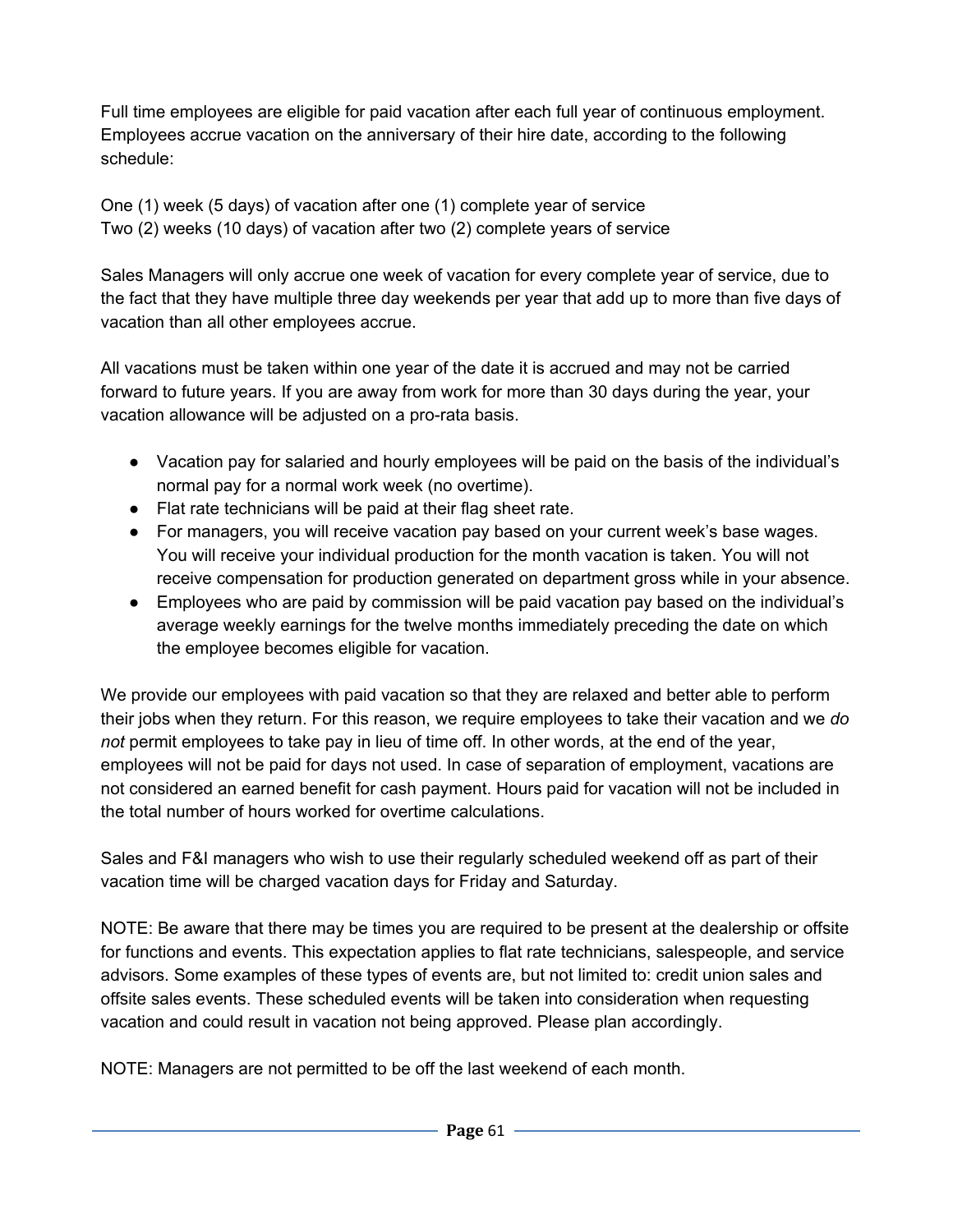Full time employees are eligible for paid vacation after each full year of continuous employment. Employees accrue vacation on the anniversary of their hire date, according to the following schedule:

One (1) week (5 days) of vacation after one (1) complete year of service
Two (2) weeks (10 days) of vacation after two (2) complete years of service

Sales Managers will only accrue one week of vacation for every complete year of service, due to the fact that they have multiple three day weekends per year that add up to more than five days of vacation than all other employees accrue.

All vacations must be taken within one year of the date it is accrued and may not be carried forward to future years. If you are away from work for more than 30 days during the year, your vacation allowance will be adjusted on a pro-rata basis.

- Vacation pay for salaried and hourly employees will be paid on the basis of the individual's normal pay for a normal work week (no overtime).
- Flat rate technicians will be paid at their flag sheet rate.
- For managers, you will receive vacation pay based on your current week's base wages. You will receive your individual production for the month vacation is taken. You will not receive compensation for production generated on department gross while in your absence.
- Employees who are paid by commission will be paid vacation pay based on the individual's average weekly earnings for the twelve months immediately preceding the date on which the employee becomes eligible for vacation.

We provide our employees with paid vacation so that they are relaxed and better able to perform their jobs when they return. For this reason, we require employees to take their vacation and we *do not* permit employees to take pay in lieu of time off. In other words, at the end of the year, employees will not be paid for days not used. In case of separation of employment, vacations are not considered an earned benefit for cash payment. Hours paid for vacation will not be included in the total number of hours worked for overtime calculations.

Sales and F&I managers who wish to use their regularly scheduled weekend off as part of their vacation time will be charged vacation days for Friday and Saturday.

NOTE: Be aware that there may be times you are required to be present at the dealership or offsite for functions and events. This expectation applies to flat rate technicians, salespeople, and service advisors. Some examples of these types of events are, but not limited to: credit union sales and offsite sales events. These scheduled events will be taken into consideration when requesting vacation and could result in vacation not being approved. Please plan accordingly.

NOTE: Managers are not permitted to be off the last weekend of each month.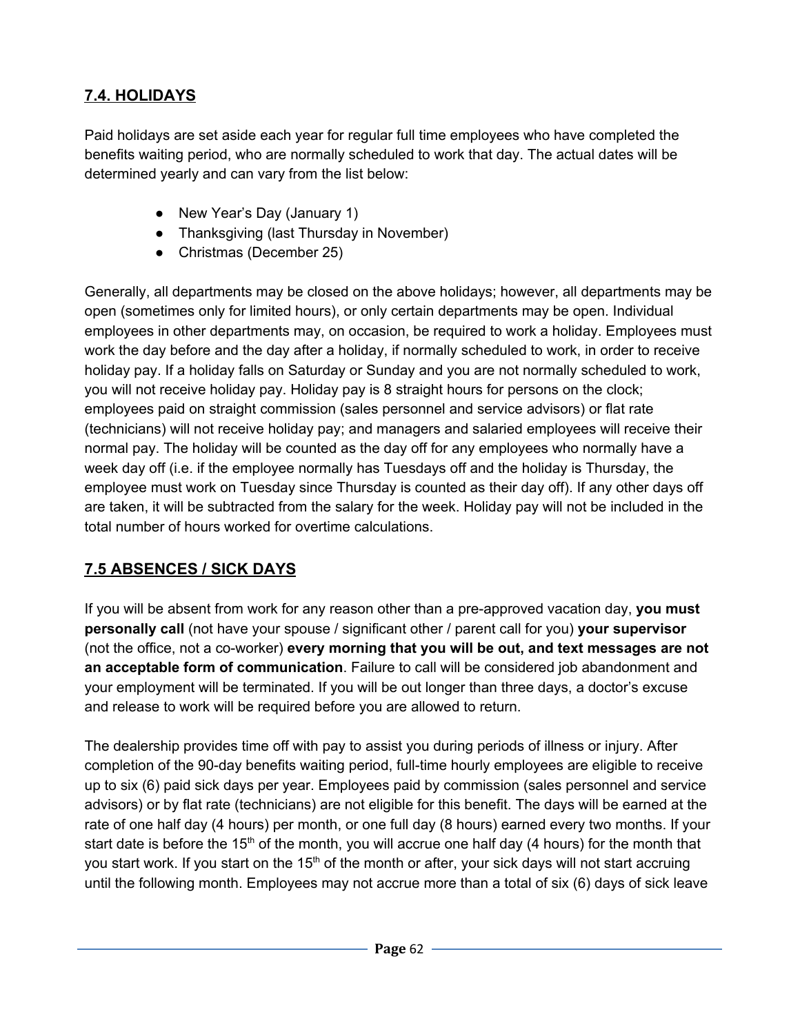## 7.4. HOLIDAYS

Paid holidays are set aside each year for regular full time employees who have completed the benefits waiting period, who are normally scheduled to work that day. The actual dates will be determined yearly and can vary from the list below:

- New Year's Day (January 1)
- Thanksgiving (last Thursday in November)
- Christmas (December 25)

Generally, all departments may be closed on the above holidays; however, all departments may be open (sometimes only for limited hours), or only certain departments may be open. Individual employees in other departments may, on occasion, be required to work a holiday. Employees must work the day before and the day after a holiday, if normally scheduled to work, in order to receive holiday pay. If a holiday falls on Saturday or Sunday and you are not normally scheduled to work, you will not receive holiday pay. Holiday pay is 8 straight hours for persons on the clock; employees paid on straight commission (sales personnel and service advisors) or flat rate (technicians) will not receive holiday pay; and managers and salaried employees will receive their normal pay. The holiday will be counted as the day off for any employees who normally have a week day off (i.e. if the employee normally has Tuesdays off and the holiday is Thursday, the employee must work on Tuesday since Thursday is counted as their day off). If any other days off are taken, it will be subtracted from the salary for the week. Holiday pay will not be included in the total number of hours worked for overtime calculations.

## 7.5 ABSENCES / SICK DAYS

If you will be absent from work for any reason other than a pre-approved vacation day, **you must personally call** (not have your spouse / significant other / parent call for you) **your supervisor** (not the office, not a co-worker) **every morning that you will be out, and text messages are not an acceptable form of communication**. Failure to call will be considered job abandonment and your employment will be terminated. If you will be out longer than three days, a doctor's excuse and release to work will be required before you are allowed to return.

The dealership provides time off with pay to assist you during periods of illness or injury. After completion of the 90-day benefits waiting period, full-time hourly employees are eligible to receive up to six (6) paid sick days per year. Employees paid by commission (sales personnel and service advisors) or by flat rate (technicians) are not eligible for this benefit. The days will be earned at the rate of one half day (4 hours) per month, or one full day (8 hours) earned every two months. If your start date is before the 15th of the month, you will accrue one half day (4 hours) for the month that you start work. If you start on the 15th of the month or after, your sick days will not start accruing until the following month. Employees may not accrue more than a total of six (6) days of sick leave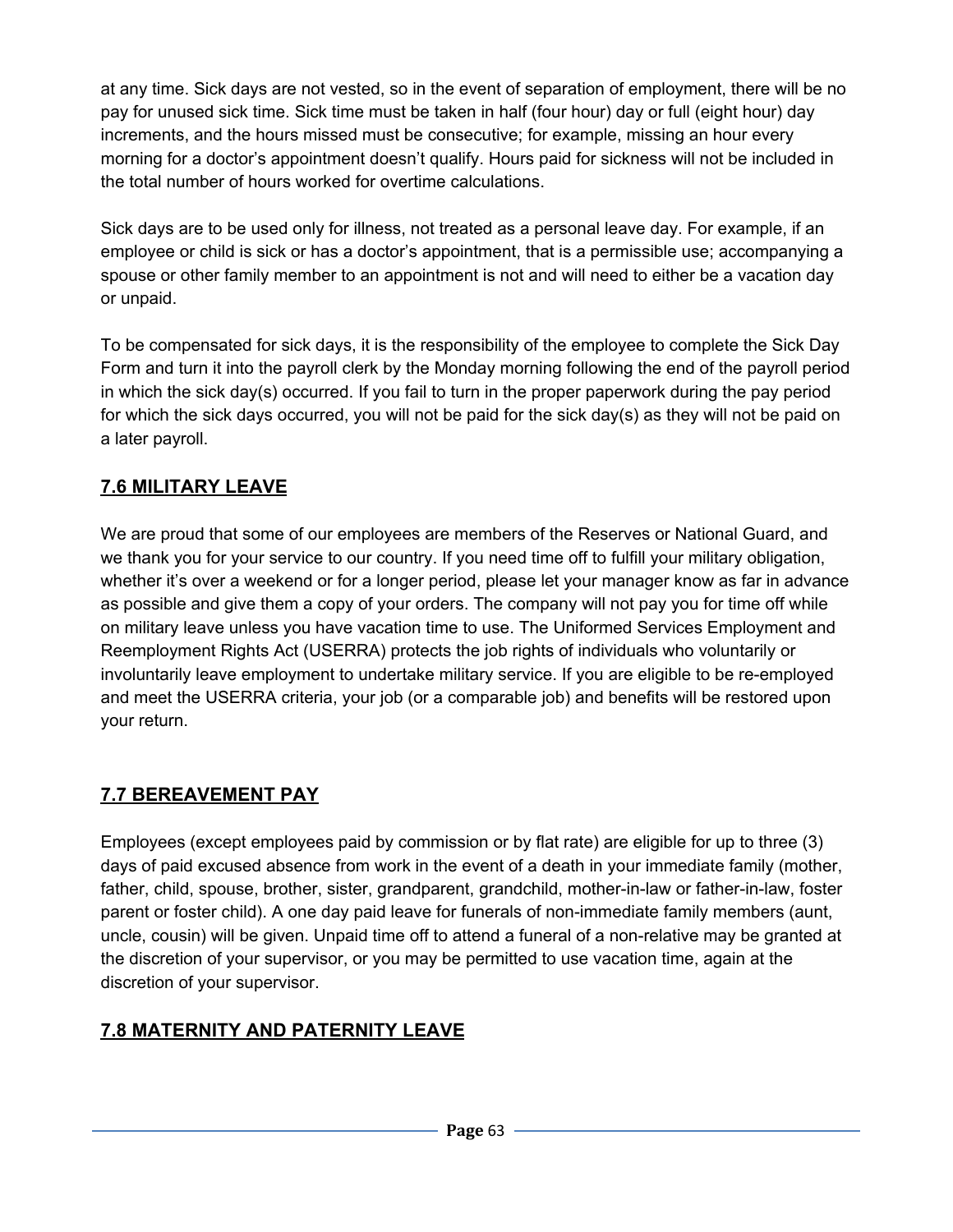at any time. Sick days are not vested, so in the event of separation of employment, there will be no pay for unused sick time. Sick time must be taken in half (four hour) day or full (eight hour) day increments, and the hours missed must be consecutive; for example, missing an hour every morning for a doctor's appointment doesn't qualify. Hours paid for sickness will not be included in the total number of hours worked for overtime calculations.

Sick days are to be used only for illness, not treated as a personal leave day. For example, if an employee or child is sick or has a doctor's appointment, that is a permissible use; accompanying a spouse or other family member to an appointment is not and will need to either be a vacation day or unpaid.

To be compensated for sick days, it is the responsibility of the employee to complete the Sick Day Form and turn it into the payroll clerk by the Monday morning following the end of the payroll period in which the sick day(s) occurred. If you fail to turn in the proper paperwork during the pay period for which the sick days occurred, you will not be paid for the sick day(s) as they will not be paid on a later payroll.

## 7.6 MILITARY LEAVE

We are proud that some of our employees are members of the Reserves or National Guard, and we thank you for your service to our country. If you need time off to fulfill your military obligation, whether it's over a weekend or for a longer period, please let your manager know as far in advance as possible and give them a copy of your orders. The company will not pay you for time off while on military leave unless you have vacation time to use. The Uniformed Services Employment and Reemployment Rights Act (USERRA) protects the job rights of individuals who voluntarily or involuntarily leave employment to undertake military service. If you are eligible to be re-employed and meet the USERRA criteria, your job (or a comparable job) and benefits will be restored upon your return.

## 7.7 BEREAVEMENT PAY

Employees (except employees paid by commission or by flat rate) are eligible for up to three (3) days of paid excused absence from work in the event of a death in your immediate family (mother, father, child, spouse, brother, sister, grandparent, grandchild, mother-in-law or father-in-law, foster parent or foster child). A one day paid leave for funerals of non-immediate family members (aunt, uncle, cousin) will be given. Unpaid time off to attend a funeral of a non-relative may be granted at the discretion of your supervisor, or you may be permitted to use vacation time, again at the discretion of your supervisor.

## 7.8 MATERNITY AND PATERNITY LEAVE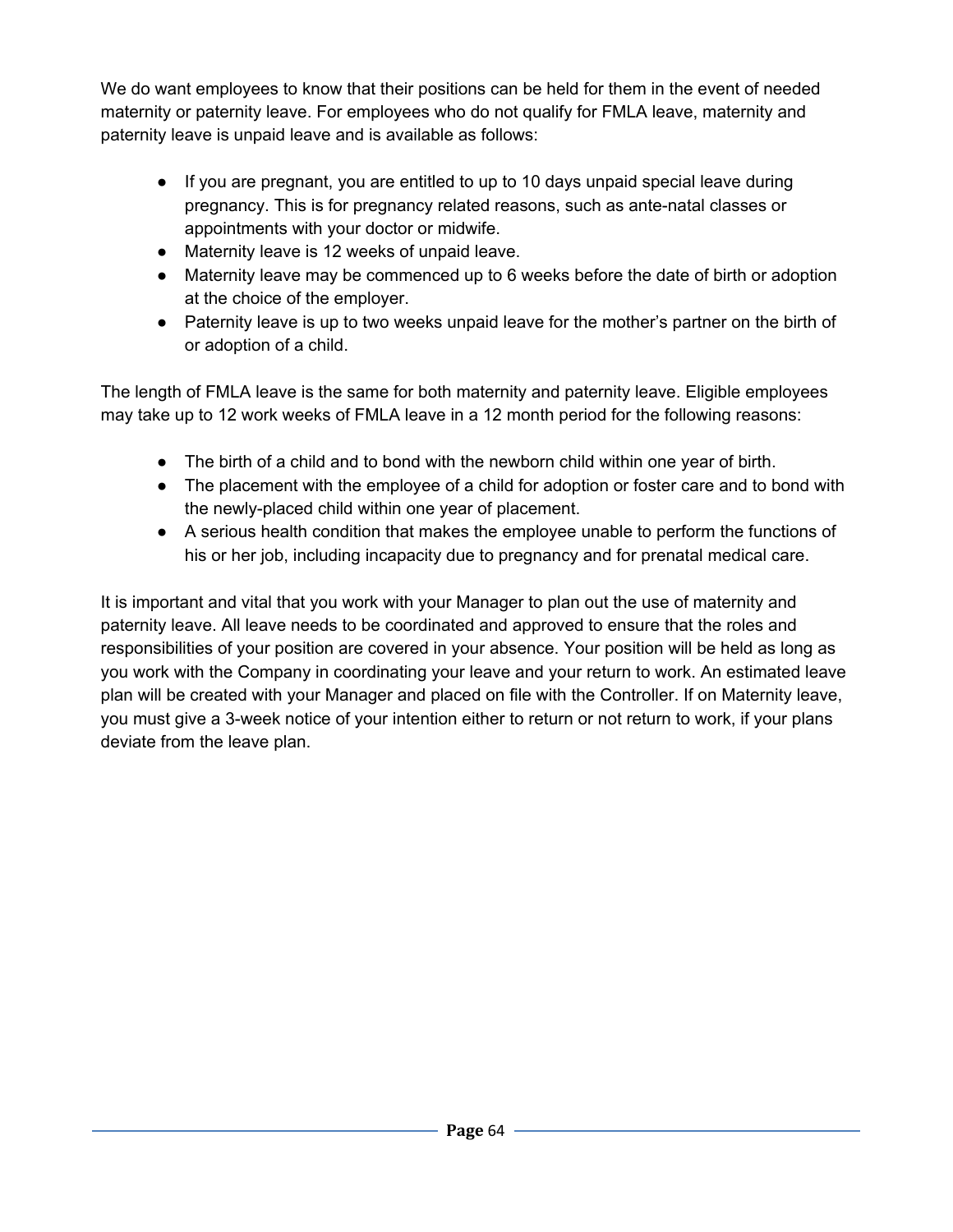We do want employees to know that their positions can be held for them in the event of needed maternity or paternity leave. For employees who do not qualify for FMLA leave, maternity and paternity leave is unpaid leave and is available as follows:

- If you are pregnant, you are entitled to up to 10 days unpaid special leave during pregnancy. This is for pregnancy related reasons, such as ante-natal classes or appointments with your doctor or midwife.
- Maternity leave is 12 weeks of unpaid leave.
- Maternity leave may be commenced up to 6 weeks before the date of birth or adoption at the choice of the employer.
- Paternity leave is up to two weeks unpaid leave for the mother's partner on the birth of or adoption of a child.

The length of FMLA leave is the same for both maternity and paternity leave. Eligible employees may take up to 12 work weeks of FMLA leave in a 12 month period for the following reasons:

- The birth of a child and to bond with the newborn child within one year of birth.
- The placement with the employee of a child for adoption or foster care and to bond with the newly-placed child within one year of placement.
- A serious health condition that makes the employee unable to perform the functions of his or her job, including incapacity due to pregnancy and for prenatal medical care.

It is important and vital that you work with your Manager to plan out the use of maternity and paternity leave. All leave needs to be coordinated and approved to ensure that the roles and responsibilities of your position are covered in your absence. Your position will be held as long as you work with the Company in coordinating your leave and your return to work. An estimated leave plan will be created with your Manager and placed on file with the Controller. If on Maternity leave, you must give a 3-week notice of your intention either to return or not return to work, if your plans deviate from the leave plan.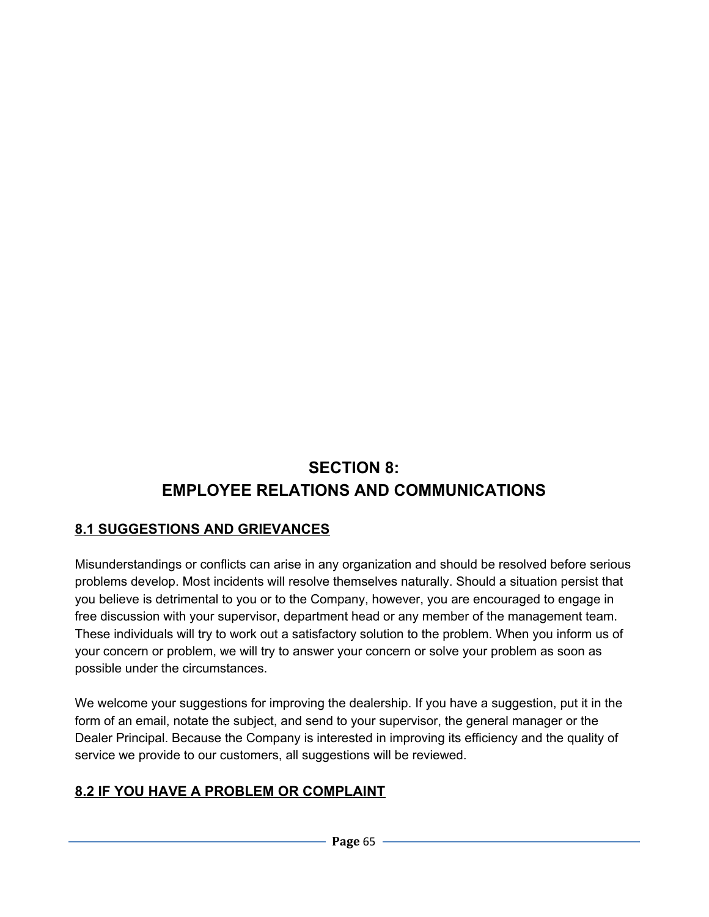# SECTION 8:
# EMPLOYEE RELATIONS AND COMMUNICATIONS

## 8.1 SUGGESTIONS AND GRIEVANCES

Misunderstandings or conflicts can arise in any organization and should be resolved before serious problems develop. Most incidents will resolve themselves naturally. Should a situation persist that you believe is detrimental to you or to the Company, however, you are encouraged to engage in free discussion with your supervisor, department head or any member of the management team. These individuals will try to work out a satisfactory solution to the problem. When you inform us of your concern or problem, we will try to answer your concern or solve your problem as soon as possible under the circumstances.

We welcome your suggestions for improving the dealership. If you have a suggestion, put it in the form of an email, notate the subject, and send to your supervisor, the general manager or the Dealer Principal. Because the Company is interested in improving its efficiency and the quality of service we provide to our customers, all suggestions will be reviewed.

## 8.2 IF YOU HAVE A PROBLEM OR COMPLAINT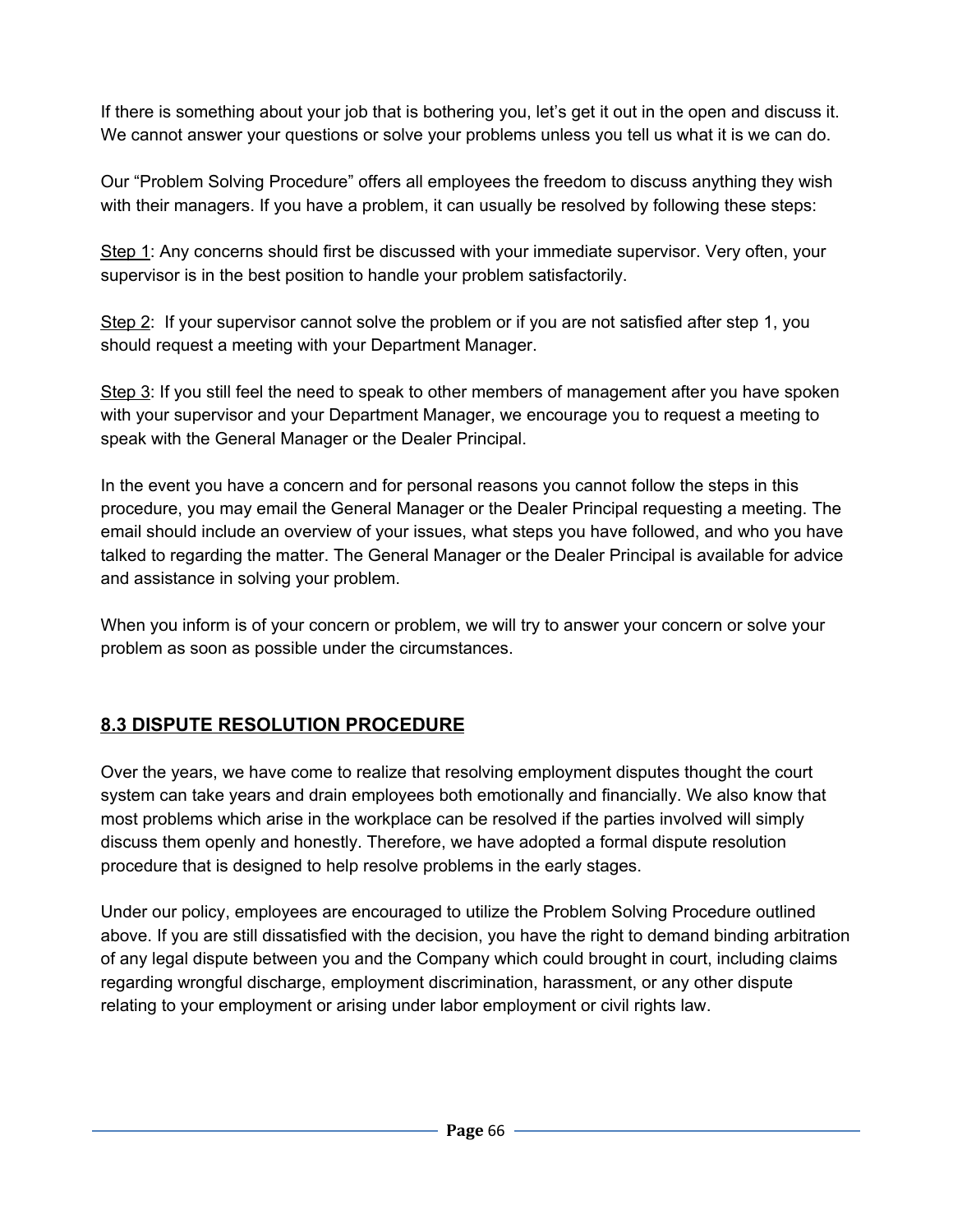If there is something about your job that is bothering you, let's get it out in the open and discuss it. We cannot answer your questions or solve your problems unless you tell us what it is we can do.

Our "Problem Solving Procedure" offers all employees the freedom to discuss anything they wish with their managers. If you have a problem, it can usually be resolved by following these steps:

<u>Step 1</u>: Any concerns should first be discussed with your immediate supervisor. Very often, your supervisor is in the best position to handle your problem satisfactorily.

<u>Step 2</u>: If your supervisor cannot solve the problem or if you are not satisfied after step 1, you should request a meeting with your Department Manager.

<u>Step 3</u>: If you still feel the need to speak to other members of management after you have spoken with your supervisor and your Department Manager, we encourage you to request a meeting to speak with the General Manager or the Dealer Principal.

In the event you have a concern and for personal reasons you cannot follow the steps in this procedure, you may email the General Manager or the Dealer Principal requesting a meeting. The email should include an overview of your issues, what steps you have followed, and who you have talked to regarding the matter. The General Manager or the Dealer Principal is available for advice and assistance in solving your problem.

When you inform is of your concern or problem, we will try to answer your concern or solve your problem as soon as possible under the circumstances.

## 8.3 DISPUTE RESOLUTION PROCEDURE

Over the years, we have come to realize that resolving employment disputes thought the court system can take years and drain employees both emotionally and financially. We also know that most problems which arise in the workplace can be resolved if the parties involved will simply discuss them openly and honestly. Therefore, we have adopted a formal dispute resolution procedure that is designed to help resolve problems in the early stages.

Under our policy, employees are encouraged to utilize the Problem Solving Procedure outlined above. If you are still dissatisfied with the decision, you have the right to demand binding arbitration of any legal dispute between you and the Company which could brought in court, including claims regarding wrongful discharge, employment discrimination, harassment, or any other dispute relating to your employment or arising under labor employment or civil rights law.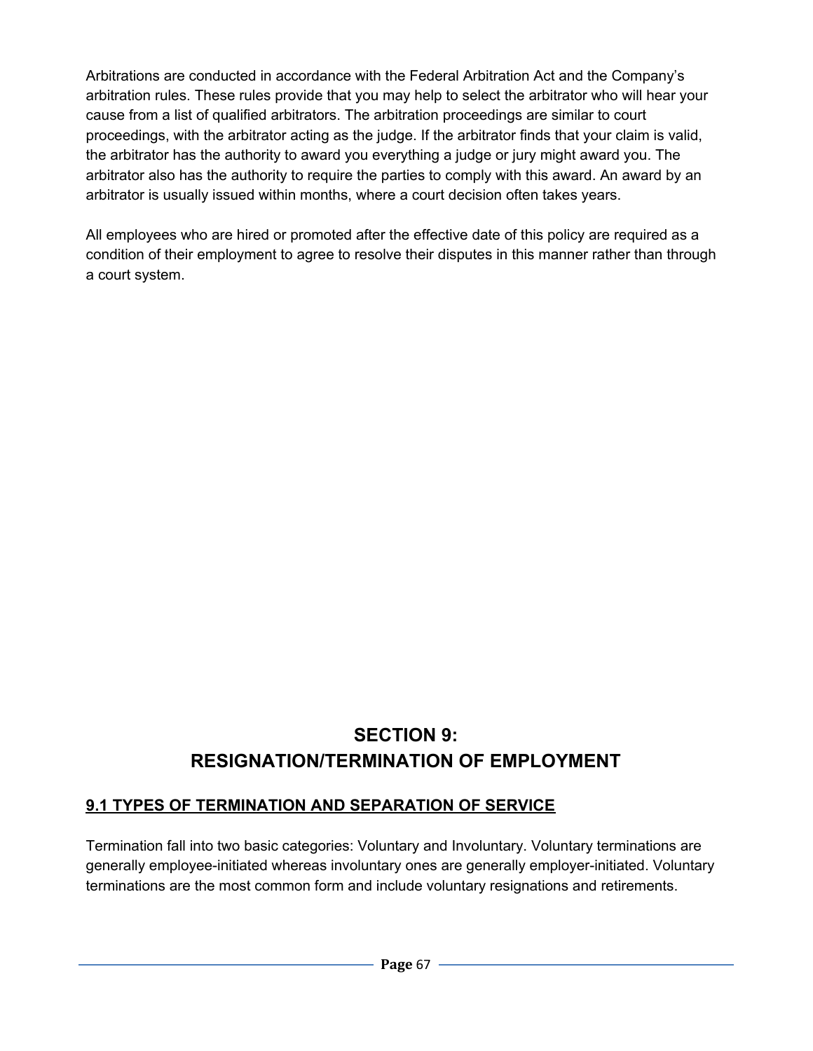Arbitrations are conducted in accordance with the Federal Arbitration Act and the Company's arbitration rules. These rules provide that you may help to select the arbitrator who will hear your cause from a list of qualified arbitrators. The arbitration proceedings are similar to court proceedings, with the arbitrator acting as the judge. If the arbitrator finds that your claim is valid, the arbitrator has the authority to award you everything a judge or jury might award you. The arbitrator also has the authority to require the parties to comply with this award. An award by an arbitrator is usually issued within months, where a court decision often takes years.

All employees who are hired or promoted after the effective date of this policy are required as a condition of their employment to agree to resolve their disputes in this manner rather than through a court system.

# SECTION 9: RESIGNATION/TERMINATION OF EMPLOYMENT

## 9.1 TYPES OF TERMINATION AND SEPARATION OF SERVICE

Termination fall into two basic categories: Voluntary and Involuntary. Voluntary terminations are generally employee-initiated whereas involuntary ones are generally employer-initiated. Voluntary terminations are the most common form and include voluntary resignations and retirements.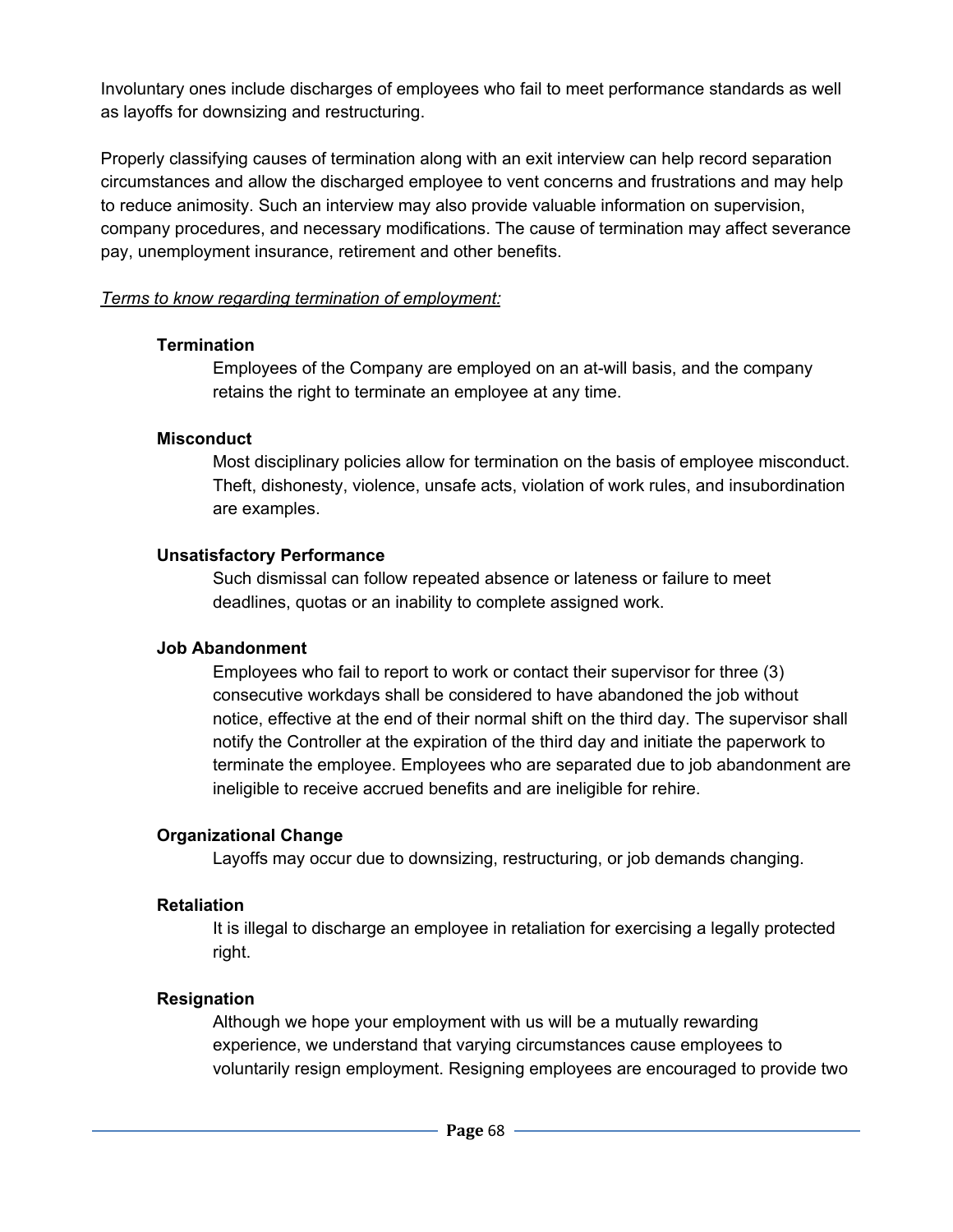Involuntary ones include discharges of employees who fail to meet performance standards as well as layoffs for downsizing and restructuring.

Properly classifying causes of termination along with an exit interview can help record separation circumstances and allow the discharged employee to vent concerns and frustrations and may help to reduce animosity. Such an interview may also provide valuable information on supervision, company procedures, and necessary modifications. The cause of termination may affect severance pay, unemployment insurance, retirement and other benefits.

*Terms to know regarding termination of employment:*

**Termination**

Employees of the Company are employed on an at-will basis, and the company retains the right to terminate an employee at any time.

**Misconduct**

Most disciplinary policies allow for termination on the basis of employee misconduct. Theft, dishonesty, violence, unsafe acts, violation of work rules, and insubordination are examples.

**Unsatisfactory Performance**

Such dismissal can follow repeated absence or lateness or failure to meet deadlines, quotas or an inability to complete assigned work.

**Job Abandonment**

Employees who fail to report to work or contact their supervisor for three (3) consecutive workdays shall be considered to have abandoned the job without notice, effective at the end of their normal shift on the third day. The supervisor shall notify the Controller at the expiration of the third day and initiate the paperwork to terminate the employee. Employees who are separated due to job abandonment are ineligible to receive accrued benefits and are ineligible for rehire.

**Organizational Change**

Layoffs may occur due to downsizing, restructuring, or job demands changing.

**Retaliation**

It is illegal to discharge an employee in retaliation for exercising a legally protected right.

**Resignation**

Although we hope your employment with us will be a mutually rewarding experience, we understand that varying circumstances cause employees to voluntarily resign employment. Resigning employees are encouraged to provide two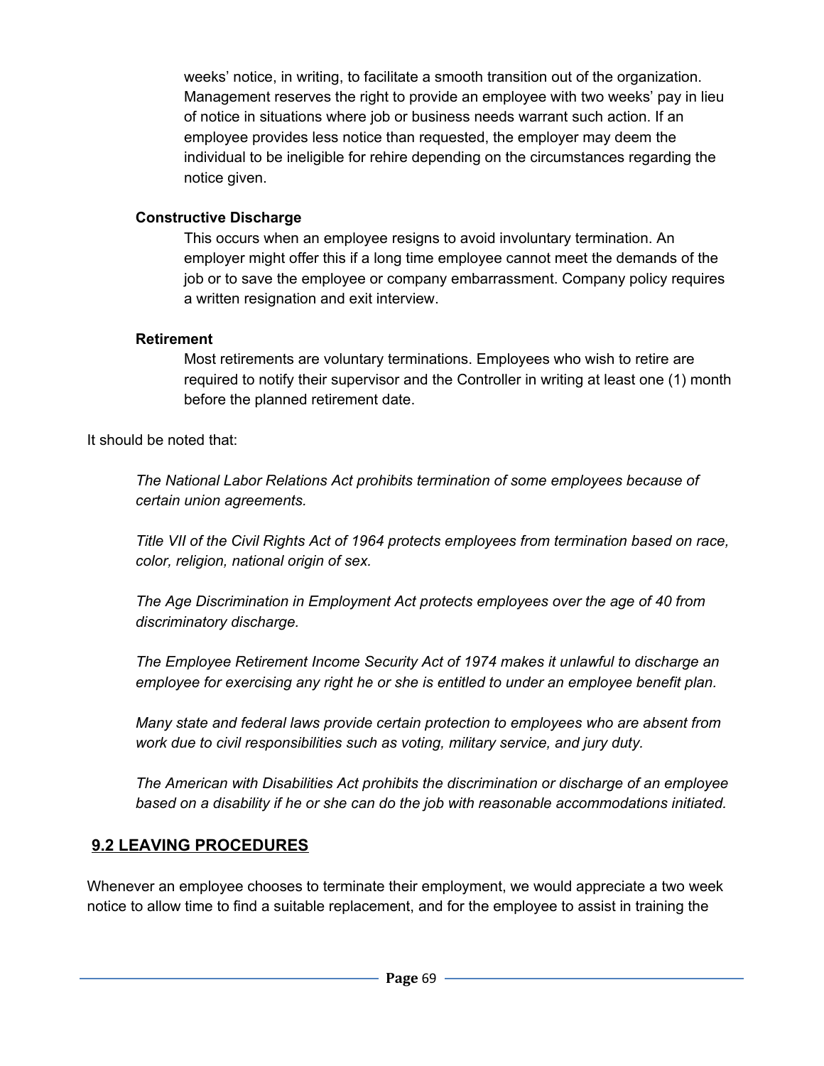weeks' notice, in writing, to facilitate a smooth transition out of the organization. Management reserves the right to provide an employee with two weeks' pay in lieu of notice in situations where job or business needs warrant such action. If an employee provides less notice than requested, the employer may deem the individual to be ineligible for rehire depending on the circumstances regarding the notice given.

**Constructive Discharge**

This occurs when an employee resigns to avoid involuntary termination. An employer might offer this if a long time employee cannot meet the demands of the job or to save the employee or company embarrassment. Company policy requires a written resignation and exit interview.

**Retirement**

Most retirements are voluntary terminations. Employees who wish to retire are required to notify their supervisor and the Controller in writing at least one (1) month before the planned retirement date.

It should be noted that:

*The National Labor Relations Act prohibits termination of some employees because of certain union agreements.*

*Title VII of the Civil Rights Act of 1964 protects employees from termination based on race, color, religion, national origin of sex.*

*The Age Discrimination in Employment Act protects employees over the age of 40 from discriminatory discharge.*

*The Employee Retirement Income Security Act of 1974 makes it unlawful to discharge an employee for exercising any right he or she is entitled to under an employee benefit plan.*

*Many state and federal laws provide certain protection to employees who are absent from work due to civil responsibilities such as voting, military service, and jury duty.*

*The American with Disabilities Act prohibits the discrimination or discharge of an employee based on a disability if he or she can do the job with reasonable accommodations initiated.*

## 9.2 LEAVING PROCEDURES

Whenever an employee chooses to terminate their employment, we would appreciate a two week notice to allow time to find a suitable replacement, and for the employee to assist in training the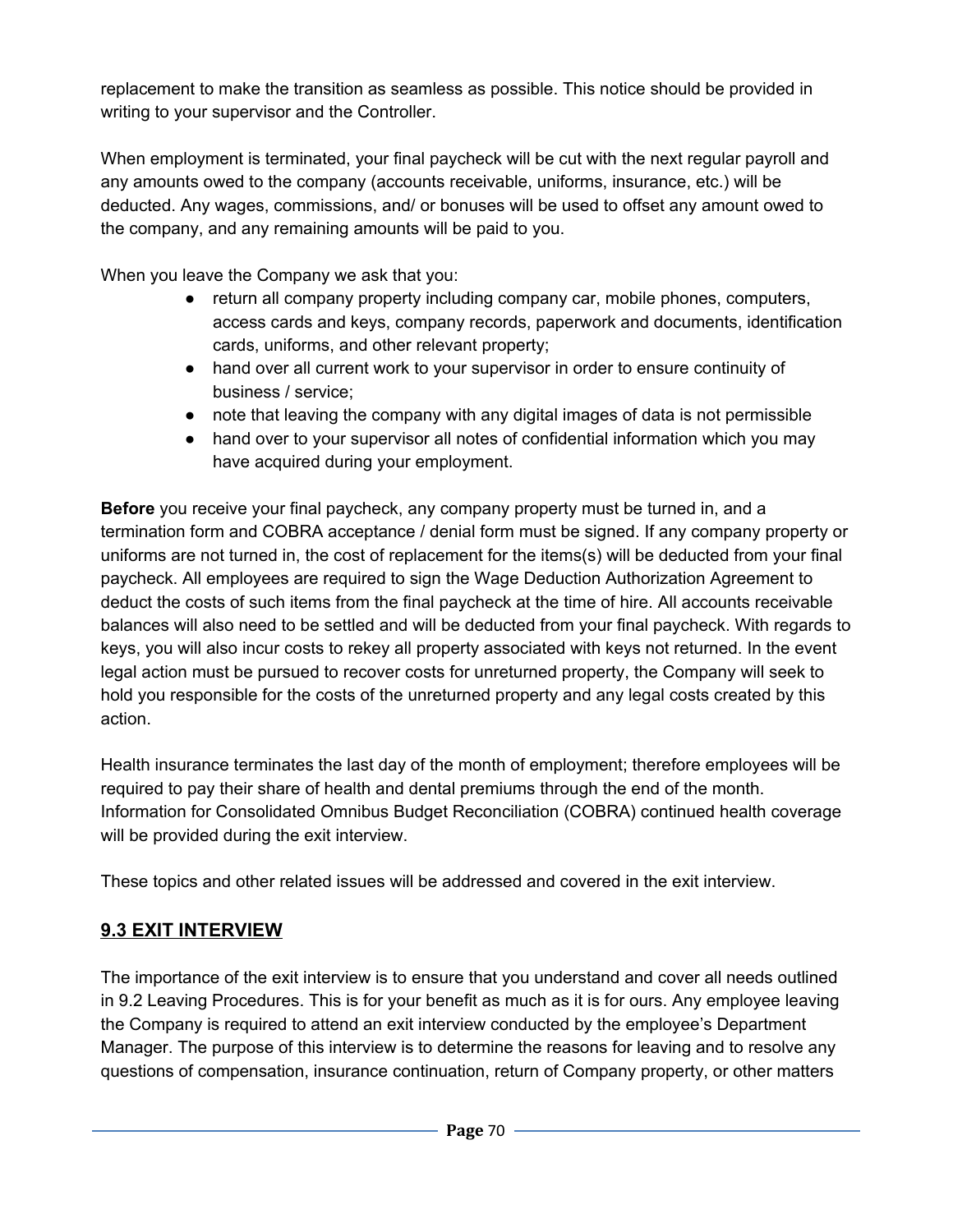replacement to make the transition as seamless as possible. This notice should be provided in writing to your supervisor and the Controller.

When employment is terminated, your final paycheck will be cut with the next regular payroll and any amounts owed to the company (accounts receivable, uniforms, insurance, etc.) will be deducted. Any wages, commissions, and/ or bonuses will be used to offset any amount owed to the company, and any remaining amounts will be paid to you.

When you leave the Company we ask that you:

- return all company property including company car, mobile phones, computers, access cards and keys, company records, paperwork and documents, identification cards, uniforms, and other relevant property;
- hand over all current work to your supervisor in order to ensure continuity of business / service;
- note that leaving the company with any digital images of data is not permissible
- hand over to your supervisor all notes of confidential information which you may have acquired during your employment.

**Before** you receive your final paycheck, any company property must be turned in, and a termination form and COBRA acceptance / denial form must be signed. If any company property or uniforms are not turned in, the cost of replacement for the items(s) will be deducted from your final paycheck. All employees are required to sign the Wage Deduction Authorization Agreement to deduct the costs of such items from the final paycheck at the time of hire. All accounts receivable balances will also need to be settled and will be deducted from your final paycheck. With regards to keys, you will also incur costs to rekey all property associated with keys not returned. In the event legal action must be pursued to recover costs for unreturned property, the Company will seek to hold you responsible for the costs of the unreturned property and any legal costs created by this action.

Health insurance terminates the last day of the month of employment; therefore employees will be required to pay their share of health and dental premiums through the end of the month. Information for Consolidated Omnibus Budget Reconciliation (COBRA) continued health coverage will be provided during the exit interview.

These topics and other related issues will be addressed and covered in the exit interview.

## 9.3 EXIT INTERVIEW

The importance of the exit interview is to ensure that you understand and cover all needs outlined in 9.2 Leaving Procedures. This is for your benefit as much as it is for ours. Any employee leaving the Company is required to attend an exit interview conducted by the employee's Department Manager. The purpose of this interview is to determine the reasons for leaving and to resolve any questions of compensation, insurance continuation, return of Company property, or other matters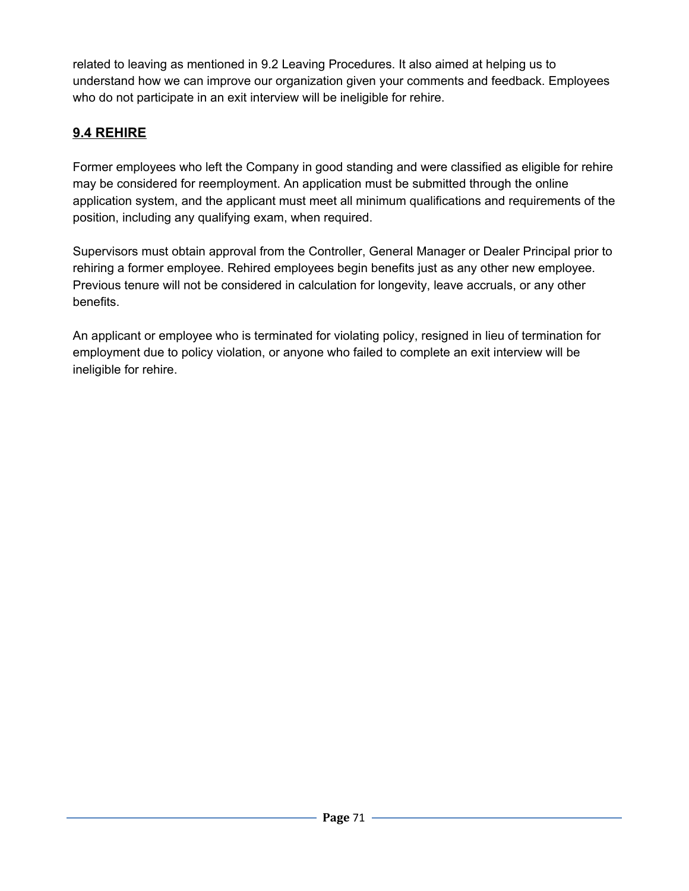related to leaving as mentioned in 9.2 Leaving Procedures. It also aimed at helping us to understand how we can improve our organization given your comments and feedback. Employees who do not participate in an exit interview will be ineligible for rehire.

## 9.4 REHIRE

Former employees who left the Company in good standing and were classified as eligible for rehire may be considered for reemployment. An application must be submitted through the online application system, and the applicant must meet all minimum qualifications and requirements of the position, including any qualifying exam, when required.

Supervisors must obtain approval from the Controller, General Manager or Dealer Principal prior to rehiring a former employee. Rehired employees begin benefits just as any other new employee. Previous tenure will not be considered in calculation for longevity, leave accruals, or any other benefits.

An applicant or employee who is terminated for violating policy, resigned in lieu of termination for employment due to policy violation, or anyone who failed to complete an exit interview will be ineligible for rehire.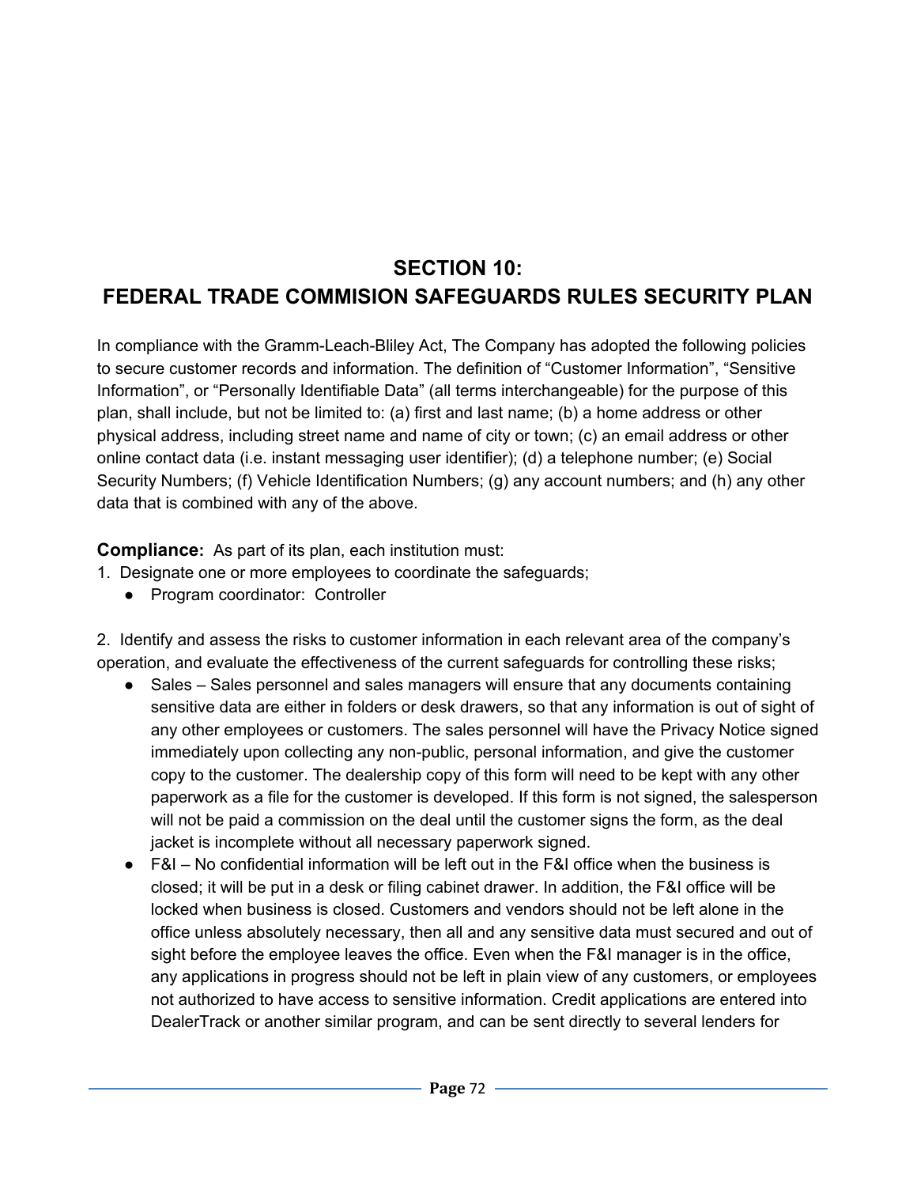# SECTION 10:
# FEDERAL TRADE COMMISION SAFEGUARDS RULES SECURITY PLAN

In compliance with the Gramm-Leach-Bliley Act, The Company has adopted the following policies to secure customer records and information. The definition of "Customer Information", "Sensitive Information", or "Personally Identifiable Data" (all terms interchangeable) for the purpose of this plan, shall include, but not be limited to: (a) first and last name; (b) a home address or other physical address, including street name and name of city or town; (c) an email address or other online contact data (i.e. instant messaging user identifier); (d) a telephone number; (e) Social Security Numbers; (f) Vehicle Identification Numbers; (g) any account numbers; and (h) any other data that is combined with any of the above.

**Compliance:** As part of its plan, each institution must:

1. Designate one or more employees to coordinate the safeguards;
   - Program coordinator: Controller

2. Identify and assess the risks to customer information in each relevant area of the company's operation, and evaluate the effectiveness of the current safeguards for controlling these risks;
   - Sales – Sales personnel and sales managers will ensure that any documents containing sensitive data are either in folders or desk drawers, so that any information is out of sight of any other employees or customers. The sales personnel will have the Privacy Notice signed immediately upon collecting any non-public, personal information, and give the customer copy to the customer. The dealership copy of this form will need to be kept with any other paperwork as a file for the customer is developed. If this form is not signed, the salesperson will not be paid a commission on the deal until the customer signs the form, as the deal jacket is incomplete without all necessary paperwork signed.
   - F&I – No confidential information will be left out in the F&I office when the business is closed; it will be put in a desk or filing cabinet drawer. In addition, the F&I office will be locked when business is closed. Customers and vendors should not be left alone in the office unless absolutely necessary, then all and any sensitive data must secured and out of sight before the employee leaves the office. Even when the F&I manager is in the office, any applications in progress should not be left in plain view of any customers, or employees not authorized to have access to sensitive information. Credit applications are entered into DealerTrack or another similar program, and can be sent directly to several lenders for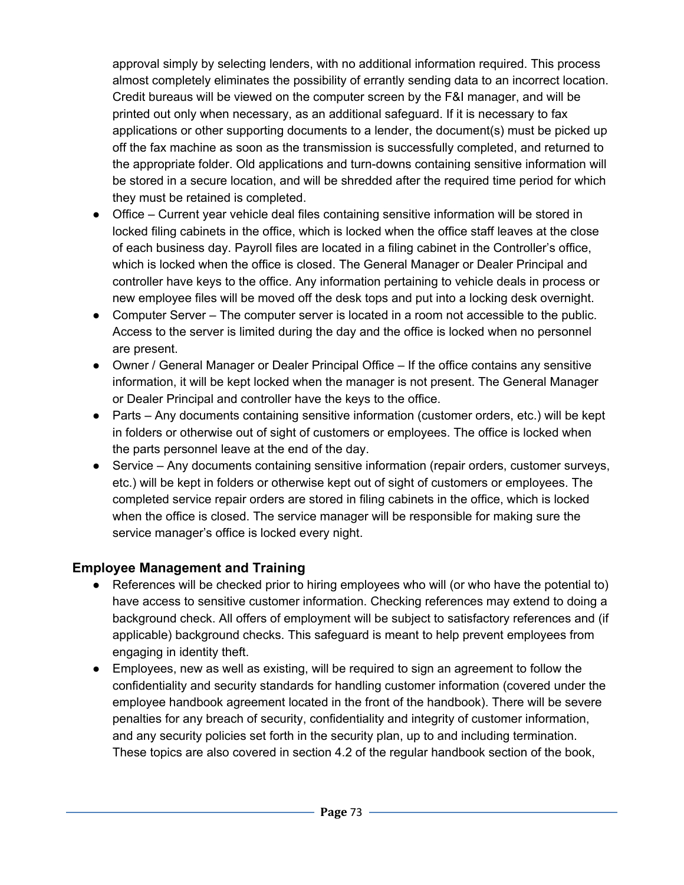approval simply by selecting lenders, with no additional information required. This process almost completely eliminates the possibility of errantly sending data to an incorrect location. Credit bureaus will be viewed on the computer screen by the F&I manager, and will be printed out only when necessary, as an additional safeguard. If it is necessary to fax applications or other supporting documents to a lender, the document(s) must be picked up off the fax machine as soon as the transmission is successfully completed, and returned to the appropriate folder. Old applications and turn-downs containing sensitive information will be stored in a secure location, and will be shredded after the required time period for which they must be retained is completed.

- Office – Current year vehicle deal files containing sensitive information will be stored in locked filing cabinets in the office, which is locked when the office staff leaves at the close of each business day. Payroll files are located in a filing cabinet in the Controller's office, which is locked when the office is closed. The General Manager or Dealer Principal and controller have keys to the office. Any information pertaining to vehicle deals in process or new employee files will be moved off the desk tops and put into a locking desk overnight.
- Computer Server – The computer server is located in a room not accessible to the public. Access to the server is limited during the day and the office is locked when no personnel are present.
- Owner / General Manager or Dealer Principal Office – If the office contains any sensitive information, it will be kept locked when the manager is not present. The General Manager or Dealer Principal and controller have the keys to the office.
- Parts – Any documents containing sensitive information (customer orders, etc.) will be kept in folders or otherwise out of sight of customers or employees. The office is locked when the parts personnel leave at the end of the day.
- Service – Any documents containing sensitive information (repair orders, customer surveys, etc.) will be kept in folders or otherwise kept out of sight of customers or employees. The completed service repair orders are stored in filing cabinets in the office, which is locked when the office is closed. The service manager will be responsible for making sure the service manager's office is locked every night.

### Employee Management and Training

- References will be checked prior to hiring employees who will (or who have the potential to) have access to sensitive customer information. Checking references may extend to doing a background check. All offers of employment will be subject to satisfactory references and (if applicable) background checks. This safeguard is meant to help prevent employees from engaging in identity theft.
- Employees, new as well as existing, will be required to sign an agreement to follow the confidentiality and security standards for handling customer information (covered under the employee handbook agreement located in the front of the handbook). There will be severe penalties for any breach of security, confidentiality and integrity of customer information, and any security policies set forth in the security plan, up to and including termination. These topics are also covered in section 4.2 of the regular handbook section of the book,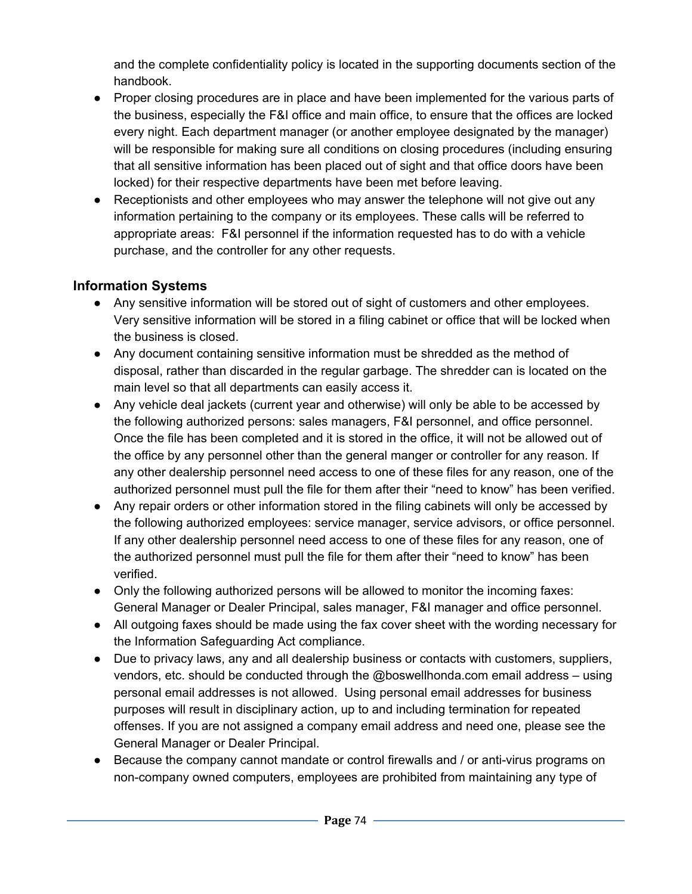and the complete confidentiality policy is located in the supporting documents section of the handbook.

- Proper closing procedures are in place and have been implemented for the various parts of the business, especially the F&I office and main office, to ensure that the offices are locked every night. Each department manager (or another employee designated by the manager) will be responsible for making sure all conditions on closing procedures (including ensuring that all sensitive information has been placed out of sight and that office doors have been locked) for their respective departments have been met before leaving.
- Receptionists and other employees who may answer the telephone will not give out any information pertaining to the company or its employees. These calls will be referred to appropriate areas: F&I personnel if the information requested has to do with a vehicle purchase, and the controller for any other requests.

### Information Systems

- Any sensitive information will be stored out of sight of customers and other employees. Very sensitive information will be stored in a filing cabinet or office that will be locked when the business is closed.
- Any document containing sensitive information must be shredded as the method of disposal, rather than discarded in the regular garbage. The shredder can is located on the main level so that all departments can easily access it.
- Any vehicle deal jackets (current year and otherwise) will only be able to be accessed by the following authorized persons: sales managers, F&I personnel, and office personnel. Once the file has been completed and it is stored in the office, it will not be allowed out of the office by any personnel other than the general manger or controller for any reason. If any other dealership personnel need access to one of these files for any reason, one of the authorized personnel must pull the file for them after their "need to know" has been verified.
- Any repair orders or other information stored in the filing cabinets will only be accessed by the following authorized employees: service manager, service advisors, or office personnel. If any other dealership personnel need access to one of these files for any reason, one of the authorized personnel must pull the file for them after their "need to know" has been verified.
- Only the following authorized persons will be allowed to monitor the incoming faxes: General Manager or Dealer Principal, sales manager, F&I manager and office personnel.
- All outgoing faxes should be made using the fax cover sheet with the wording necessary for the Information Safeguarding Act compliance.
- Due to privacy laws, any and all dealership business or contacts with customers, suppliers, vendors, etc. should be conducted through the @boswellhonda.com email address – using personal email addresses is not allowed. Using personal email addresses for business purposes will result in disciplinary action, up to and including termination for repeated offenses. If you are not assigned a company email address and need one, please see the General Manager or Dealer Principal.
- Because the company cannot mandate or control firewalls and / or anti-virus programs on non-company owned computers, employees are prohibited from maintaining any type of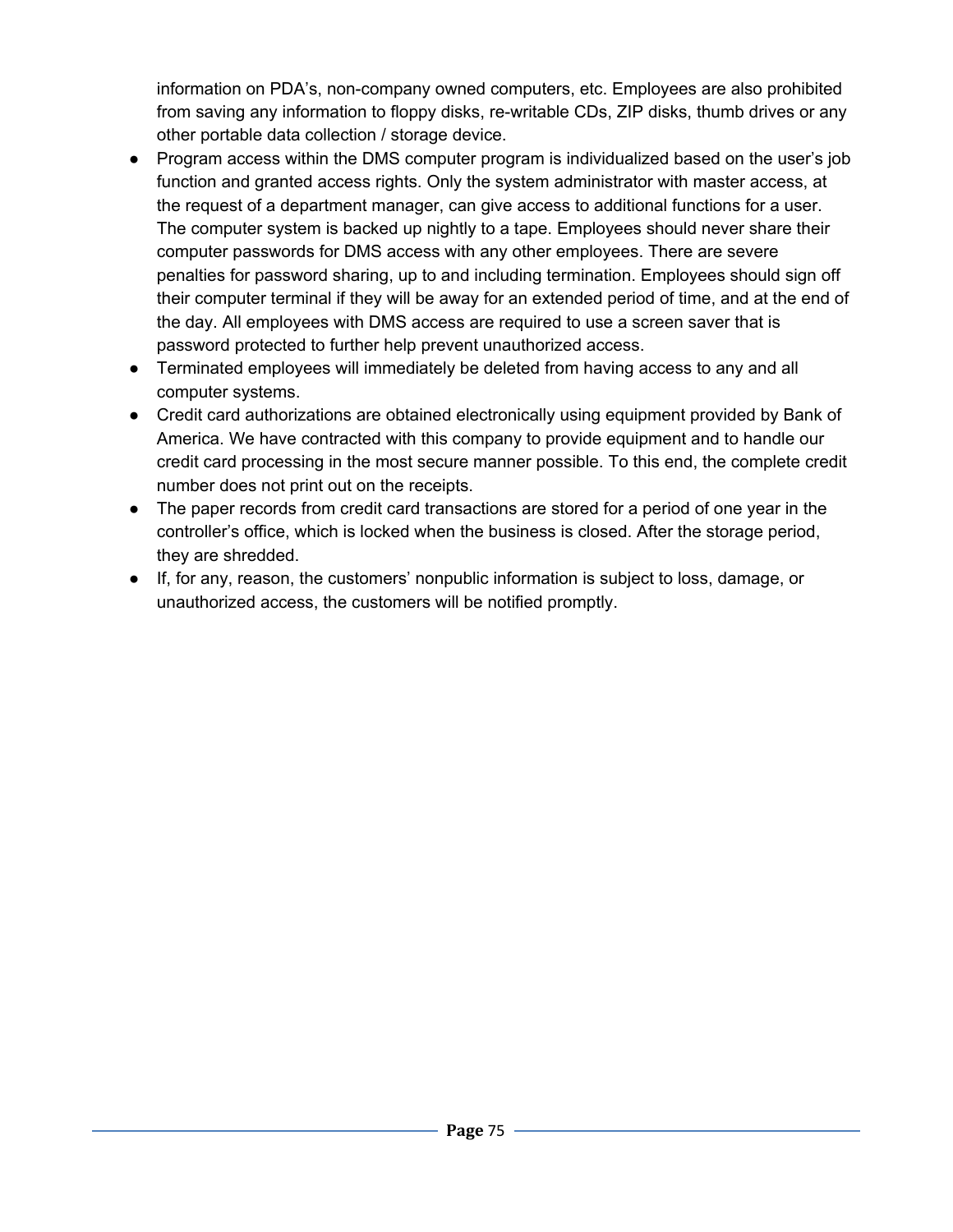information on PDA's, non-company owned computers, etc. Employees are also prohibited from saving any information to floppy disks, re-writable CDs, ZIP disks, thumb drives or any other portable data collection / storage device.

- Program access within the DMS computer program is individualized based on the user's job function and granted access rights. Only the system administrator with master access, at the request of a department manager, can give access to additional functions for a user. The computer system is backed up nightly to a tape. Employees should never share their computer passwords for DMS access with any other employees. There are severe penalties for password sharing, up to and including termination. Employees should sign off their computer terminal if they will be away for an extended period of time, and at the end of the day. All employees with DMS access are required to use a screen saver that is password protected to further help prevent unauthorized access.
- Terminated employees will immediately be deleted from having access to any and all computer systems.
- Credit card authorizations are obtained electronically using equipment provided by Bank of America. We have contracted with this company to provide equipment and to handle our credit card processing in the most secure manner possible. To this end, the complete credit number does not print out on the receipts.
- The paper records from credit card transactions are stored for a period of one year in the controller's office, which is locked when the business is closed. After the storage period, they are shredded.
- If, for any, reason, the customers' nonpublic information is subject to loss, damage, or unauthorized access, the customers will be notified promptly.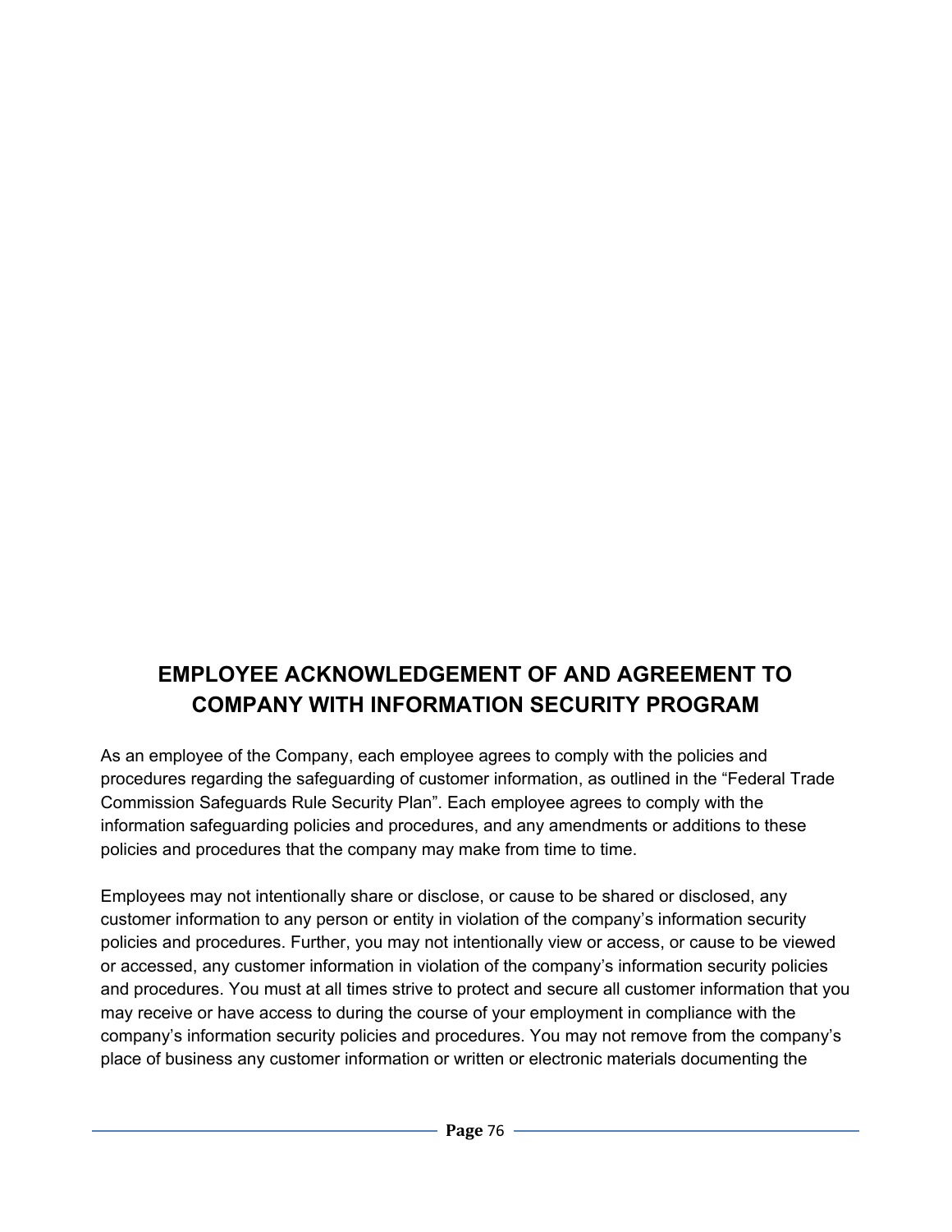# EMPLOYEE ACKNOWLEDGEMENT OF AND AGREEMENT TO COMPANY WITH INFORMATION SECURITY PROGRAM

As an employee of the Company, each employee agrees to comply with the policies and procedures regarding the safeguarding of customer information, as outlined in the "Federal Trade Commission Safeguards Rule Security Plan". Each employee agrees to comply with the information safeguarding policies and procedures, and any amendments or additions to these policies and procedures that the company may make from time to time.

Employees may not intentionally share or disclose, or cause to be shared or disclosed, any customer information to any person or entity in violation of the company's information security policies and procedures. Further, you may not intentionally view or access, or cause to be viewed or accessed, any customer information in violation of the company's information security policies and procedures. You must at all times strive to protect and secure all customer information that you may receive or have access to during the course of your employment in compliance with the company's information security policies and procedures. You may not remove from the company's place of business any customer information or written or electronic materials documenting the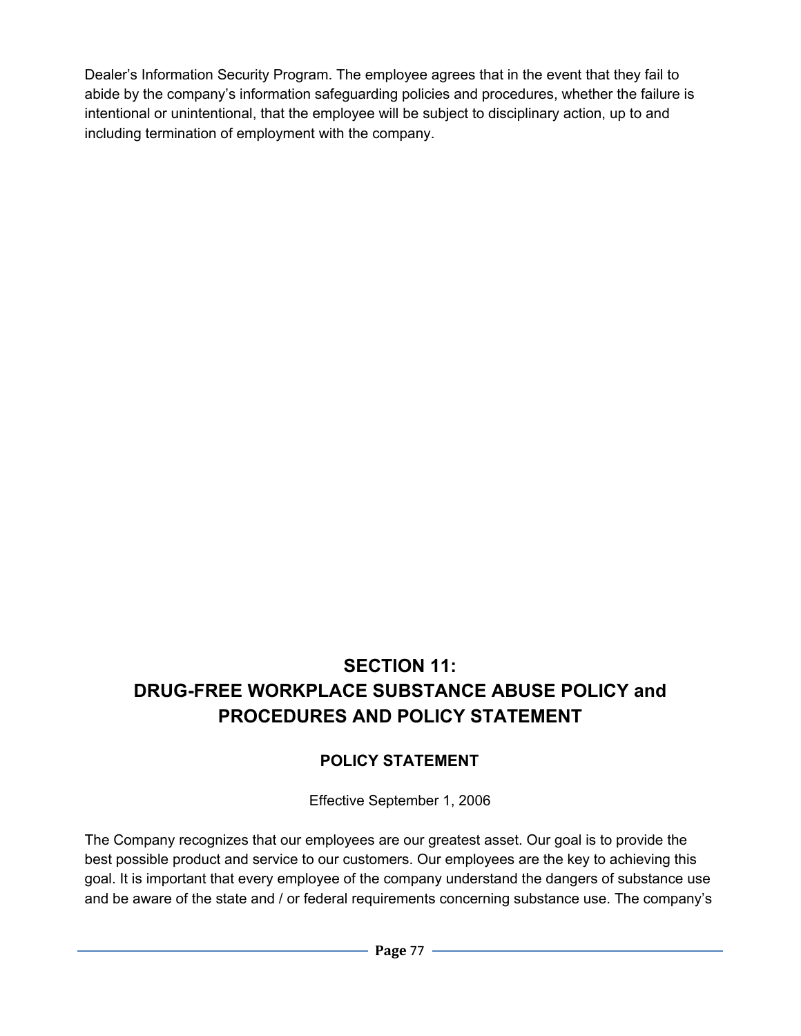Dealer's Information Security Program. The employee agrees that in the event that they fail to abide by the company's information safeguarding policies and procedures, whether the failure is intentional or unintentional, that the employee will be subject to disciplinary action, up to and including termination of employment with the company.

# SECTION 11: DRUG-FREE WORKPLACE SUBSTANCE ABUSE POLICY and PROCEDURES AND POLICY STATEMENT

## POLICY STATEMENT

Effective September 1, 2006

The Company recognizes that our employees are our greatest asset. Our goal is to provide the best possible product and service to our customers. Our employees are the key to achieving this goal. It is important that every employee of the company understand the dangers of substance use and be aware of the state and / or federal requirements concerning substance use. The company's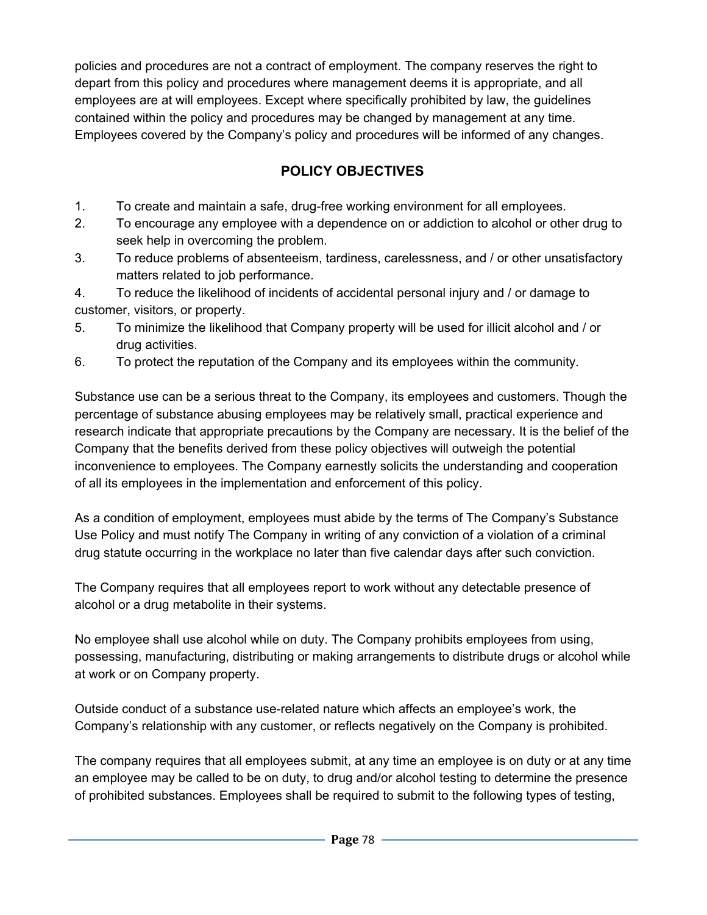policies and procedures are not a contract of employment. The company reserves the right to depart from this policy and procedures where management deems it is appropriate, and all employees are at will employees. Except where specifically prohibited by law, the guidelines contained within the policy and procedures may be changed by management at any time. Employees covered by the Company's policy and procedures will be informed of any changes.

## POLICY OBJECTIVES

1. To create and maintain a safe, drug-free working environment for all employees.
2. To encourage any employee with a dependence on or addiction to alcohol or other drug to seek help in overcoming the problem.
3. To reduce problems of absenteeism, tardiness, carelessness, and / or other unsatisfactory matters related to job performance.
4. To reduce the likelihood of incidents of accidental personal injury and / or damage to customer, visitors, or property.
5. To minimize the likelihood that Company property will be used for illicit alcohol and / or drug activities.
6. To protect the reputation of the Company and its employees within the community.

Substance use can be a serious threat to the Company, its employees and customers. Though the percentage of substance abusing employees may be relatively small, practical experience and research indicate that appropriate precautions by the Company are necessary. It is the belief of the Company that the benefits derived from these policy objectives will outweigh the potential inconvenience to employees. The Company earnestly solicits the understanding and cooperation of all its employees in the implementation and enforcement of this policy.

As a condition of employment, employees must abide by the terms of The Company's Substance Use Policy and must notify The Company in writing of any conviction of a violation of a criminal drug statute occurring in the workplace no later than five calendar days after such conviction.

The Company requires that all employees report to work without any detectable presence of alcohol or a drug metabolite in their systems.

No employee shall use alcohol while on duty. The Company prohibits employees from using, possessing, manufacturing, distributing or making arrangements to distribute drugs or alcohol while at work or on Company property.

Outside conduct of a substance use-related nature which affects an employee's work, the Company's relationship with any customer, or reflects negatively on the Company is prohibited.

The company requires that all employees submit, at any time an employee is on duty or at any time an employee may be called to be on duty, to drug and/or alcohol testing to determine the presence of prohibited substances. Employees shall be required to submit to the following types of testing,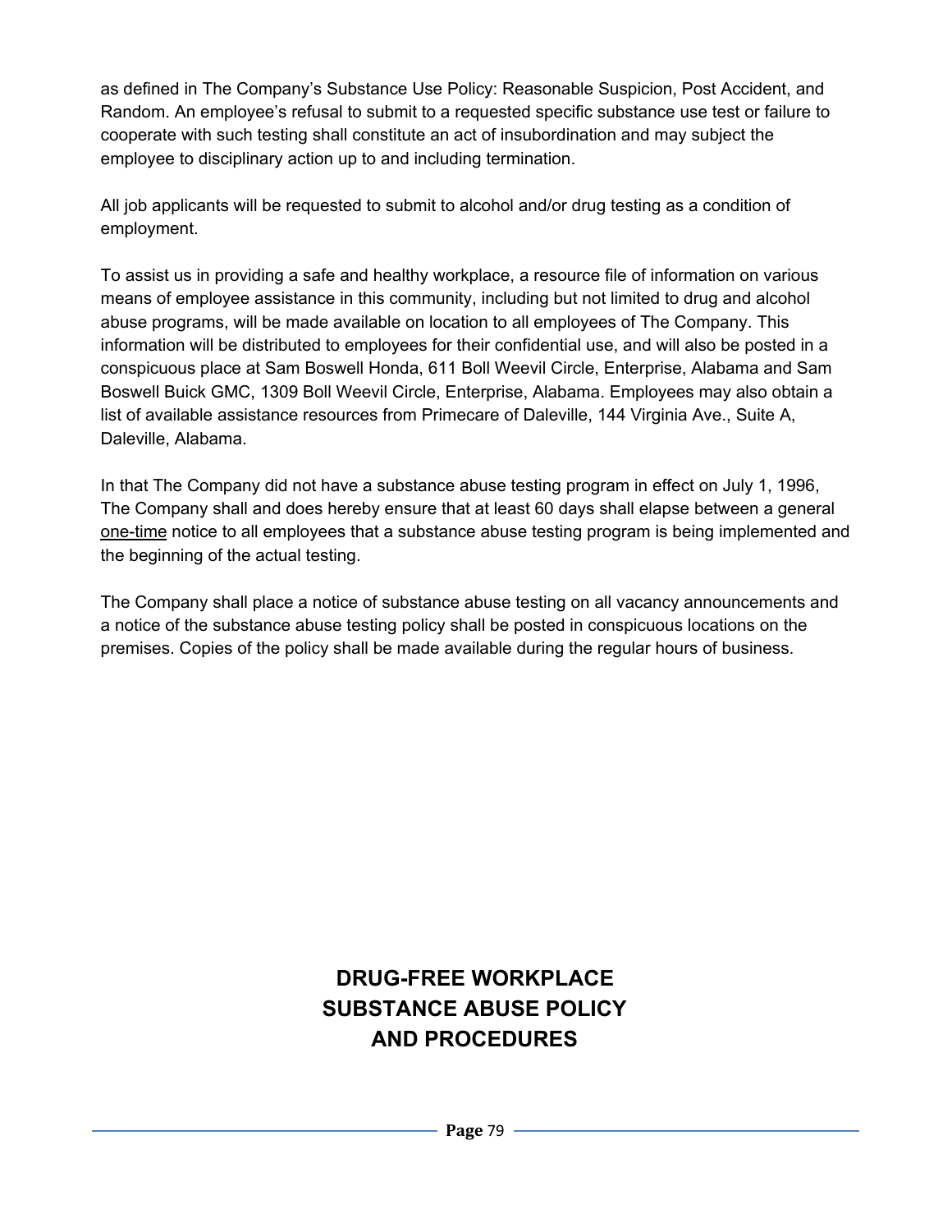as defined in The Company's Substance Use Policy: Reasonable Suspicion, Post Accident, and Random. An employee's refusal to submit to a requested specific substance use test or failure to cooperate with such testing shall constitute an act of insubordination and may subject the employee to disciplinary action up to and including termination.

All job applicants will be requested to submit to alcohol and/or drug testing as a condition of employment.

To assist us in providing a safe and healthy workplace, a resource file of information on various means of employee assistance in this community, including but not limited to drug and alcohol abuse programs, will be made available on location to all employees of The Company. This information will be distributed to employees for their confidential use, and will also be posted in a conspicuous place at Sam Boswell Honda, 611 Boll Weevil Circle, Enterprise, Alabama and Sam Boswell Buick GMC, 1309 Boll Weevil Circle, Enterprise, Alabama. Employees may also obtain a list of available assistance resources from Primecare of Daleville, 144 Virginia Ave., Suite A, Daleville, Alabama.

In that The Company did not have a substance abuse testing program in effect on July 1, 1996, The Company shall and does hereby ensure that at least 60 days shall elapse between a general one-time notice to all employees that a substance abuse testing program is being implemented and the beginning of the actual testing.

The Company shall place a notice of substance abuse testing on all vacancy announcements and a notice of the substance abuse testing policy shall be posted in conspicuous locations on the premises. Copies of the policy shall be made available during the regular hours of business.

# DRUG-FREE WORKPLACE SUBSTANCE ABUSE POLICY AND PROCEDURES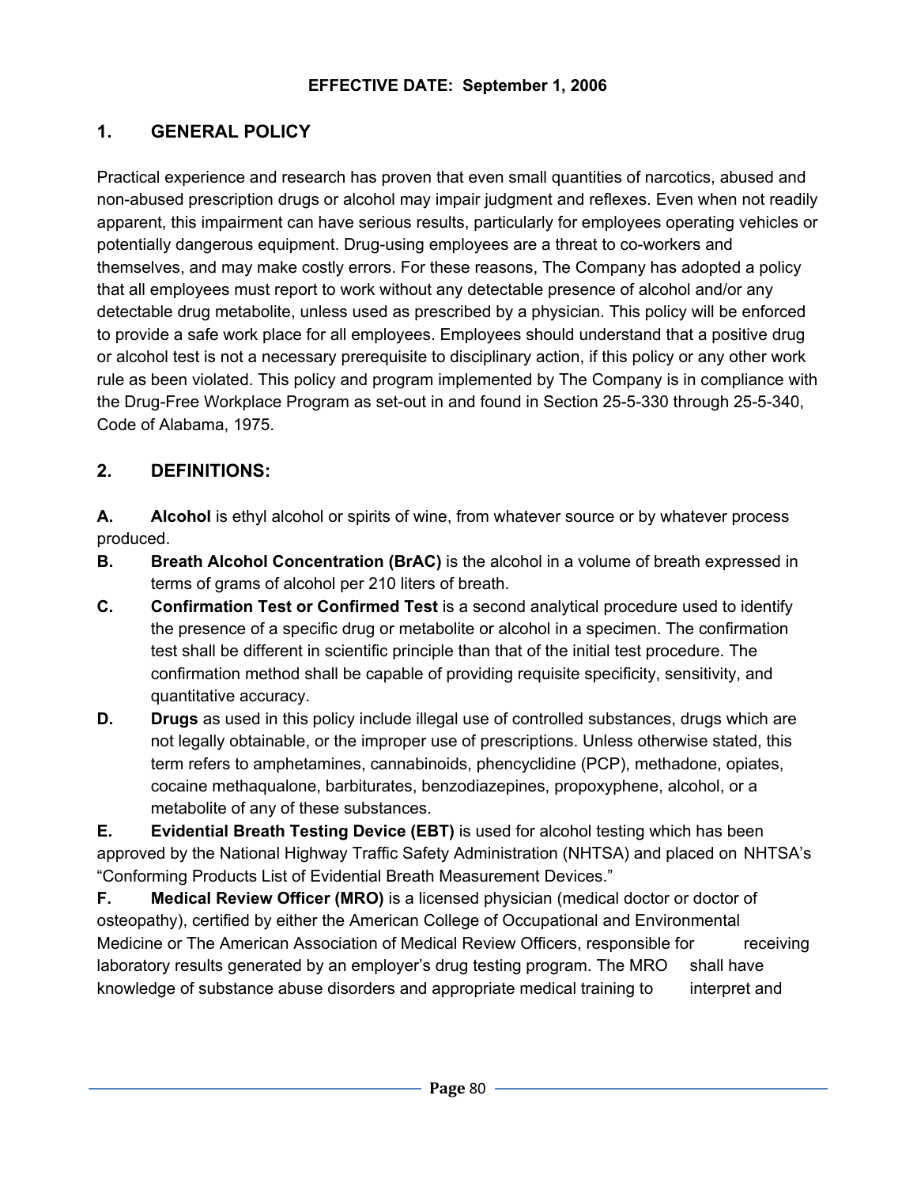**EFFECTIVE DATE: September 1, 2006**

## 1. GENERAL POLICY

Practical experience and research has proven that even small quantities of narcotics, abused and non-abused prescription drugs or alcohol may impair judgment and reflexes. Even when not readily apparent, this impairment can have serious results, particularly for employees operating vehicles or potentially dangerous equipment. Drug-using employees are a threat to co-workers and themselves, and may make costly errors. For these reasons, The Company has adopted a policy that all employees must report to work without any detectable presence of alcohol and/or any detectable drug metabolite, unless used as prescribed by a physician. This policy will be enforced to provide a safe work place for all employees. Employees should understand that a positive drug or alcohol test is not a necessary prerequisite to disciplinary action, if this policy or any other work rule as been violated. This policy and program implemented by The Company is in compliance with the Drug-Free Workplace Program as set-out in and found in Section 25-5-330 through 25-5-340, Code of Alabama, 1975.

## 2. DEFINITIONS:

**A.** **Alcohol** is ethyl alcohol or spirits of wine, from whatever source or by whatever process produced.

**B.** **Breath Alcohol Concentration (BrAC)** is the alcohol in a volume of breath expressed in terms of grams of alcohol per 210 liters of breath.

**C.** **Confirmation Test or Confirmed Test** is a second analytical procedure used to identify the presence of a specific drug or metabolite or alcohol in a specimen. The confirmation test shall be different in scientific principle than that of the initial test procedure. The confirmation method shall be capable of providing requisite specificity, sensitivity, and quantitative accuracy.

**D.** **Drugs** as used in this policy include illegal use of controlled substances, drugs which are not legally obtainable, or the improper use of prescriptions. Unless otherwise stated, this term refers to amphetamines, cannabinoids, phencyclidine (PCP), methadone, opiates, cocaine methaqualone, barbiturates, benzodiazepines, propoxyphene, alcohol, or a metabolite of any of these substances.

**E.** **Evidential Breath Testing Device (EBT)** is used for alcohol testing which has been approved by the National Highway Traffic Safety Administration (NHTSA) and placed on NHTSA's "Conforming Products List of Evidential Breath Measurement Devices."

**F.** **Medical Review Officer (MRO)** is a licensed physician (medical doctor or doctor of osteopathy), certified by either the American College of Occupational and Environmental Medicine or The American Association of Medical Review Officers, responsible for receiving laboratory results generated by an employer's drug testing program. The MRO shall have knowledge of substance abuse disorders and appropriate medical training to interpret and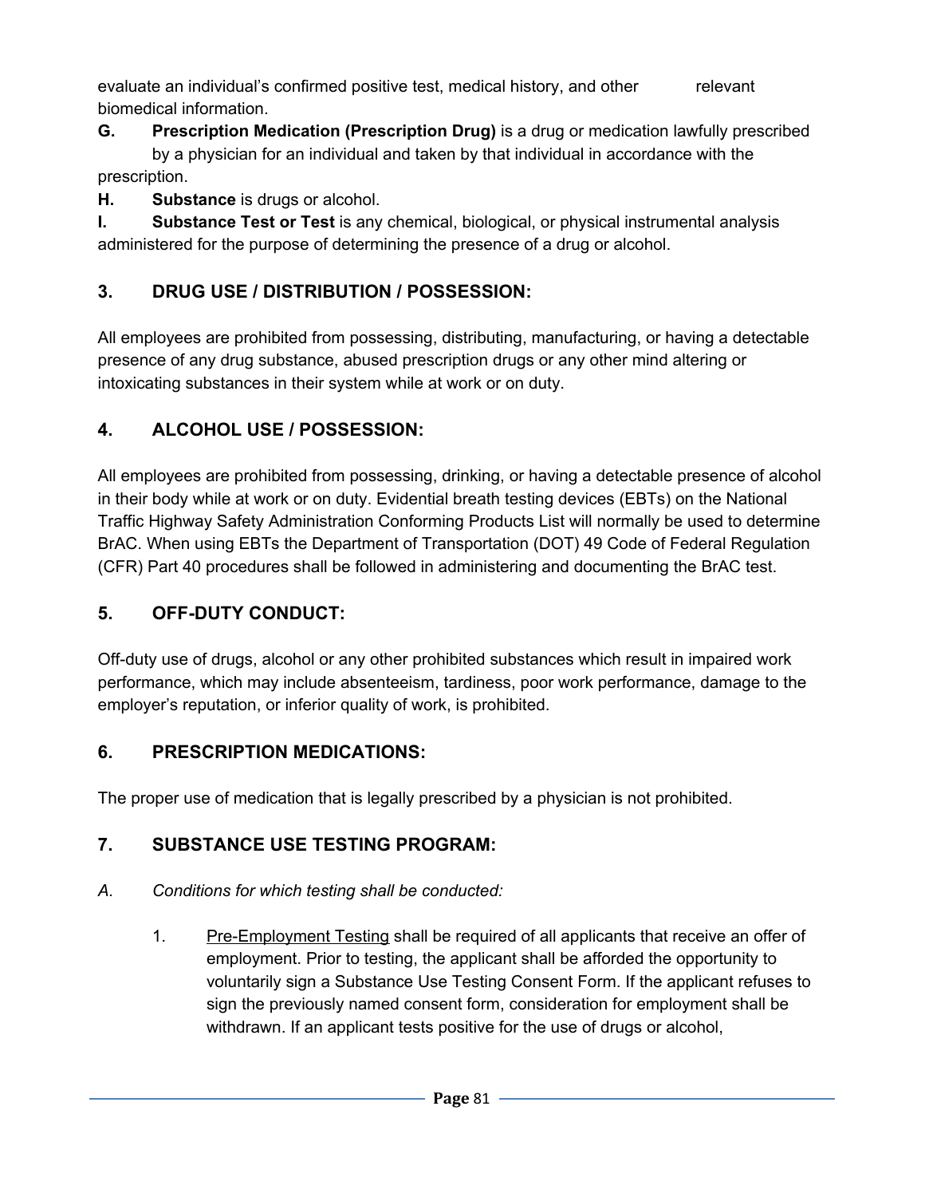evaluate an individual's confirmed positive test, medical history, and other relevant biomedical information.

**G.** **Prescription Medication (Prescription Drug)** is a drug or medication lawfully prescribed by a physician for an individual and taken by that individual in accordance with the prescription.

**H.** **Substance** is drugs or alcohol.

**I.** **Substance Test or Test** is any chemical, biological, or physical instrumental analysis administered for the purpose of determining the presence of a drug or alcohol.

## 3. DRUG USE / DISTRIBUTION / POSSESSION:

All employees are prohibited from possessing, distributing, manufacturing, or having a detectable presence of any drug substance, abused prescription drugs or any other mind altering or intoxicating substances in their system while at work or on duty.

## 4. ALCOHOL USE / POSSESSION:

All employees are prohibited from possessing, drinking, or having a detectable presence of alcohol in their body while at work or on duty. Evidential breath testing devices (EBTs) on the National Traffic Highway Safety Administration Conforming Products List will normally be used to determine BrAC. When using EBTs the Department of Transportation (DOT) 49 Code of Federal Regulation (CFR) Part 40 procedures shall be followed in administering and documenting the BrAC test.

## 5. OFF-DUTY CONDUCT:

Off-duty use of drugs, alcohol or any other prohibited substances which result in impaired work performance, which may include absenteeism, tardiness, poor work performance, damage to the employer's reputation, or inferior quality of work, is prohibited.

## 6. PRESCRIPTION MEDICATIONS:

The proper use of medication that is legally prescribed by a physician is not prohibited.

## 7. SUBSTANCE USE TESTING PROGRAM:

*A. Conditions for which testing shall be conducted:*

1. Pre-Employment Testing shall be required of all applicants that receive an offer of employment. Prior to testing, the applicant shall be afforded the opportunity to voluntarily sign a Substance Use Testing Consent Form. If the applicant refuses to sign the previously named consent form, consideration for employment shall be withdrawn. If an applicant tests positive for the use of drugs or alcohol,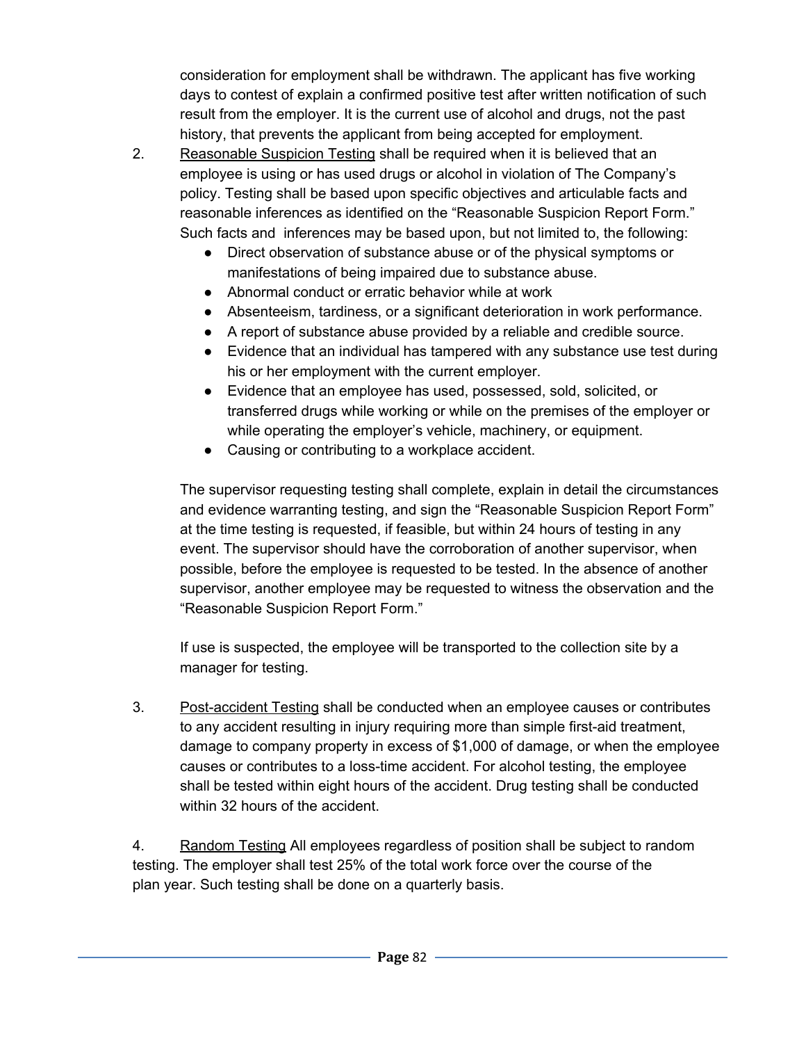consideration for employment shall be withdrawn. The applicant has five working days to contest of explain a confirmed positive test after written notification of such result from the employer. It is the current use of alcohol and drugs, not the past history, that prevents the applicant from being accepted for employment.

2. <u>Reasonable Suspicion Testing</u> shall be required when it is believed that an employee is using or has used drugs or alcohol in violation of The Company's policy. Testing shall be based upon specific objectives and articulable facts and reasonable inferences as identified on the "Reasonable Suspicion Report Form." Such facts and inferences may be based upon, but not limited to, the following:
   - Direct observation of substance abuse or of the physical symptoms or manifestations of being impaired due to substance abuse.
   - Abnormal conduct or erratic behavior while at work
   - Absenteeism, tardiness, or a significant deterioration in work performance.
   - A report of substance abuse provided by a reliable and credible source.
   - Evidence that an individual has tampered with any substance use test during his or her employment with the current employer.
   - Evidence that an employee has used, possessed, sold, solicited, or transferred drugs while working or while on the premises of the employer or while operating the employer's vehicle, machinery, or equipment.
   - Causing or contributing to a workplace accident.

   The supervisor requesting testing shall complete, explain in detail the circumstances and evidence warranting testing, and sign the "Reasonable Suspicion Report Form" at the time testing is requested, if feasible, but within 24 hours of testing in any event. The supervisor should have the corroboration of another supervisor, when possible, before the employee is requested to be tested. In the absence of another supervisor, another employee may be requested to witness the observation and the "Reasonable Suspicion Report Form."

   If use is suspected, the employee will be transported to the collection site by a manager for testing.

3. <u>Post-accident Testing</u> shall be conducted when an employee causes or contributes to any accident resulting in injury requiring more than simple first-aid treatment, damage to company property in excess of $1,000 of damage, or when the employee causes or contributes to a loss-time accident. For alcohol testing, the employee shall be tested within eight hours of the accident. Drug testing shall be conducted within 32 hours of the accident.

4. <u>Random Testing</u> All employees regardless of position shall be subject to random testing. The employer shall test 25% of the total work force over the course of the plan year. Such testing shall be done on a quarterly basis.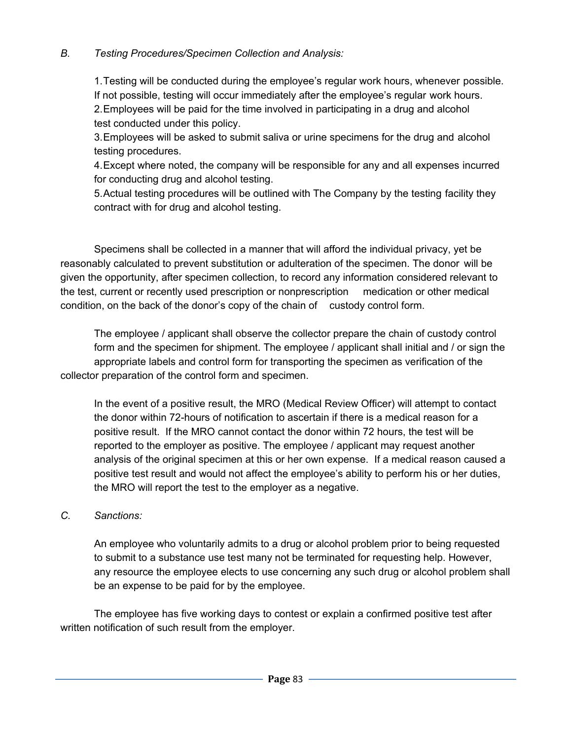*B. Testing Procedures/Specimen Collection and Analysis:*

1. Testing will be conducted during the employee's regular work hours, whenever possible. If not possible, testing will occur immediately after the employee's regular work hours.
2. Employees will be paid for the time involved in participating in a drug and alcohol test conducted under this policy.
3. Employees will be asked to submit saliva or urine specimens for the drug and alcohol testing procedures.
4. Except where noted, the company will be responsible for any and all expenses incurred for conducting drug and alcohol testing.
5. Actual testing procedures will be outlined with The Company by the testing facility they contract with for drug and alcohol testing.

Specimens shall be collected in a manner that will afford the individual privacy, yet be reasonably calculated to prevent substitution or adulteration of the specimen. The donor will be given the opportunity, after specimen collection, to record any information considered relevant to the test, current or recently used prescription or nonprescription medication or other medical condition, on the back of the donor's copy of the chain of custody control form.

The employee / applicant shall observe the collector prepare the chain of custody control form and the specimen for shipment. The employee / applicant shall initial and / or sign the appropriate labels and control form for transporting the specimen as verification of the collector preparation of the control form and specimen.

In the event of a positive result, the MRO (Medical Review Officer) will attempt to contact the donor within 72-hours of notification to ascertain if there is a medical reason for a positive result. If the MRO cannot contact the donor within 72 hours, the test will be reported to the employer as positive. The employee / applicant may request another analysis of the original specimen at this or her own expense. If a medical reason caused a positive test result and would not affect the employee's ability to perform his or her duties, the MRO will report the test to the employer as a negative.

*C. Sanctions:*

An employee who voluntarily admits to a drug or alcohol problem prior to being requested to submit to a substance use test many not be terminated for requesting help. However, any resource the employee elects to use concerning any such drug or alcohol problem shall be an expense to be paid for by the employee.

The employee has five working days to contest or explain a confirmed positive test after written notification of such result from the employer.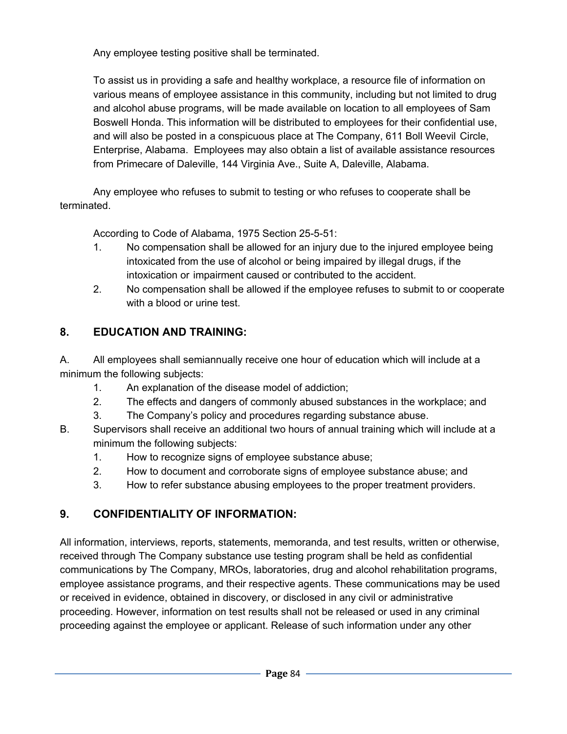Any employee testing positive shall be terminated.

To assist us in providing a safe and healthy workplace, a resource file of information on various means of employee assistance in this community, including but not limited to drug and alcohol abuse programs, will be made available on location to all employees of Sam Boswell Honda. This information will be distributed to employees for their confidential use, and will also be posted in a conspicuous place at The Company, 611 Boll Weevil Circle, Enterprise, Alabama. Employees may also obtain a list of available assistance resources from Primecare of Daleville, 144 Virginia Ave., Suite A, Daleville, Alabama.

Any employee who refuses to submit to testing or who refuses to cooperate shall be terminated.

According to Code of Alabama, 1975 Section 25-5-51:

1. No compensation shall be allowed for an injury due to the injured employee being intoxicated from the use of alcohol or being impaired by illegal drugs, if the intoxication or impairment caused or contributed to the accident.
2. No compensation shall be allowed if the employee refuses to submit to or cooperate with a blood or urine test.

## 8. EDUCATION AND TRAINING:

A. All employees shall semiannually receive one hour of education which will include at a minimum the following subjects:

1. An explanation of the disease model of addiction;
2. The effects and dangers of commonly abused substances in the workplace; and
3. The Company's policy and procedures regarding substance abuse.

B. Supervisors shall receive an additional two hours of annual training which will include at a minimum the following subjects:

1. How to recognize signs of employee substance abuse;
2. How to document and corroborate signs of employee substance abuse; and
3. How to refer substance abusing employees to the proper treatment providers.

## 9. CONFIDENTIALITY OF INFORMATION:

All information, interviews, reports, statements, memoranda, and test results, written or otherwise, received through The Company substance use testing program shall be held as confidential communications by The Company, MROs, laboratories, drug and alcohol rehabilitation programs, employee assistance programs, and their respective agents. These communications may be used or received in evidence, obtained in discovery, or disclosed in any civil or administrative proceeding. However, information on test results shall not be released or used in any criminal proceeding against the employee or applicant. Release of such information under any other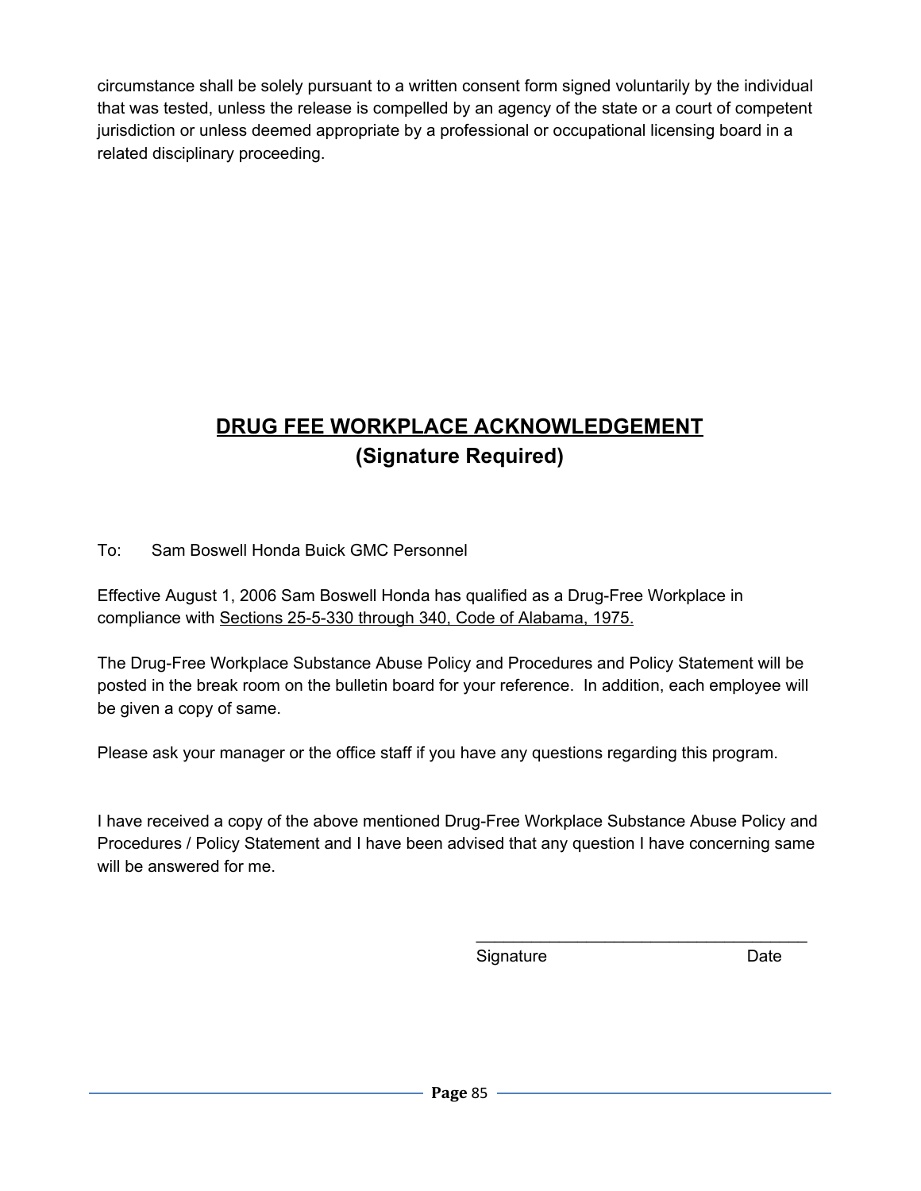circumstance shall be solely pursuant to a written consent form signed voluntarily by the individual that was tested, unless the release is compelled by an agency of the state or a court of competent jurisdiction or unless deemed appropriate by a professional or occupational licensing board in a related disciplinary proceeding.

## DRUG FEE WORKPLACE ACKNOWLEDGEMENT
## (Signature Required)

To: Sam Boswell Honda Buick GMC Personnel

Effective August 1, 2006 Sam Boswell Honda has qualified as a Drug-Free Workplace in compliance with Sections 25-5-330 through 340, Code of Alabama, 1975.

The Drug-Free Workplace Substance Abuse Policy and Procedures and Policy Statement will be posted in the break room on the bulletin board for your reference. In addition, each employee will be given a copy of same.

Please ask your manager or the office staff if you have any questions regarding this program.

I have received a copy of the above mentioned Drug-Free Workplace Substance Abuse Policy and Procedures / Policy Statement and I have been advised that any question I have concerning same will be answered for me.

\_\_\_\_\_\_\_\_\_\_\_\_\_\_\_\_\_\_\_\_\_\_\_\_\_\_\_\_\_\_\_\_\_\_\_\_

Signature Date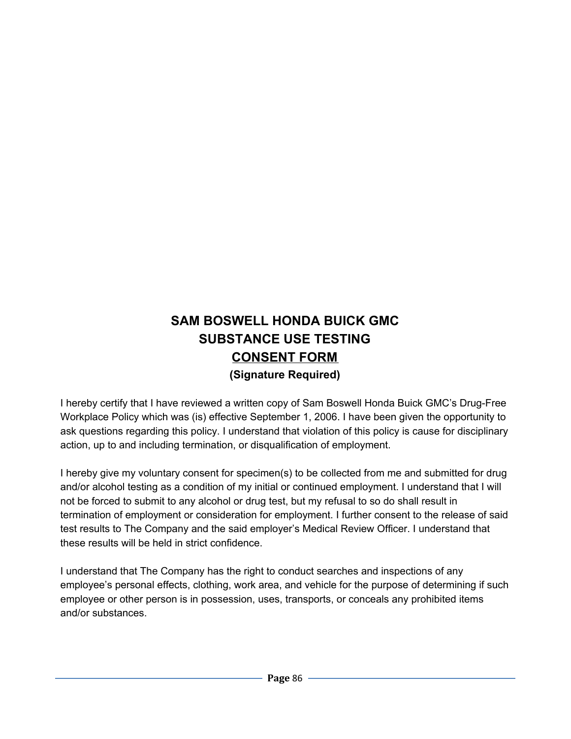# SAM BOSWELL HONDA BUICK GMC
# SUBSTANCE USE TESTING
# CONSENT FORM

**(Signature Required)**

I hereby certify that I have reviewed a written copy of Sam Boswell Honda Buick GMC's Drug-Free Workplace Policy which was (is) effective September 1, 2006. I have been given the opportunity to ask questions regarding this policy. I understand that violation of this policy is cause for disciplinary action, up to and including termination, or disqualification of employment.

I hereby give my voluntary consent for specimen(s) to be collected from me and submitted for drug and/or alcohol testing as a condition of my initial or continued employment. I understand that I will not be forced to submit to any alcohol or drug test, but my refusal to so do shall result in termination of employment or consideration for employment. I further consent to the release of said test results to The Company and the said employer's Medical Review Officer. I understand that these results will be held in strict confidence.

I understand that The Company has the right to conduct searches and inspections of any employee's personal effects, clothing, work area, and vehicle for the purpose of determining if such employee or other person is in possession, uses, transports, or conceals any prohibited items and/or substances.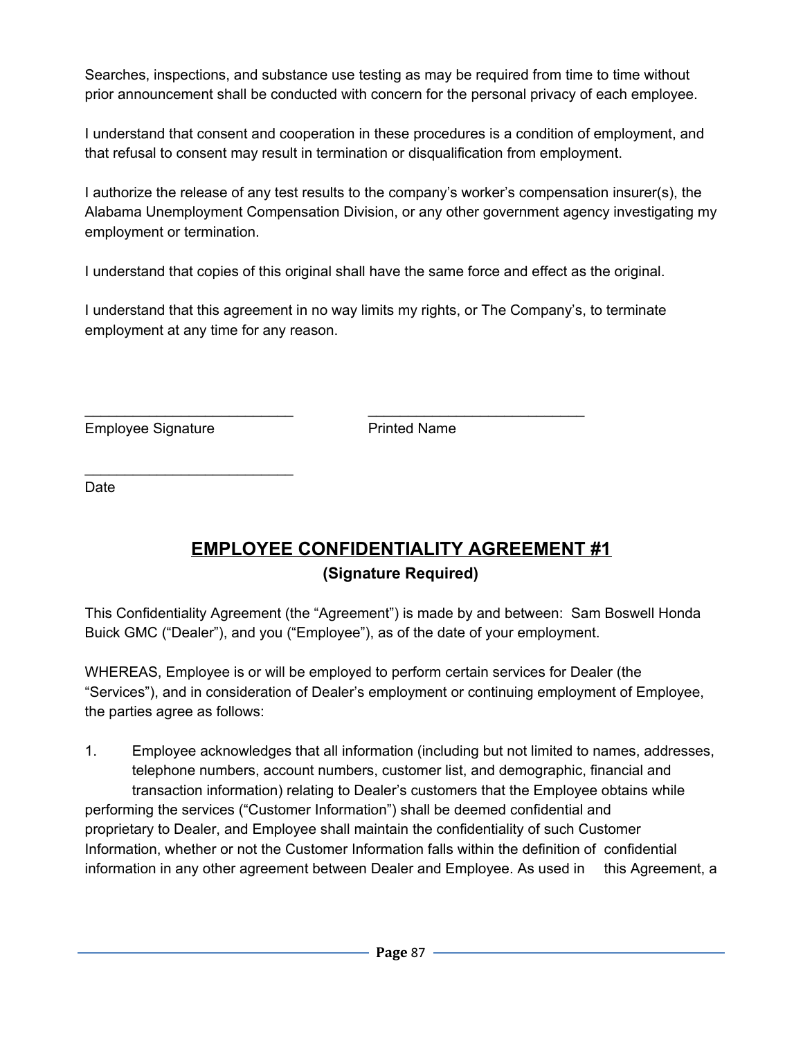Searches, inspections, and substance use testing as may be required from time to time without prior announcement shall be conducted with concern for the personal privacy of each employee.

I understand that consent and cooperation in these procedures is a condition of employment, and that refusal to consent may result in termination or disqualification from employment.

I authorize the release of any test results to the company's worker's compensation insurer(s), the Alabama Unemployment Compensation Division, or any other government agency investigating my employment or termination.

I understand that copies of this original shall have the same force and effect as the original.

I understand that this agreement in no way limits my rights, or The Company's, to terminate employment at any time for any reason.

___________________________ ___________________________
Employee Signature Printed Name

___________________________
Date

## EMPLOYEE CONFIDENTIALITY AGREEMENT #1

**(Signature Required)**

This Confidentiality Agreement (the "Agreement") is made by and between: Sam Boswell Honda Buick GMC ("Dealer"), and you ("Employee"), as of the date of your employment.

WHEREAS, Employee is or will be employed to perform certain services for Dealer (the "Services"), and in consideration of Dealer's employment or continuing employment of Employee, the parties agree as follows:

1. Employee acknowledges that all information (including but not limited to names, addresses, telephone numbers, account numbers, customer list, and demographic, financial and transaction information) relating to Dealer's customers that the Employee obtains while performing the services ("Customer Information") shall be deemed confidential and proprietary to Dealer, and Employee shall maintain the confidentiality of such Customer Information, whether or not the Customer Information falls within the definition of confidential information in any other agreement between Dealer and Employee. As used in this Agreement, a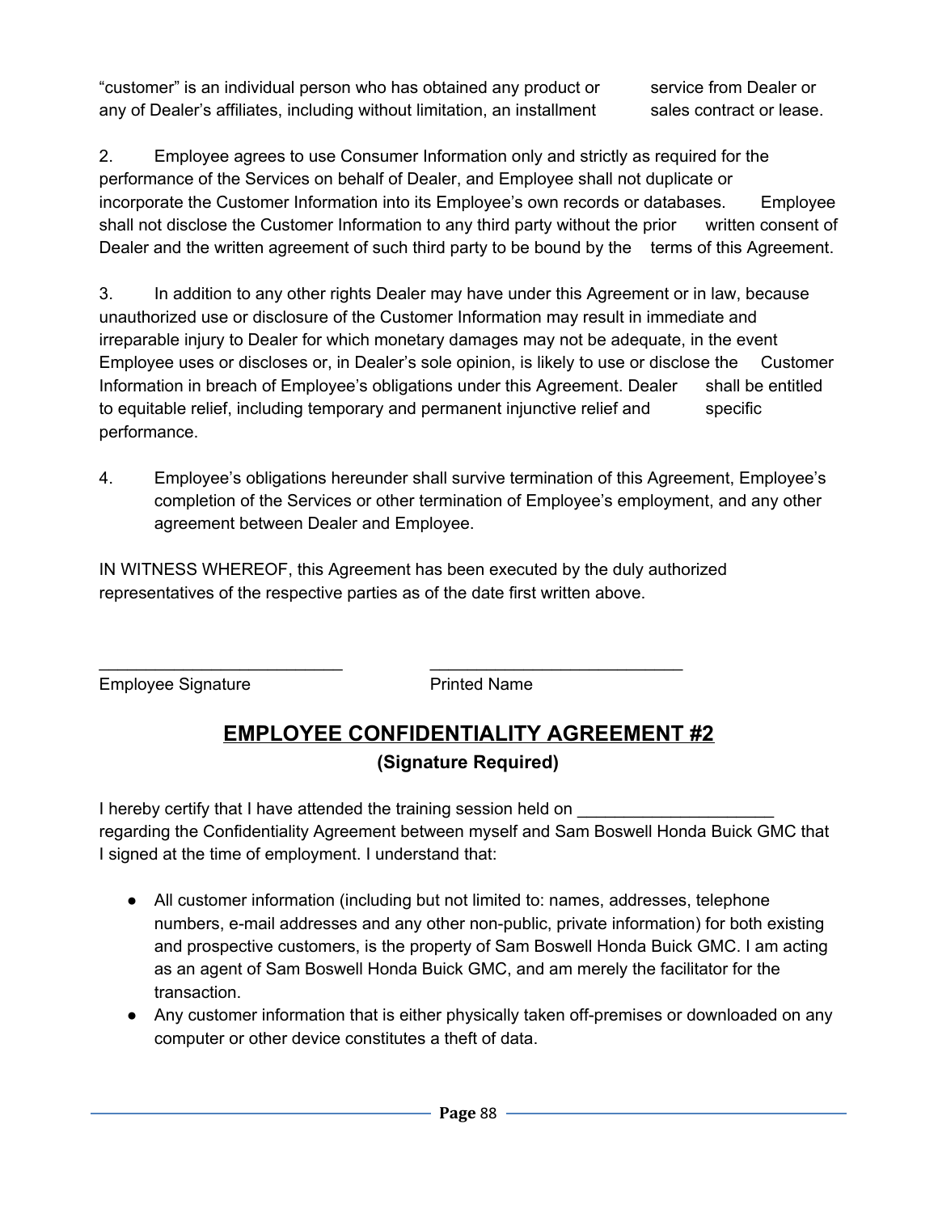"customer" is an individual person who has obtained any product or service from Dealer or any of Dealer's affiliates, including without limitation, an installment sales contract or lease.

2. Employee agrees to use Consumer Information only and strictly as required for the performance of the Services on behalf of Dealer, and Employee shall not duplicate or incorporate the Customer Information into its Employee's own records or databases. Employee shall not disclose the Customer Information to any third party without the prior written consent of Dealer and the written agreement of such third party to be bound by the terms of this Agreement.

3. In addition to any other rights Dealer may have under this Agreement or in law, because unauthorized use or disclosure of the Customer Information may result in immediate and irreparable injury to Dealer for which monetary damages may not be adequate, in the event Employee uses or discloses or, in Dealer's sole opinion, is likely to use or disclose the Customer Information in breach of Employee's obligations under this Agreement. Dealer shall be entitled to equitable relief, including temporary and permanent injunctive relief and specific performance.

4. Employee's obligations hereunder shall survive termination of this Agreement, Employee's completion of the Services or other termination of Employee's employment, and any other agreement between Dealer and Employee.

IN WITNESS WHEREOF, this Agreement has been executed by the duly authorized representatives of the respective parties as of the date first written above.

_________________________ \_\_\_\_\_\_\_\_\_\_\_\_\_\_\_\_\_\_\_\_\_\_\_\_\_\_

Employee Signature Printed Name

## EMPLOYEE CONFIDENTIALITY AGREEMENT #2

**(Signature Required)**

I hereby certify that I have attended the training session held on ____________________ regarding the Confidentiality Agreement between myself and Sam Boswell Honda Buick GMC that I signed at the time of employment. I understand that:

- All customer information (including but not limited to: names, addresses, telephone numbers, e-mail addresses and any other non-public, private information) for both existing and prospective customers, is the property of Sam Boswell Honda Buick GMC. I am acting as an agent of Sam Boswell Honda Buick GMC, and am merely the facilitator for the transaction.
- Any customer information that is either physically taken off-premises or downloaded on any computer or other device constitutes a theft of data.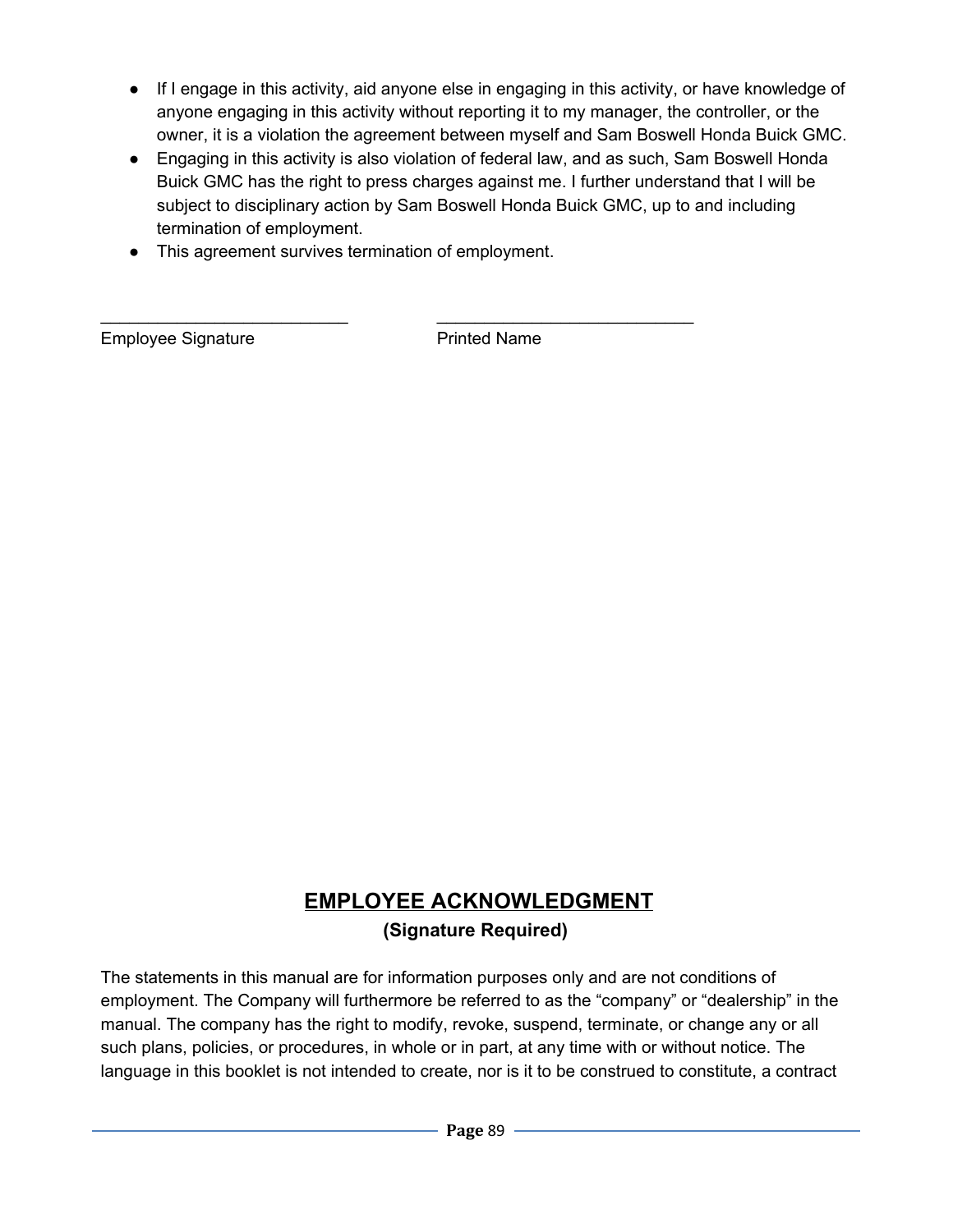- If I engage in this activity, aid anyone else in engaging in this activity, or have knowledge of anyone engaging in this activity without reporting it to my manager, the controller, or the owner, it is a violation the agreement between myself and Sam Boswell Honda Buick GMC.
- Engaging in this activity is also violation of federal law, and as such, Sam Boswell Honda Buick GMC has the right to press charges against me. I further understand that I will be subject to disciplinary action by Sam Boswell Honda Buick GMC, up to and including termination of employment.
- This agreement survives termination of employment.

___________________________ ___________________________
Employee Signature Printed Name

## EMPLOYEE ACKNOWLEDGMENT

**(Signature Required)**

The statements in this manual are for information purposes only and are not conditions of employment. The Company will furthermore be referred to as the "company" or "dealership" in the manual. The company has the right to modify, revoke, suspend, terminate, or change any or all such plans, policies, or procedures, in whole or in part, at any time with or without notice. The language in this booklet is not intended to create, nor is it to be construed to constitute, a contract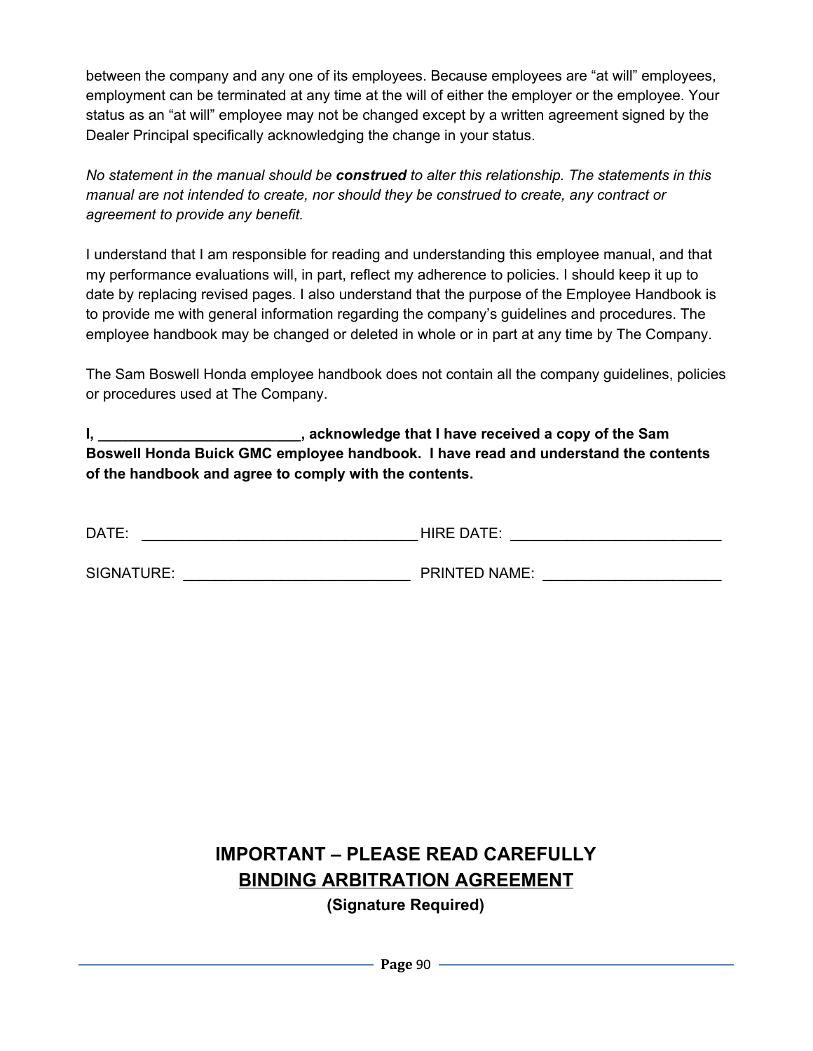between the company and any one of its employees. Because employees are “at will” employees, employment can be terminated at any time at the will of either the employer or the employee. Your status as an “at will” employee may not be changed except by a written agreement signed by the Dealer Principal specifically acknowledging the change in your status.

*No statement in the manual should be **construed** to alter this relationship. The statements in this manual are not intended to create, nor should they be construed to create, any contract or agreement to provide any benefit.*

I understand that I am responsible for reading and understanding this employee manual, and that my performance evaluations will, in part, reflect my adherence to policies. I should keep it up to date by replacing revised pages. I also understand that the purpose of the Employee Handbook is to provide me with general information regarding the company’s guidelines and procedures. The employee handbook may be changed or deleted in whole or in part at any time by The Company.

The Sam Boswell Honda employee handbook does not contain all the company guidelines, policies or procedures used at The Company.

**I, _________________________, acknowledge that I have received a copy of the Sam Boswell Honda Buick GMC employee handbook. I have read and understand the contents of the handbook and agree to comply with the contents.**

DATE: _________________________________ HIRE DATE: __________________________

SIGNATURE: ___________________________ PRINTED NAME: _____________________

## IMPORTANT – PLEASE READ CAREFULLY

## <u>BINDING ARBITRATION AGREEMENT</u>

**(Signature Required)**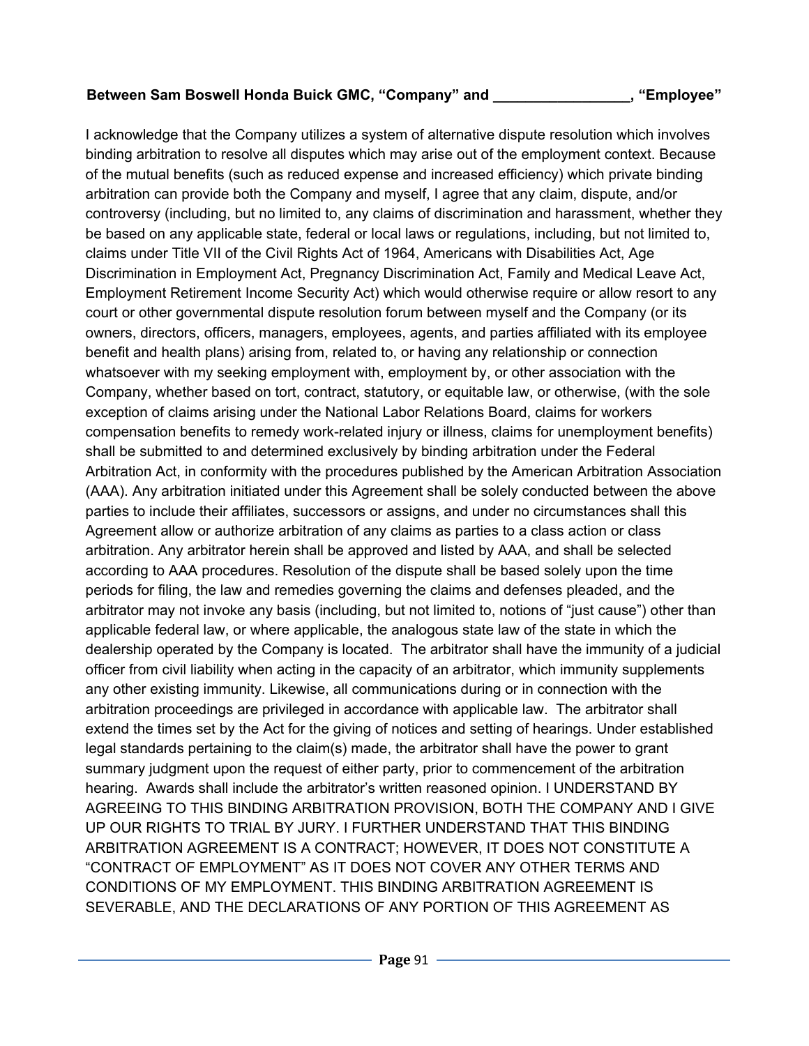**Between Sam Boswell Honda Buick GMC, "Company" and _________________, "Employee"**

I acknowledge that the Company utilizes a system of alternative dispute resolution which involves binding arbitration to resolve all disputes which may arise out of the employment context. Because of the mutual benefits (such as reduced expense and increased efficiency) which private binding arbitration can provide both the Company and myself, I agree that any claim, dispute, and/or controversy (including, but no limited to, any claims of discrimination and harassment, whether they be based on any applicable state, federal or local laws or regulations, including, but not limited to, claims under Title VII of the Civil Rights Act of 1964, Americans with Disabilities Act, Age Discrimination in Employment Act, Pregnancy Discrimination Act, Family and Medical Leave Act, Employment Retirement Income Security Act) which would otherwise require or allow resort to any court or other governmental dispute resolution forum between myself and the Company (or its owners, directors, officers, managers, employees, agents, and parties affiliated with its employee benefit and health plans) arising from, related to, or having any relationship or connection whatsoever with my seeking employment with, employment by, or other association with the Company, whether based on tort, contract, statutory, or equitable law, or otherwise, (with the sole exception of claims arising under the National Labor Relations Board, claims for workers compensation benefits to remedy work-related injury or illness, claims for unemployment benefits) shall be submitted to and determined exclusively by binding arbitration under the Federal Arbitration Act, in conformity with the procedures published by the American Arbitration Association (AAA). Any arbitration initiated under this Agreement shall be solely conducted between the above parties to include their affiliates, successors or assigns, and under no circumstances shall this Agreement allow or authorize arbitration of any claims as parties to a class action or class arbitration. Any arbitrator herein shall be approved and listed by AAA, and shall be selected according to AAA procedures. Resolution of the dispute shall be based solely upon the time periods for filing, the law and remedies governing the claims and defenses pleaded, and the arbitrator may not invoke any basis (including, but not limited to, notions of "just cause") other than applicable federal law, or where applicable, the analogous state law of the state in which the dealership operated by the Company is located. The arbitrator shall have the immunity of a judicial officer from civil liability when acting in the capacity of an arbitrator, which immunity supplements any other existing immunity. Likewise, all communications during or in connection with the arbitration proceedings are privileged in accordance with applicable law. The arbitrator shall extend the times set by the Act for the giving of notices and setting of hearings. Under established legal standards pertaining to the claim(s) made, the arbitrator shall have the power to grant summary judgment upon the request of either party, prior to commencement of the arbitration hearing. Awards shall include the arbitrator's written reasoned opinion. I UNDERSTAND BY AGREEING TO THIS BINDING ARBITRATION PROVISION, BOTH THE COMPANY AND I GIVE UP OUR RIGHTS TO TRIAL BY JURY. I FURTHER UNDERSTAND THAT THIS BINDING ARBITRATION AGREEMENT IS A CONTRACT; HOWEVER, IT DOES NOT CONSTITUTE A "CONTRACT OF EMPLOYMENT" AS IT DOES NOT COVER ANY OTHER TERMS AND CONDITIONS OF MY EMPLOYMENT. THIS BINDING ARBITRATION AGREEMENT IS SEVERABLE, AND THE DECLARATIONS OF ANY PORTION OF THIS AGREEMENT AS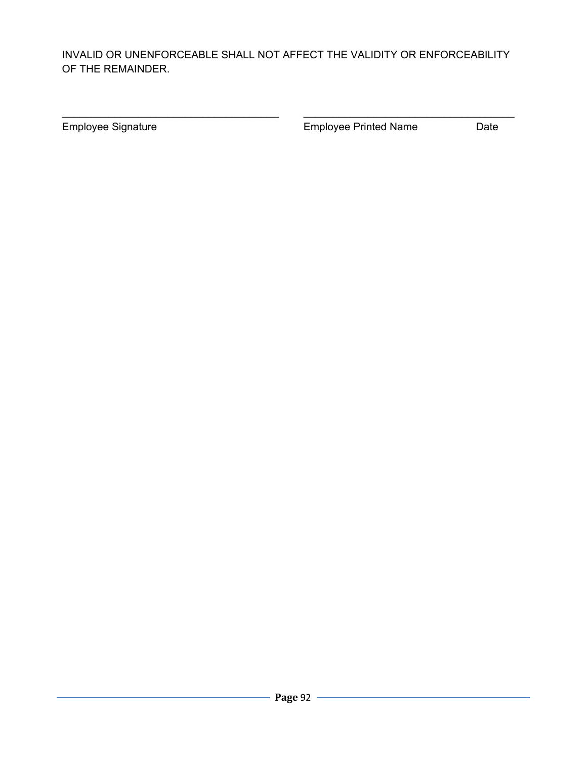INVALID OR UNENFORCEABLE SHALL NOT AFFECT THE VALIDITY OR ENFORCEABILITY OF THE REMAINDER.

______________________________________ ______________________________________

Employee Signature Employee Printed Name Date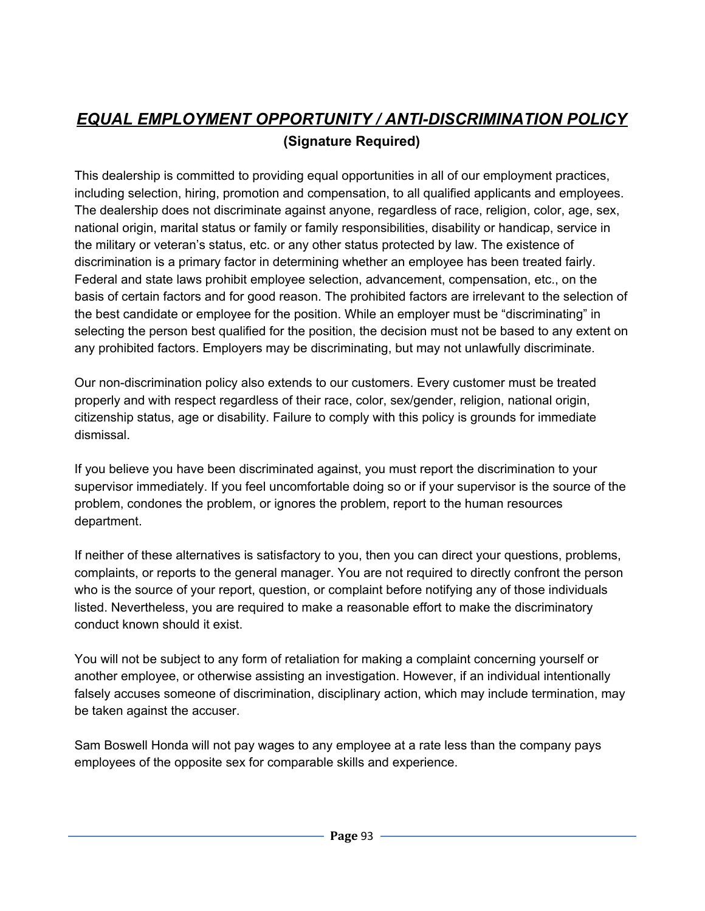# ***EQUAL EMPLOYMENT OPPORTUNITY / ANTI-DISCRIMINATION POLICY***

**(Signature Required)**

This dealership is committed to providing equal opportunities in all of our employment practices, including selection, hiring, promotion and compensation, to all qualified applicants and employees. The dealership does not discriminate against anyone, regardless of race, religion, color, age, sex, national origin, marital status or family or family responsibilities, disability or handicap, service in the military or veteran's status, etc. or any other status protected by law. The existence of discrimination is a primary factor in determining whether an employee has been treated fairly. Federal and state laws prohibit employee selection, advancement, compensation, etc., on the basis of certain factors and for good reason. The prohibited factors are irrelevant to the selection of the best candidate or employee for the position. While an employer must be "discriminating" in selecting the person best qualified for the position, the decision must not be based to any extent on any prohibited factors. Employers may be discriminating, but may not unlawfully discriminate.

Our non-discrimination policy also extends to our customers. Every customer must be treated properly and with respect regardless of their race, color, sex/gender, religion, national origin, citizenship status, age or disability. Failure to comply with this policy is grounds for immediate dismissal.

If you believe you have been discriminated against, you must report the discrimination to your supervisor immediately. If you feel uncomfortable doing so or if your supervisor is the source of the problem, condones the problem, or ignores the problem, report to the human resources department.

If neither of these alternatives is satisfactory to you, then you can direct your questions, problems, complaints, or reports to the general manager. You are not required to directly confront the person who is the source of your report, question, or complaint before notifying any of those individuals listed. Nevertheless, you are required to make a reasonable effort to make the discriminatory conduct known should it exist.

You will not be subject to any form of retaliation for making a complaint concerning yourself or another employee, or otherwise assisting an investigation. However, if an individual intentionally falsely accuses someone of discrimination, disciplinary action, which may include termination, may be taken against the accuser.

Sam Boswell Honda will not pay wages to any employee at a rate less than the company pays employees of the opposite sex for comparable skills and experience.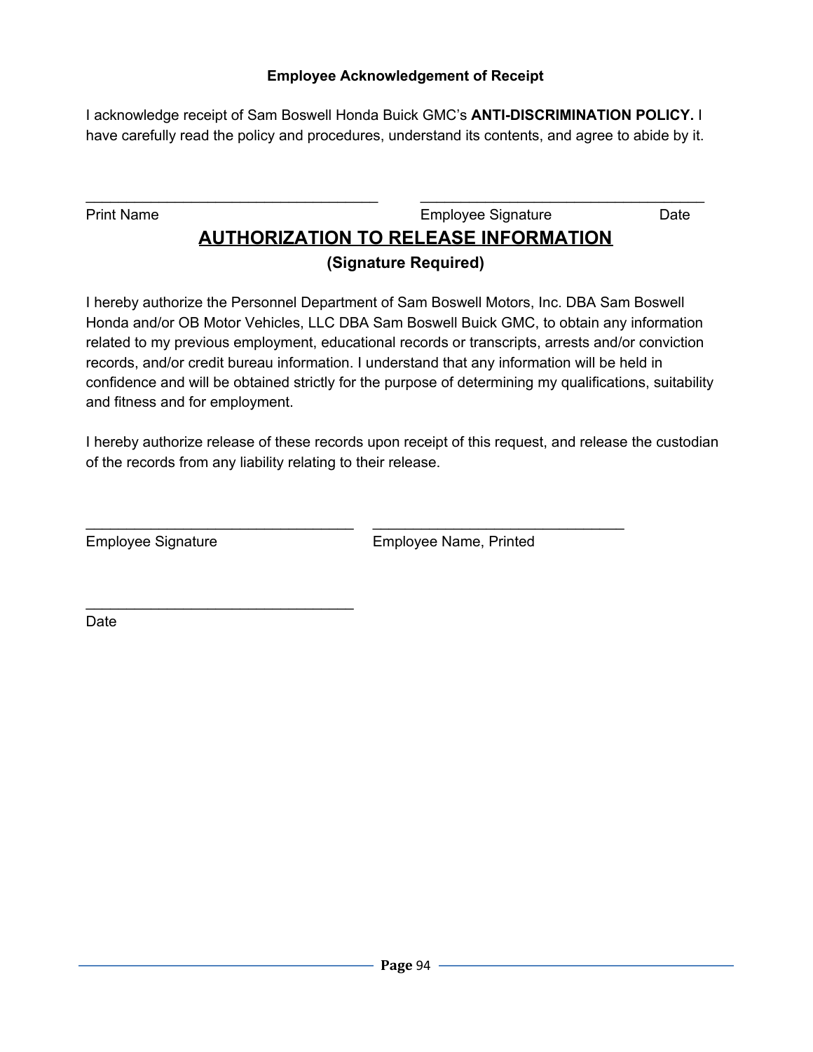**Employee Acknowledgement of Receipt**

I acknowledge receipt of Sam Boswell Honda Buick GMC's **ANTI-DISCRIMINATION POLICY.** I have carefully read the policy and procedures, understand its contents, and agree to abide by it.

_________________________________ _________________________________

Print Name Employee Signature Date

## AUTHORIZATION TO RELEASE INFORMATION

**(Signature Required)**

I hereby authorize the Personnel Department of Sam Boswell Motors, Inc. DBA Sam Boswell Honda and/or OB Motor Vehicles, LLC DBA Sam Boswell Buick GMC, to obtain any information related to my previous employment, educational records or transcripts, arrests and/or conviction records, and/or credit bureau information. I understand that any information will be held in confidence and will be obtained strictly for the purpose of determining my qualifications, suitability and fitness and for employment.

I hereby authorize release of these records upon receipt of this request, and release the custodian of the records from any liability relating to their release.

_________________________________ _________________________________

Employee Signature Employee Name, Printed

_________________________________

Date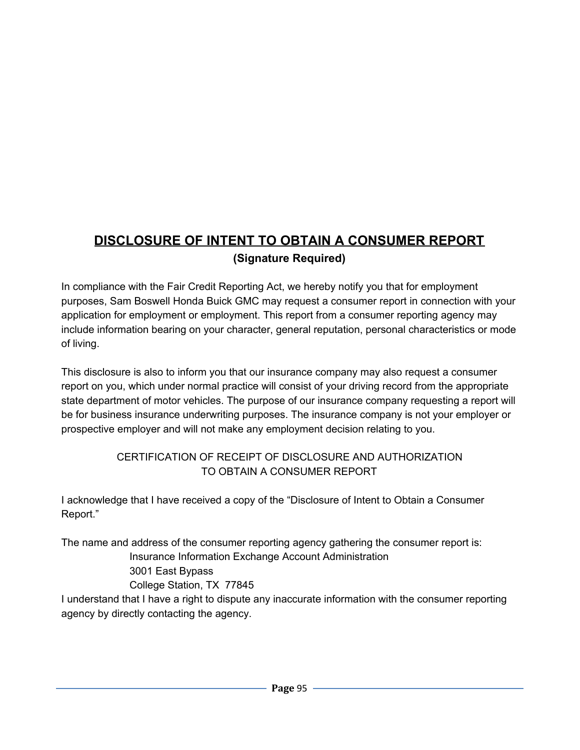## <u>DISCLOSURE OF INTENT TO OBTAIN A CONSUMER REPORT</u>

**(Signature Required)**

In compliance with the Fair Credit Reporting Act, we hereby notify you that for employment purposes, Sam Boswell Honda Buick GMC may request a consumer report in connection with your application for employment or employment. This report from a consumer reporting agency may include information bearing on your character, general reputation, personal characteristics or mode of living.

This disclosure is also to inform you that our insurance company may also request a consumer report on you, which under normal practice will consist of your driving record from the appropriate state department of motor vehicles. The purpose of our insurance company requesting a report will be for business insurance underwriting purposes. The insurance company is not your employer or prospective employer and will not make any employment decision relating to you.

CERTIFICATION OF RECEIPT OF DISCLOSURE AND AUTHORIZATION
TO OBTAIN A CONSUMER REPORT

I acknowledge that I have received a copy of the "Disclosure of Intent to Obtain a Consumer Report."

The name and address of the consumer reporting agency gathering the consumer report is:

Insurance Information Exchange Account Administration
3001 East Bypass
College Station, TX 77845

I understand that I have a right to dispute any inaccurate information with the consumer reporting agency by directly contacting the agency.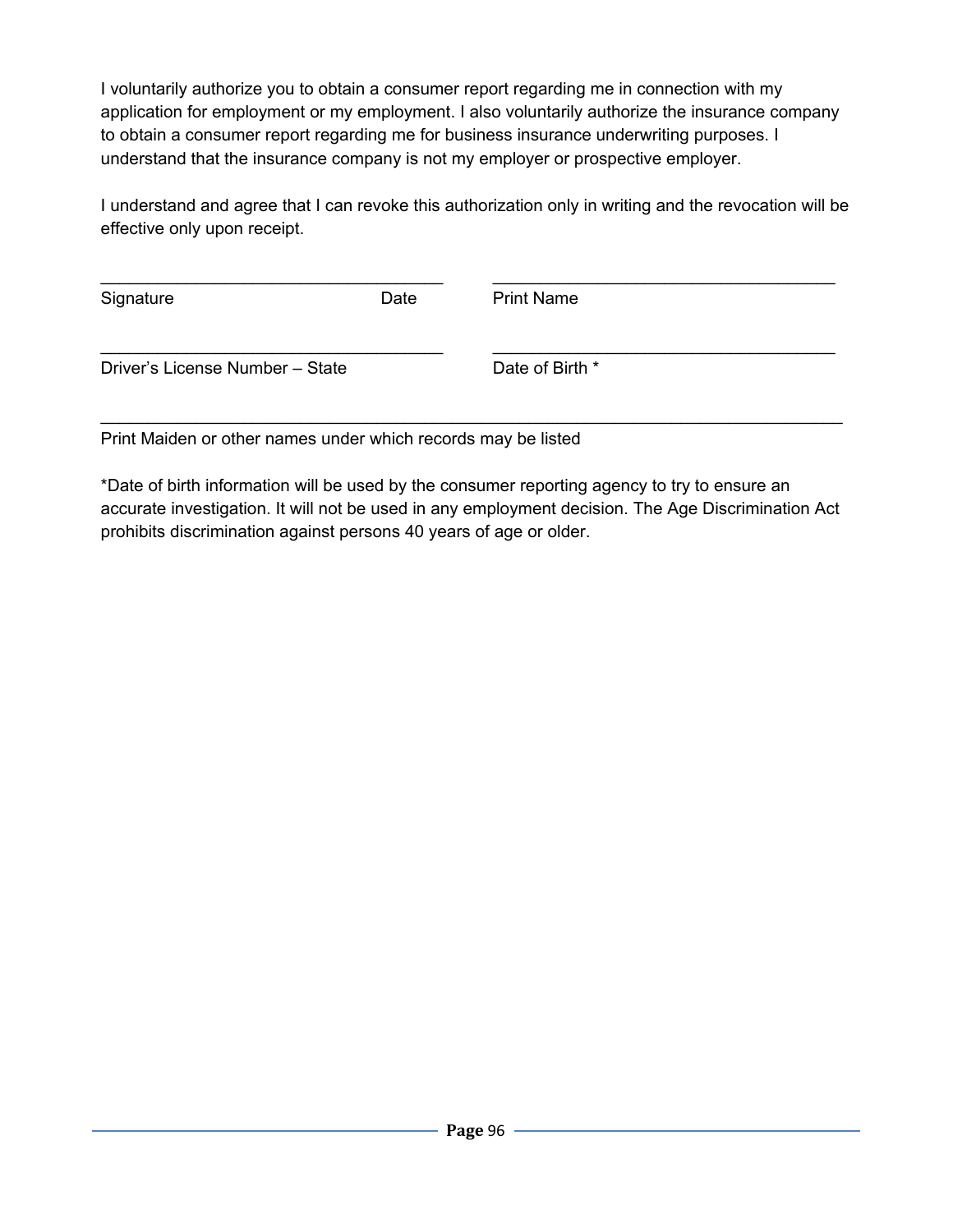I voluntarily authorize you to obtain a consumer report regarding me in connection with my application for employment or my employment. I also voluntarily authorize the insurance company to obtain a consumer report regarding me for business insurance underwriting purposes. I understand that the insurance company is not my employer or prospective employer.

I understand and agree that I can revoke this authorization only in writing and the revocation will be effective only upon receipt.

\_\_\_\_\_\_\_\_\_\_\_\_\_\_\_\_\_\_\_\_\_\_\_\_\_\_\_\_\_\_\_\_\_\_\_\_ &nbsp;&nbsp;&nbsp;&nbsp; \_\_\_\_\_\_\_\_\_\_\_\_\_\_\_\_\_\_\_\_\_\_\_\_\_\_\_\_\_\_\_\_\_\_\_\_
Signature &nbsp;&nbsp;&nbsp;&nbsp;&nbsp;&nbsp;&nbsp;&nbsp;&nbsp;&nbsp;&nbsp;&nbsp;&nbsp;&nbsp;&nbsp;&nbsp;&nbsp;&nbsp;&nbsp;&nbsp;&nbsp;&nbsp;&nbsp;&nbsp; Date &nbsp;&nbsp;&nbsp;&nbsp;&nbsp;&nbsp;&nbsp; Print Name

\_\_\_\_\_\_\_\_\_\_\_\_\_\_\_\_\_\_\_\_\_\_\_\_\_\_\_\_\_\_\_\_\_\_\_\_ &nbsp;&nbsp;&nbsp;&nbsp; \_\_\_\_\_\_\_\_\_\_\_\_\_\_\_\_\_\_\_\_\_\_\_\_\_\_\_\_\_\_\_\_\_\_\_\_
Driver's License Number – State &nbsp;&nbsp;&nbsp;&nbsp;&nbsp;&nbsp;&nbsp;&nbsp;&nbsp;&nbsp; Date of Birth *

\_\_\_\_\_\_\_\_\_\_\_\_\_\_\_\_\_\_\_\_\_\_\_\_\_\_\_\_\_\_\_\_\_\_\_\_\_\_\_\_\_\_\_\_\_\_\_\_\_\_\_\_\_\_\_\_\_\_\_\_\_\_\_\_\_\_\_\_\_\_\_\_\_\_
Print Maiden or other names under which records may be listed

*Date of birth information will be used by the consumer reporting agency to try to ensure an accurate investigation. It will not be used in any employment decision. The Age Discrimination Act prohibits discrimination against persons 40 years of age or older.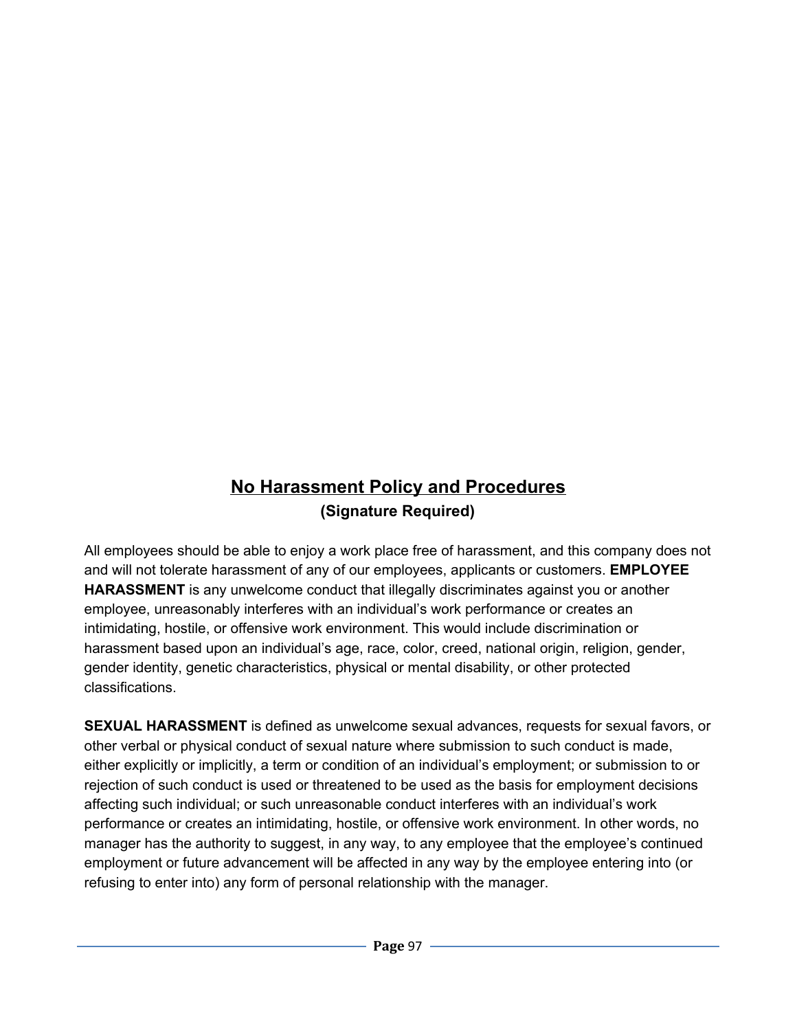## No Harassment Policy and Procedures

**(Signature Required)**

All employees should be able to enjoy a work place free of harassment, and this company does not and will not tolerate harassment of any of our employees, applicants or customers. **EMPLOYEE HARASSMENT** is any unwelcome conduct that illegally discriminates against you or another employee, unreasonably interferes with an individual's work performance or creates an intimidating, hostile, or offensive work environment. This would include discrimination or harassment based upon an individual's age, race, color, creed, national origin, religion, gender, gender identity, genetic characteristics, physical or mental disability, or other protected classifications.

**SEXUAL HARASSMENT** is defined as unwelcome sexual advances, requests for sexual favors, or other verbal or physical conduct of sexual nature where submission to such conduct is made, either explicitly or implicitly, a term or condition of an individual's employment; or submission to or rejection of such conduct is used or threatened to be used as the basis for employment decisions affecting such individual; or such unreasonable conduct interferes with an individual's work performance or creates an intimidating, hostile, or offensive work environment. In other words, no manager has the authority to suggest, in any way, to any employee that the employee's continued employment or future advancement will be affected in any way by the employee entering into (or refusing to enter into) any form of personal relationship with the manager.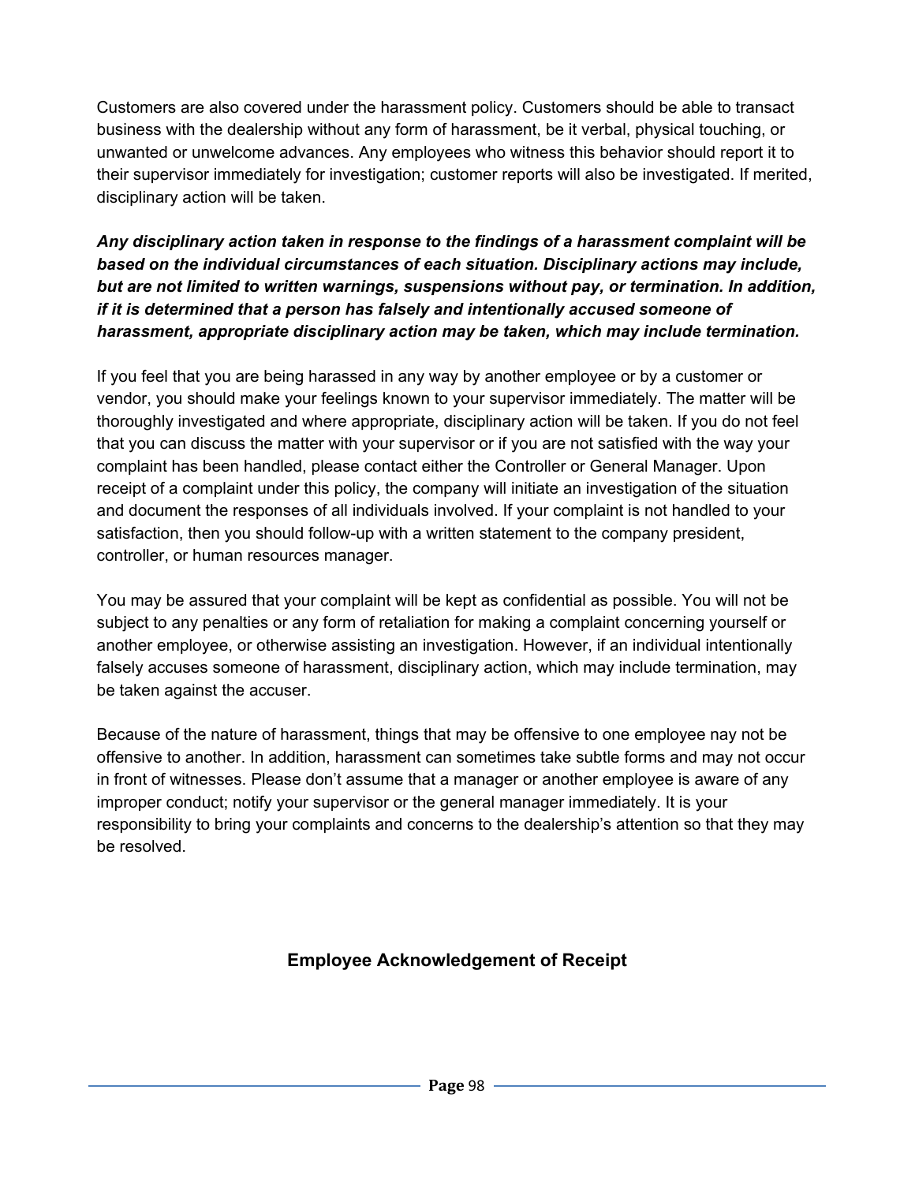Customers are also covered under the harassment policy. Customers should be able to transact business with the dealership without any form of harassment, be it verbal, physical touching, or unwanted or unwelcome advances. Any employees who witness this behavior should report it to their supervisor immediately for investigation; customer reports will also be investigated. If merited, disciplinary action will be taken.

***Any disciplinary action taken in response to the findings of a harassment complaint will be based on the individual circumstances of each situation. Disciplinary actions may include, but are not limited to written warnings, suspensions without pay, or termination. In addition, if it is determined that a person has falsely and intentionally accused someone of harassment, appropriate disciplinary action may be taken, which may include termination.***

If you feel that you are being harassed in any way by another employee or by a customer or vendor, you should make your feelings known to your supervisor immediately. The matter will be thoroughly investigated and where appropriate, disciplinary action will be taken. If you do not feel that you can discuss the matter with your supervisor or if you are not satisfied with the way your complaint has been handled, please contact either the Controller or General Manager. Upon receipt of a complaint under this policy, the company will initiate an investigation of the situation and document the responses of all individuals involved. If your complaint is not handled to your satisfaction, then you should follow-up with a written statement to the company president, controller, or human resources manager.

You may be assured that your complaint will be kept as confidential as possible. You will not be subject to any penalties or any form of retaliation for making a complaint concerning yourself or another employee, or otherwise assisting an investigation. However, if an individual intentionally falsely accuses someone of harassment, disciplinary action, which may include termination, may be taken against the accuser.

Because of the nature of harassment, things that may be offensive to one employee nay not be offensive to another. In addition, harassment can sometimes take subtle forms and may not occur in front of witnesses. Please don't assume that a manager or another employee is aware of any improper conduct; notify your supervisor or the general manager immediately. It is your responsibility to bring your complaints and concerns to the dealership's attention so that they may be resolved.

## Employee Acknowledgement of Receipt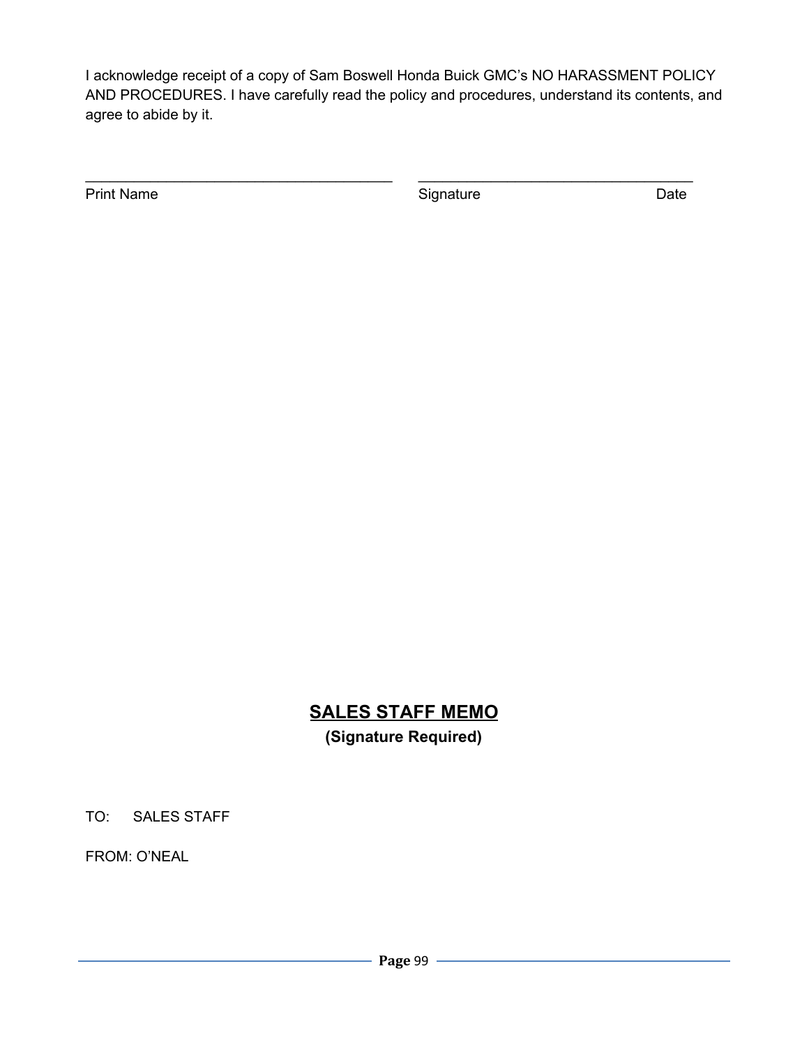I acknowledge receipt of a copy of Sam Boswell Honda Buick GMC's NO HARASSMENT POLICY AND PROCEDURES. I have carefully read the policy and procedures, understand its contents, and agree to abide by it.

\_\_\_\_\_\_\_\_\_\_\_\_\_\_\_\_\_\_\_\_\_\_\_\_\_\_\_\_\_\_\_\_\_\_\_\_\_\_ \_\_\_\_\_\_\_\_\_\_\_\_\_\_\_\_\_\_\_\_\_\_\_\_\_\_\_\_\_\_\_\_\_\_\_\_

Print Name Signature Date

## SALES STAFF MEMO

**(Signature Required)**

TO: SALES STAFF

FROM: O'NEAL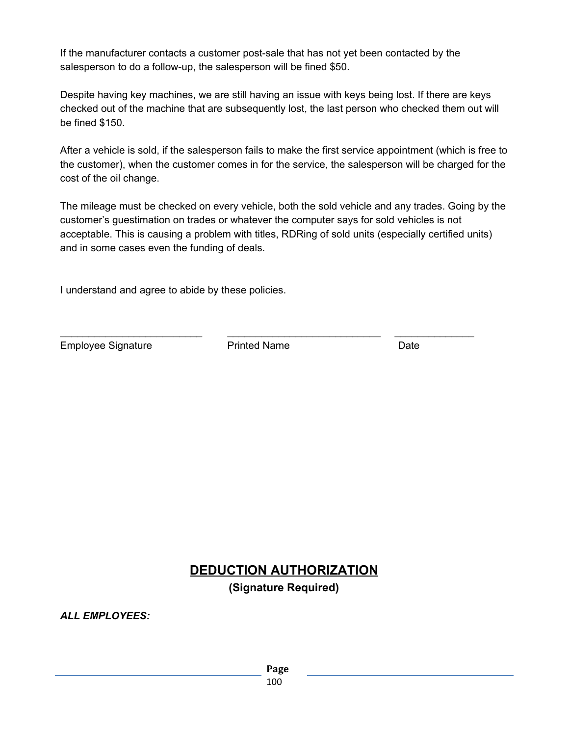If the manufacturer contacts a customer post-sale that has not yet been contacted by the salesperson to do a follow-up, the salesperson will be fined $50.

Despite having key machines, we are still having an issue with keys being lost. If there are keys checked out of the machine that are subsequently lost, the last person who checked them out will be fined $150.

After a vehicle is sold, if the salesperson fails to make the first service appointment (which is free to the customer), when the customer comes in for the service, the salesperson will be charged for the cost of the oil change.

The mileage must be checked on every vehicle, both the sold vehicle and any trades. Going by the customer's guestimation on trades or whatever the computer says for sold vehicles is not acceptable. This is causing a problem with titles, RDRing of sold units (especially certified units) and in some cases even the funding of deals.

I understand and agree to abide by these policies.

_________________________ ___________________________ ______________
Employee Signature Printed Name Date

## DEDUCTION AUTHORIZATION

**(Signature Required)**

***ALL EMPLOYEES:***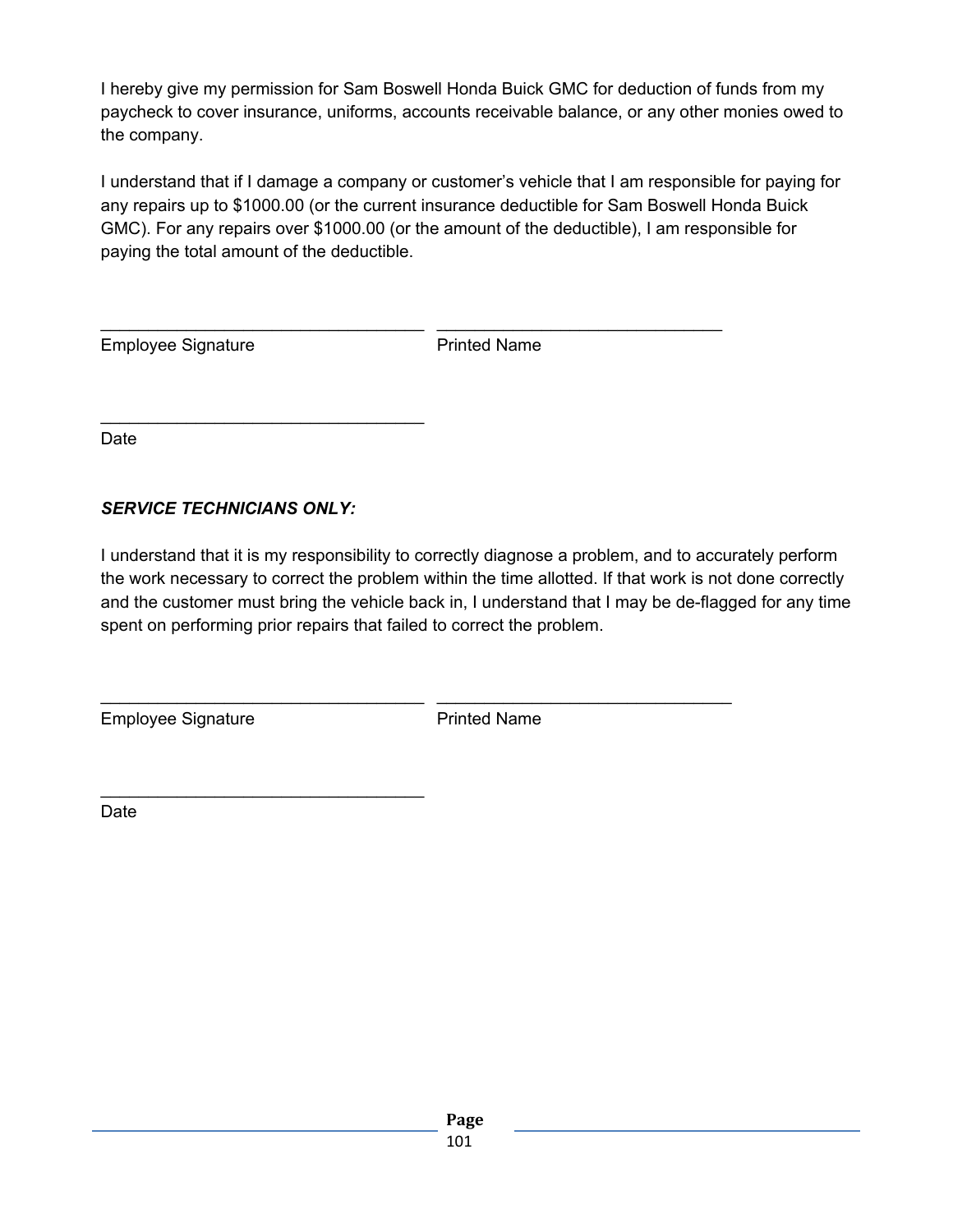I hereby give my permission for Sam Boswell Honda Buick GMC for deduction of funds from my paycheck to cover insurance, uniforms, accounts receivable balance, or any other monies owed to the company.

I understand that if I damage a company or customer's vehicle that I am responsible for paying for any repairs up to $1000.00 (or the current insurance deductible for Sam Boswell Honda Buick GMC). For any repairs over $1000.00 (or the amount of the deductible), I am responsible for paying the total amount of the deductible.

\_\_\_\_\_\_\_\_\_\_\_\_\_\_\_\_\_\_\_\_\_\_\_\_\_\_\_\_\_\_\_\_\_\_ \_\_\_\_\_\_\_\_\_\_\_\_\_\_\_\_\_\_\_\_\_\_\_\_\_\_\_\_\_\_\_\_\_

Employee Signature Printed Name

\_\_\_\_\_\_\_\_\_\_\_\_\_\_\_\_\_\_\_\_\_\_\_\_\_\_\_\_\_\_\_\_\_\_

Date

***SERVICE TECHNICIANS ONLY:***

I understand that it is my responsibility to correctly diagnose a problem, and to accurately perform the work necessary to correct the problem within the time allotted. If that work is not done correctly and the customer must bring the vehicle back in, I understand that I may be de-flagged for any time spent on performing prior repairs that failed to correct the problem.

\_\_\_\_\_\_\_\_\_\_\_\_\_\_\_\_\_\_\_\_\_\_\_\_\_\_\_\_\_\_\_\_\_\_ \_\_\_\_\_\_\_\_\_\_\_\_\_\_\_\_\_\_\_\_\_\_\_\_\_\_\_\_\_\_\_\_\_

Employee Signature Printed Name

\_\_\_\_\_\_\_\_\_\_\_\_\_\_\_\_\_\_\_\_\_\_\_\_\_\_\_\_\_\_\_\_\_\_

Date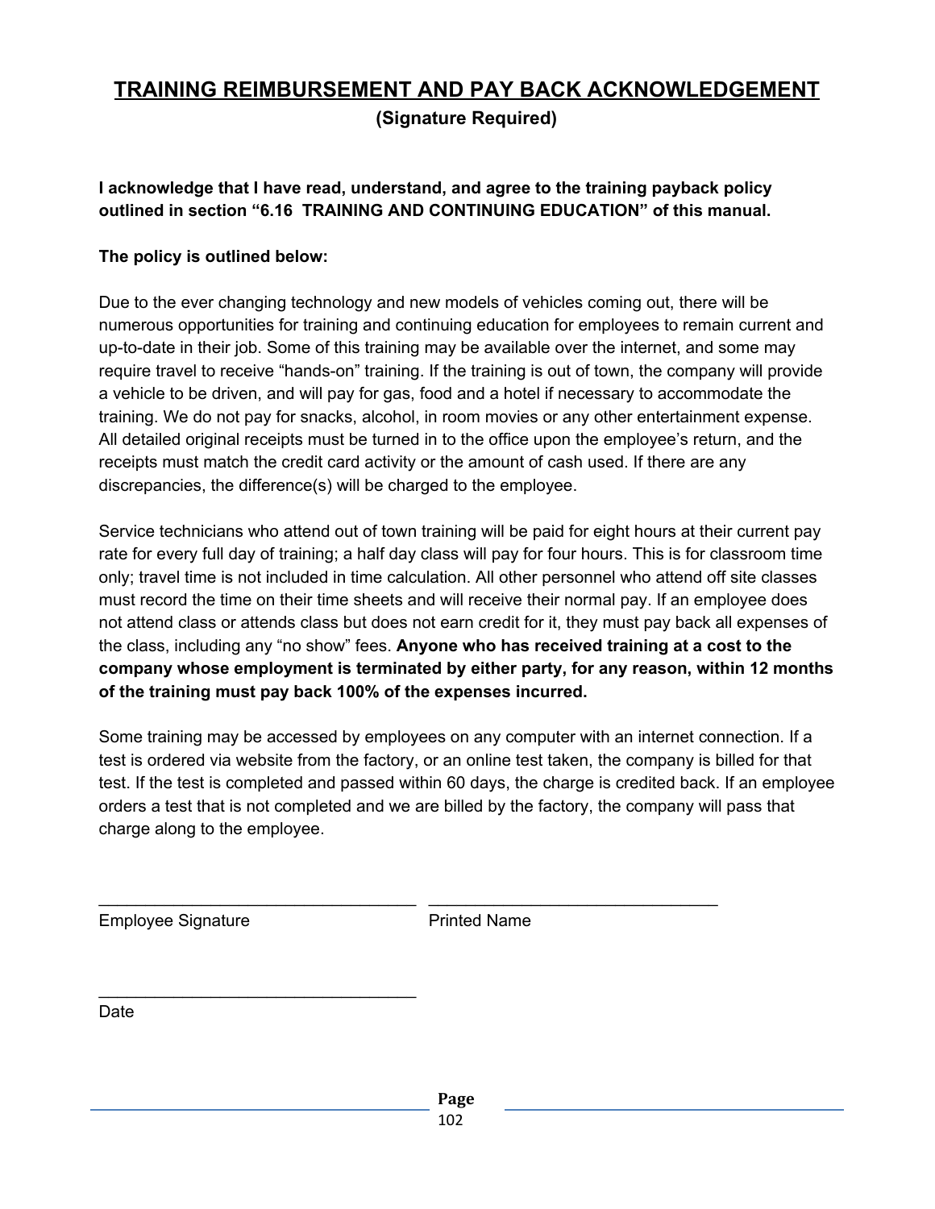# TRAINING REIMBURSEMENT AND PAY BACK ACKNOWLEDGEMENT

**(Signature Required)**

**I acknowledge that I have read, understand, and agree to the training payback policy outlined in section "6.16 TRAINING AND CONTINUING EDUCATION" of this manual.**

**The policy is outlined below:**

Due to the ever changing technology and new models of vehicles coming out, there will be numerous opportunities for training and continuing education for employees to remain current and up-to-date in their job. Some of this training may be available over the internet, and some may require travel to receive "hands-on" training. If the training is out of town, the company will provide a vehicle to be driven, and will pay for gas, food and a hotel if necessary to accommodate the training. We do not pay for snacks, alcohol, in room movies or any other entertainment expense. All detailed original receipts must be turned in to the office upon the employee's return, and the receipts must match the credit card activity or the amount of cash used. If there are any discrepancies, the difference(s) will be charged to the employee.

Service technicians who attend out of town training will be paid for eight hours at their current pay rate for every full day of training; a half day class will pay for four hours. This is for classroom time only; travel time is not included in time calculation. All other personnel who attend off site classes must record the time on their time sheets and will receive their normal pay. If an employee does not attend class or attends class but does not earn credit for it, they must pay back all expenses of the class, including any "no show" fees. **Anyone who has received training at a cost to the company whose employment is terminated by either party, for any reason, within 12 months of the training must pay back 100% of the expenses incurred.**

Some training may be accessed by employees on any computer with an internet connection. If a test is ordered via website from the factory, or an online test taken, the company is billed for that test. If the test is completed and passed within 60 days, the charge is credited back. If an employee orders a test that is not completed and we are billed by the factory, the company will pass that charge along to the employee.

\_\_\_\_\_\_\_\_\_\_\_\_\_\_\_\_\_\_\_\_\_\_\_\_\_\_\_\_\_\_\_\_\_\_ \_\_\_\_\_\_\_\_\_\_\_\_\_\_\_\_\_\_\_\_\_\_\_\_\_\_\_\_\_\_\_

Employee Signature Printed Name

\_\_\_\_\_\_\_\_\_\_\_\_\_\_\_\_\_\_\_\_\_\_\_\_\_\_\_\_\_\_\_\_\_\_

Date